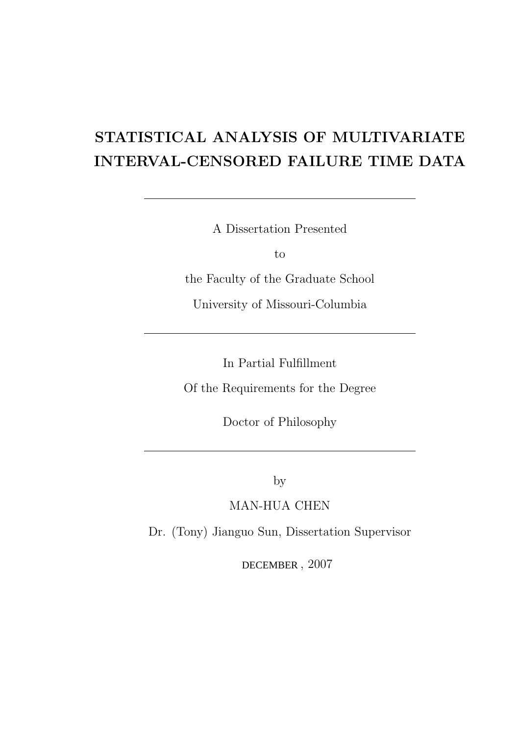# STATISTICAL ANALYSIS OF MULTIVARIATE INTERVAL-CENSORED FAILURE TIME DATA

---

A Dissertation Presented

to

the Faculty of the Graduate School

University of Missouri-Columbia

---

In Partial Fulfillment

Of the Requirements for the Degree

Doctor of Philosophy

---

by

MAN-HUA CHEN

Dr. (Tony) Jianguo Sun, Dissertation Supervisor

DECEMBER , 2007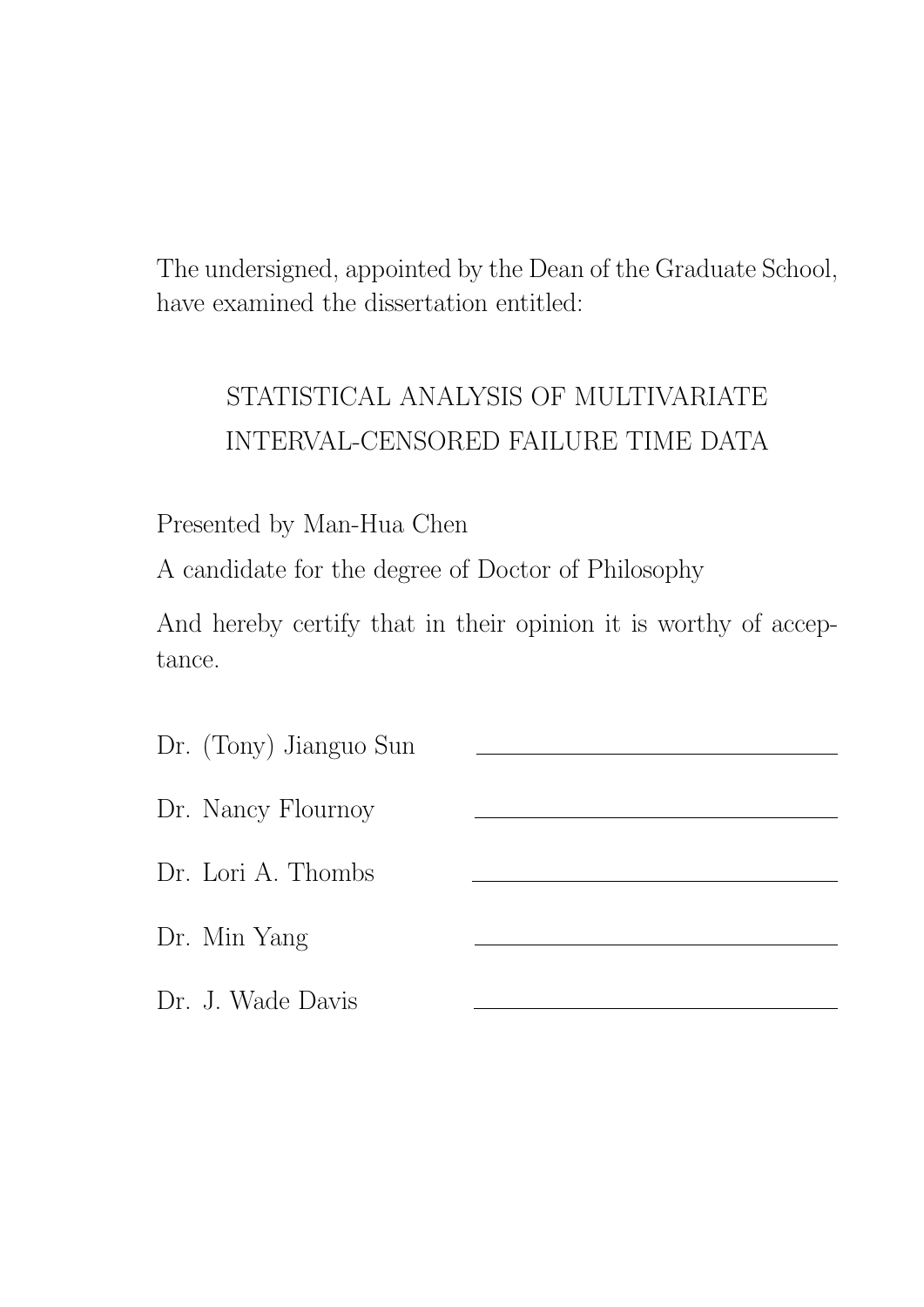The undersigned, appointed by the Dean of the Graduate School, have examined the dissertation entitled:

STATISTICAL ANALYSIS OF MULTIVARIATE INTERVAL-CENSORED FAILURE TIME DATA

Presented by Man-Hua Chen

A candidate for the degree of Doctor of Philosophy

And hereby certify that in their opinion it is worthy of acceptance.

Dr. (Tony) Jianguo Sun \_\_\_\_\_\_\_\_\_\_\_\_\_\_\_\_\_\_\_\_\_\_\_\_\_\_\_\_\_\_

Dr. Nancy Flournoy \_\_\_\_\_\_\_\_\_\_\_\_\_\_\_\_\_\_\_\_\_\_\_\_\_\_\_\_\_\_

Dr. Lori A. Thombs \_\_\_\_\_\_\_\_\_\_\_\_\_\_\_\_\_\_\_\_\_\_\_\_\_\_\_\_\_\_

Dr. Min Yang \_\_\_\_\_\_\_\_\_\_\_\_\_\_\_\_\_\_\_\_\_\_\_\_\_\_\_\_\_\_

Dr. J. Wade Davis \_\_\_\_\_\_\_\_\_\_\_\_\_\_\_\_\_\_\_\_\_\_\_\_\_\_\_\_\_\_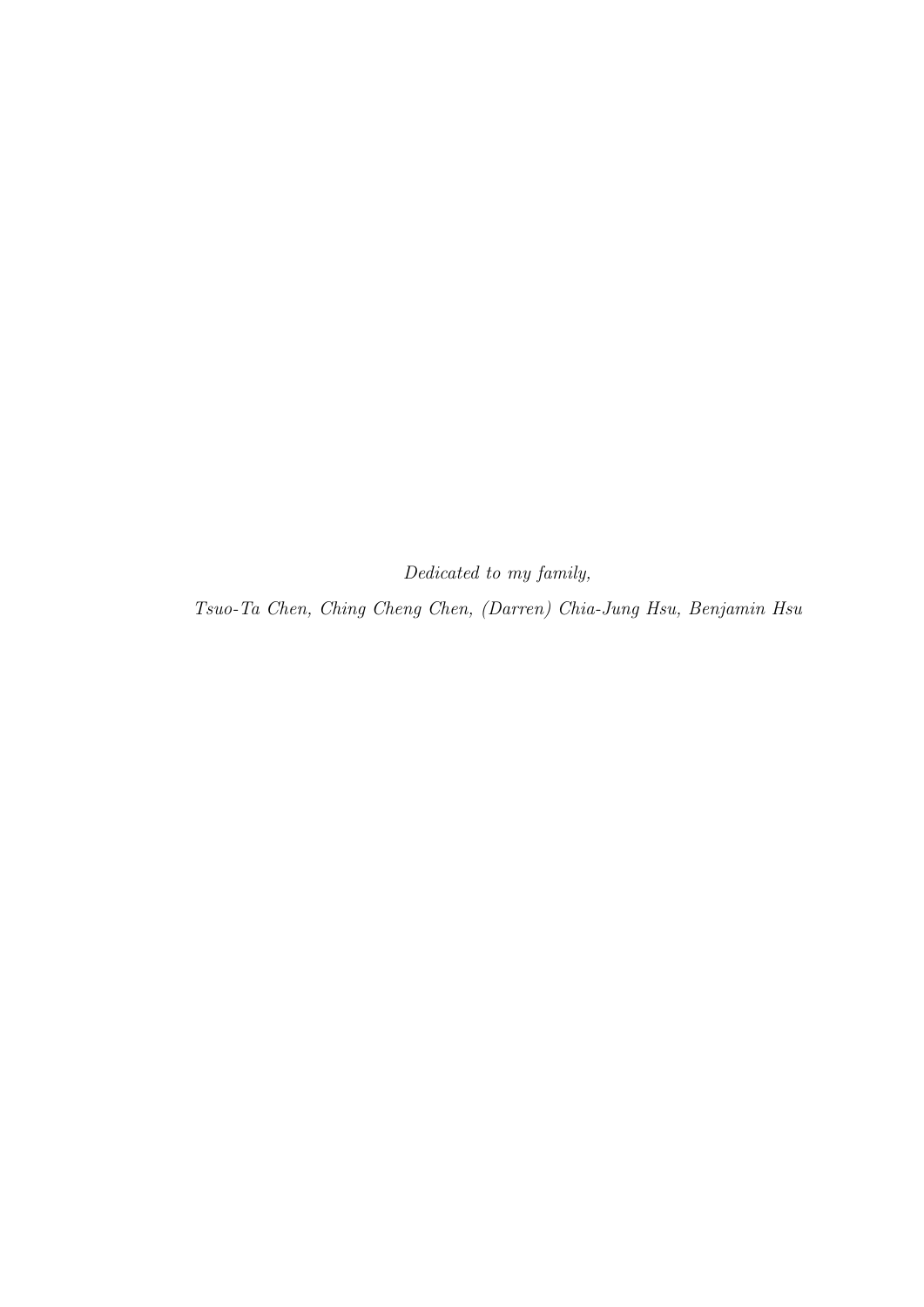*Dedicated to my family,*

*Tsuo-Ta Chen, Ching Cheng Chen, (Darren) Chia-Jung Hsu, Benjamin Hsu*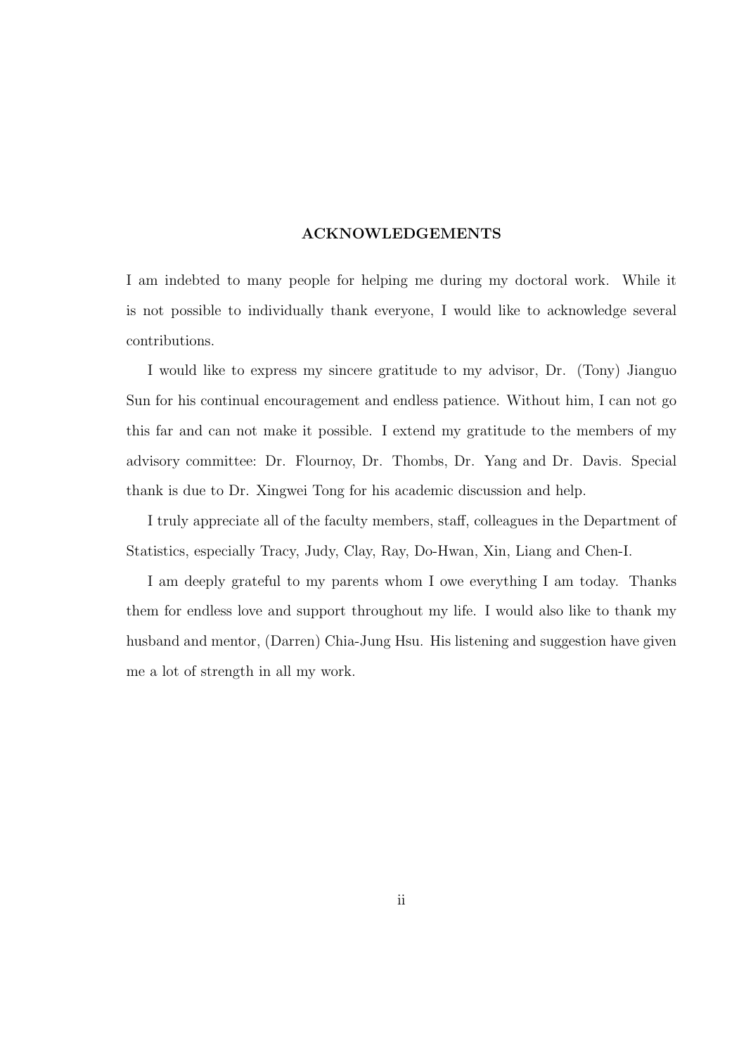## ACKNOWLEDGEMENTS

I am indebted to many people for helping me during my doctoral work. While it is not possible to individually thank everyone, I would like to acknowledge several contributions.

I would like to express my sincere gratitude to my advisor, Dr. (Tony) Jianguo Sun for his continual encouragement and endless patience. Without him, I can not go this far and can not make it possible. I extend my gratitude to the members of my advisory committee: Dr. Flournoy, Dr. Thombs, Dr. Yang and Dr. Davis. Special thank is due to Dr. Xingwei Tong for his academic discussion and help.

I truly appreciate all of the faculty members, staff, colleagues in the Department of Statistics, especially Tracy, Judy, Clay, Ray, Do-Hwan, Xin, Liang and Chen-I.

I am deeply grateful to my parents whom I owe everything I am today. Thanks them for endless love and support throughout my life. I would also like to thank my husband and mentor, (Darren) Chia-Jung Hsu. His listening and suggestion have given me a lot of strength in all my work.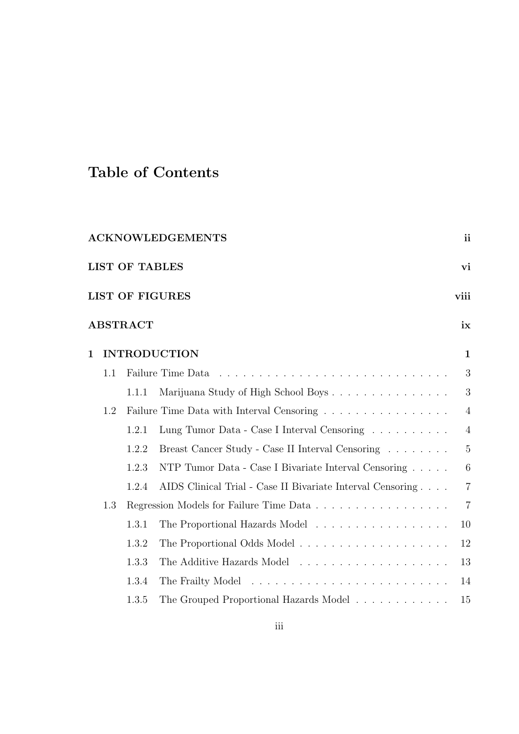# Table of Contents

**ACKNOWLEDGEMENTS** ii

**LIST OF TABLES** vi

**LIST OF FIGURES** viii

**ABSTRACT** ix

**1 INTRODUCTION** 1

- 1.1 Failure Time Data 3
  - 1.1.1 Marijuana Study of High School Boys 3
- 1.2 Failure Time Data with Interval Censoring 4
  - 1.2.1 Lung Tumor Data - Case I Interval Censoring 4
  - 1.2.2 Breast Cancer Study - Case II Interval Censoring 5
  - 1.2.3 NTP Tumor Data - Case I Bivariate Interval Censoring 6
  - 1.2.4 AIDS Clinical Trial - Case II Bivariate Interval Censoring 7
- 1.3 Regression Models for Failure Time Data 7
  - 1.3.1 The Proportional Hazards Model 10
  - 1.3.2 The Proportional Odds Model 12
  - 1.3.3 The Additive Hazards Model 13
  - 1.3.4 The Frailty Model 14
  - 1.3.5 The Grouped Proportional Hazards Model 15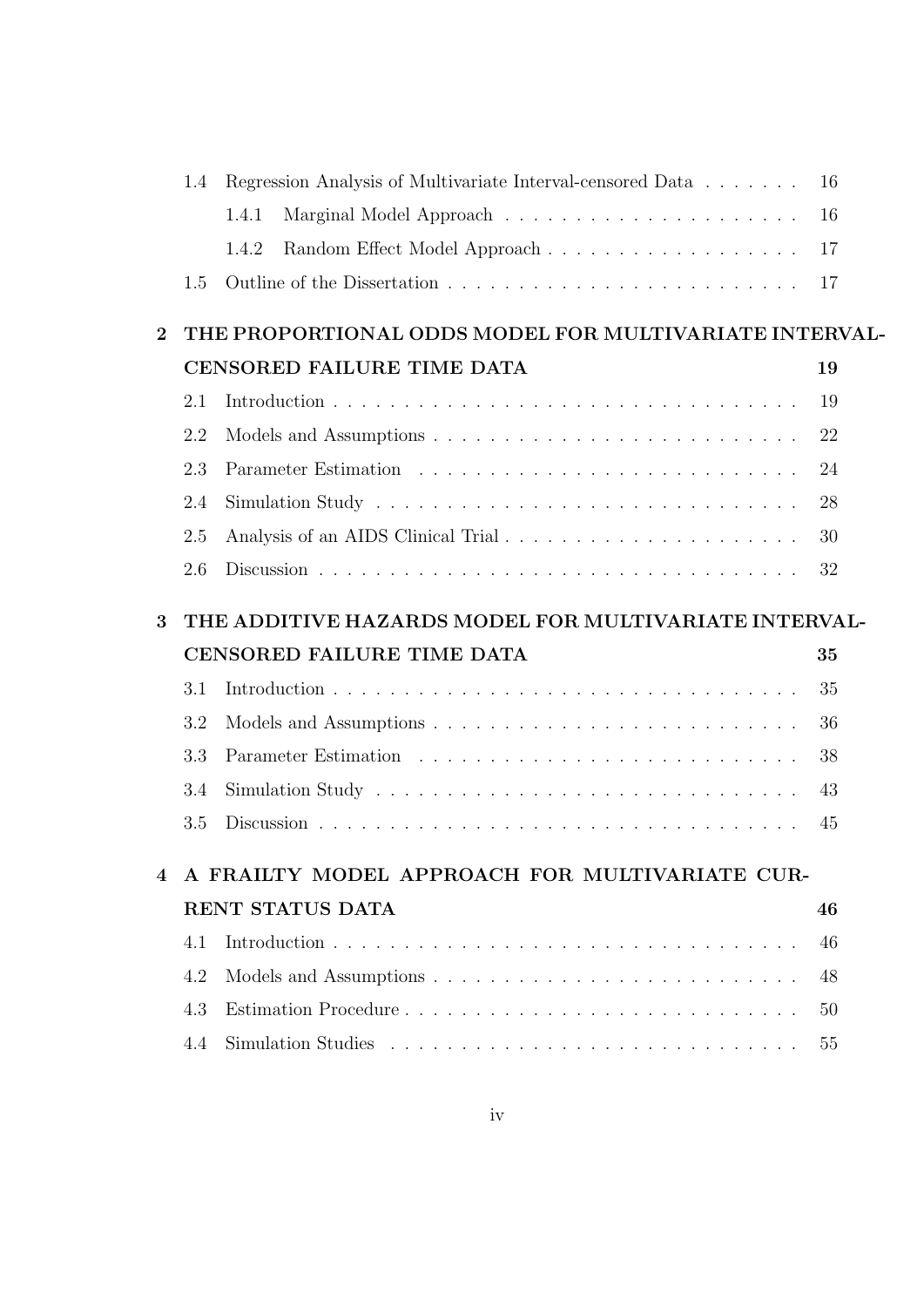- 1.4 Regression Analysis of Multivariate Interval-censored Data . . . . . . . 16
  - 1.4.1 Marginal Model Approach . . . . . . . . . . . . . . . . . . . . . . 16
  - 1.4.2 Random Effect Model Approach . . . . . . . . . . . . . . . . . . 17
- 1.5 Outline of the Dissertation . . . . . . . . . . . . . . . . . . . . . . . . . 17

**2 THE PROPORTIONAL ODDS MODEL FOR MULTIVARIATE INTERVAL-CENSORED FAILURE TIME DATA 19**

- 2.1 Introduction . . . . . . . . . . . . . . . . . . . . . . . . . . . . . . . . . 19
- 2.2 Models and Assumptions . . . . . . . . . . . . . . . . . . . . . . . . . . 22
- 2.3 Parameter Estimation . . . . . . . . . . . . . . . . . . . . . . . . . . . 24
- 2.4 Simulation Study . . . . . . . . . . . . . . . . . . . . . . . . . . . . . . 28
- 2.5 Analysis of an AIDS Clinical Trial . . . . . . . . . . . . . . . . . . . . . 30
- 2.6 Discussion . . . . . . . . . . . . . . . . . . . . . . . . . . . . . . . . . . 32

**3 THE ADDITIVE HAZARDS MODEL FOR MULTIVARIATE INTERVAL-CENSORED FAILURE TIME DATA 35**

- 3.1 Introduction . . . . . . . . . . . . . . . . . . . . . . . . . . . . . . . . . 35
- 3.2 Models and Assumptions . . . . . . . . . . . . . . . . . . . . . . . . . . 36
- 3.3 Parameter Estimation . . . . . . . . . . . . . . . . . . . . . . . . . . . 38
- 3.4 Simulation Study . . . . . . . . . . . . . . . . . . . . . . . . . . . . . . 43
- 3.5 Discussion . . . . . . . . . . . . . . . . . . . . . . . . . . . . . . . . . . 45

**4 A FRAILTY MODEL APPROACH FOR MULTIVARIATE CURRENT STATUS DATA 46**

- 4.1 Introduction . . . . . . . . . . . . . . . . . . . . . . . . . . . . . . . . . 46
- 4.2 Models and Assumptions . . . . . . . . . . . . . . . . . . . . . . . . . . 48
- 4.3 Estimation Procedure . . . . . . . . . . . . . . . . . . . . . . . . . . . . 50
- 4.4 Simulation Studies . . . . . . . . . . . . . . . . . . . . . . . . . . . . . 55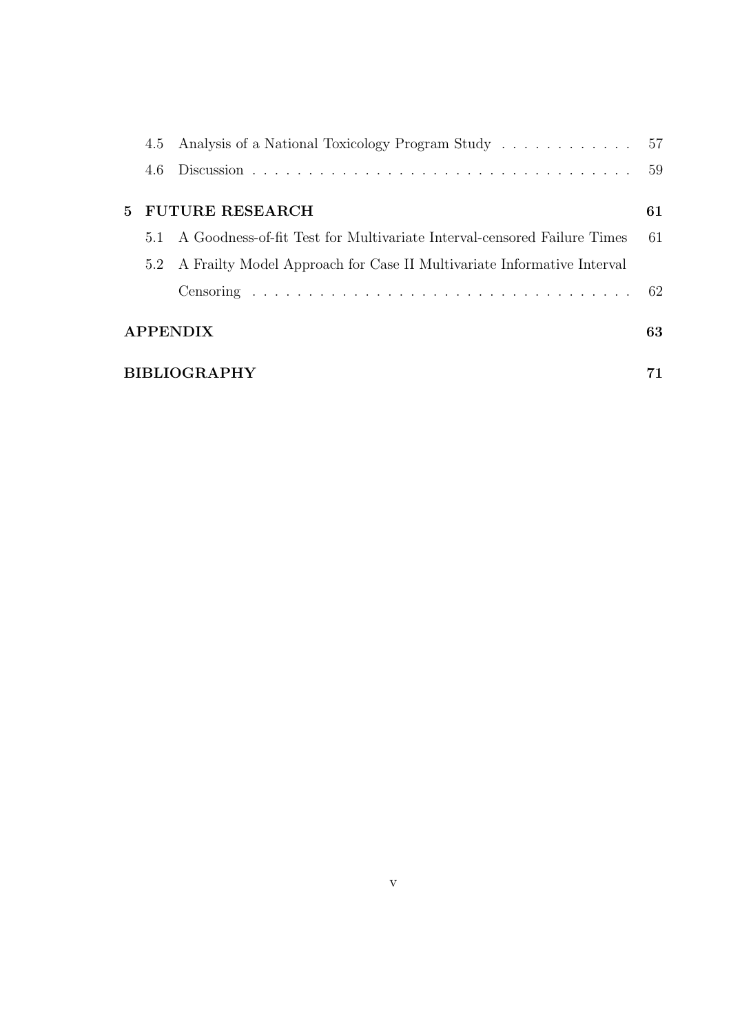4.5 Analysis of a National Toxicology Program Study . . . . . . . . . . . . 57

4.6 Discussion . . . . . . . . . . . . . . . . . . . . . . . . . . . . . . . . . . 59

**5 FUTURE RESEARCH** **61**

5.1 A Goodness-of-fit Test for Multivariate Interval-censored Failure Times 61

5.2 A Frailty Model Approach for Case II Multivariate Informative Interval Censoring . . . . . . . . . . . . . . . . . . . . . . . . . . . . . . . . . 62

**APPENDIX** **63**

**BIBLIOGRAPHY** **71**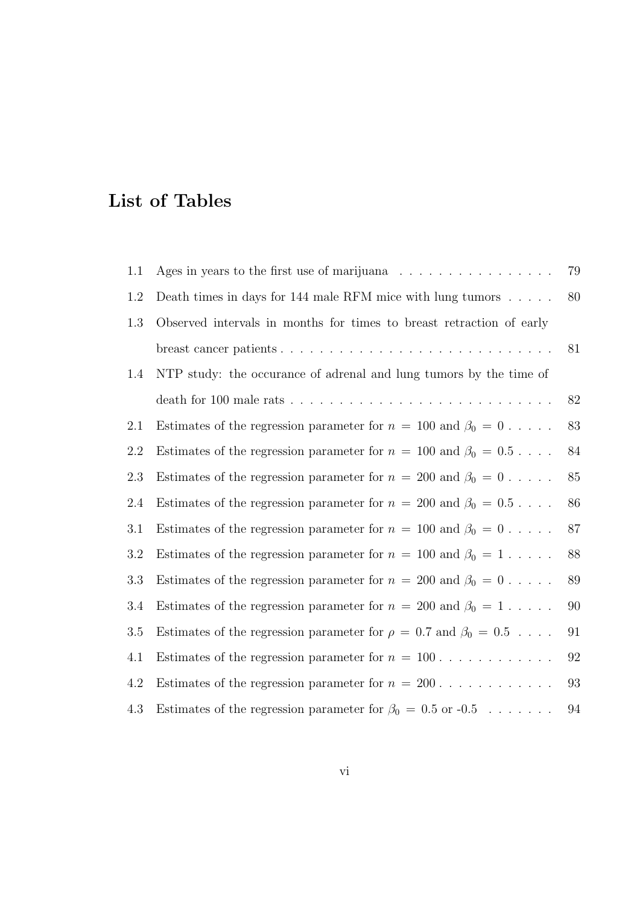# List of Tables

| | | |
|---|---|---|
| 1.1 | Ages in years to the first use of marijuana | 79 |
| 1.2 | Death times in days for 144 male RFM mice with lung tumors | 80 |
| 1.3 | Observed intervals in months for times to breast retraction of early breast cancer patients | 81 |
| 1.4 | NTP study: the occurance of adrenal and lung tumors by the time of death for 100 male rats | 82 |
| 2.1 | Estimates of the regression parameter for $n = 100$ and $\beta_0 = 0$ | 83 |
| 2.2 | Estimates of the regression parameter for $n = 100$ and $\beta_0 = 0.5$ | 84 |
| 2.3 | Estimates of the regression parameter for $n = 200$ and $\beta_0 = 0$ | 85 |
| 2.4 | Estimates of the regression parameter for $n = 200$ and $\beta_0 = 0.5$ | 86 |
| 3.1 | Estimates of the regression parameter for $n = 100$ and $\beta_0 = 0$ | 87 |
| 3.2 | Estimates of the regression parameter for $n = 100$ and $\beta_0 = 1$ | 88 |
| 3.3 | Estimates of the regression parameter for $n = 200$ and $\beta_0 = 0$ | 89 |
| 3.4 | Estimates of the regression parameter for $n = 200$ and $\beta_0 = 1$ | 90 |
| 3.5 | Estimates of the regression parameter for $\rho = 0.7$ and $\beta_0 = 0.5$ | 91 |
| 4.1 | Estimates of the regression parameter for $n = 100$ | 92 |
| 4.2 | Estimates of the regression parameter for $n = 200$ | 93 |
| 4.3 | Estimates of the regression parameter for $\beta_0 = 0.5$ or -0.5 | 94 |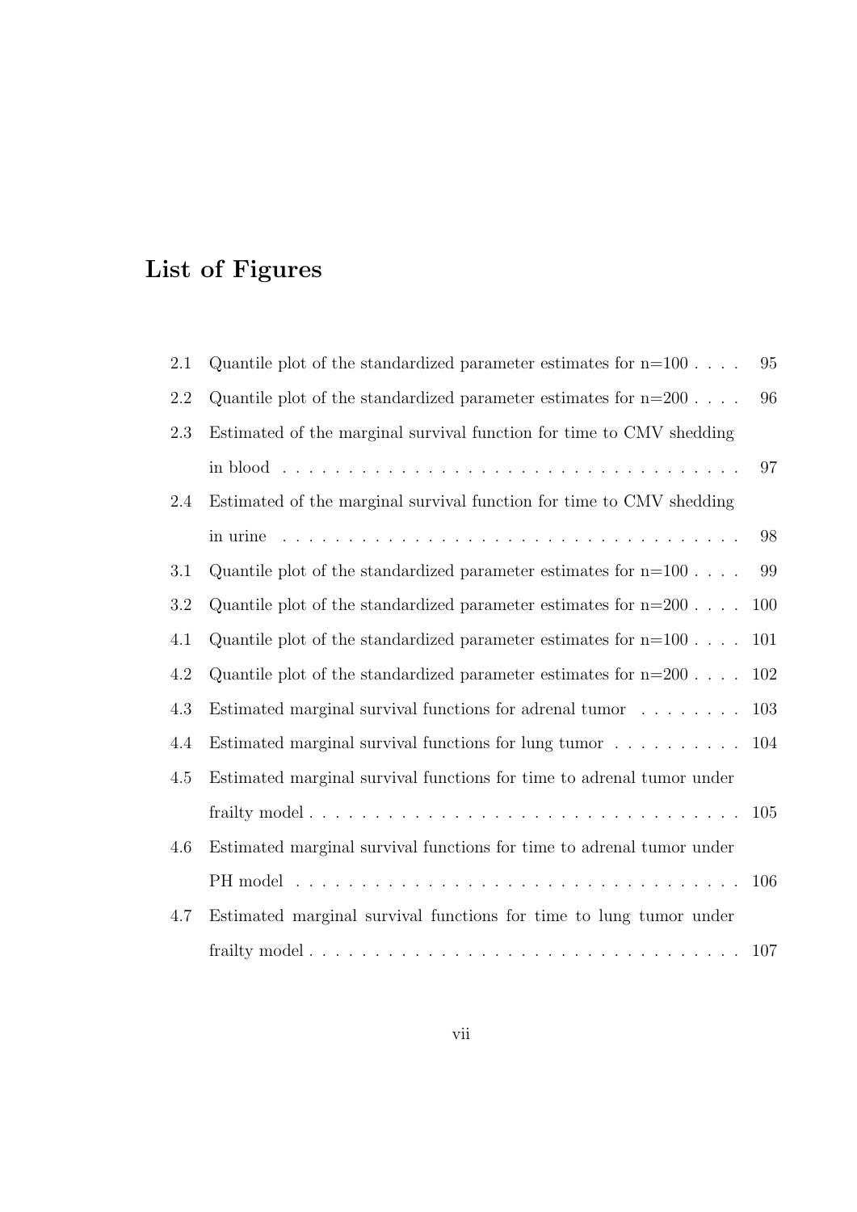# List of Figures

| | | |
|---|---|---|
| 2.1 | Quantile plot of the standardized parameter estimates for n=100 | 95 |
| 2.2 | Quantile plot of the standardized parameter estimates for n=200 | 96 |
| 2.3 | Estimated of the marginal survival function for time to CMV shedding in blood | 97 |
| 2.4 | Estimated of the marginal survival function for time to CMV shedding in urine | 98 |
| 3.1 | Quantile plot of the standardized parameter estimates for n=100 | 99 |
| 3.2 | Quantile plot of the standardized parameter estimates for n=200 | 100 |
| 4.1 | Quantile plot of the standardized parameter estimates for n=100 | 101 |
| 4.2 | Quantile plot of the standardized parameter estimates for n=200 | 102 |
| 4.3 | Estimated marginal survival functions for adrenal tumor | 103 |
| 4.4 | Estimated marginal survival functions for lung tumor | 104 |
| 4.5 | Estimated marginal survival functions for time to adrenal tumor under frailty model | 105 |
| 4.6 | Estimated marginal survival functions for time to adrenal tumor under PH model | 106 |
| 4.7 | Estimated marginal survival functions for time to lung tumor under frailty model | 107 |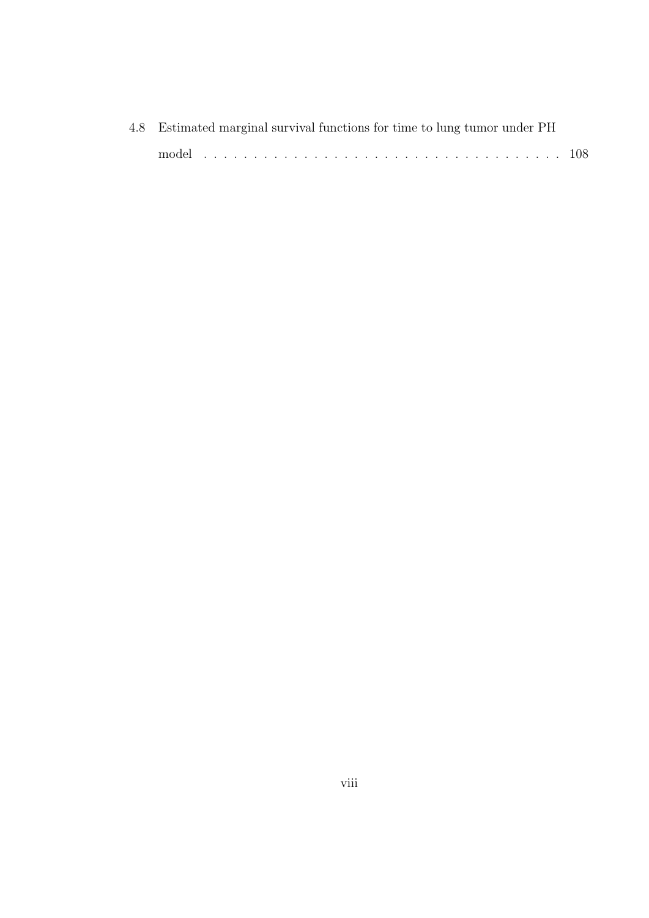4.8 Estimated marginal survival functions for time to lung tumor under PH model . . . . . . . . . . . . . . . . . . . . . . . . . . . . . . . . . . 108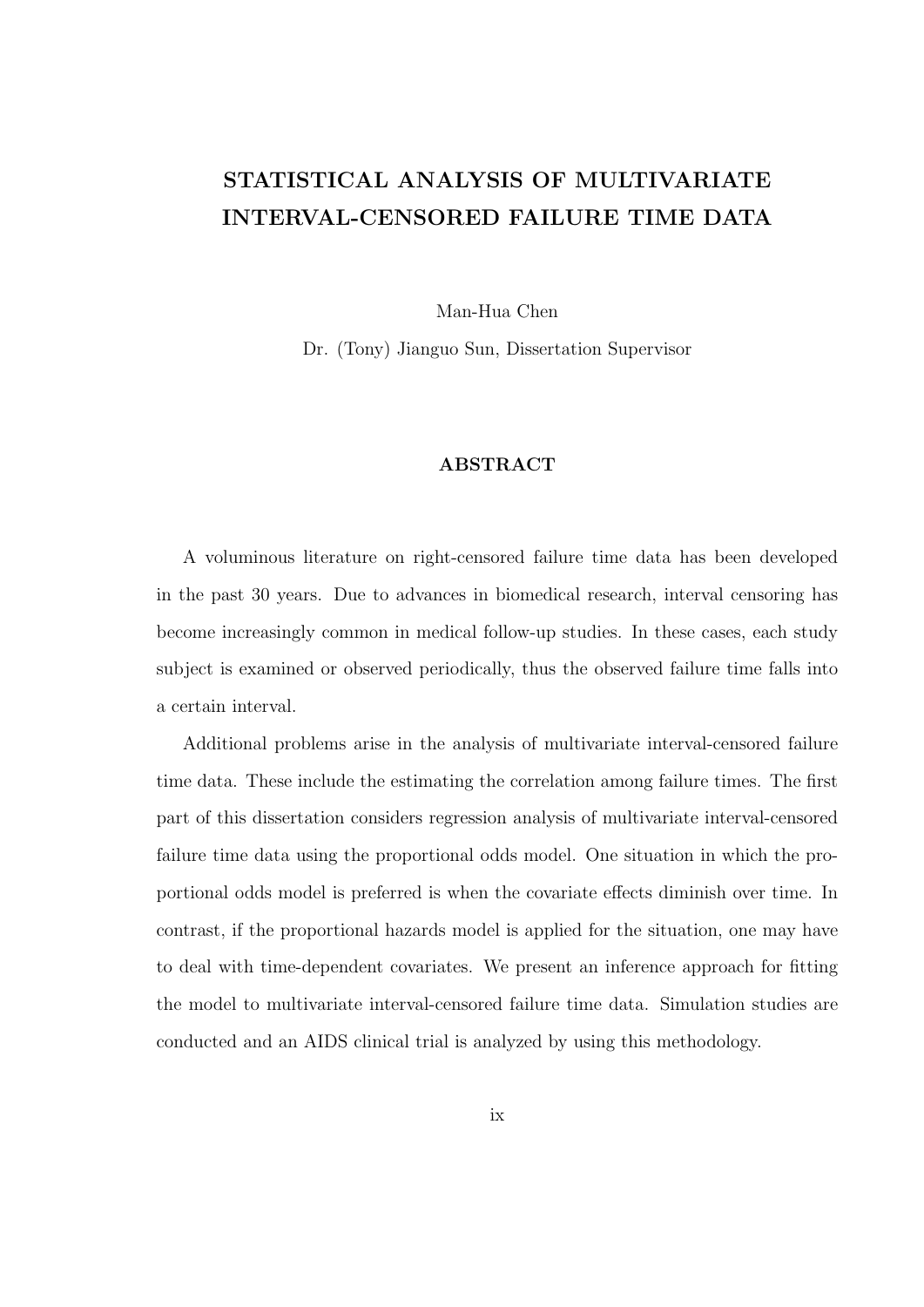# STATISTICAL ANALYSIS OF MULTIVARIATE INTERVAL-CENSORED FAILURE TIME DATA

Man-Hua Chen

Dr. (Tony) Jianguo Sun, Dissertation Supervisor

## ABSTRACT

A voluminous literature on right-censored failure time data has been developed in the past 30 years. Due to advances in biomedical research, interval censoring has become increasingly common in medical follow-up studies. In these cases, each study subject is examined or observed periodically, thus the observed failure time falls into a certain interval.

Additional problems arise in the analysis of multivariate interval-censored failure time data. These include the estimating the correlation among failure times. The first part of this dissertation considers regression analysis of multivariate interval-censored failure time data using the proportional odds model. One situation in which the proportional odds model is preferred is when the covariate effects diminish over time. In contrast, if the proportional hazards model is applied for the situation, one may have to deal with time-dependent covariates. We present an inference approach for fitting the model to multivariate interval-censored failure time data. Simulation studies are conducted and an AIDS clinical trial is analyzed by using this methodology.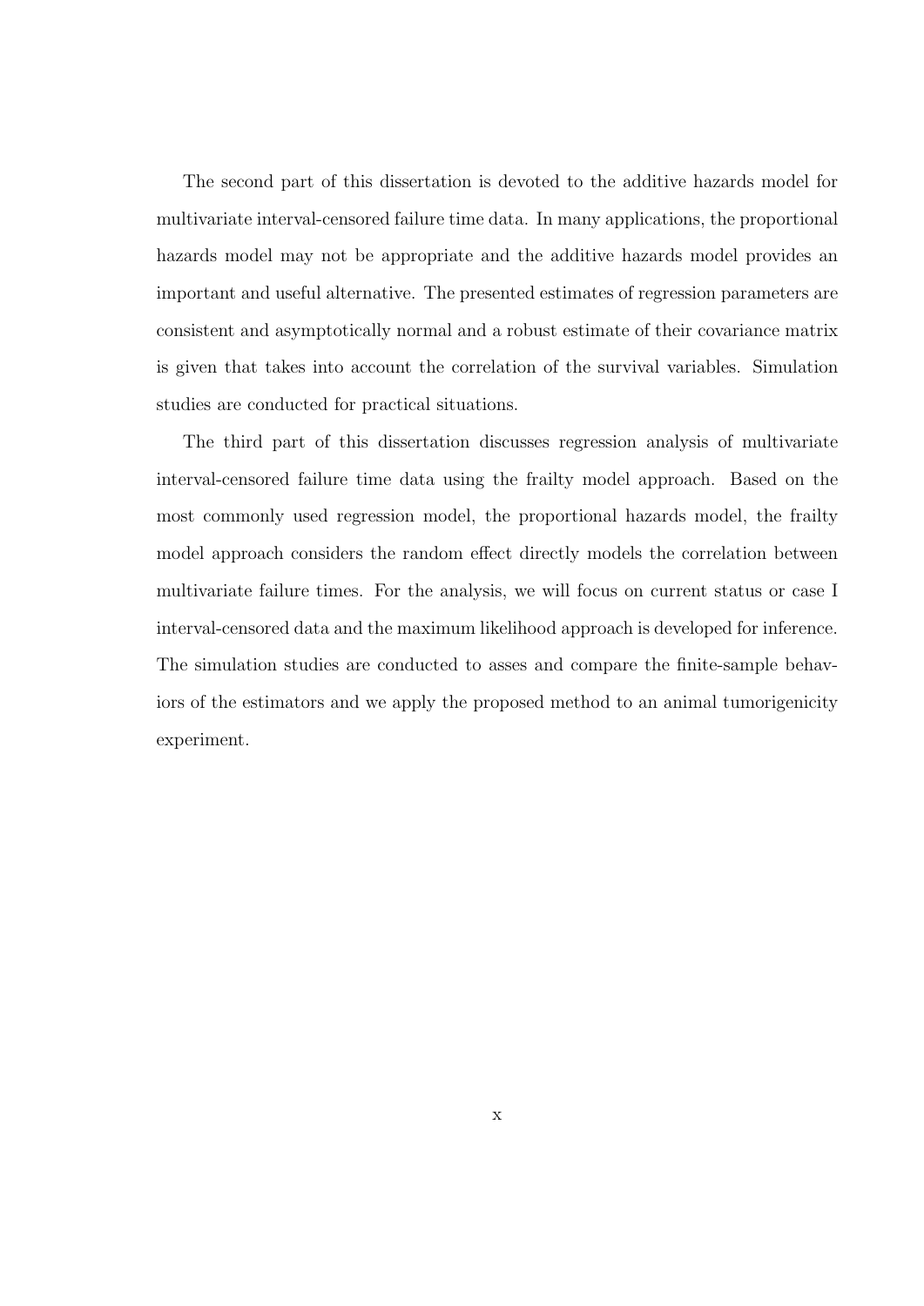The second part of this dissertation is devoted to the additive hazards model for multivariate interval-censored failure time data. In many applications, the proportional hazards model may not be appropriate and the additive hazards model provides an important and useful alternative. The presented estimates of regression parameters are consistent and asymptotically normal and a robust estimate of their covariance matrix is given that takes into account the correlation of the survival variables. Simulation studies are conducted for practical situations.

The third part of this dissertation discusses regression analysis of multivariate interval-censored failure time data using the frailty model approach. Based on the most commonly used regression model, the proportional hazards model, the frailty model approach considers the random effect directly models the correlation between multivariate failure times. For the analysis, we will focus on current status or case I interval-censored data and the maximum likelihood approach is developed for inference. The simulation studies are conducted to asses and compare the finite-sample behaviors of the estimators and we apply the proposed method to an animal tumorigenicity experiment.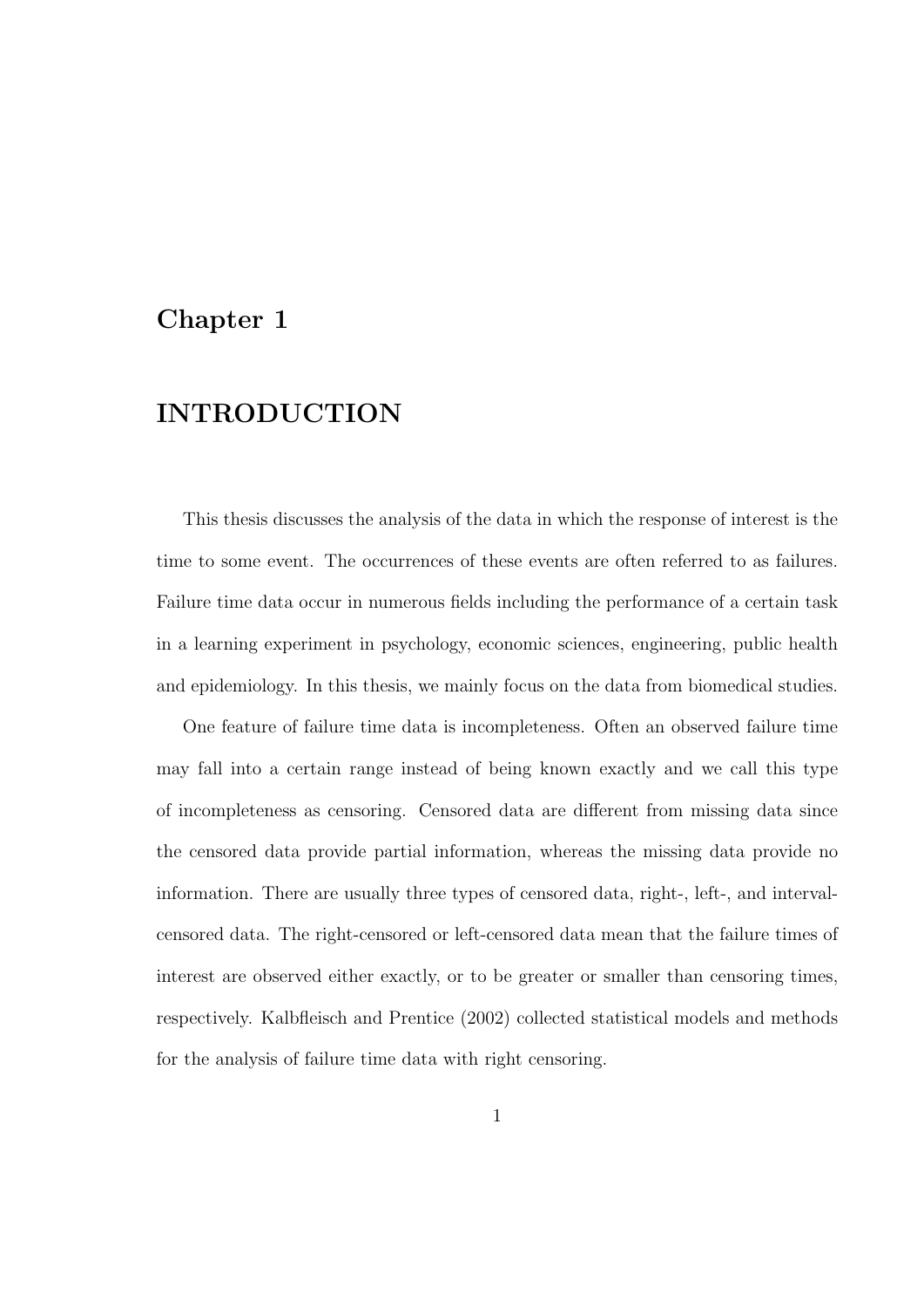# Chapter 1

# INTRODUCTION

This thesis discusses the analysis of the data in which the response of interest is the time to some event. The occurrences of these events are often referred to as failures. Failure time data occur in numerous fields including the performance of a certain task in a learning experiment in psychology, economic sciences, engineering, public health and epidemiology. In this thesis, we mainly focus on the data from biomedical studies.

One feature of failure time data is incompleteness. Often an observed failure time may fall into a certain range instead of being known exactly and we call this type of incompleteness as censoring. Censored data are different from missing data since the censored data provide partial information, whereas the missing data provide no information. There are usually three types of censored data, right-, left-, and interval-censored data. The right-censored or left-censored data mean that the failure times of interest are observed either exactly, or to be greater or smaller than censoring times, respectively. Kalbfleisch and Prentice (2002) collected statistical models and methods for the analysis of failure time data with right censoring.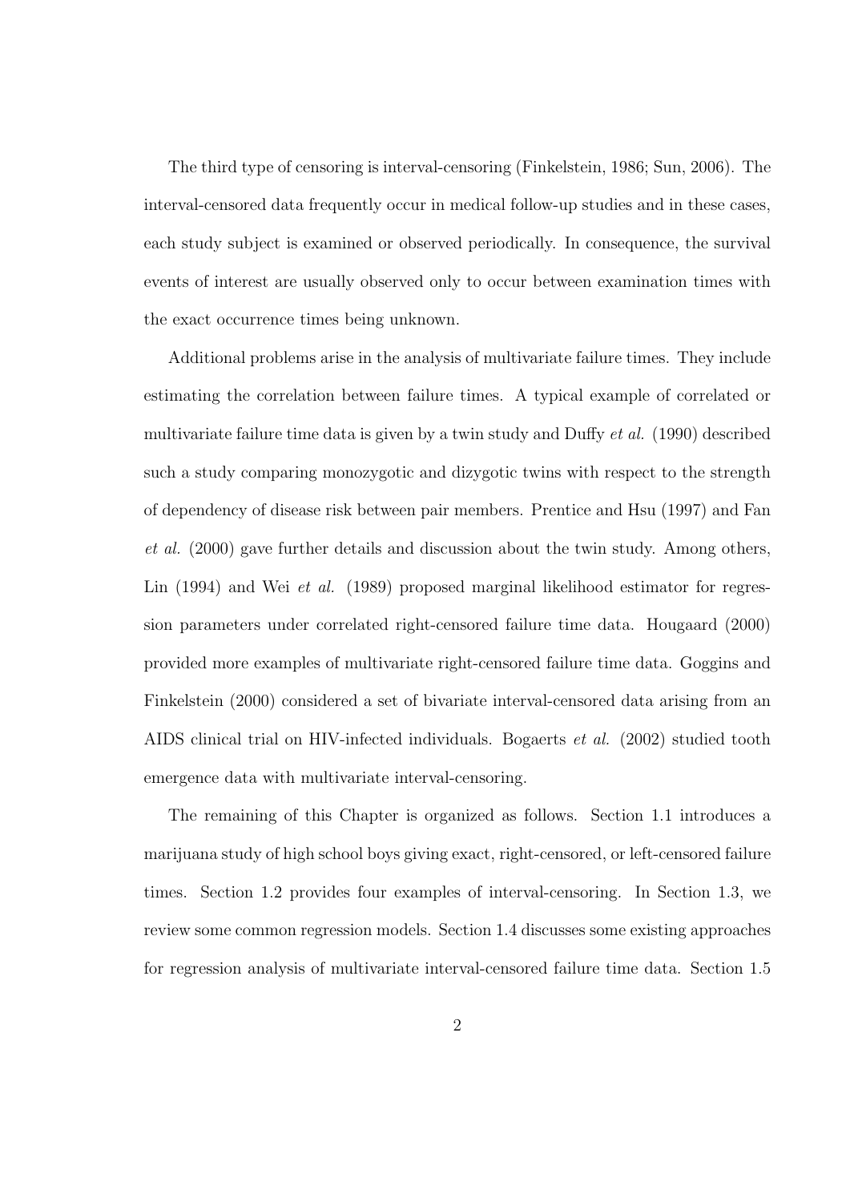The third type of censoring is interval-censoring (Finkelstein, 1986; Sun, 2006). The interval-censored data frequently occur in medical follow-up studies and in these cases, each study subject is examined or observed periodically. In consequence, the survival events of interest are usually observed only to occur between examination times with the exact occurrence times being unknown.

Additional problems arise in the analysis of multivariate failure times. They include estimating the correlation between failure times. A typical example of correlated or multivariate failure time data is given by a twin study and Duffy *et al.* (1990) described such a study comparing monozygotic and dizygotic twins with respect to the strength of dependency of disease risk between pair members. Prentice and Hsu (1997) and Fan *et al.* (2000) gave further details and discussion about the twin study. Among others, Lin (1994) and Wei *et al.* (1989) proposed marginal likelihood estimator for regression parameters under correlated right-censored failure time data. Hougaard (2000) provided more examples of multivariate right-censored failure time data. Goggins and Finkelstein (2000) considered a set of bivariate interval-censored data arising from an AIDS clinical trial on HIV-infected individuals. Bogaerts *et al.* (2002) studied tooth emergence data with multivariate interval-censoring.

The remaining of this Chapter is organized as follows. Section 1.1 introduces a marijuana study of high school boys giving exact, right-censored, or left-censored failure times. Section 1.2 provides four examples of interval-censoring. In Section 1.3, we review some common regression models. Section 1.4 discusses some existing approaches for regression analysis of multivariate interval-censored failure time data. Section 1.5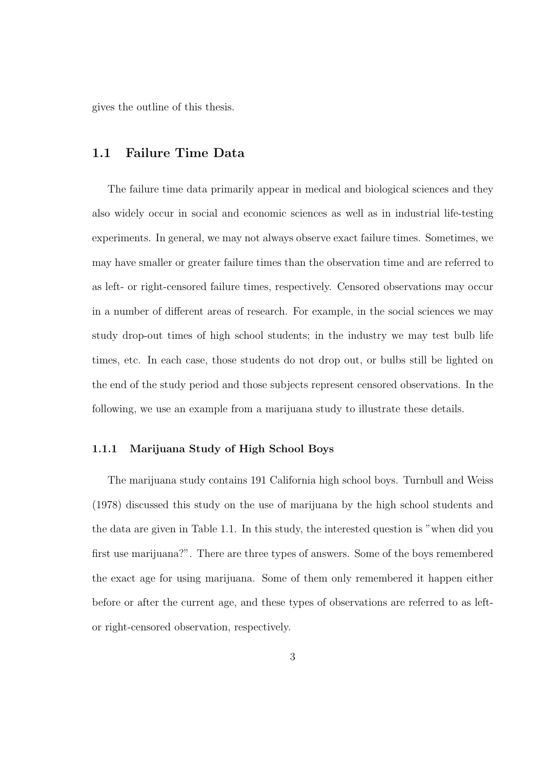gives the outline of this thesis.

## 1.1 Failure Time Data

The failure time data primarily appear in medical and biological sciences and they also widely occur in social and economic sciences as well as in industrial life-testing experiments. In general, we may not always observe exact failure times. Sometimes, we may have smaller or greater failure times than the observation time and are referred to as left- or right-censored failure times, respectively. Censored observations may occur in a number of different areas of research. For example, in the social sciences we may study drop-out times of high school students; in the industry we may test bulb life times, etc. In each case, those students do not drop out, or bulbs still be lighted on the end of the study period and those subjects represent censored observations. In the following, we use an example from a marijuana study to illustrate these details.

### 1.1.1 Marijuana Study of High School Boys

The marijuana study contains 191 California high school boys. Turnbull and Weiss (1978) discussed this study on the use of marijuana by the high school students and the data are given in Table 1.1. In this study, the interested question is "when did you first use marijuana?". There are three types of answers. Some of the boys remembered the exact age for using marijuana. Some of them only remembered it happen either before or after the current age, and these types of observations are referred to as left- or right-censored observation, respectively.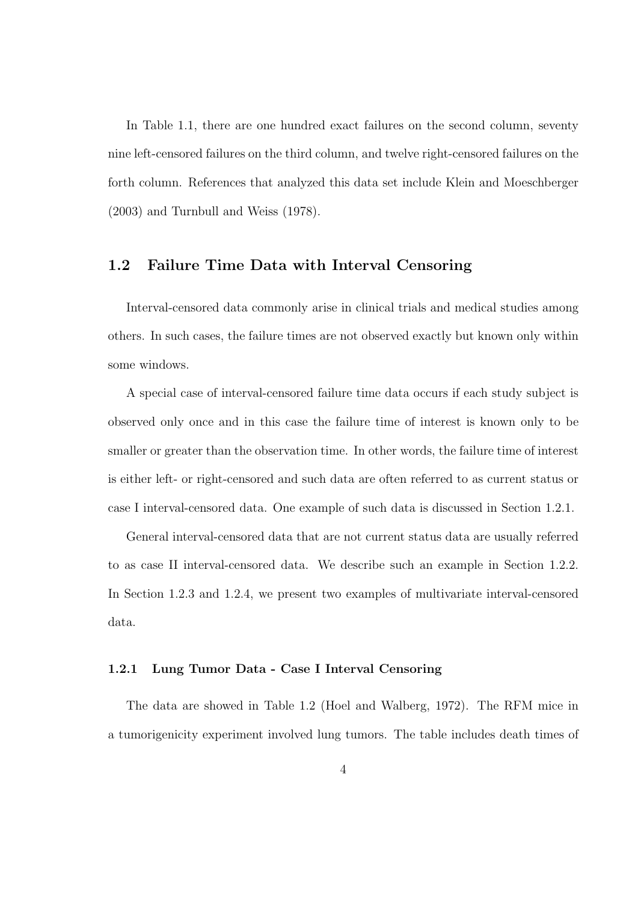In Table 1.1, there are one hundred exact failures on the second column, seventy nine left-censored failures on the third column, and twelve right-censored failures on the forth column. References that analyzed this data set include Klein and Moeschberger (2003) and Turnbull and Weiss (1978).

## 1.2 Failure Time Data with Interval Censoring

Interval-censored data commonly arise in clinical trials and medical studies among others. In such cases, the failure times are not observed exactly but known only within some windows.

A special case of interval-censored failure time data occurs if each study subject is observed only once and in this case the failure time of interest is known only to be smaller or greater than the observation time. In other words, the failure time of interest is either left- or right-censored and such data are often referred to as current status or case I interval-censored data. One example of such data is discussed in Section 1.2.1.

General interval-censored data that are not current status data are usually referred to as case II interval-censored data. We describe such an example in Section 1.2.2. In Section 1.2.3 and 1.2.4, we present two examples of multivariate interval-censored data.

### 1.2.1 Lung Tumor Data - Case I Interval Censoring

The data are showed in Table 1.2 (Hoel and Walberg, 1972). The RFM mice in a tumorigenicity experiment involved lung tumors. The table includes death times of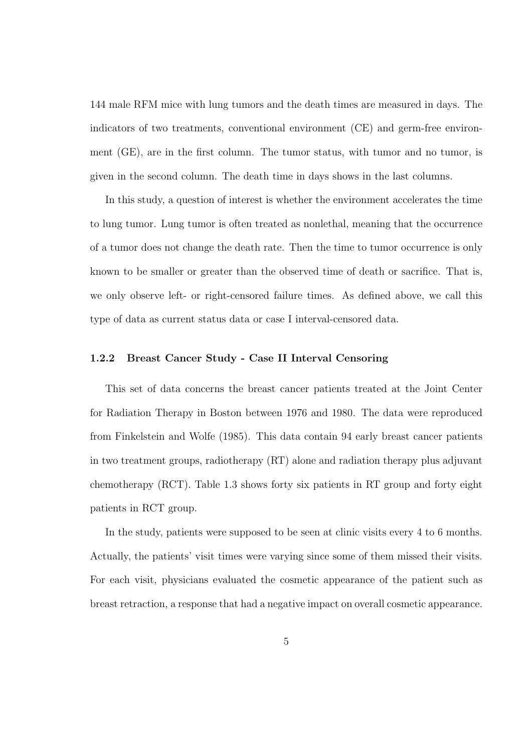144 male RFM mice with lung tumors and the death times are measured in days. The indicators of two treatments, conventional environment (CE) and germ-free environment (GE), are in the first column. The tumor status, with tumor and no tumor, is given in the second column. The death time in days shows in the last columns.

In this study, a question of interest is whether the environment accelerates the time to lung tumor. Lung tumor is often treated as nonlethal, meaning that the occurrence of a tumor does not change the death rate. Then the time to tumor occurrence is only known to be smaller or greater than the observed time of death or sacrifice. That is, we only observe left- or right-censored failure times. As defined above, we call this type of data as current status data or case I interval-censored data.

### 1.2.2 Breast Cancer Study - Case II Interval Censoring

This set of data concerns the breast cancer patients treated at the Joint Center for Radiation Therapy in Boston between 1976 and 1980. The data were reproduced from Finkelstein and Wolfe (1985). This data contain 94 early breast cancer patients in two treatment groups, radiotherapy (RT) alone and radiation therapy plus adjuvant chemotherapy (RCT). Table 1.3 shows forty six patients in RT group and forty eight patients in RCT group.

In the study, patients were supposed to be seen at clinic visits every 4 to 6 months. Actually, the patients' visit times were varying since some of them missed their visits. For each visit, physicians evaluated the cosmetic appearance of the patient such as breast retraction, a response that had a negative impact on overall cosmetic appearance.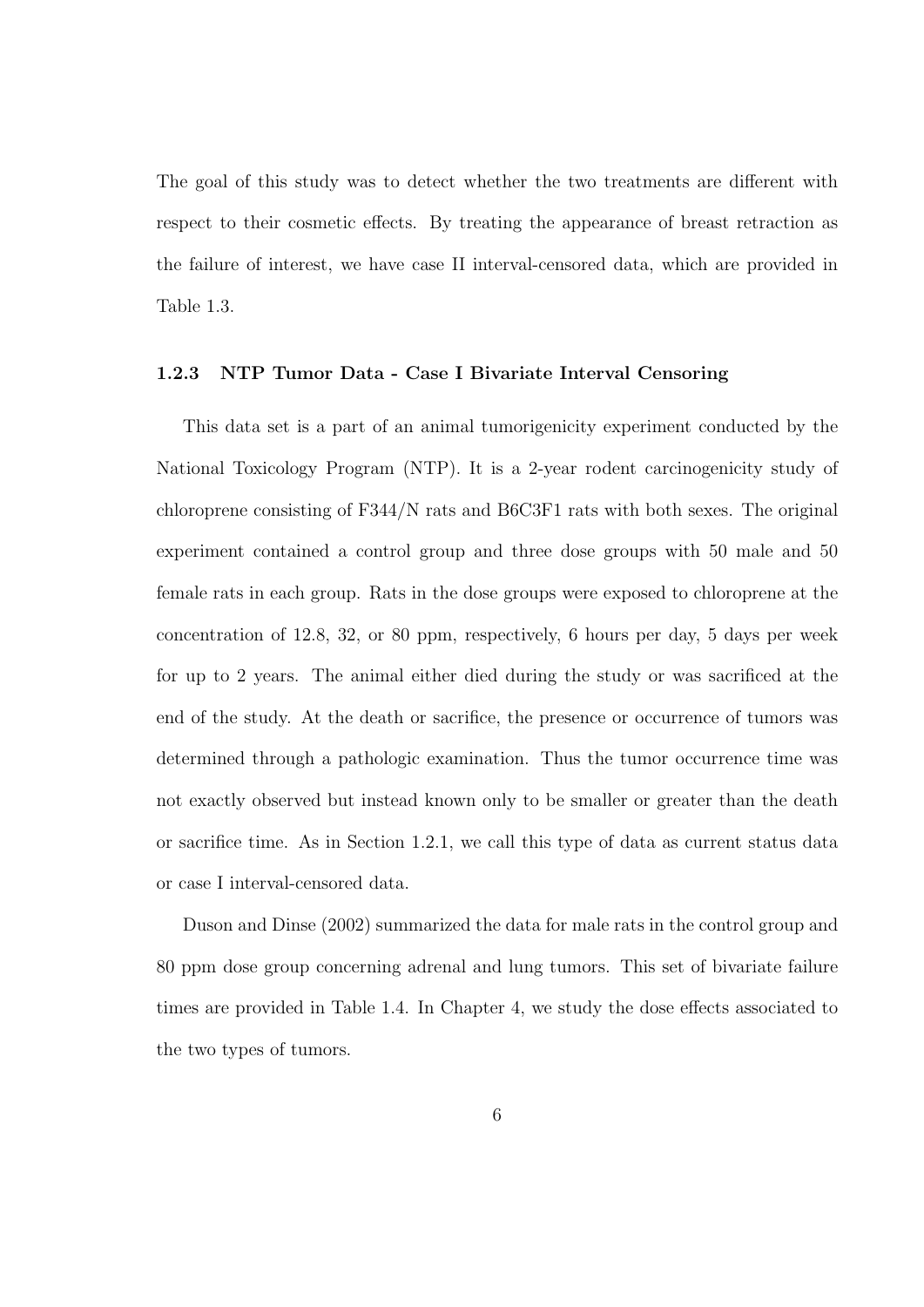The goal of this study was to detect whether the two treatments are different with respect to their cosmetic effects. By treating the appearance of breast retraction as the failure of interest, we have case II interval-censored data, which are provided in Table 1.3.

### 1.2.3 NTP Tumor Data - Case I Bivariate Interval Censoring

This data set is a part of an animal tumorigenicity experiment conducted by the National Toxicology Program (NTP). It is a 2-year rodent carcinogenicity study of chloroprene consisting of F344/N rats and B6C3F1 rats with both sexes. The original experiment contained a control group and three dose groups with 50 male and 50 female rats in each group. Rats in the dose groups were exposed to chloroprene at the concentration of 12.8, 32, or 80 ppm, respectively, 6 hours per day, 5 days per week for up to 2 years. The animal either died during the study or was sacrificed at the end of the study. At the death or sacrifice, the presence or occurrence of tumors was determined through a pathologic examination. Thus the tumor occurrence time was not exactly observed but instead known only to be smaller or greater than the death or sacrifice time. As in Section 1.2.1, we call this type of data as current status data or case I interval-censored data.

Duson and Dinse (2002) summarized the data for male rats in the control group and 80 ppm dose group concerning adrenal and lung tumors. This set of bivariate failure times are provided in Table 1.4. In Chapter 4, we study the dose effects associated to the two types of tumors.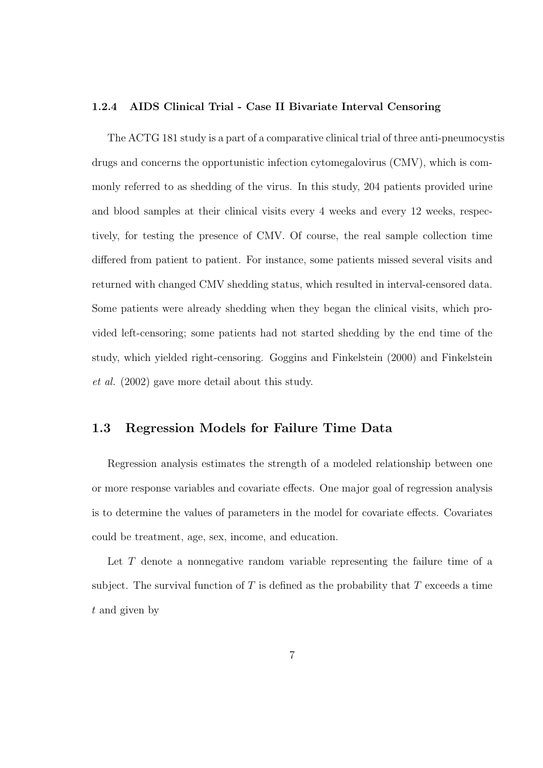### 1.2.4 AIDS Clinical Trial - Case II Bivariate Interval Censoring

The ACTG 181 study is a part of a comparative clinical trial of three anti-pneumocystis drugs and concerns the opportunistic infection cytomegalovirus (CMV), which is commonly referred to as shedding of the virus. In this study, 204 patients provided urine and blood samples at their clinical visits every 4 weeks and every 12 weeks, respectively, for testing the presence of CMV. Of course, the real sample collection time differed from patient to patient. For instance, some patients missed several visits and returned with changed CMV shedding status, which resulted in interval-censored data. Some patients were already shedding when they began the clinical visits, which provided left-censoring; some patients had not started shedding by the end time of the study, which yielded right-censoring. Goggins and Finkelstein (2000) and Finkelstein *et al.* (2002) gave more detail about this study.

## 1.3 Regression Models for Failure Time Data

Regression analysis estimates the strength of a modeled relationship between one or more response variables and covariate effects. One major goal of regression analysis is to determine the values of parameters in the model for covariate effects. Covariates could be treatment, age, sex, income, and education.

Let $T$ denote a nonnegative random variable representing the failure time of a subject. The survival function of $T$ is defined as the probability that $T$ exceeds a time $t$ and given by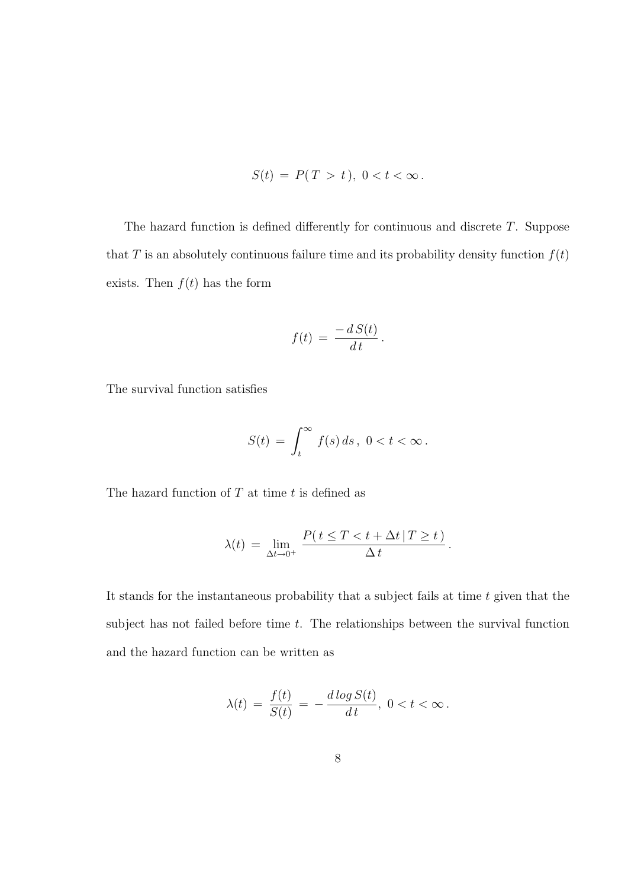$$S(t) \,=\, P(\,T \,>\, t\,),\; 0 < t < \infty\,.$$

The hazard function is defined differently for continuous and discrete $T$. Suppose that $T$ is an absolutely continuous failure time and its probability density function $f(t)$ exists. Then $f(t)$ has the form

$$f(t) \,=\, \frac{-\,d\,S(t)}{d\,t}\,.$$

The survival function satisfies

$$S(t) \,=\, \int_t^\infty f(s)\,ds\,,\; 0 < t < \infty\,.$$

The hazard function of $T$ at time $t$ is defined as

$$\lambda(t) \,=\, \lim_{\Delta t \to 0^+} \frac{P(\,t \leq T < t + \Delta t\,|\,T \geq t\,)}{\Delta\,t}\,.$$

It stands for the instantaneous probability that a subject fails at time $t$ given that the subject has not failed before time $t$. The relationships between the survival function and the hazard function can be written as

$$\lambda(t) \,=\, \frac{f(t)}{S(t)} \,=\, -\,\frac{d\,log\,S(t)}{d\,t},\; 0 < t < \infty\,.$$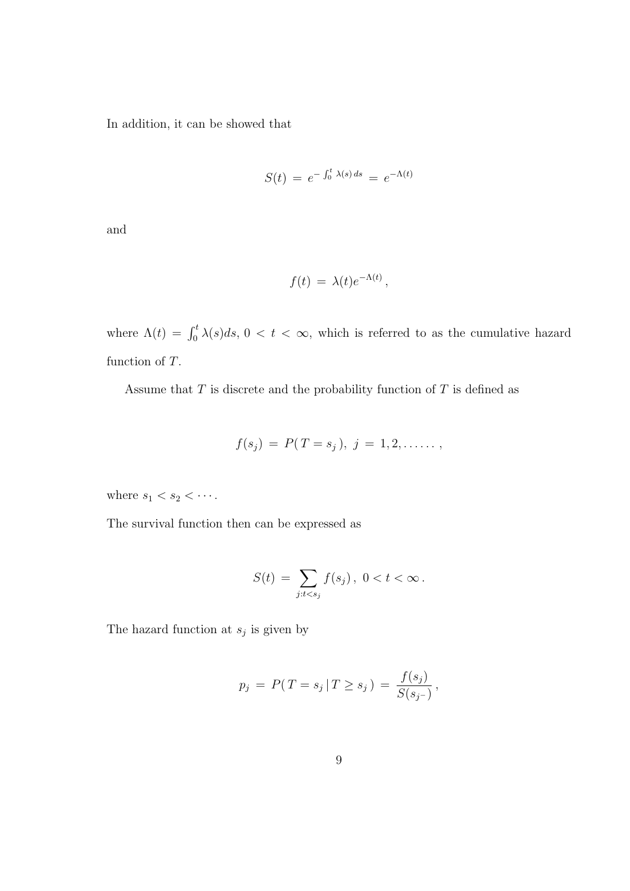In addition, it can be showed that

$$S(t) \,=\, e^{-\int_0^t \lambda(s)\,ds} \,=\, e^{-\Lambda(t)}$$

and

$$f(t) \,=\, \lambda(t)e^{-\Lambda(t)}\,,$$

where $\Lambda(t) = \int_0^t \lambda(s)ds$, $0 < t < \infty$, which is referred to as the cumulative hazard function of $T$.

Assume that $T$ is discrete and the probability function of $T$ is defined as

$$f(s_j) \,=\, P(\,T = s_j\,),\; j \,=\, 1, 2, \ldots\ldots\,,$$

where $s_1 < s_2 < \cdots$.

The survival function then can be expressed as

$$S(t) \,=\, \sum_{j:t<s_j} f(s_j)\,,\; 0 < t < \infty\,.$$

The hazard function at $s_j$ is given by

$$p_j \,=\, P(\,T = s_j\,|\,T \geq s_j\,) \,=\, \frac{f(s_j)}{S(s_{j^-})}\,,$$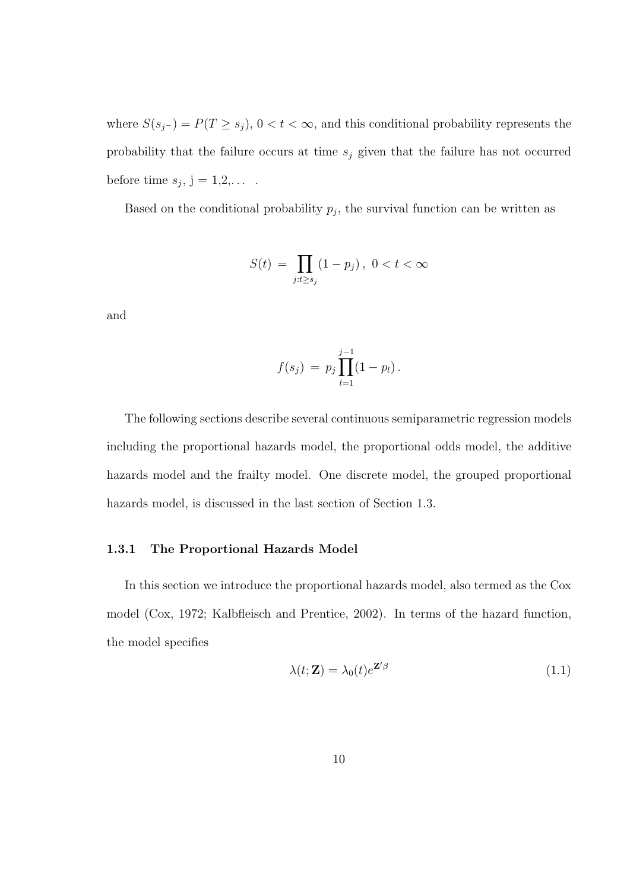where $S(s_{j^-}) = P(T \geq s_j)$, $0 < t < \infty$, and this conditional probability represents the probability that the failure occurs at time $s_j$ given that the failure has not occurred before time $s_j$, j = 1,2,... .

Based on the conditional probability $p_j$, the survival function can be written as

$$S(t) \;=\; \prod_{j:t \geq s_j} (1 - p_j)\,,\;\; 0 < t < \infty$$

and

$$f(s_j) \;=\; p_j \prod_{l=1}^{j-1} (1 - p_l)\,.$$

The following sections describe several continuous semiparametric regression models including the proportional hazards model, the proportional odds model, the additive hazards model and the frailty model. One discrete model, the grouped proportional hazards model, is discussed in the last section of Section 1.3.

### 1.3.1 The Proportional Hazards Model

In this section we introduce the proportional hazards model, also termed as the Cox model (Cox, 1972; Kalbfleisch and Prentice, 2002). In terms of the hazard function, the model specifies

$$\lambda(t; \mathbf{Z}) = \lambda_0(t) e^{\mathbf{Z}'\beta} \tag{1.1}$$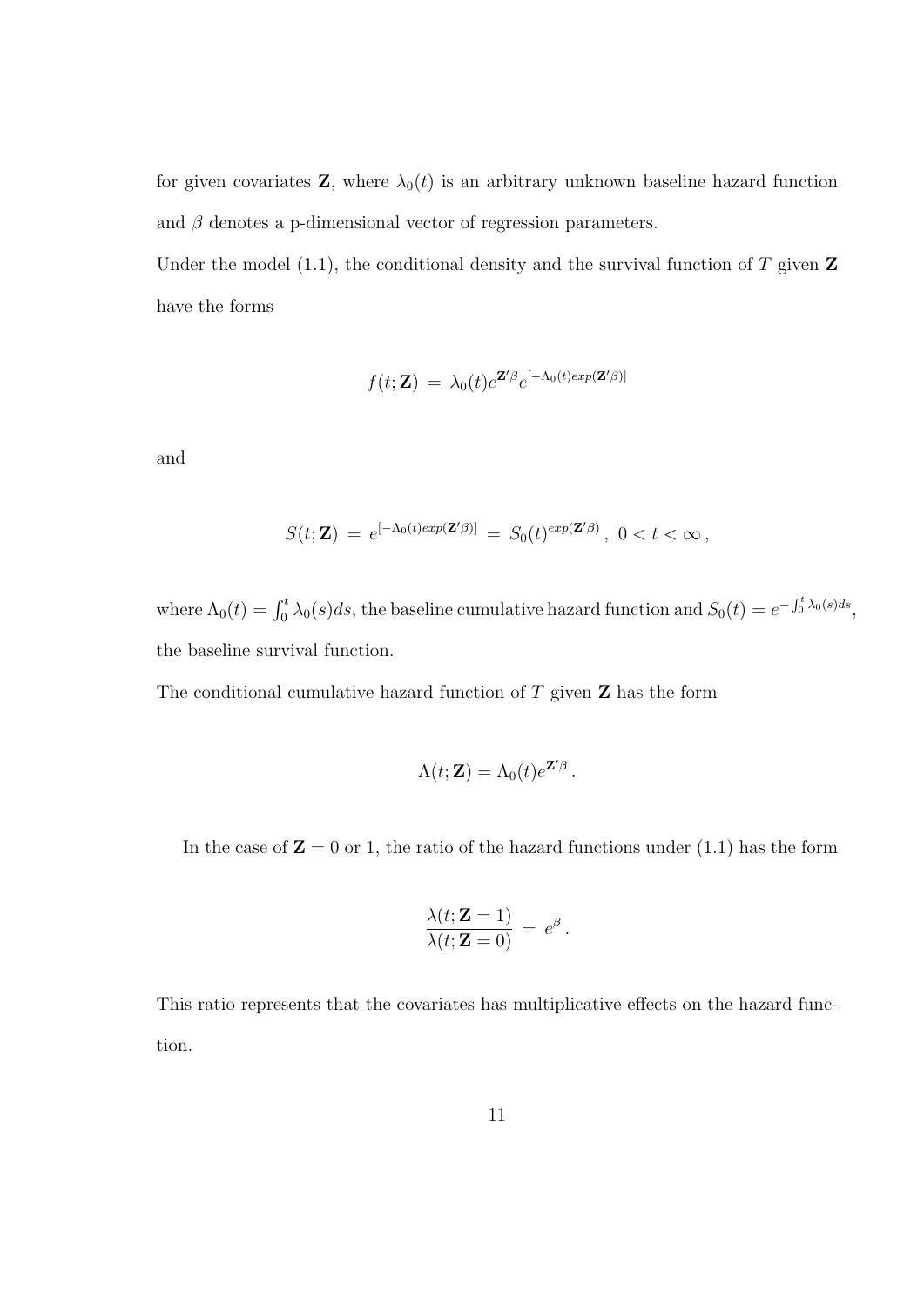for given covariates $\mathbf{Z}$, where $\lambda_0(t)$ is an arbitrary unknown baseline hazard function and $\beta$ denotes a p-dimensional vector of regression parameters.

Under the model (1.1), the conditional density and the survival function of $T$ given $\mathbf{Z}$ have the forms

$$f(t; \mathbf{Z}) \,=\, \lambda_0(t) e^{\mathbf{Z}'\beta} e^{[-\Lambda_0(t) exp(\mathbf{Z}'\beta)]}$$

and

$$S(t; \mathbf{Z}) \,=\, e^{[-\Lambda_0(t) exp(\mathbf{Z}'\beta)]} \,=\, S_0(t)^{exp(\mathbf{Z}'\beta)}\,,\; 0 < t < \infty\,,$$

where $\Lambda_0(t) = \int_0^t \lambda_0(s)ds$, the baseline cumulative hazard function and $S_0(t) = e^{-\int_0^t \lambda_0(s)ds}$, the baseline survival function.

The conditional cumulative hazard function of $T$ given $\mathbf{Z}$ has the form

$$\Lambda(t; \mathbf{Z}) = \Lambda_0(t) e^{\mathbf{Z}'\beta}\,.$$

In the case of $\mathbf{Z} = 0$ or 1, the ratio of the hazard functions under (1.1) has the form

$$\frac{\lambda(t; \mathbf{Z} = 1)}{\lambda(t; \mathbf{Z} = 0)} \,=\, e^{\beta}\,.$$

This ratio represents that the covariates has multiplicative effects on the hazard function.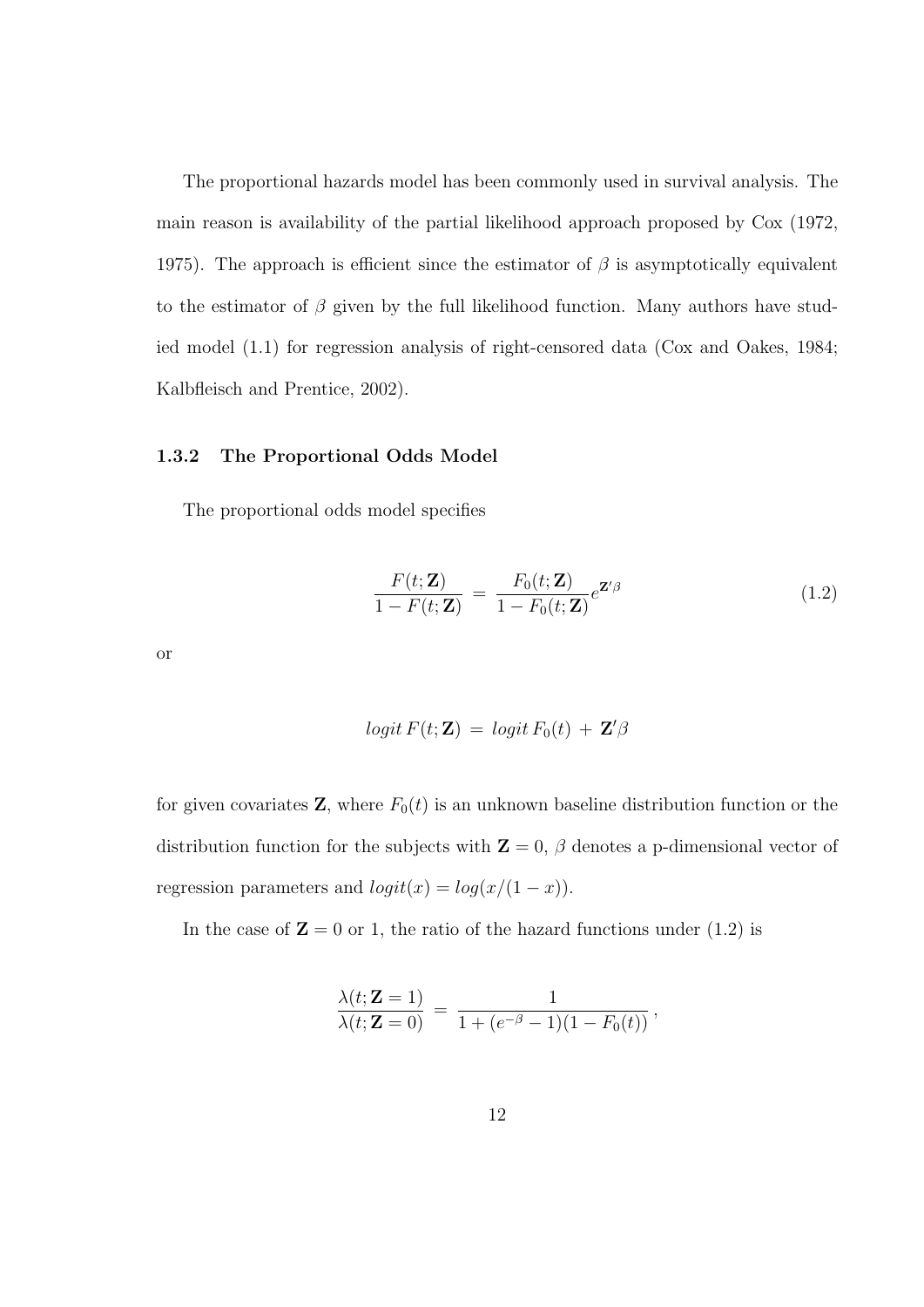The proportional hazards model has been commonly used in survival analysis. The main reason is availability of the partial likelihood approach proposed by Cox (1972, 1975). The approach is efficient since the estimator of $\beta$ is asymptotically equivalent to the estimator of $\beta$ given by the full likelihood function. Many authors have studied model (1.1) for regression analysis of right-censored data (Cox and Oakes, 1984; Kalbfleisch and Prentice, 2002).

### 1.3.2 The Proportional Odds Model

The proportional odds model specifies

$$\frac{F(t;\mathbf{Z})}{1-F(t;\mathbf{Z})} \;=\; \frac{F_0(t;\mathbf{Z})}{1-F_0(t;\mathbf{Z})}e^{\mathbf{Z}'\beta} \tag{1.2}$$

or

$$logit\, F(t;\mathbf{Z}) \;=\; logit\, F_0(t) \;+\; \mathbf{Z}'\beta$$

for given covariates $\mathbf{Z}$, where $F_0(t)$ is an unknown baseline distribution function or the distribution function for the subjects with $\mathbf{Z}=0$, $\beta$ denotes a p-dimensional vector of regression parameters and $logit(x) = log(x/(1-x))$.

In the case of $\mathbf{Z} = 0$ or 1, the ratio of the hazard functions under (1.2) is

$$\frac{\lambda(t;\mathbf{Z}=1)}{\lambda(t;\mathbf{Z}=0)} \;=\; \frac{1}{1+(e^{-\beta}-1)(1-F_0(t))}\,,$$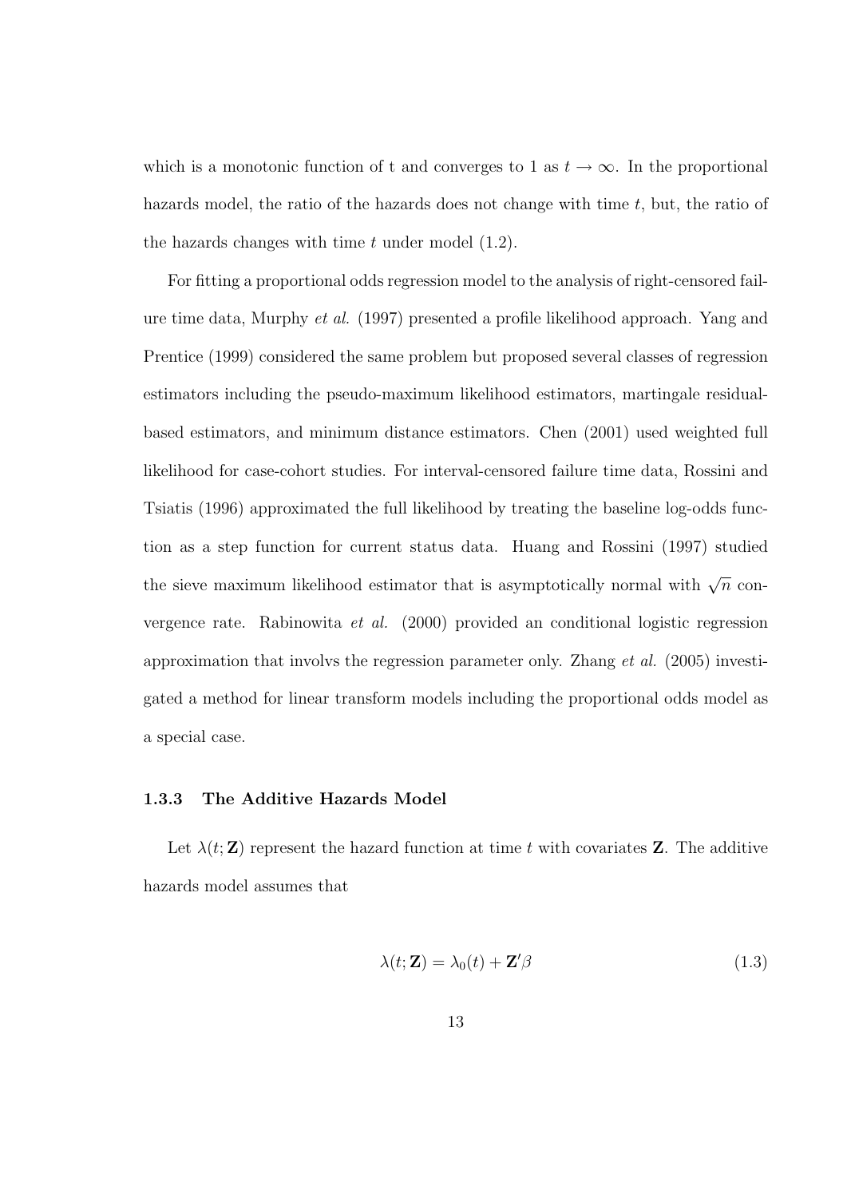which is a monotonic function of t and converges to 1 as $t \to \infty$. In the proportional hazards model, the ratio of the hazards does not change with time $t$, but, the ratio of the hazards changes with time $t$ under model (1.2).

For fitting a proportional odds regression model to the analysis of right-censored failure time data, Murphy *et al.* (1997) presented a profile likelihood approach. Yang and Prentice (1999) considered the same problem but proposed several classes of regression estimators including the pseudo-maximum likelihood estimators, martingale residual-based estimators, and minimum distance estimators. Chen (2001) used weighted full likelihood for case-cohort studies. For interval-censored failure time data, Rossini and Tsiatis (1996) approximated the full likelihood by treating the baseline log-odds function as a step function for current status data. Huang and Rossini (1997) studied the sieve maximum likelihood estimator that is asymptotically normal with $\sqrt{n}$ convergence rate. Rabinowita *et al.* (2000) provided an conditional logistic regression approximation that involvs the regression parameter only. Zhang *et al.* (2005) investigated a method for linear transform models including the proportional odds model as a special case.

### 1.3.3 The Additive Hazards Model

Let $\lambda(t; \mathbf{Z})$ represent the hazard function at time $t$ with covariates $\mathbf{Z}$. The additive hazards model assumes that

$$\lambda(t; \mathbf{Z}) = \lambda_0(t) + \mathbf{Z}'\beta \tag{1.3}$$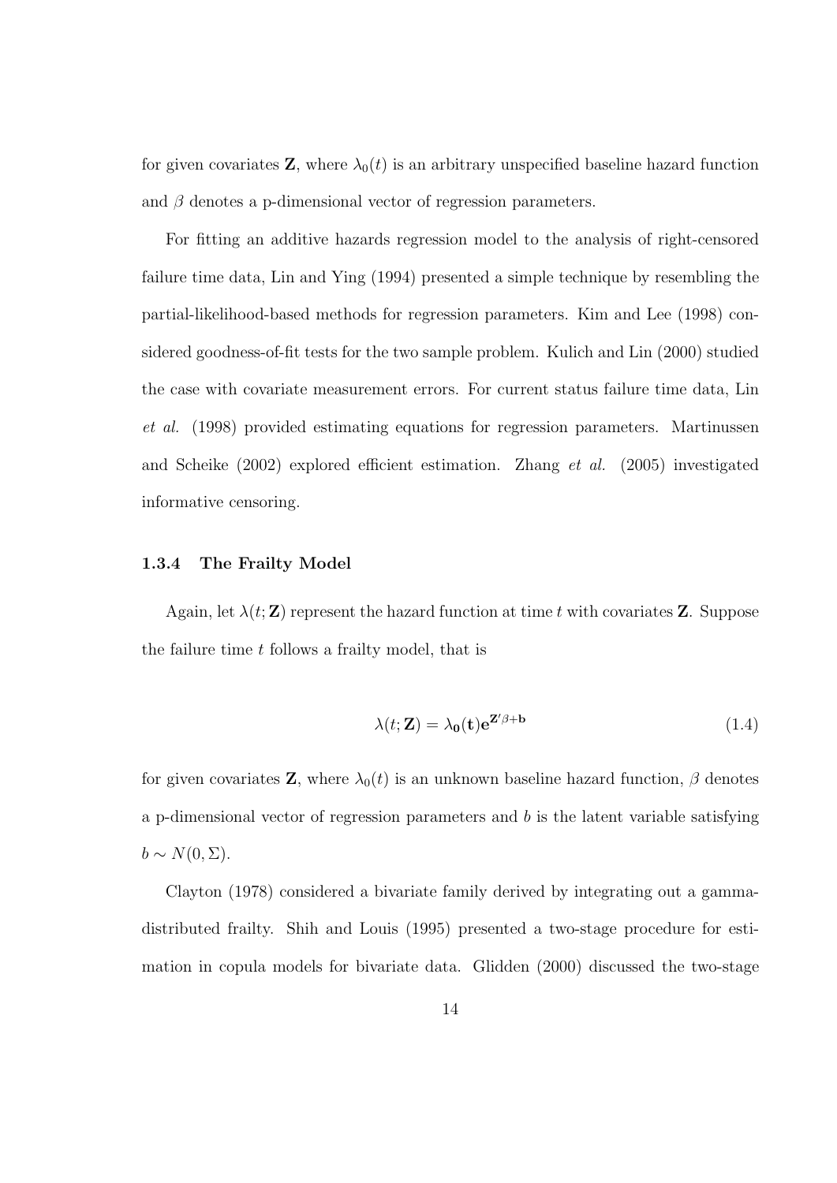for given covariates $\mathbf{Z}$, where $\lambda_0(t)$ is an arbitrary unspecified baseline hazard function and $\beta$ denotes a p-dimensional vector of regression parameters.

For fitting an additive hazards regression model to the analysis of right-censored failure time data, Lin and Ying (1994) presented a simple technique by resembling the partial-likelihood-based methods for regression parameters. Kim and Lee (1998) considered goodness-of-fit tests for the two sample problem. Kulich and Lin (2000) studied the case with covariate measurement errors. For current status failure time data, Lin *et al.* (1998) provided estimating equations for regression parameters. Martinussen and Scheike (2002) explored efficient estimation. Zhang *et al.* (2005) investigated informative censoring.

### 1.3.4 The Frailty Model

Again, let $\lambda(t; \mathbf{Z})$ represent the hazard function at time $t$ with covariates $\mathbf{Z}$. Suppose the failure time $t$ follows a frailty model, that is

$$\lambda(t; \mathbf{Z}) = \lambda_{\mathbf{0}}(\mathbf{t})\mathbf{e}^{\mathbf{Z}'\beta + \mathbf{b}} \tag{1.4}$$

for given covariates $\mathbf{Z}$, where $\lambda_0(t)$ is an unknown baseline hazard function, $\beta$ denotes a p-dimensional vector of regression parameters and $b$ is the latent variable satisfying $b \sim N(0, \Sigma)$.

Clayton (1978) considered a bivariate family derived by integrating out a gamma-distributed frailty. Shih and Louis (1995) presented a two-stage procedure for estimation in copula models for bivariate data. Glidden (2000) discussed the two-stage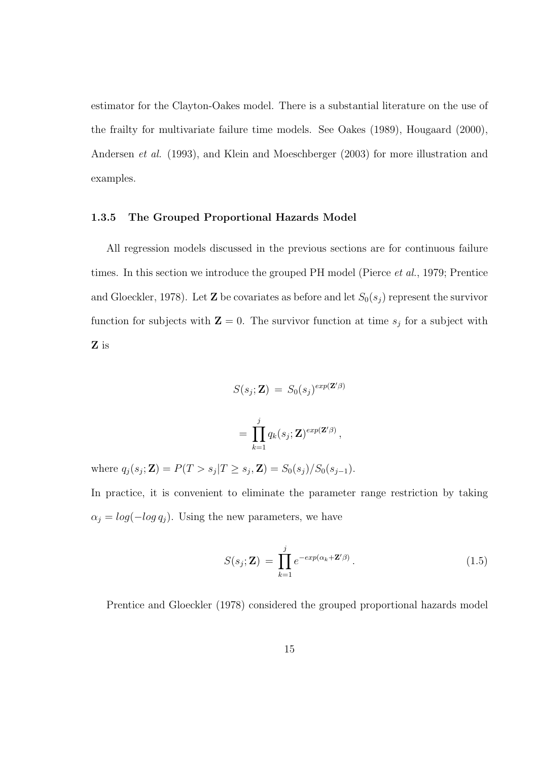estimator for the Clayton-Oakes model. There is a substantial literature on the use of the frailty for multivariate failure time models. See Oakes (1989), Hougaard (2000), Andersen *et al.* (1993), and Klein and Moeschberger (2003) for more illustration and examples.

### 1.3.5 The Grouped Proportional Hazards Model

All regression models discussed in the previous sections are for continuous failure times. In this section we introduce the grouped PH model (Pierce *et al.*, 1979; Prentice and Gloeckler, 1978). Let $\mathbf{Z}$ be covariates as before and let $S_0(s_j)$ represent the survivor function for subjects with $\mathbf{Z} = 0$. The survivor function at time $s_j$ for a subject with $\mathbf{Z}$ is

$$S(s_j; \mathbf{Z}) \,=\, S_0(s_j)^{exp(\mathbf{Z}'\beta)}$$

$$= \prod_{k=1}^{j} q_k(s_j; \mathbf{Z})^{exp(\mathbf{Z}'\beta)}\,,$$

where $q_j(s_j; \mathbf{Z}) = P(T > s_j | T \geq s_j, \mathbf{Z}) = S_0(s_j)/S_0(s_{j-1})$.

In practice, it is convenient to eliminate the parameter range restriction by taking $\alpha_j = log(-log\, q_j)$. Using the new parameters, we have

$$S(s_j; \mathbf{Z}) \,=\, \prod_{k=1}^{j} e^{-exp(\alpha_k + \mathbf{Z}'\beta)}\,. \tag{1.5}$$

Prentice and Gloeckler (1978) considered the grouped proportional hazards model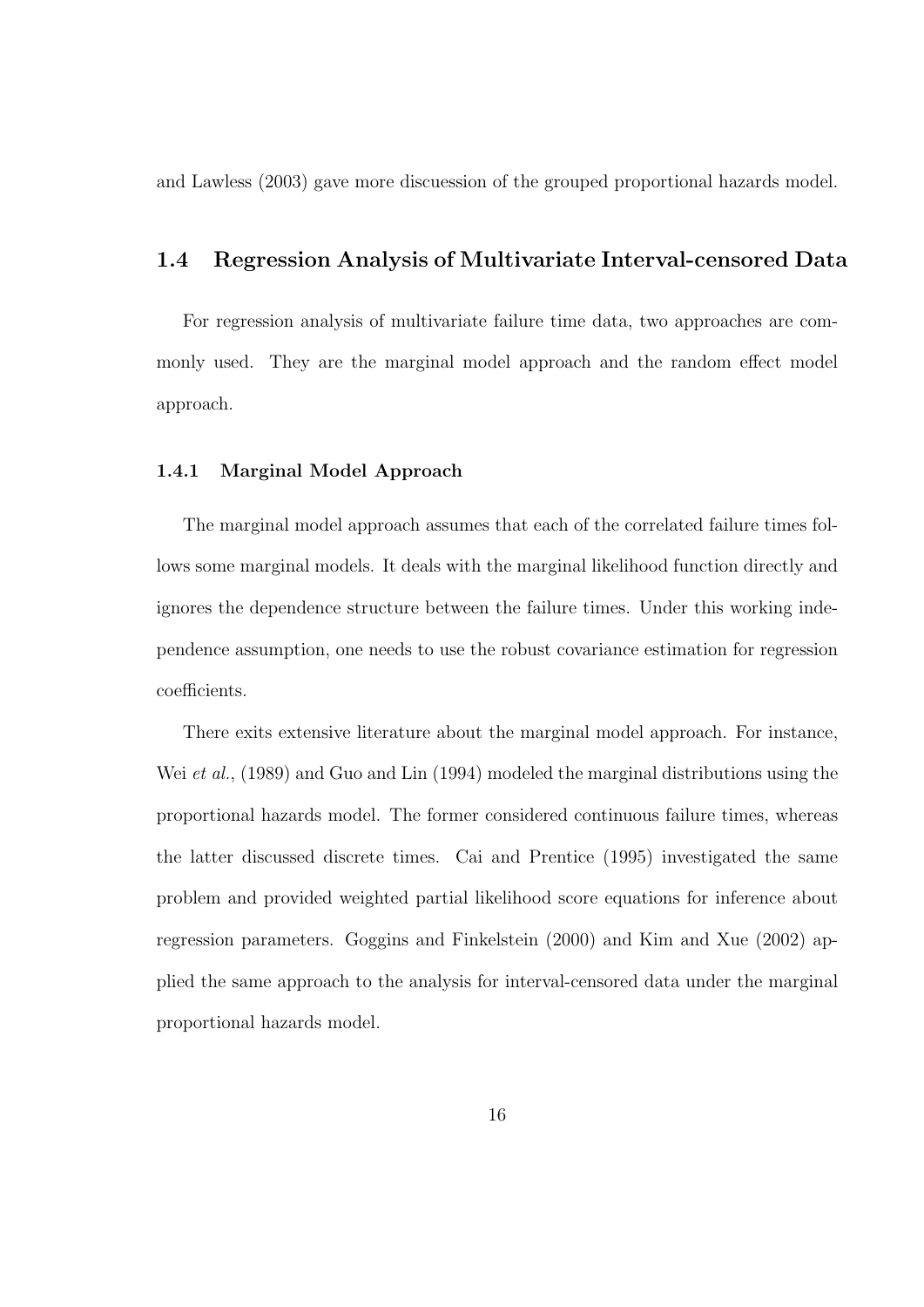and Lawless (2003) gave more discuession of the grouped proportional hazards model.

## 1.4 Regression Analysis of Multivariate Interval-censored Data

For regression analysis of multivariate failure time data, two approaches are commonly used. They are the marginal model approach and the random effect model approach.

### 1.4.1 Marginal Model Approach

The marginal model approach assumes that each of the correlated failure times follows some marginal models. It deals with the marginal likelihood function directly and ignores the dependence structure between the failure times. Under this working independence assumption, one needs to use the robust covariance estimation for regression coefficients.

There exits extensive literature about the marginal model approach. For instance, Wei *et al.*, (1989) and Guo and Lin (1994) modeled the marginal distributions using the proportional hazards model. The former considered continuous failure times, whereas the latter discussed discrete times. Cai and Prentice (1995) investigated the same problem and provided weighted partial likelihood score equations for inference about regression parameters. Goggins and Finkelstein (2000) and Kim and Xue (2002) applied the same approach to the analysis for interval-censored data under the marginal proportional hazards model.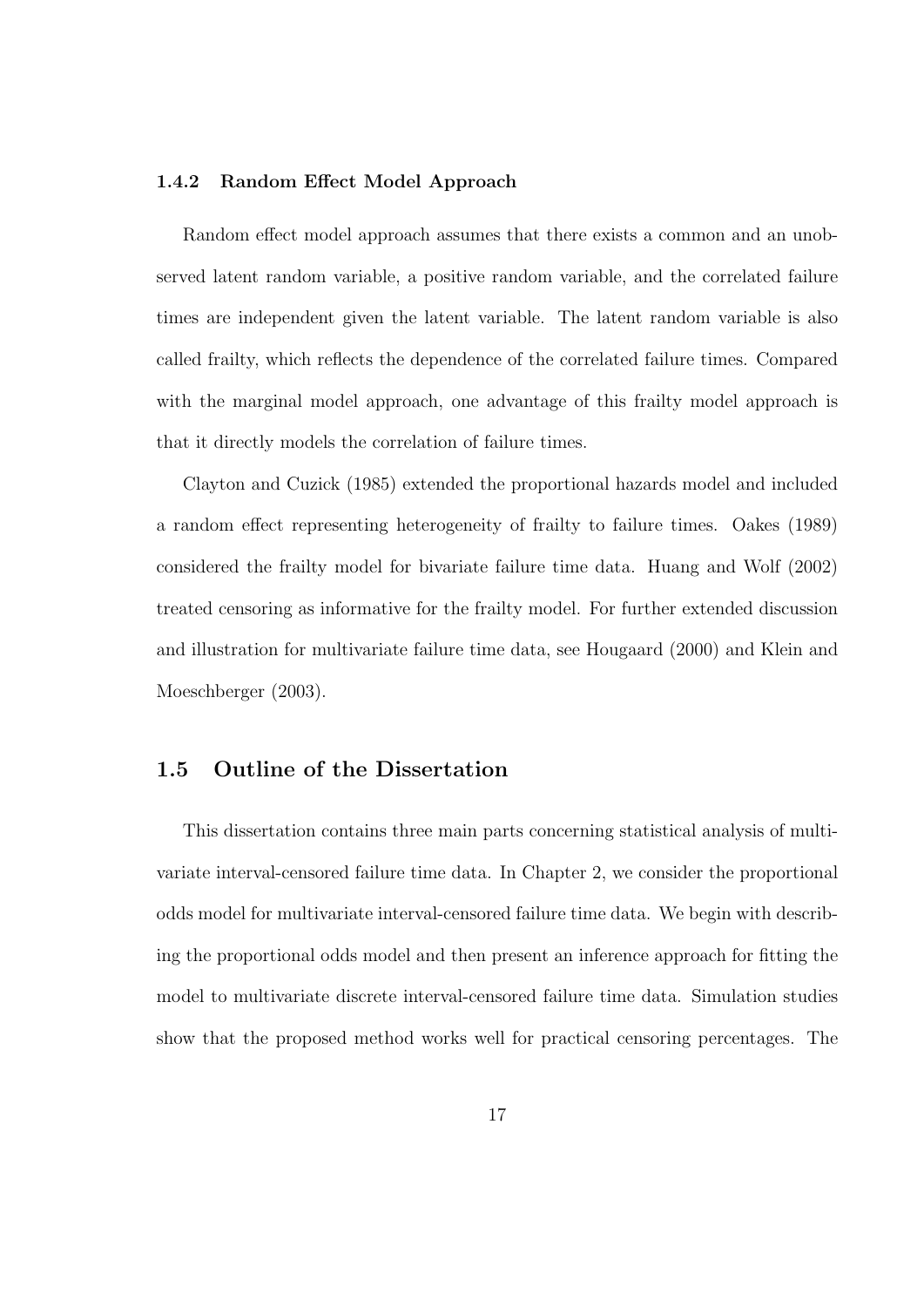### 1.4.2 Random Effect Model Approach

Random effect model approach assumes that there exists a common and an unobserved latent random variable, a positive random variable, and the correlated failure times are independent given the latent variable. The latent random variable is also called frailty, which reflects the dependence of the correlated failure times. Compared with the marginal model approach, one advantage of this frailty model approach is that it directly models the correlation of failure times.

Clayton and Cuzick (1985) extended the proportional hazards model and included a random effect representing heterogeneity of frailty to failure times. Oakes (1989) considered the frailty model for bivariate failure time data. Huang and Wolf (2002) treated censoring as informative for the frailty model. For further extended discussion and illustration for multivariate failure time data, see Hougaard (2000) and Klein and Moeschberger (2003).

## 1.5 Outline of the Dissertation

This dissertation contains three main parts concerning statistical analysis of multivariate interval-censored failure time data. In Chapter 2, we consider the proportional odds model for multivariate interval-censored failure time data. We begin with describing the proportional odds model and then present an inference approach for fitting the model to multivariate discrete interval-censored failure time data. Simulation studies show that the proposed method works well for practical censoring percentages. The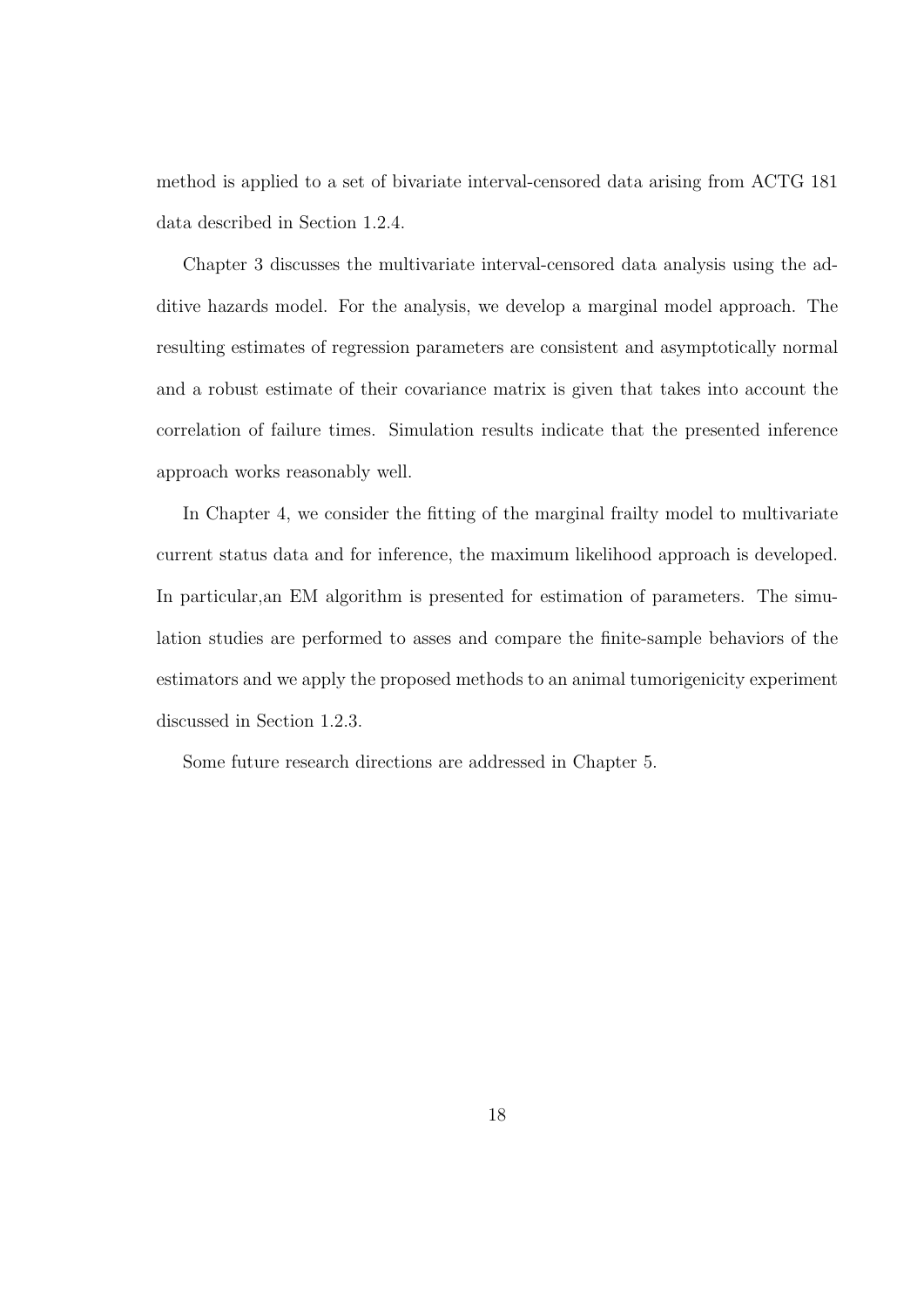method is applied to a set of bivariate interval-censored data arising from ACTG 181 data described in Section 1.2.4.

Chapter 3 discusses the multivariate interval-censored data analysis using the additive hazards model. For the analysis, we develop a marginal model approach. The resulting estimates of regression parameters are consistent and asymptotically normal and a robust estimate of their covariance matrix is given that takes into account the correlation of failure times. Simulation results indicate that the presented inference approach works reasonably well.

In Chapter 4, we consider the fitting of the marginal frailty model to multivariate current status data and for inference, the maximum likelihood approach is developed. In particular,an EM algorithm is presented for estimation of parameters. The simulation studies are performed to asses and compare the finite-sample behaviors of the estimators and we apply the proposed methods to an animal tumorigenicity experiment discussed in Section 1.2.3.

Some future research directions are addressed in Chapter 5.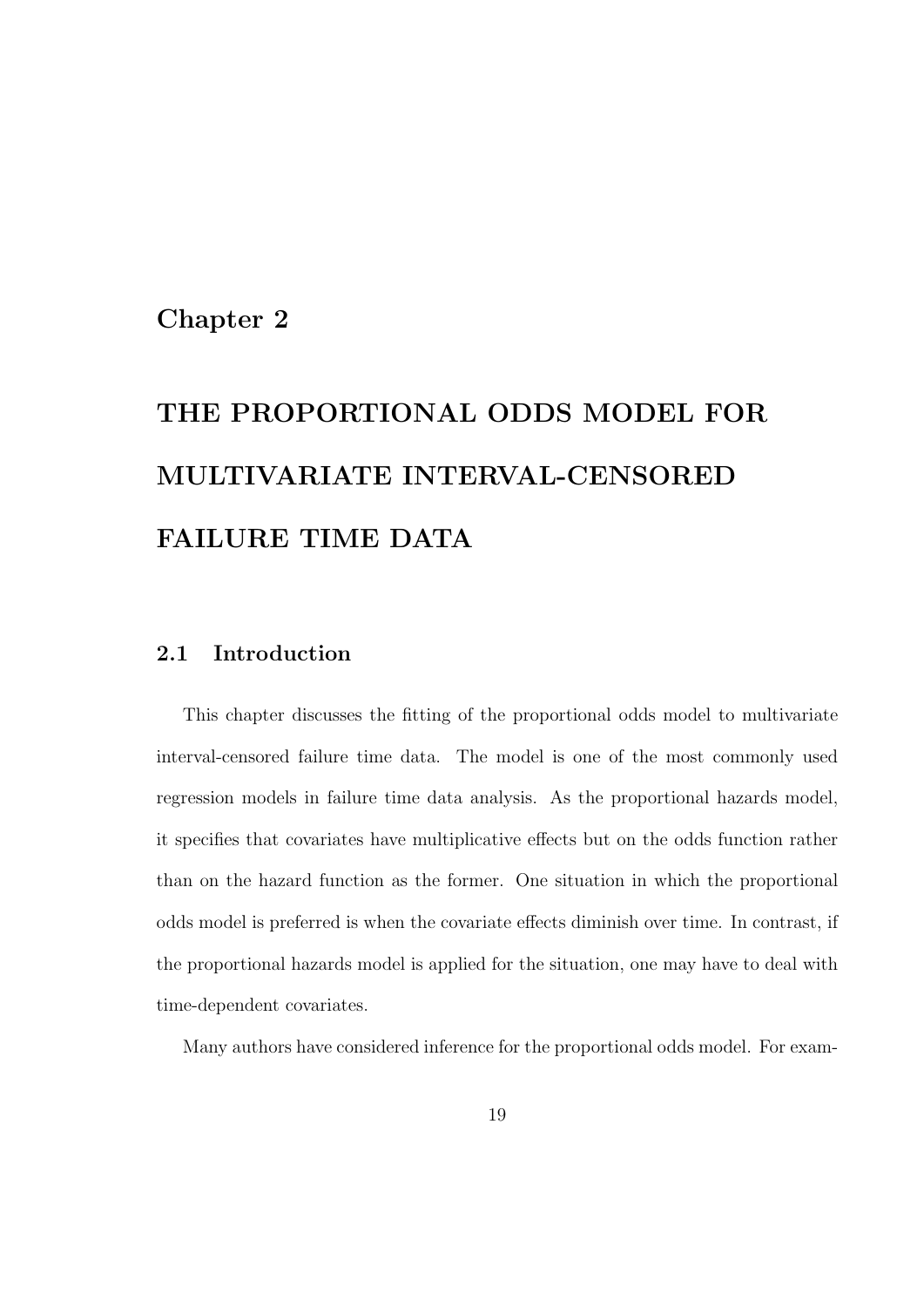# Chapter 2

# THE PROPORTIONAL ODDS MODEL FOR MULTIVARIATE INTERVAL-CENSORED FAILURE TIME DATA

## 2.1 Introduction

This chapter discusses the fitting of the proportional odds model to multivariate interval-censored failure time data. The model is one of the most commonly used regression models in failure time data analysis. As the proportional hazards model, it specifies that covariates have multiplicative effects but on the odds function rather than on the hazard function as the former. One situation in which the proportional odds model is preferred is when the covariate effects diminish over time. In contrast, if the proportional hazards model is applied for the situation, one may have to deal with time-dependent covariates.

Many authors have considered inference for the proportional odds model. For exam-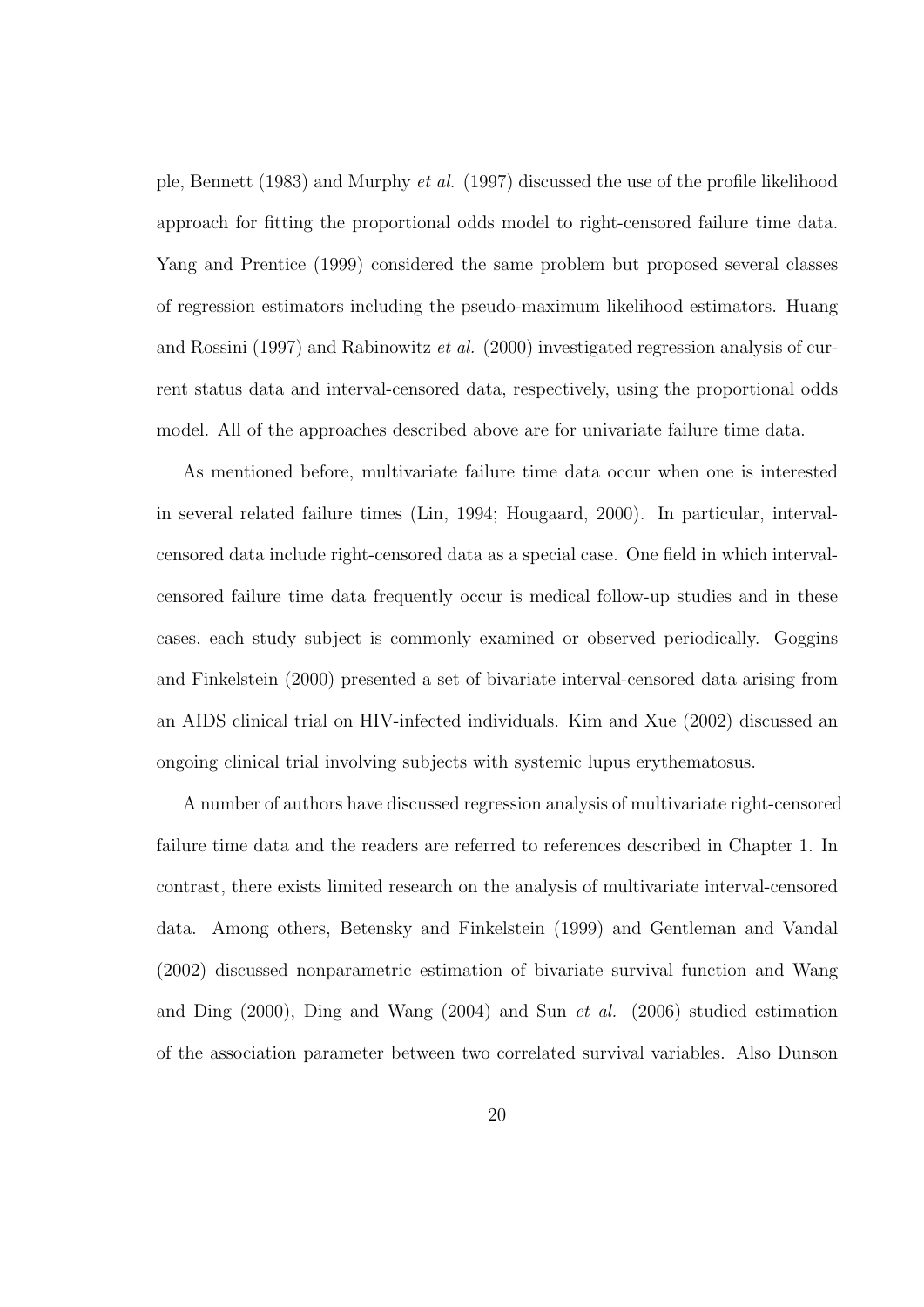ple, Bennett (1983) and Murphy *et al.* (1997) discussed the use of the profile likelihood approach for fitting the proportional odds model to right-censored failure time data. Yang and Prentice (1999) considered the same problem but proposed several classes of regression estimators including the pseudo-maximum likelihood estimators. Huang and Rossini (1997) and Rabinowitz *et al.* (2000) investigated regression analysis of current status data and interval-censored data, respectively, using the proportional odds model. All of the approaches described above are for univariate failure time data.

As mentioned before, multivariate failure time data occur when one is interested in several related failure times (Lin, 1994; Hougaard, 2000). In particular, interval-censored data include right-censored data as a special case. One field in which interval-censored failure time data frequently occur is medical follow-up studies and in these cases, each study subject is commonly examined or observed periodically. Goggins and Finkelstein (2000) presented a set of bivariate interval-censored data arising from an AIDS clinical trial on HIV-infected individuals. Kim and Xue (2002) discussed an ongoing clinical trial involving subjects with systemic lupus erythematosus.

A number of authors have discussed regression analysis of multivariate right-censored failure time data and the readers are referred to references described in Chapter 1. In contrast, there exists limited research on the analysis of multivariate interval-censored data. Among others, Betensky and Finkelstein (1999) and Gentleman and Vandal (2002) discussed nonparametric estimation of bivariate survival function and Wang and Ding (2000), Ding and Wang (2004) and Sun *et al.* (2006) studied estimation of the association parameter between two correlated survival variables. Also Dunson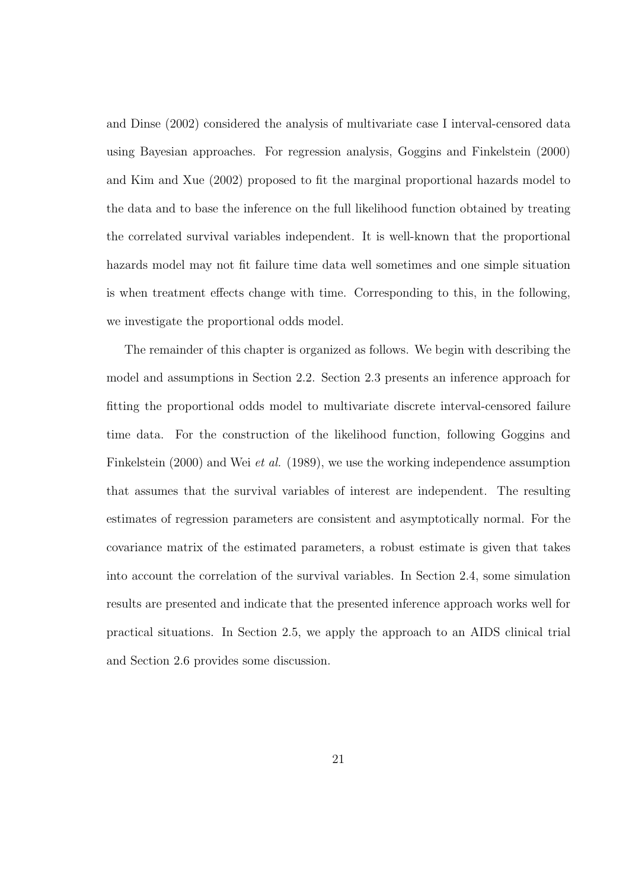and Dinse (2002) considered the analysis of multivariate case I interval-censored data using Bayesian approaches. For regression analysis, Goggins and Finkelstein (2000) and Kim and Xue (2002) proposed to fit the marginal proportional hazards model to the data and to base the inference on the full likelihood function obtained by treating the correlated survival variables independent. It is well-known that the proportional hazards model may not fit failure time data well sometimes and one simple situation is when treatment effects change with time. Corresponding to this, in the following, we investigate the proportional odds model.

The remainder of this chapter is organized as follows. We begin with describing the model and assumptions in Section 2.2. Section 2.3 presents an inference approach for fitting the proportional odds model to multivariate discrete interval-censored failure time data. For the construction of the likelihood function, following Goggins and Finkelstein (2000) and Wei *et al.* (1989), we use the working independence assumption that assumes that the survival variables of interest are independent. The resulting estimates of regression parameters are consistent and asymptotically normal. For the covariance matrix of the estimated parameters, a robust estimate is given that takes into account the correlation of the survival variables. In Section 2.4, some simulation results are presented and indicate that the presented inference approach works well for practical situations. In Section 2.5, we apply the approach to an AIDS clinical trial and Section 2.6 provides some discussion.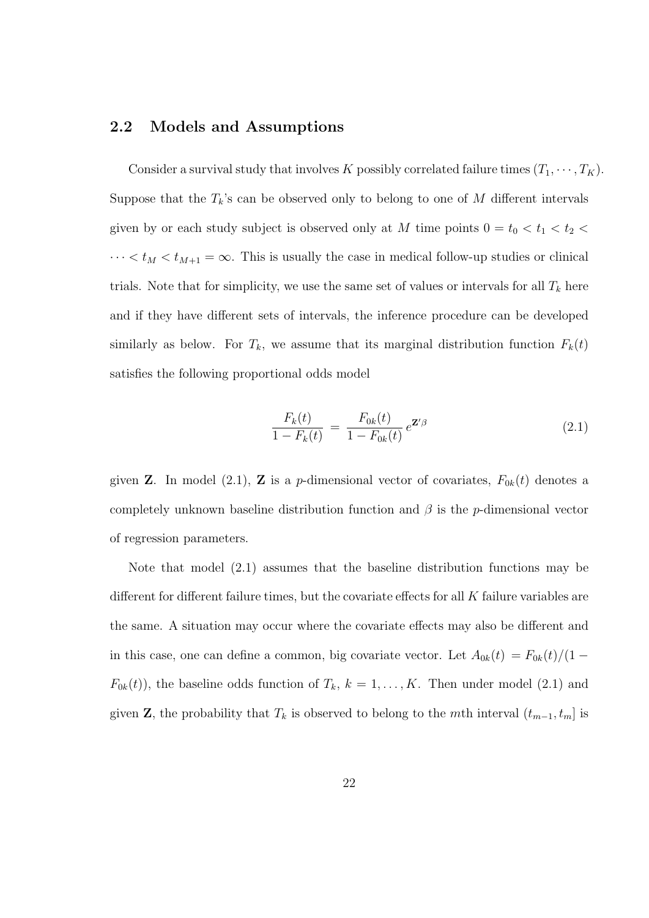## 2.2 Models and Assumptions

Consider a survival study that involves $K$ possibly correlated failure times $(T_1, \cdots, T_K)$. Suppose that the $T_k$'s can be observed only to belong to one of $M$ different intervals given by or each study subject is observed only at $M$ time points $0 = t_0 < t_1 < t_2 < \cdots < t_M < t_{M+1} = \infty$. This is usually the case in medical follow-up studies or clinical trials. Note that for simplicity, we use the same set of values or intervals for all $T_k$ here and if they have different sets of intervals, the inference procedure can be developed similarly as below. For $T_k$, we assume that its marginal distribution function $F_k(t)$ satisfies the following proportional odds model

$$\frac{F_k(t)}{1 - F_k(t)} = \frac{F_{0k}(t)}{1 - F_{0k}(t)} \, e^{\mathbf{Z}'\beta} \tag{2.1}$$

given $\mathbf{Z}$. In model (2.1), $\mathbf{Z}$ is a $p$-dimensional vector of covariates, $F_{0k}(t)$ denotes a completely unknown baseline distribution function and $\beta$ is the $p$-dimensional vector of regression parameters.

Note that model (2.1) assumes that the baseline distribution functions may be different for different failure times, but the covariate effects for all $K$ failure variables are the same. A situation may occur where the covariate effects may also be different and in this case, one can define a common, big covariate vector. Let $A_{0k}(t) = F_{0k}(t)/(1 - F_{0k}(t))$, the baseline odds function of $T_k$, $k = 1, \ldots, K$. Then under model (2.1) and given $\mathbf{Z}$, the probability that $T_k$ is observed to belong to the $m$th interval $(t_{m-1}, t_m]$ is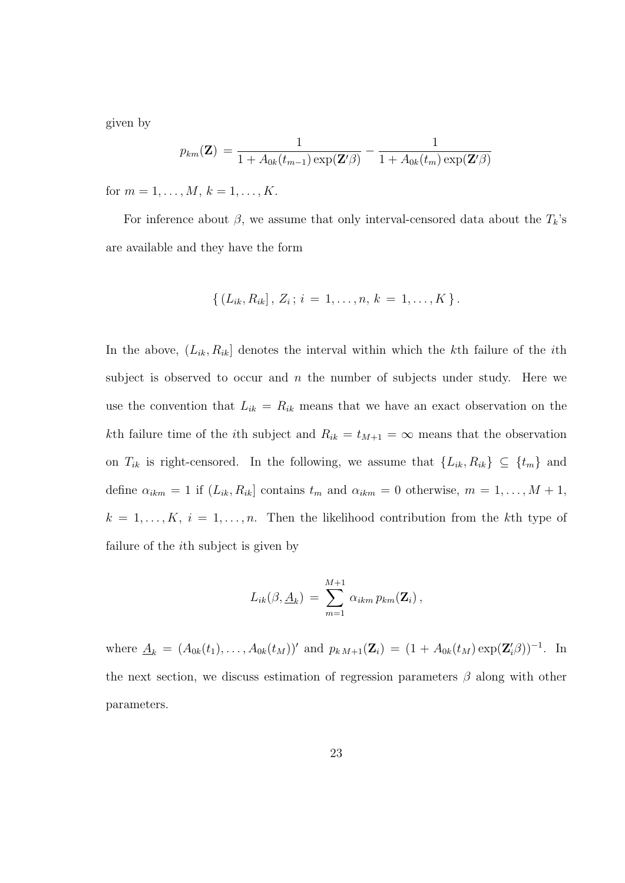given by

$$p_{km}(\mathbf{Z}) = \frac{1}{1 + A_{0k}(t_{m-1}) \exp(\mathbf{Z}'\beta)} - \frac{1}{1 + A_{0k}(t_m) \exp(\mathbf{Z}'\beta)}$$

for $m = 1, \ldots, M$, $k = 1, \ldots, K$.

For inference about $\beta$, we assume that only interval-censored data about the $T_k$'s are available and they have the form

$$\{ (L_{ik}, R_{ik}] \, , \, Z_i \, ; \, i = 1, \ldots, n, \, k = 1, \ldots, K \} .$$

In the above, $(L_{ik}, R_{ik}]$ denotes the interval within which the $k$th failure of the $i$th subject is observed to occur and $n$ the number of subjects under study. Here we use the convention that $L_{ik} = R_{ik}$ means that we have an exact observation on the $k$th failure time of the $i$th subject and $R_{ik} = t_{M+1} = \infty$ means that the observation on $T_{ik}$ is right-censored. In the following, we assume that $\{L_{ik}, R_{ik}\} \subseteq \{t_m\}$ and define $\alpha_{ikm} = 1$ if $(L_{ik}, R_{ik}]$ contains $t_m$ and $\alpha_{ikm} = 0$ otherwise, $m = 1, \ldots, M+1$, $k = 1, \ldots, K$, $i = 1, \ldots, n$. Then the likelihood contribution from the $k$th type of failure of the $i$th subject is given by

$$L_{ik}(\beta, \underline{A}_k) = \sum_{m=1}^{M+1} \alpha_{ikm} \, p_{km}(\mathbf{Z}_i) \, ,$$

where $\underline{A}_k = (A_{0k}(t_1), \ldots, A_{0k}(t_M))'$ and $p_{k\,M+1}(\mathbf{Z}_i) = (1 + A_{0k}(t_M) \exp(\mathbf{Z}_i'\beta))^{-1}$. In the next section, we discuss estimation of regression parameters $\beta$ along with other parameters.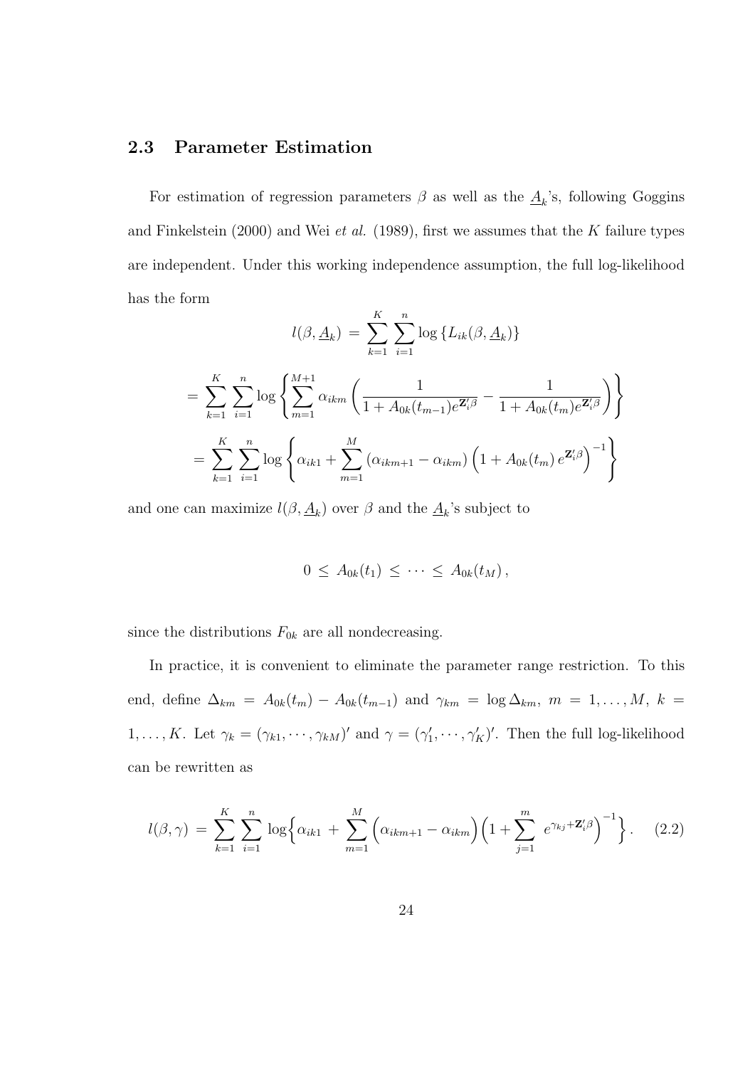## 2.3 Parameter Estimation

For estimation of regression parameters $\beta$ as well as the $\underline{A}_k$'s, following Goggins and Finkelstein (2000) and Wei *et al.* (1989), first we assumes that the $K$ failure types are independent. Under this working independence assumption, the full log-likelihood has the form

$$l(\beta, \underline{A}_k) \,=\, \sum_{k=1}^{K}\sum_{i=1}^{n} \log\left\{L_{ik}(\beta, \underline{A}_k)\right\}$$

$$= \sum_{k=1}^{K}\sum_{i=1}^{n} \log\left\{\sum_{m=1}^{M+1} \alpha_{ikm}\left(\frac{1}{1+A_{0k}(t_{m-1})e^{\mathbf{Z}_i'\beta}} - \frac{1}{1+A_{0k}(t_m)e^{\mathbf{Z}_i'\beta}}\right)\right\}$$

$$= \sum_{k=1}^{K}\sum_{i=1}^{n} \log\left\{\alpha_{ik1} + \sum_{m=1}^{M}\left(\alpha_{ikm+1} - \alpha_{ikm}\right)\left(1 + A_{0k}(t_m)\,e^{\mathbf{Z}_i'\beta}\right)^{-1}\right\}$$

and one can maximize $l(\beta, \underline{A}_k)$ over $\beta$ and the $\underline{A}_k$'s subject to

$$0 \,\leq\, A_{0k}(t_1) \,\leq\, \cdots \,\leq\, A_{0k}(t_M)\,,$$

since the distributions $F_{0k}$ are all nondecreasing.

In practice, it is convenient to eliminate the parameter range restriction. To this end, define $\Delta_{km} = A_{0k}(t_m) - A_{0k}(t_{m-1})$ and $\gamma_{km} = \log \Delta_{km},\ m = 1, \ldots, M,\ k = 1, \ldots, K$. Let $\gamma_k = (\gamma_{k1}, \cdots, \gamma_{kM})'$ and $\gamma = (\gamma_1', \cdots, \gamma_K')'$. Then the full log-likelihood can be rewritten as

$$l(\beta, \gamma) \,=\, \sum_{k=1}^{K}\sum_{i=1}^{n} \log\Big\{\alpha_{ik1} \,+\, \sum_{m=1}^{M}\Big(\alpha_{ikm+1} - \alpha_{ikm}\Big)\Big(1 + \sum_{j=1}^{m}\; e^{\gamma_{kj}+\mathbf{Z}_i'\beta}\Big)^{-1}\Big\}. \qquad (2.2)$$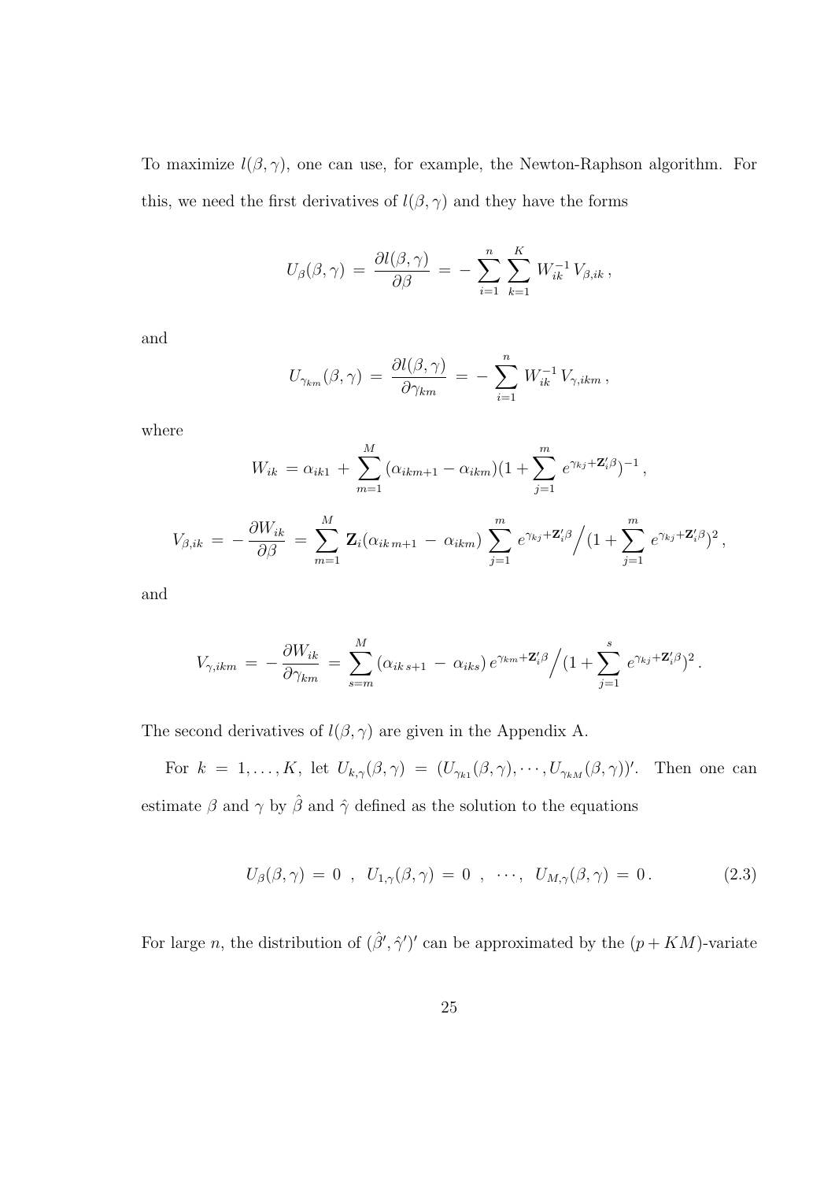To maximize $l(\beta, \gamma)$, one can use, for example, the Newton-Raphson algorithm. For this, we need the first derivatives of $l(\beta, \gamma)$ and they have the forms

$$U_\beta(\beta, \gamma) \,=\, \frac{\partial l(\beta, \gamma)}{\partial \beta} \,=\, -\sum_{i=1}^{n} \sum_{k=1}^{K} W_{ik}^{-1} \, V_{\beta, ik} \,,$$

and

$$U_{\gamma_{km}}(\beta, \gamma) \,=\, \frac{\partial l(\beta, \gamma)}{\partial \gamma_{km}} \,=\, -\sum_{i=1}^{n} W_{ik}^{-1} \, V_{\gamma, ikm} \,,$$

where

$$W_{ik} \,=\, \alpha_{ik1} \,+\, \sum_{m=1}^{M} (\alpha_{ikm+1} - \alpha_{ikm})(1 + \sum_{j=1}^{m} e^{\gamma_{kj} + \mathbf{Z}_i' \beta})^{-1} \,,$$

$$V_{\beta, ik} \,=\, -\frac{\partial W_{ik}}{\partial \beta} \,=\, \sum_{m=1}^{M} \mathbf{Z}_i (\alpha_{ik\,m+1} \,-\, \alpha_{ikm}) \sum_{j=1}^{m} e^{\gamma_{kj} + \mathbf{Z}_i' \beta} \Big/ (1 + \sum_{j=1}^{m} e^{\gamma_{kj} + \mathbf{Z}_i' \beta})^2 \,,$$

and

$$V_{\gamma, ikm} \,=\, -\frac{\partial W_{ik}}{\partial \gamma_{km}} \,=\, \sum_{s=m}^{M} (\alpha_{ik\,s+1} \,-\, \alpha_{iks}) \, e^{\gamma_{km} + \mathbf{Z}_i' \beta} \Big/ (1 + \sum_{j=1}^{s} e^{\gamma_{kj} + \mathbf{Z}_i' \beta})^2 \,.$$

The second derivatives of $l(\beta, \gamma)$ are given in the Appendix A.

For $k = 1, \ldots, K$, let $U_{k,\gamma}(\beta, \gamma) = (U_{\gamma_{k1}}(\beta, \gamma), \cdots, U_{\gamma_{kM}}(\beta, \gamma))'$. Then one can estimate $\beta$ and $\gamma$ by $\hat{\beta}$ and $\hat{\gamma}$ defined as the solution to the equations

$$U_\beta(\beta, \gamma) \,=\, 0 \;\;,\;\; U_{1,\gamma}(\beta, \gamma) \,=\, 0 \;\;,\;\; \cdots, \;\; U_{M,\gamma}(\beta, \gamma) \,=\, 0 \,. \tag{2.3}$$

For large $n$, the distribution of $(\hat{\beta}', \hat{\gamma}')'$ can be approximated by the $(p + KM)$-variate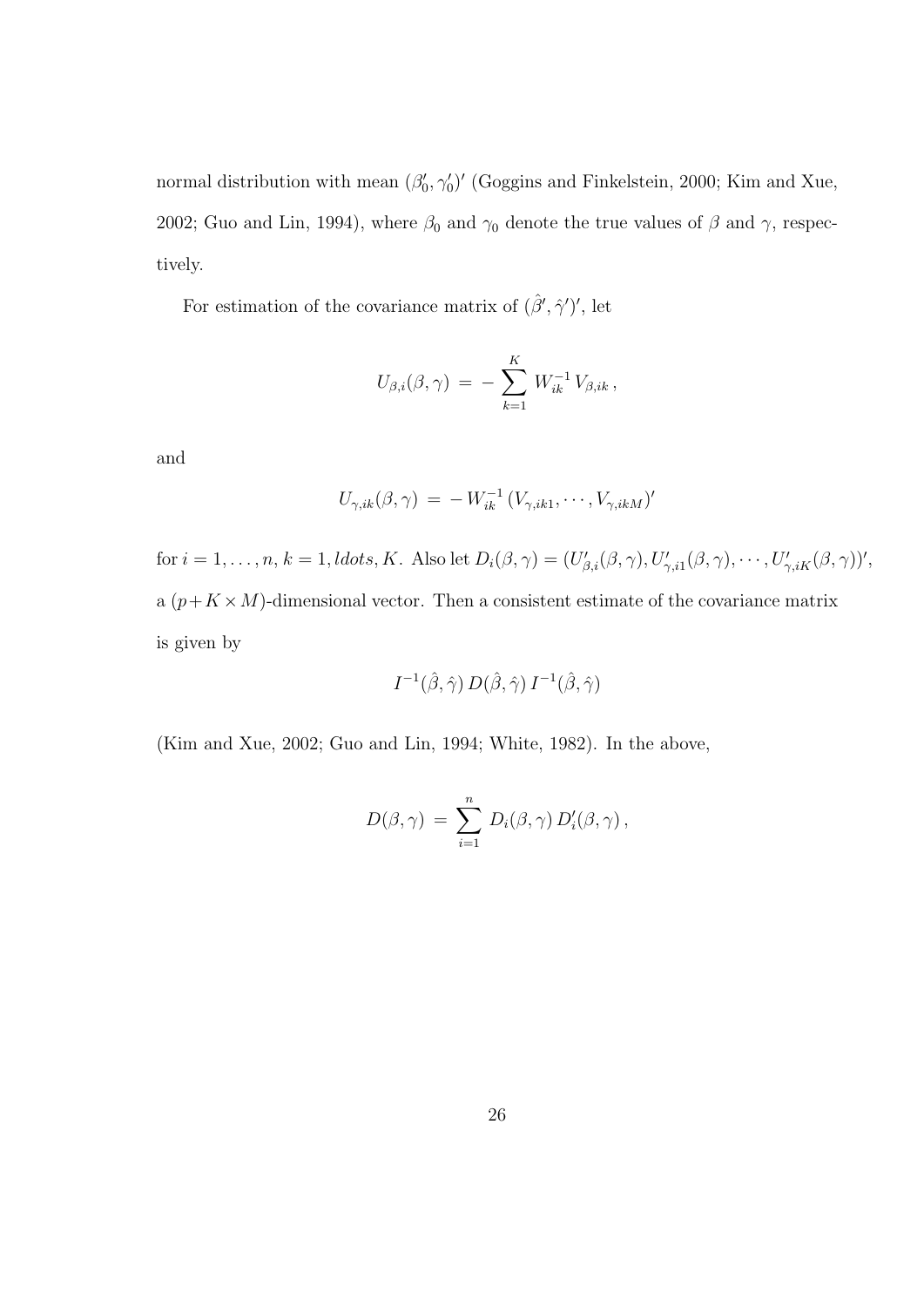normal distribution with mean $(\beta_0', \gamma_0')'$ (Goggins and Finkelstein, 2000; Kim and Xue, 2002; Guo and Lin, 1994), where $\beta_0$ and $\gamma_0$ denote the true values of $\beta$ and $\gamma$, respectively.

For estimation of the covariance matrix of $(\hat{\beta}', \hat{\gamma}')'$, let

$$U_{\beta,i}(\beta, \gamma) \;=\; -\sum_{k=1}^{K} W_{ik}^{-1} \, V_{\beta,ik} \,,$$

and

$$U_{\gamma,ik}(\beta, \gamma) \;=\; -\,W_{ik}^{-1} \, (V_{\gamma,ik1}, \cdots, V_{\gamma,ikM})'$$

for $i = 1, \ldots, n$, $k = 1, ldots, K$. Also let $D_i(\beta, \gamma) = (U_{\beta,i}'(\beta, \gamma), U_{\gamma,i1}'(\beta, \gamma), \cdots, U_{\gamma,iK}'(\beta, \gamma))'$, a $(p + K \times M)$-dimensional vector. Then a consistent estimate of the covariance matrix is given by

$$I^{-1}(\hat{\beta}, \hat{\gamma}) \, D(\hat{\beta}, \hat{\gamma}) \, I^{-1}(\hat{\beta}, \hat{\gamma})$$

(Kim and Xue, 2002; Guo and Lin, 1994; White, 1982). In the above,

$$D(\beta, \gamma) \;=\; \sum_{i=1}^{n} D_i(\beta, \gamma) \, D_i'(\beta, \gamma) \,,$$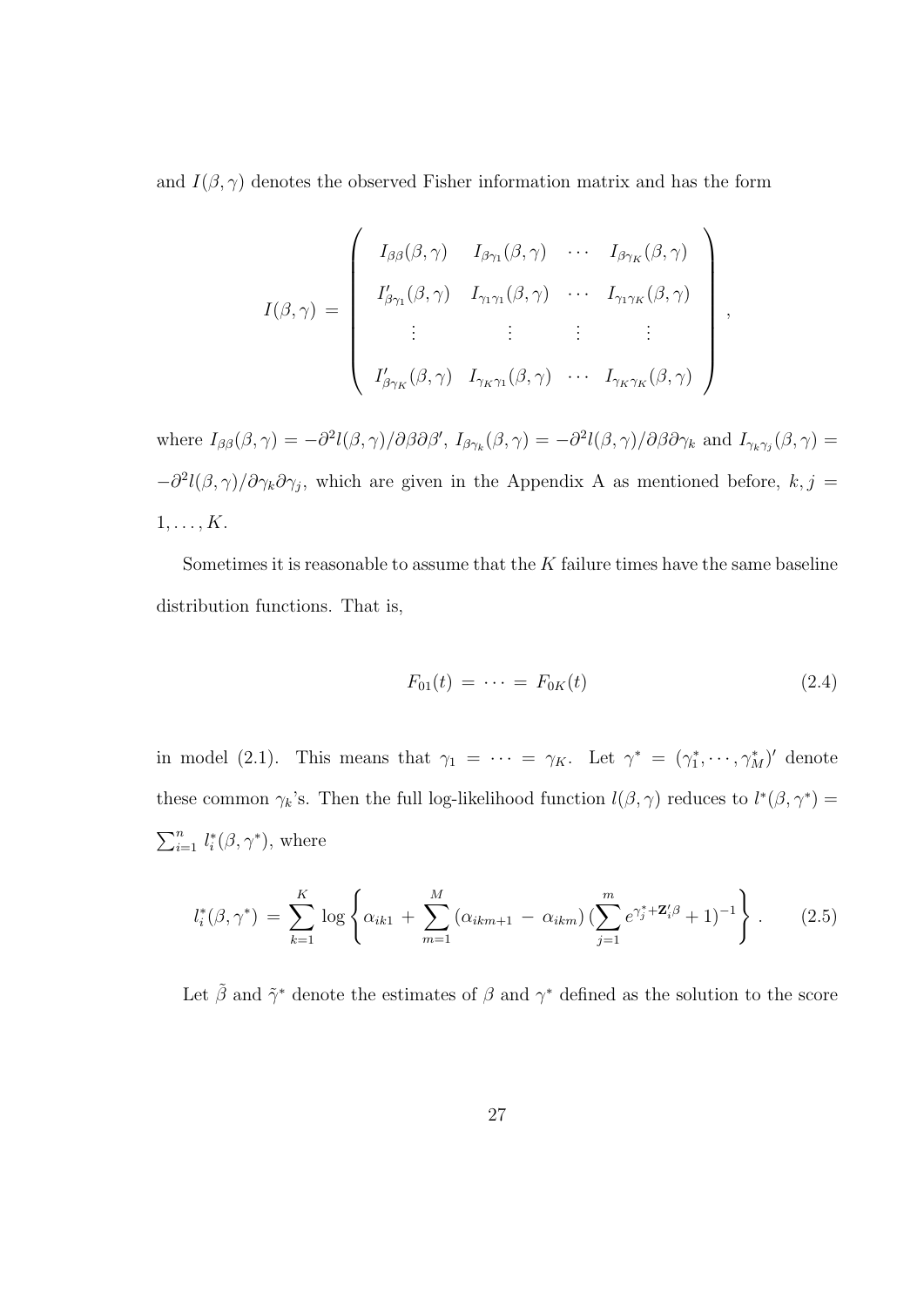and $I(\beta, \gamma)$ denotes the observed Fisher information matrix and has the form

$$
I(\beta,\gamma) \;=\; \left( \begin{array}{cccc} I_{\beta\beta}(\beta,\gamma) & I_{\beta\gamma_1}(\beta,\gamma) & \cdots & I_{\beta\gamma_K}(\beta,\gamma) \\ I'_{\beta\gamma_1}(\beta,\gamma) & I_{\gamma_1\gamma_1}(\beta,\gamma) & \cdots & I_{\gamma_1\gamma_K}(\beta,\gamma) \\ \vdots & \vdots & \vdots & \vdots \\ I'_{\beta\gamma_K}(\beta,\gamma) & I_{\gamma_K\gamma_1}(\beta,\gamma) & \cdots & I_{\gamma_K\gamma_K}(\beta,\gamma) \end{array} \right),
$$

where $I_{\beta\beta}(\beta,\gamma) = -\partial^2 l(\beta,\gamma)/\partial\beta\partial\beta'$, $I_{\beta\gamma_k}(\beta,\gamma) = -\partial^2 l(\beta,\gamma)/\partial\beta\partial\gamma_k$ and $I_{\gamma_k\gamma_j}(\beta,\gamma) = -\partial^2 l(\beta,\gamma)/\partial\gamma_k\partial\gamma_j$, which are given in the Appendix A as mentioned before, $k, j = 1, \ldots, K$.

Sometimes it is reasonable to assume that the $K$ failure times have the same baseline distribution functions. That is,

$$
F_{01}(t) \;=\; \cdots \;=\; F_{0K}(t) \tag{2.4}
$$

in model (2.1). This means that $\gamma_1 = \cdots = \gamma_K$. Let $\gamma^* = (\gamma_1^*, \cdots, \gamma_M^*)'$ denote these common $\gamma_k$'s. Then the full log-likelihood function $l(\beta,\gamma)$ reduces to $l^*(\beta,\gamma^*) = \sum_{i=1}^n l_i^*(\beta,\gamma^*)$, where

$$
l_i^*(\beta,\gamma^*) \;=\; \sum_{k=1}^K \log\left\{ \alpha_{ik1} \,+\, \sum_{m=1}^M (\alpha_{ikm+1} \,-\, \alpha_{ikm})\,(\sum_{j=1}^m e^{\gamma_j^* + \mathbf{Z}_i'\beta} + 1)^{-1} \right\}. \tag{2.5}
$$

Let $\tilde{\beta}$ and $\tilde{\gamma}^*$ denote the estimates of $\beta$ and $\gamma^*$ defined as the solution to the score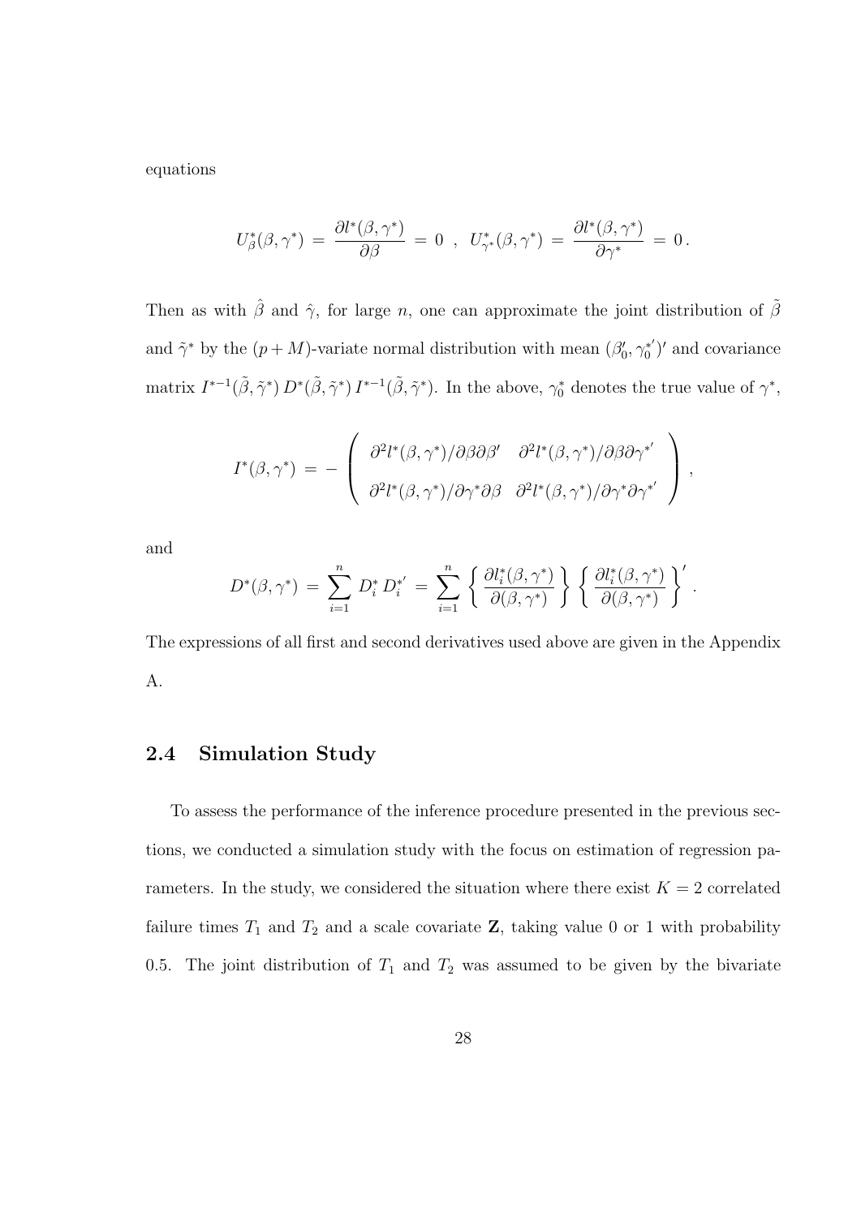equations

$$U^*_\beta(\beta, \gamma^*) \,=\, \frac{\partial l^*(\beta, \gamma^*)}{\partial \beta} \,=\, 0 \;\;,\;\; U^*_{\gamma^*}(\beta, \gamma^*) \,=\, \frac{\partial l^*(\beta, \gamma^*)}{\partial \gamma^*} \,=\, 0\,.$$

Then as with $\hat{\beta}$ and $\hat{\gamma}$, for large $n$, one can approximate the joint distribution of $\tilde{\beta}$ and $\tilde{\gamma}^*$ by the $(p+M)$-variate normal distribution with mean $(\beta_0', {\gamma_0^*}')'$ and covariance matrix $I^{*-1}(\tilde{\beta}, \tilde{\gamma}^*)\, D^*(\tilde{\beta}, \tilde{\gamma}^*)\, I^{*-1}(\tilde{\beta}, \tilde{\gamma}^*)$. In the above, $\gamma_0^*$ denotes the true value of $\gamma^*$,

$$I^*(\beta, \gamma^*) \,=\, - \left( \begin{array}{cc} \partial^2 l^*(\beta, \gamma^*)/\partial\beta\partial\beta' & \partial^2 l^*(\beta, \gamma^*)/\partial\beta\partial{\gamma^*}' \\ \partial^2 l^*(\beta, \gamma^*)/\partial\gamma^*\partial\beta & \partial^2 l^*(\beta, \gamma^*)/\partial\gamma^*\partial{\gamma^*}' \end{array} \right),$$

and

$$D^*(\beta, \gamma^*) \,=\, \sum_{i=1}^n D_i^*\, {D_i^*}' \,=\, \sum_{i=1}^n \left\{ \frac{\partial l_i^*(\beta, \gamma^*)}{\partial(\beta, \gamma^*)} \right\} \left\{ \frac{\partial l_i^*(\beta, \gamma^*)}{\partial(\beta, \gamma^*)} \right\}'.$$

The expressions of all first and second derivatives used above are given in the Appendix A.

## 2.4 Simulation Study

To assess the performance of the inference procedure presented in the previous sections, we conducted a simulation study with the focus on estimation of regression parameters. In the study, we considered the situation where there exist $K = 2$ correlated failure times $T_1$ and $T_2$ and a scale covariate $\mathbf{Z}$, taking value 0 or 1 with probability 0.5. The joint distribution of $T_1$ and $T_2$ was assumed to be given by the bivariate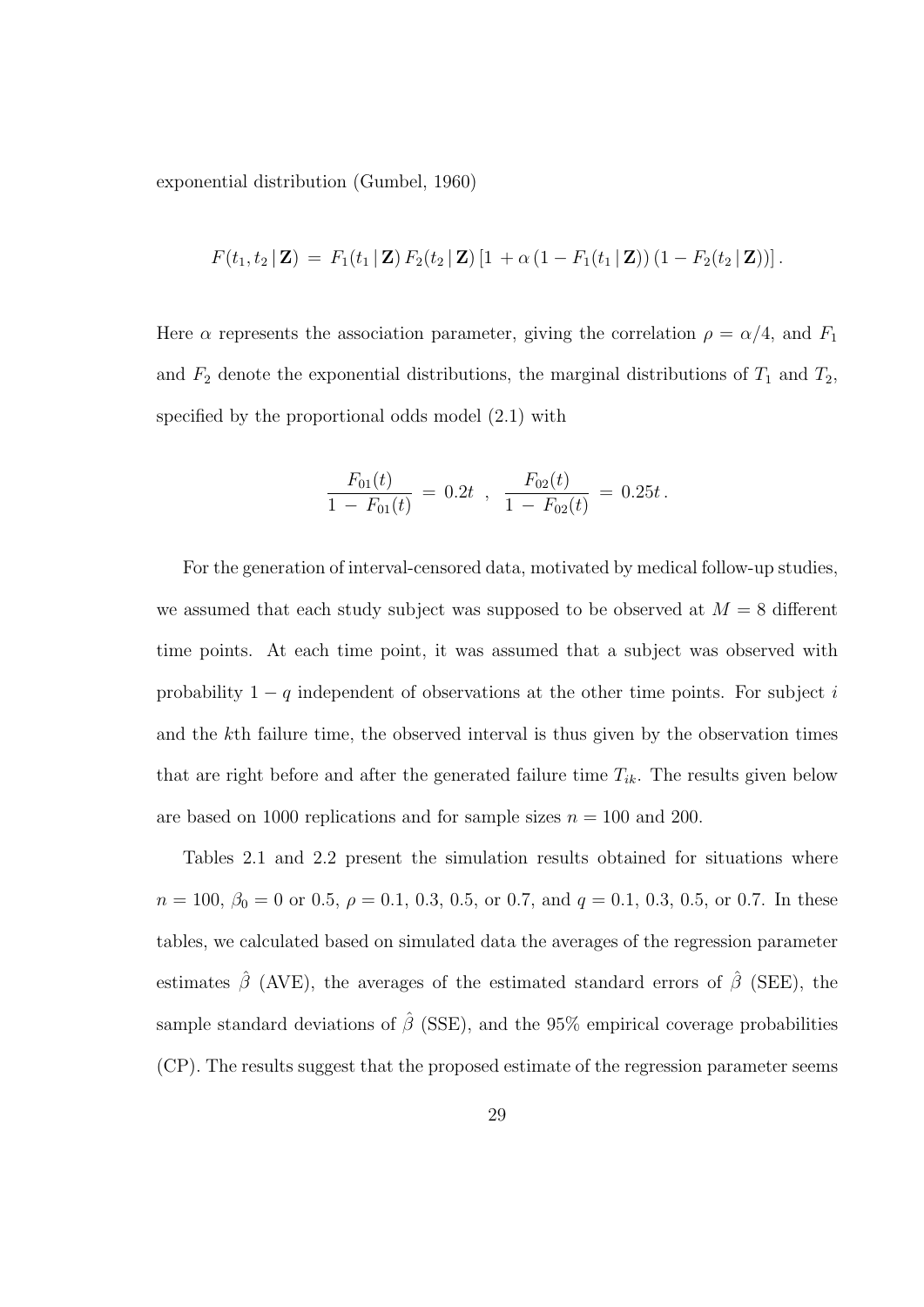exponential distribution (Gumbel, 1960)

$$F(t_1, t_2 \,|\, \mathbf{Z}) \,=\, F_1(t_1 \,|\, \mathbf{Z})\, F_2(t_2 \,|\, \mathbf{Z})\, [1 \,+ \alpha\, (1 - F_1(t_1 \,|\, \mathbf{Z}))\, (1 - F_2(t_2 \,|\, \mathbf{Z}))] \,.$$

Here $\alpha$ represents the association parameter, giving the correlation $\rho = \alpha/4$, and $F_1$ and $F_2$ denote the exponential distributions, the marginal distributions of $T_1$ and $T_2$, specified by the proportional odds model (2.1) with

$$\frac{F_{01}(t)}{1 \,-\, F_{01}(t)} \,=\, 0.2t \;\;,\;\; \frac{F_{02}(t)}{1 \,-\, F_{02}(t)} \,=\, 0.25t \,.$$

For the generation of interval-censored data, motivated by medical follow-up studies, we assumed that each study subject was supposed to be observed at $M = 8$ different time points. At each time point, it was assumed that a subject was observed with probability $1 - q$ independent of observations at the other time points. For subject $i$ and the $k$th failure time, the observed interval is thus given by the observation times that are right before and after the generated failure time $T_{ik}$. The results given below are based on 1000 replications and for sample sizes $n = 100$ and 200.

Tables 2.1 and 2.2 present the simulation results obtained for situations where $n = 100$, $\beta_0 = 0$ or 0.5, $\rho = 0.1$, 0.3, 0.5, or 0.7, and $q = 0.1$, 0.3, 0.5, or 0.7. In these tables, we calculated based on simulated data the averages of the regression parameter estimates $\hat{\beta}$ (AVE), the averages of the estimated standard errors of $\hat{\beta}$ (SEE), the sample standard deviations of $\hat{\beta}$ (SSE), and the 95% empirical coverage probabilities (CP). The results suggest that the proposed estimate of the regression parameter seems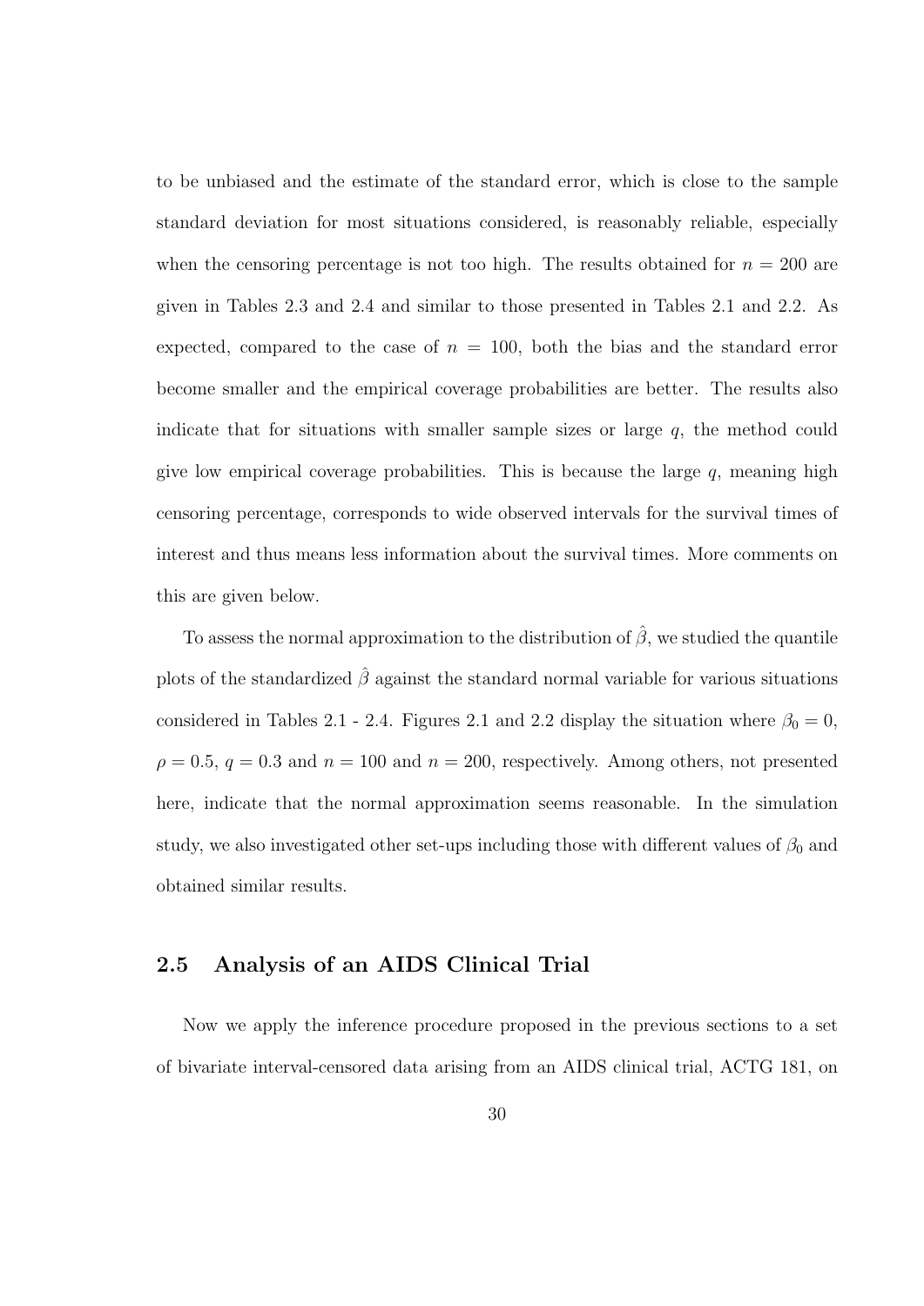to be unbiased and the estimate of the standard error, which is close to the sample standard deviation for most situations considered, is reasonably reliable, especially when the censoring percentage is not too high. The results obtained for $n = 200$ are given in Tables 2.3 and 2.4 and similar to those presented in Tables 2.1 and 2.2. As expected, compared to the case of $n = 100$, both the bias and the standard error become smaller and the empirical coverage probabilities are better. The results also indicate that for situations with smaller sample sizes or large $q$, the method could give low empirical coverage probabilities. This is because the large $q$, meaning high censoring percentage, corresponds to wide observed intervals for the survival times of interest and thus means less information about the survival times. More comments on this are given below.

To assess the normal approximation to the distribution of $\hat{\beta}$, we studied the quantile plots of the standardized $\hat{\beta}$ against the standard normal variable for various situations considered in Tables 2.1 - 2.4. Figures 2.1 and 2.2 display the situation where $\beta_0 = 0$, $\rho = 0.5$, $q = 0.3$ and $n = 100$ and $n = 200$, respectively. Among others, not presented here, indicate that the normal approximation seems reasonable. In the simulation study, we also investigated other set-ups including those with different values of $\beta_0$ and obtained similar results.

## 2.5 Analysis of an AIDS Clinical Trial

Now we apply the inference procedure proposed in the previous sections to a set of bivariate interval-censored data arising from an AIDS clinical trial, ACTG 181, on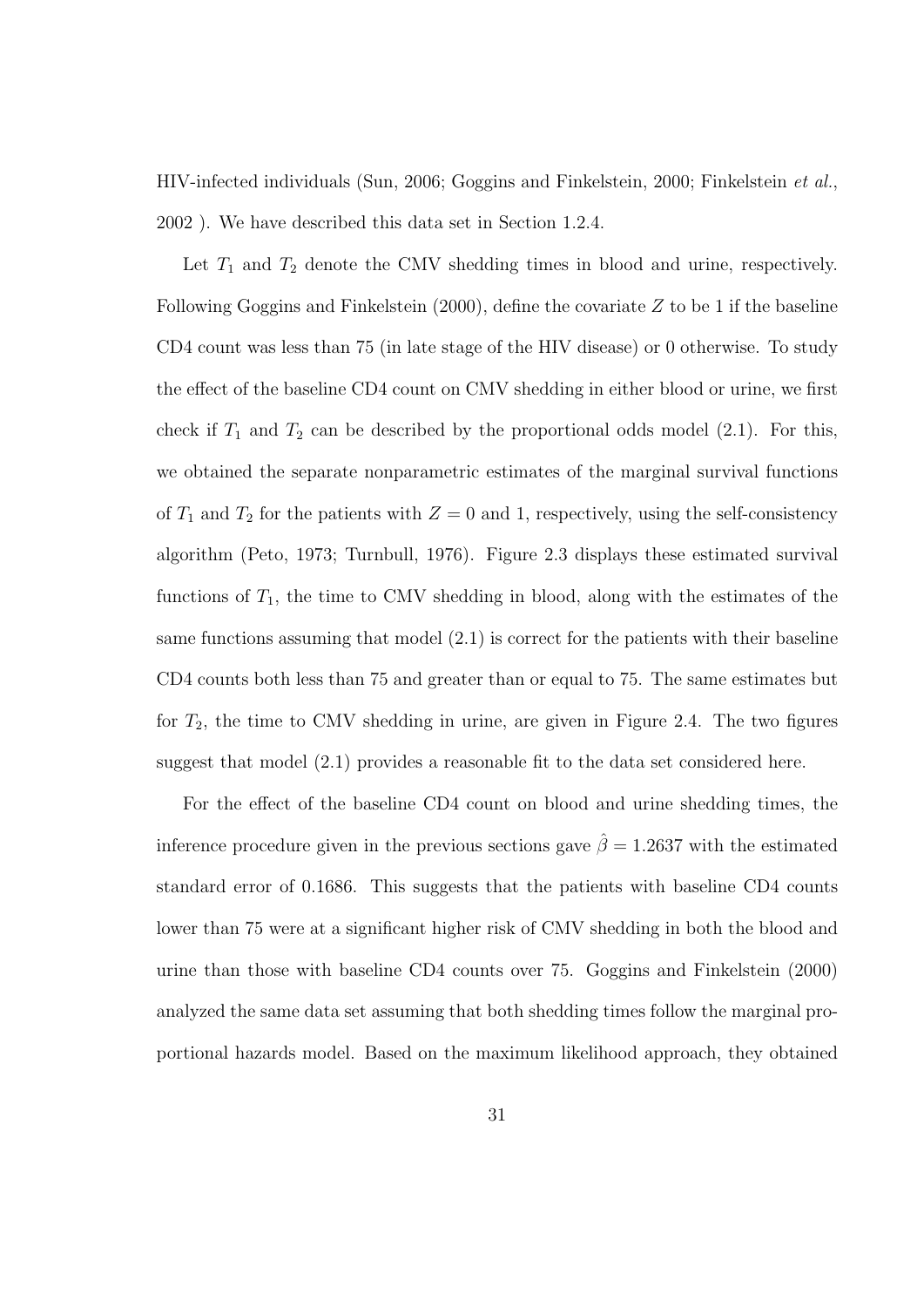HIV-infected individuals (Sun, 2006; Goggins and Finkelstein, 2000; Finkelstein *et al.*, 2002 ). We have described this data set in Section 1.2.4.

Let $T_1$ and $T_2$ denote the CMV shedding times in blood and urine, respectively. Following Goggins and Finkelstein (2000), define the covariate $Z$ to be 1 if the baseline CD4 count was less than 75 (in late stage of the HIV disease) or 0 otherwise. To study the effect of the baseline CD4 count on CMV shedding in either blood or urine, we first check if $T_1$ and $T_2$ can be described by the proportional odds model (2.1). For this, we obtained the separate nonparametric estimates of the marginal survival functions of $T_1$ and $T_2$ for the patients with $Z = 0$ and 1, respectively, using the self-consistency algorithm (Peto, 1973; Turnbull, 1976). Figure 2.3 displays these estimated survival functions of $T_1$, the time to CMV shedding in blood, along with the estimates of the same functions assuming that model (2.1) is correct for the patients with their baseline CD4 counts both less than 75 and greater than or equal to 75. The same estimates but for $T_2$, the time to CMV shedding in urine, are given in Figure 2.4. The two figures suggest that model (2.1) provides a reasonable fit to the data set considered here.

For the effect of the baseline CD4 count on blood and urine shedding times, the inference procedure given in the previous sections gave $\hat{\beta} = 1.2637$ with the estimated standard error of 0.1686. This suggests that the patients with baseline CD4 counts lower than 75 were at a significant higher risk of CMV shedding in both the blood and urine than those with baseline CD4 counts over 75. Goggins and Finkelstein (2000) analyzed the same data set assuming that both shedding times follow the marginal proportional hazards model. Based on the maximum likelihood approach, they obtained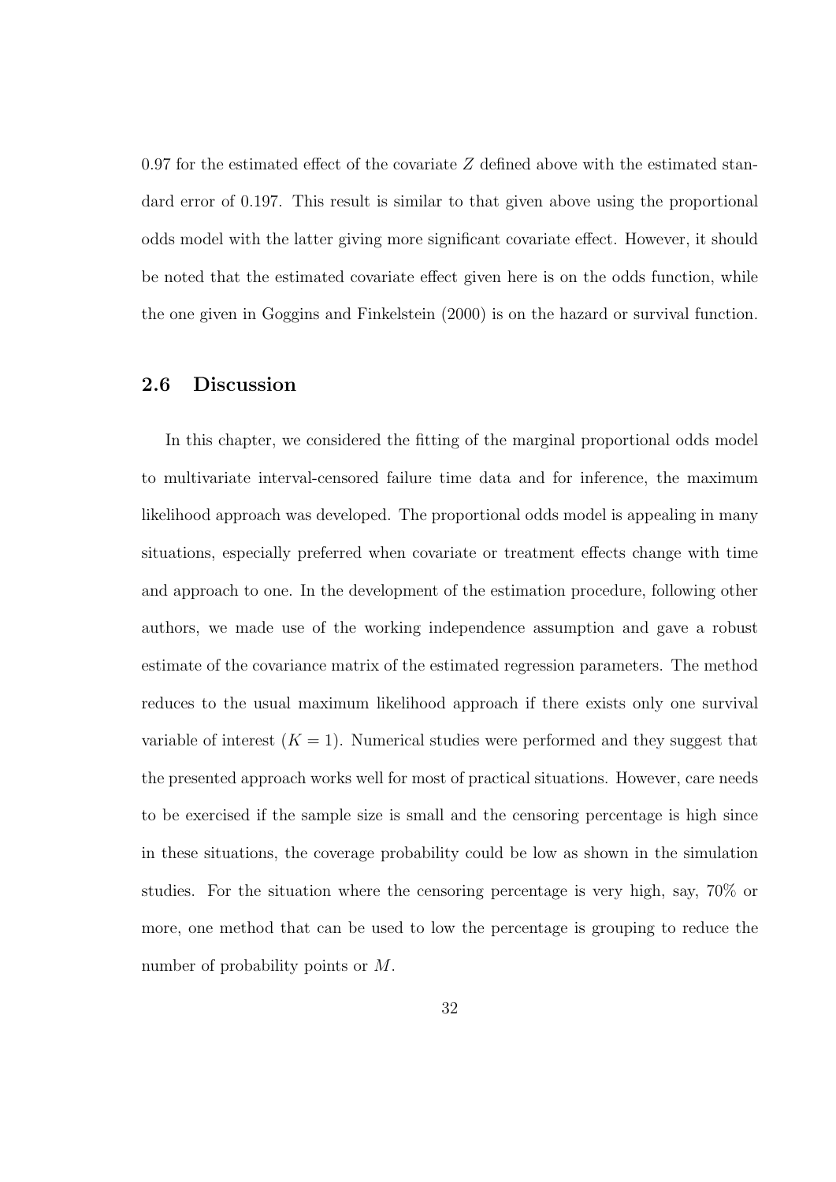0.97 for the estimated effect of the covariate $Z$ defined above with the estimated standard error of 0.197. This result is similar to that given above using the proportional odds model with the latter giving more significant covariate effect. However, it should be noted that the estimated covariate effect given here is on the odds function, while the one given in Goggins and Finkelstein (2000) is on the hazard or survival function.

## 2.6 Discussion

In this chapter, we considered the fitting of the marginal proportional odds model to multivariate interval-censored failure time data and for inference, the maximum likelihood approach was developed. The proportional odds model is appealing in many situations, especially preferred when covariate or treatment effects change with time and approach to one. In the development of the estimation procedure, following other authors, we made use of the working independence assumption and gave a robust estimate of the covariance matrix of the estimated regression parameters. The method reduces to the usual maximum likelihood approach if there exists only one survival variable of interest ($K = 1$). Numerical studies were performed and they suggest that the presented approach works well for most of practical situations. However, care needs to be exercised if the sample size is small and the censoring percentage is high since in these situations, the coverage probability could be low as shown in the simulation studies. For the situation where the censoring percentage is very high, say, 70% or more, one method that can be used to low the percentage is grouping to reduce the number of probability points or $M$.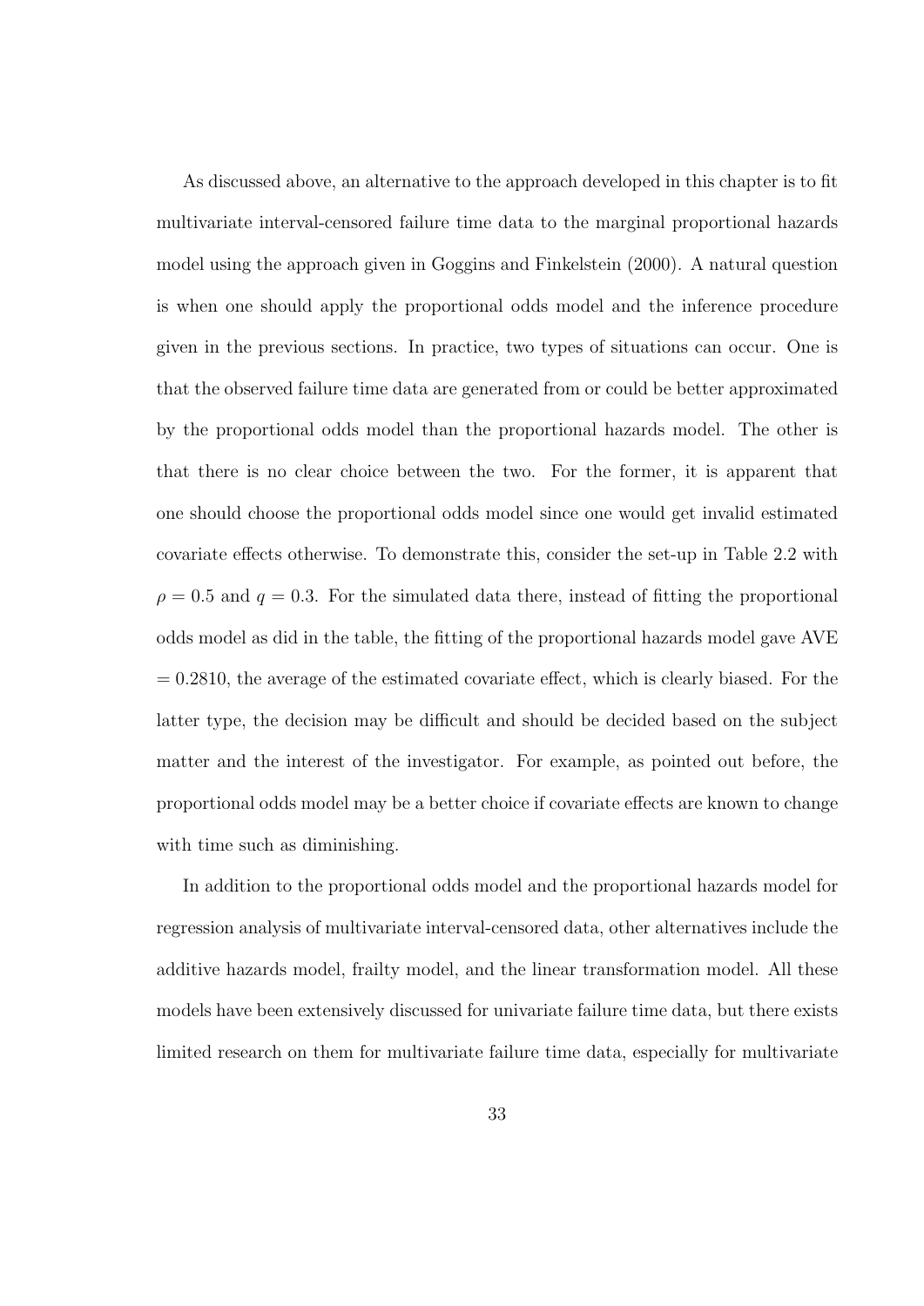As discussed above, an alternative to the approach developed in this chapter is to fit multivariate interval-censored failure time data to the marginal proportional hazards model using the approach given in Goggins and Finkelstein (2000). A natural question is when one should apply the proportional odds model and the inference procedure given in the previous sections. In practice, two types of situations can occur. One is that the observed failure time data are generated from or could be better approximated by the proportional odds model than the proportional hazards model. The other is that there is no clear choice between the two. For the former, it is apparent that one should choose the proportional odds model since one would get invalid estimated covariate effects otherwise. To demonstrate this, consider the set-up in Table 2.2 with $\rho = 0.5$ and $q = 0.3$. For the simulated data there, instead of fitting the proportional odds model as did in the table, the fitting of the proportional hazards model gave AVE $= 0.2810$, the average of the estimated covariate effect, which is clearly biased. For the latter type, the decision may be difficult and should be decided based on the subject matter and the interest of the investigator. For example, as pointed out before, the proportional odds model may be a better choice if covariate effects are known to change with time such as diminishing.

In addition to the proportional odds model and the proportional hazards model for regression analysis of multivariate interval-censored data, other alternatives include the additive hazards model, frailty model, and the linear transformation model. All these models have been extensively discussed for univariate failure time data, but there exists limited research on them for multivariate failure time data, especially for multivariate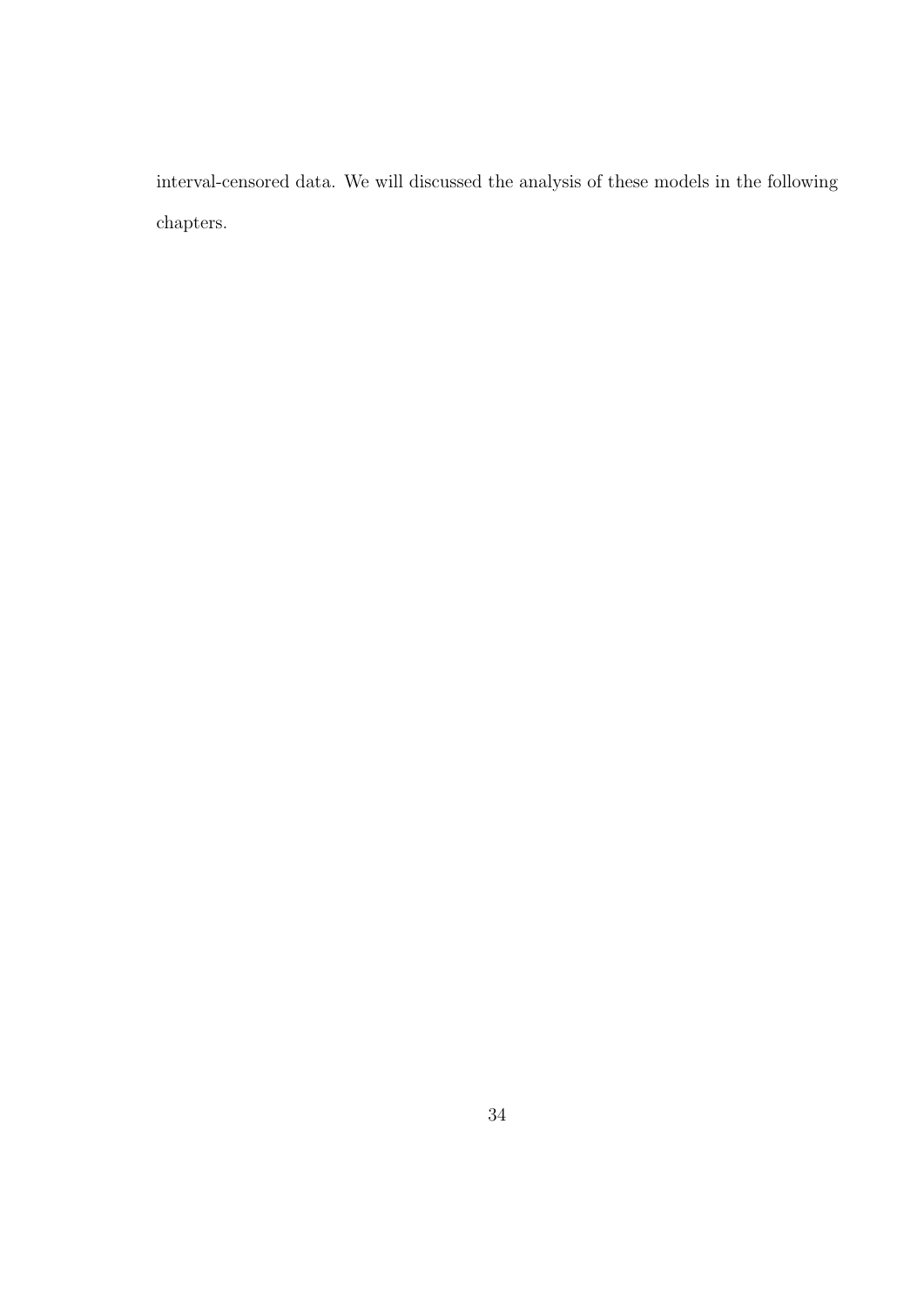interval-censored data. We will discussed the analysis of these models in the following chapters.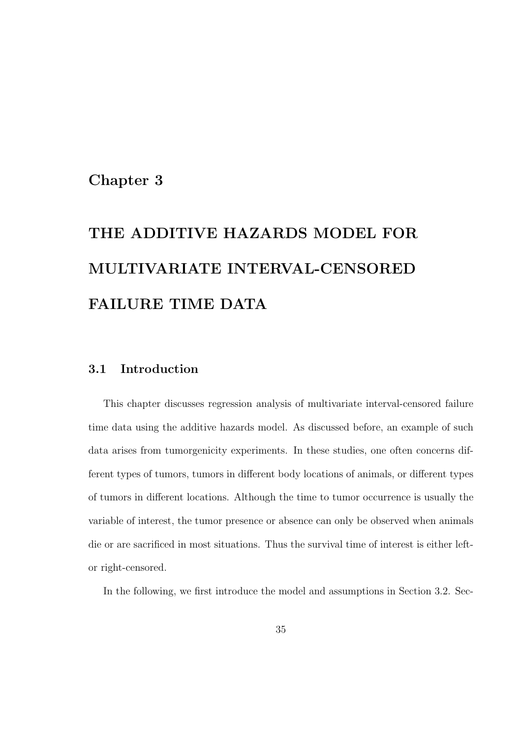# Chapter 3

# THE ADDITIVE HAZARDS MODEL FOR MULTIVARIATE INTERVAL-CENSORED FAILURE TIME DATA

## 3.1 Introduction

This chapter discusses regression analysis of multivariate interval-censored failure time data using the additive hazards model. As discussed before, an example of such data arises from tumorgenicity experiments. In these studies, one often concerns different types of tumors, tumors in different body locations of animals, or different types of tumors in different locations. Although the time to tumor occurrence is usually the variable of interest, the tumor presence or absence can only be observed when animals die or are sacrificed in most situations. Thus the survival time of interest is either left- or right-censored.

In the following, we first introduce the model and assumptions in Section 3.2. Sec-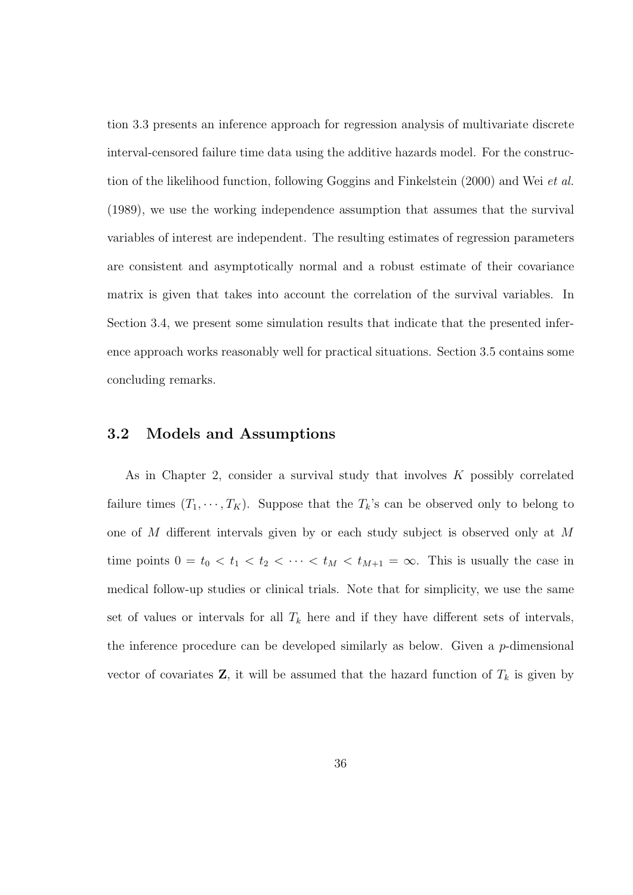tion 3.3 presents an inference approach for regression analysis of multivariate discrete interval-censored failure time data using the additive hazards model. For the construction of the likelihood function, following Goggins and Finkelstein (2000) and Wei *et al.* (1989), we use the working independence assumption that assumes that the survival variables of interest are independent. The resulting estimates of regression parameters are consistent and asymptotically normal and a robust estimate of their covariance matrix is given that takes into account the correlation of the survival variables. In Section 3.4, we present some simulation results that indicate that the presented inference approach works reasonably well for practical situations. Section 3.5 contains some concluding remarks.

## 3.2 Models and Assumptions

As in Chapter 2, consider a survival study that involves $K$ possibly correlated failure times $(T_1, \cdots, T_K)$. Suppose that the $T_k$'s can be observed only to belong to one of $M$ different intervals given by or each study subject is observed only at $M$ time points $0 = t_0 < t_1 < t_2 < \cdots < t_M < t_{M+1} = \infty$. This is usually the case in medical follow-up studies or clinical trials. Note that for simplicity, we use the same set of values or intervals for all $T_k$ here and if they have different sets of intervals, the inference procedure can be developed similarly as below. Given a $p$-dimensional vector of covariates $\mathbf{Z}$, it will be assumed that the hazard function of $T_k$ is given by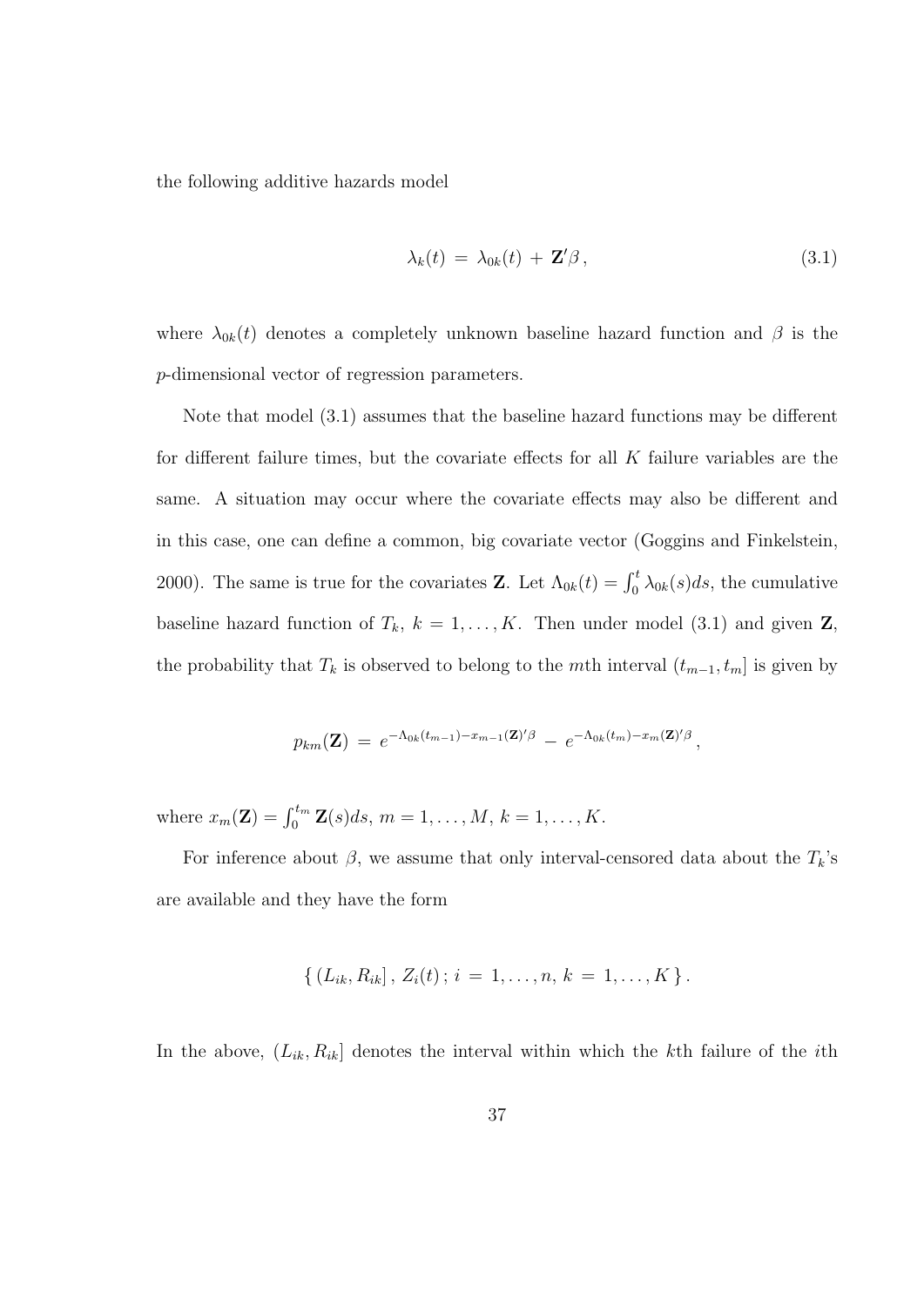the following additive hazards model

$$\lambda_k(t) \,=\, \lambda_{0k}(t) \,+\, \mathbf{Z}'\beta\,, \tag{3.1}$$

where $\lambda_{0k}(t)$ denotes a completely unknown baseline hazard function and $\beta$ is the $p$-dimensional vector of regression parameters.

Note that model (3.1) assumes that the baseline hazard functions may be different for different failure times, but the covariate effects for all $K$ failure variables are the same. A situation may occur where the covariate effects may also be different and in this case, one can define a common, big covariate vector (Goggins and Finkelstein, 2000). The same is true for the covariates $\mathbf{Z}$. Let $\Lambda_{0k}(t) = \int_0^t \lambda_{0k}(s)ds$, the cumulative baseline hazard function of $T_k$, $k = 1, \ldots, K$. Then under model (3.1) and given $\mathbf{Z}$, the probability that $T_k$ is observed to belong to the $m$th interval $(t_{m-1}, t_m]$ is given by

$$p_{km}(\mathbf{Z}) \,=\, e^{-\Lambda_{0k}(t_{m-1}) - x_{m-1}(\mathbf{Z})'\beta} \,-\, e^{-\Lambda_{0k}(t_m) - x_m(\mathbf{Z})'\beta}\,,$$

where $x_m(\mathbf{Z}) = \int_0^{t_m} \mathbf{Z}(s)ds$, $m = 1, \ldots, M$, $k = 1, \ldots, K$.

For inference about $\beta$, we assume that only interval-censored data about the $T_k$'s are available and they have the form

$$\{\, (L_{ik}, R_{ik}]\,,\, Z_i(t)\,;\, i \,=\, 1, \ldots, n,\, k \,=\, 1, \ldots, K \,\}\,.$$

In the above, $(L_{ik}, R_{ik}]$ denotes the interval within which the $k$th failure of the $i$th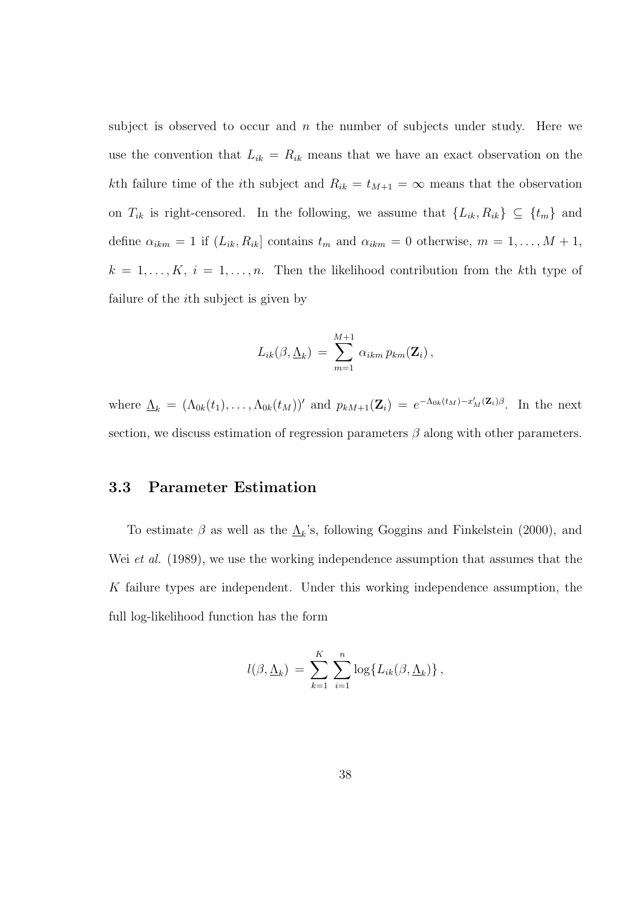subject is observed to occur and $n$ the number of subjects under study. Here we use the convention that $L_{ik} = R_{ik}$ means that we have an exact observation on the $k$th failure time of the $i$th subject and $R_{ik} = t_{M+1} = \infty$ means that the observation on $T_{ik}$ is right-censored. In the following, we assume that $\{L_{ik}, R_{ik}\} \subseteq \{t_m\}$ and define $\alpha_{ikm} = 1$ if $(L_{ik}, R_{ik}]$ contains $t_m$ and $\alpha_{ikm} = 0$ otherwise, $m = 1, \ldots, M+1$, $k = 1, \ldots, K$, $i = 1, \ldots, n$. Then the likelihood contribution from the $k$th type of failure of the $i$th subject is given by

$$L_{ik}(\beta, \underline{\Lambda}_k) = \sum_{m=1}^{M+1} \alpha_{ikm} \, p_{km}(\mathbf{Z}_i) \, ,$$

where $\underline{\Lambda}_k = (\Lambda_{0k}(t_1), \ldots, \Lambda_{0k}(t_M))'$ and $p_{kM+1}(\mathbf{Z}_i) = e^{-\Lambda_{0k}(t_M) - x_M'(\mathbf{Z}_i)\beta}$. In the next section, we discuss estimation of regression parameters $\beta$ along with other parameters.

## 3.3 Parameter Estimation

To estimate $\beta$ as well as the $\underline{\Lambda}_k$'s, following Goggins and Finkelstein (2000), and Wei *et al.* (1989), we use the working independence assumption that assumes that the $K$ failure types are independent. Under this working independence assumption, the full log-likelihood function has the form

$$l(\beta, \underline{\Lambda}_k) = \sum_{k=1}^{K} \sum_{i=1}^{n} \log\{L_{ik}(\beta, \underline{\Lambda}_k)\} \, ,$$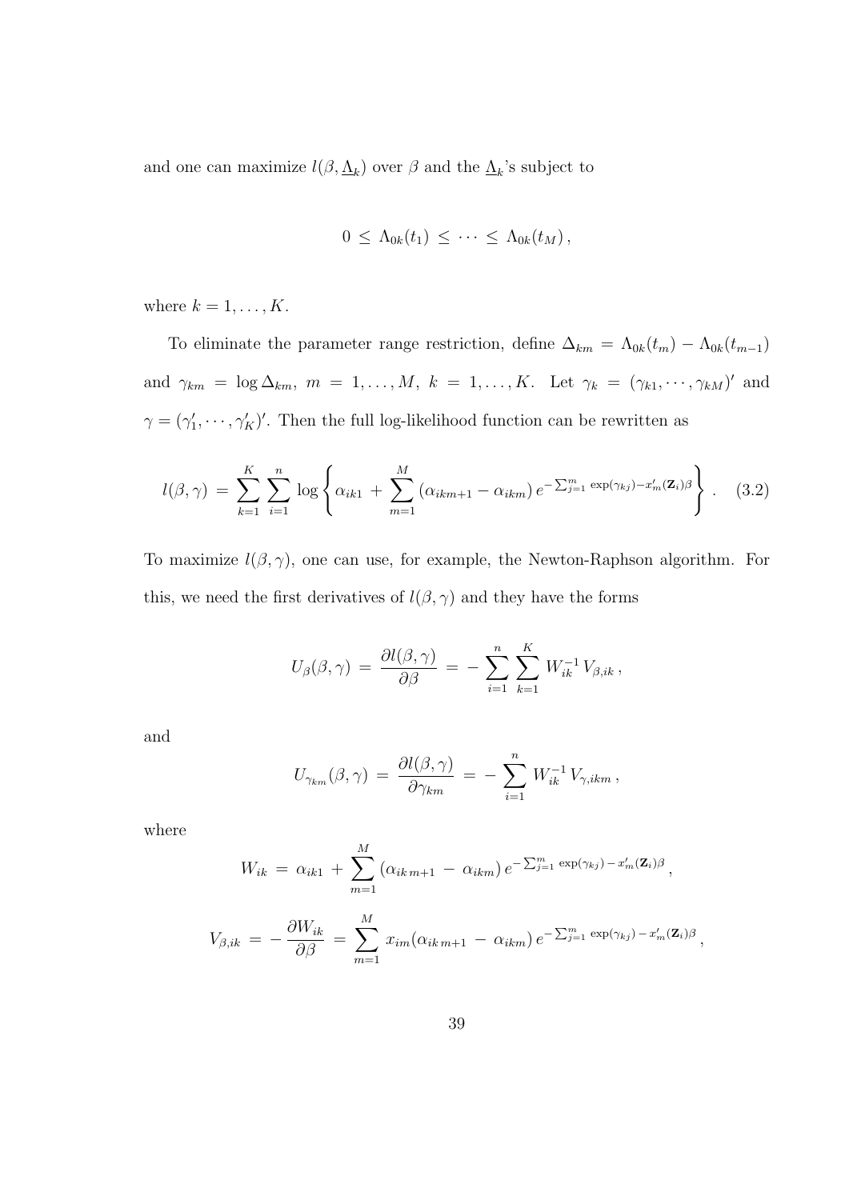and one can maximize $l(\beta, \underline{\Lambda}_k)$ over $\beta$ and the $\underline{\Lambda}_k$'s subject to

$$0 \le \Lambda_{0k}(t_1) \le \cdots \le \Lambda_{0k}(t_M),$$

where $k = 1, \ldots, K$.

To eliminate the parameter range restriction, define $\Delta_{km} = \Lambda_{0k}(t_m) - \Lambda_{0k}(t_{m-1})$ and $\gamma_{km} = \log \Delta_{km}$, $m = 1, \ldots, M$, $k = 1, \ldots, K$. Let $\gamma_k = (\gamma_{k1}, \cdots, \gamma_{kM})'$ and $\gamma = (\gamma_1', \cdots, \gamma_K')'$. Then the full log-likelihood function can be rewritten as

$$l(\beta, \gamma) = \sum_{k=1}^{K} \sum_{i=1}^{n} \log \left\{ \alpha_{ik1} + \sum_{m=1}^{M} (\alpha_{ikm+1} - \alpha_{ikm}) \, e^{-\sum_{j=1}^{m} \exp(\gamma_{kj}) - x_m'(\mathbf{Z}_i)\beta} \right\}. \quad (3.2)$$

To maximize $l(\beta, \gamma)$, one can use, for example, the Newton-Raphson algorithm. For this, we need the first derivatives of $l(\beta, \gamma)$ and they have the forms

$$U_\beta(\beta, \gamma) = \frac{\partial l(\beta, \gamma)}{\partial \beta} = - \sum_{i=1}^{n} \sum_{k=1}^{K} W_{ik}^{-1} V_{\beta, ik},$$

and

$$U_{\gamma_{km}}(\beta, \gamma) = \frac{\partial l(\beta, \gamma)}{\partial \gamma_{km}} = - \sum_{i=1}^{n} W_{ik}^{-1} V_{\gamma, ikm},$$

where

$$W_{ik} = \alpha_{ik1} + \sum_{m=1}^{M} (\alpha_{ik\,m+1} - \alpha_{ikm}) \, e^{-\sum_{j=1}^{m} \exp(\gamma_{kj}) - x_m'(\mathbf{Z}_i)\beta},$$

$$V_{\beta, ik} = - \frac{\partial W_{ik}}{\partial \beta} = \sum_{m=1}^{M} x_{im} (\alpha_{ik\,m+1} - \alpha_{ikm}) \, e^{-\sum_{j=1}^{m} \exp(\gamma_{kj}) - x_m'(\mathbf{Z}_i)\beta},$$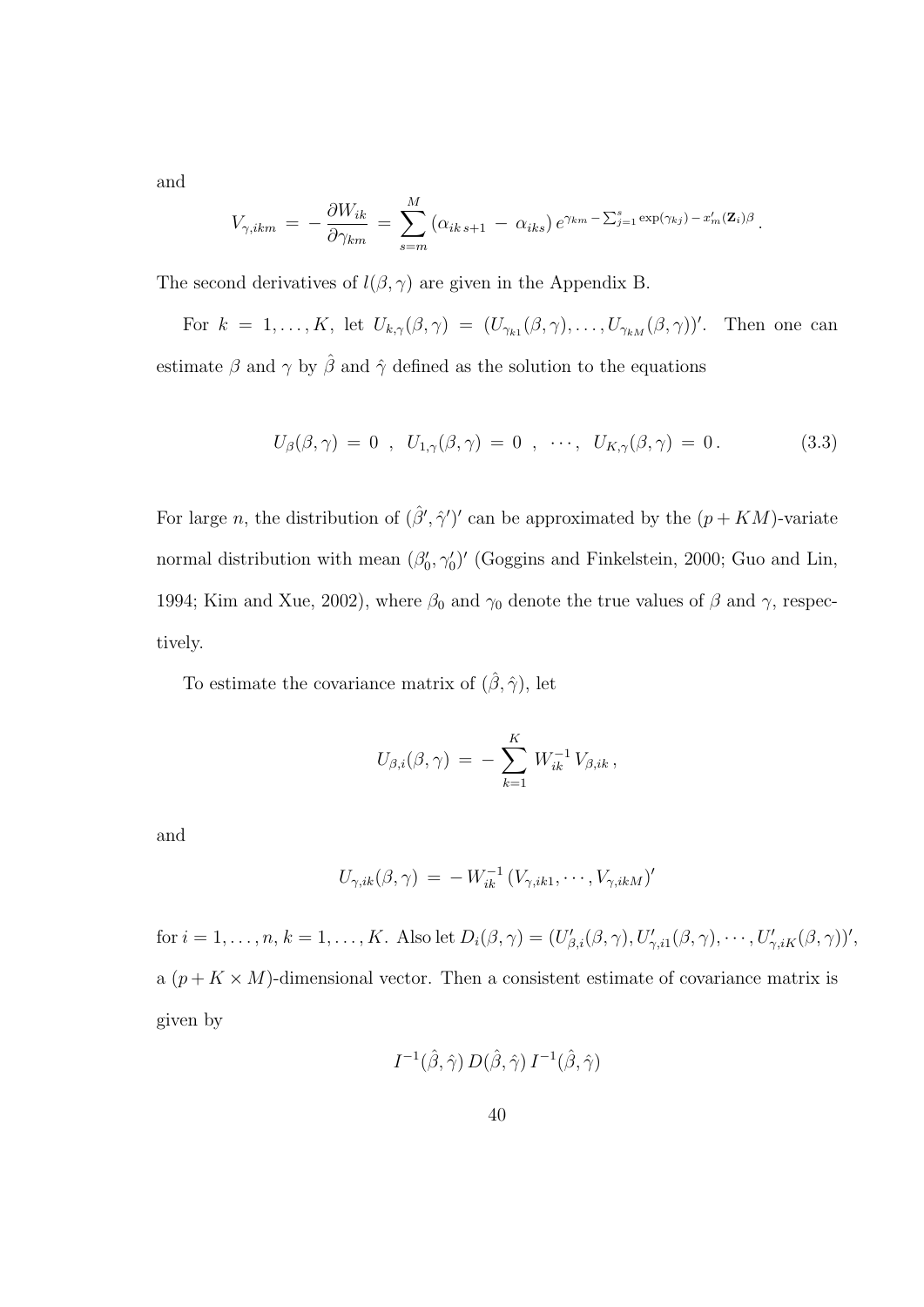and

$$V_{\gamma,ikm} \,=\, -\,\frac{\partial W_{ik}}{\partial \gamma_{km}} \,=\, \sum_{s=m}^{M} \left(\alpha_{ik\,s+1} \,-\, \alpha_{iks}\right) e^{\gamma_{km} - \sum_{j=1}^{s} \exp(\gamma_{kj}) - x_m'(\mathbf{Z}_i)\beta}\,.$$

The second derivatives of $l(\beta, \gamma)$ are given in the Appendix B.

For $k = 1, \ldots, K$, let $U_{k,\gamma}(\beta, \gamma) = (U_{\gamma_{k1}}(\beta, \gamma), \ldots, U_{\gamma_{kM}}(\beta, \gamma))'$. Then one can estimate $\beta$ and $\gamma$ by $\hat{\beta}$ and $\hat{\gamma}$ defined as the solution to the equations

$$U_{\beta}(\beta,\gamma) \,=\, 0 \;\;,\;\; U_{1,\gamma}(\beta,\gamma) \,=\, 0 \;\;,\;\; \cdots,\;\; U_{K,\gamma}(\beta,\gamma) \,=\, 0\,. \tag{3.3}$$

For large $n$, the distribution of $(\hat{\beta}', \hat{\gamma}')'$ can be approximated by the $(p + KM)$-variate normal distribution with mean $(\beta_0', \gamma_0')'$ (Goggins and Finkelstein, 2000; Guo and Lin, 1994; Kim and Xue, 2002), where $\beta_0$ and $\gamma_0$ denote the true values of $\beta$ and $\gamma$, respectively.

To estimate the covariance matrix of $(\hat{\beta}, \hat{\gamma})$, let

$$U_{\beta,i}(\beta,\gamma) \,=\, -\sum_{k=1}^{K} W_{ik}^{-1}\, V_{\beta,ik}\,,$$

and

$$U_{\gamma,ik}(\beta,\gamma) \,=\, -\,W_{ik}^{-1}\,(V_{\gamma,ik1},\cdots,V_{\gamma,ikM})'$$

for $i = 1, \ldots, n$, $k = 1, \ldots, K$. Also let $D_i(\beta, \gamma) = (U_{\beta,i}'(\beta, \gamma), U_{\gamma,i1}'(\beta, \gamma), \cdots, U_{\gamma,iK}'(\beta, \gamma))'$, a $(p + K \times M)$-dimensional vector. Then a consistent estimate of covariance matrix is given by

$$I^{-1}(\hat{\beta},\hat{\gamma})\,D(\hat{\beta},\hat{\gamma})\,I^{-1}(\hat{\beta},\hat{\gamma})$$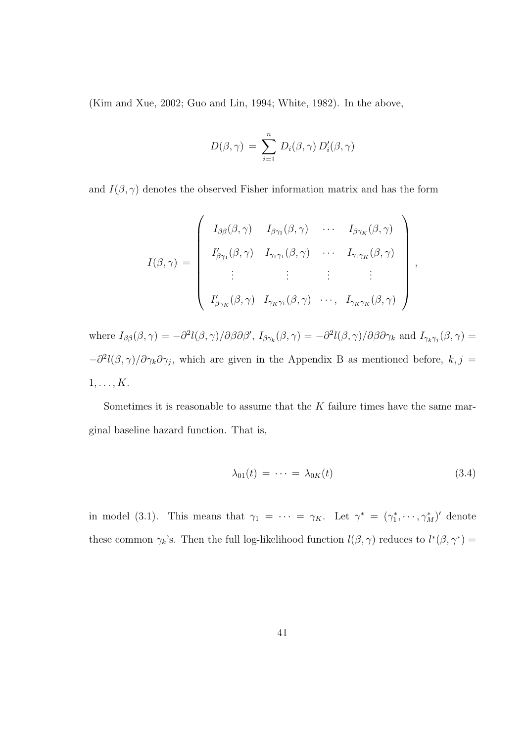(Kim and Xue, 2002; Guo and Lin, 1994; White, 1982). In the above,

$$D(\beta, \gamma) \,=\, \sum_{i=1}^{n} D_i(\beta, \gamma)\, D_i'(\beta, \gamma)$$

and $I(\beta, \gamma)$ denotes the observed Fisher information matrix and has the form

$$I(\beta, \gamma) \,=\, \left( \begin{array}{cccc} I_{\beta\beta}(\beta, \gamma) & I_{\beta\gamma_1}(\beta, \gamma) & \cdots & I_{\beta\gamma_K}(\beta, \gamma) \\ I_{\beta\gamma_1}'(\beta, \gamma) & I_{\gamma_1\gamma_1}(\beta, \gamma) & \cdots & I_{\gamma_1\gamma_K}(\beta, \gamma) \\ \vdots & \vdots & \vdots & \vdots \\ I_{\beta\gamma_K}'(\beta, \gamma) & I_{\gamma_K\gamma_1}(\beta, \gamma) & \cdots, & I_{\gamma_K\gamma_K}(\beta, \gamma) \end{array} \right),$$

where $I_{\beta\beta}(\beta, \gamma) = -\partial^2 l(\beta, \gamma)/\partial\beta\partial\beta'$, $I_{\beta\gamma_k}(\beta, \gamma) = -\partial^2 l(\beta, \gamma)/\partial\beta\partial\gamma_k$ and $I_{\gamma_k\gamma_j}(\beta, \gamma) = -\partial^2 l(\beta, \gamma)/\partial\gamma_k\partial\gamma_j$, which are given in the Appendix B as mentioned before, $k, j = 1, \ldots, K$.

Sometimes it is reasonable to assume that the $K$ failure times have the same marginal baseline hazard function. That is,

$$\lambda_{01}(t) \,=\, \cdots \,=\, \lambda_{0K}(t) \tag{3.4}$$

in model (3.1). This means that $\gamma_1 = \cdots = \gamma_K$. Let $\gamma^* = (\gamma_1^*, \cdots, \gamma_M^*)'$ denote these common $\gamma_k$'s. Then the full log-likelihood function $l(\beta, \gamma)$ reduces to $l^*(\beta, \gamma^*) =$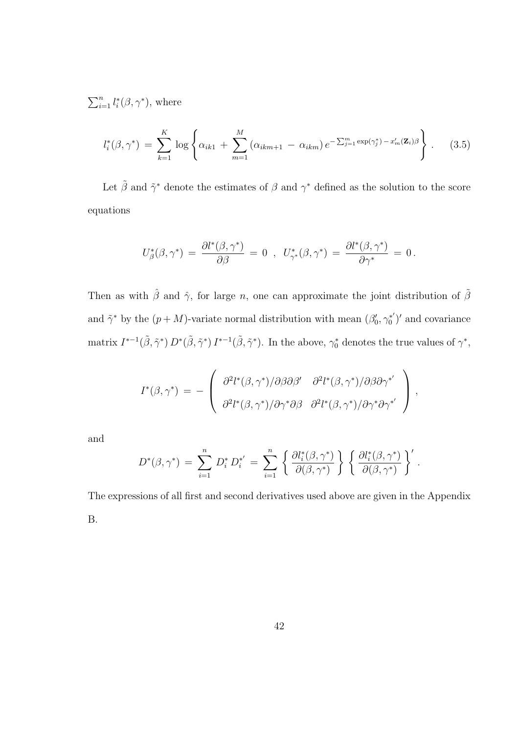$\sum_{i=1}^{n} l_i^*(\beta, \gamma^*)$, where

$$l_i^*(\beta, \gamma^*) \,=\, \sum_{k=1}^{K} \log \left\{ \alpha_{ik1} \,+\, \sum_{m=1}^{M} (\alpha_{ikm+1} \,-\, \alpha_{ikm})\, e^{-\sum_{j=1}^{m} \exp(\gamma_j^*) \,-\, x_m'(\mathbf{Z}_i)\beta} \right\} . \qquad (3.5)$$

Let $\tilde{\beta}$ and $\tilde{\gamma}^*$ denote the estimates of $\beta$ and $\gamma^*$ defined as the solution to the score equations

$$U_\beta^*(\beta, \gamma^*) \,=\, \frac{\partial l^*(\beta, \gamma^*)}{\partial \beta} \,=\, 0 \;\;,\;\; U_{\gamma^*}^*(\beta, \gamma^*) \,=\, \frac{\partial l^*(\beta, \gamma^*)}{\partial \gamma^*} \,=\, 0\,.$$

Then as with $\hat{\beta}$ and $\hat{\gamma}$, for large $n$, one can approximate the joint distribution of $\tilde{\beta}$ and $\tilde{\gamma}^*$ by the $(p+M)$-variate normal distribution with mean $(\beta_0', \gamma_0^{*'})'$ and covariance matrix $I^{*-1}(\tilde{\beta}, \tilde{\gamma}^*)\, D^*(\tilde{\beta}, \tilde{\gamma}^*)\, I^{*-1}(\tilde{\beta}, \tilde{\gamma}^*)$. In the above, $\gamma_0^*$ denotes the true values of $\gamma^*$,

$$I^*(\beta, \gamma^*) \,=\, - \left( \begin{array}{cc} \partial^2 l^*(\beta, \gamma^*)/\partial\beta\partial\beta' & \partial^2 l^*(\beta, \gamma^*)/\partial\beta\partial\gamma^{*'} \\ \partial^2 l^*(\beta, \gamma^*)/\partial\gamma^*\partial\beta & \partial^2 l^*(\beta, \gamma^*)/\partial\gamma^*\partial\gamma^{*'} \end{array} \right),$$

and

$$D^*(\beta, \gamma^*) \,=\, \sum_{i=1}^{n} D_i^*\, D_i^{*'} \,=\, \sum_{i=1}^{n} \left\{ \frac{\partial l_i^*(\beta, \gamma^*)}{\partial(\beta, \gamma^*)} \right\} \left\{ \frac{\partial l_i^*(\beta, \gamma^*)}{\partial(\beta, \gamma^*)} \right\}'.$$

The expressions of all first and second derivatives used above are given in the Appendix B.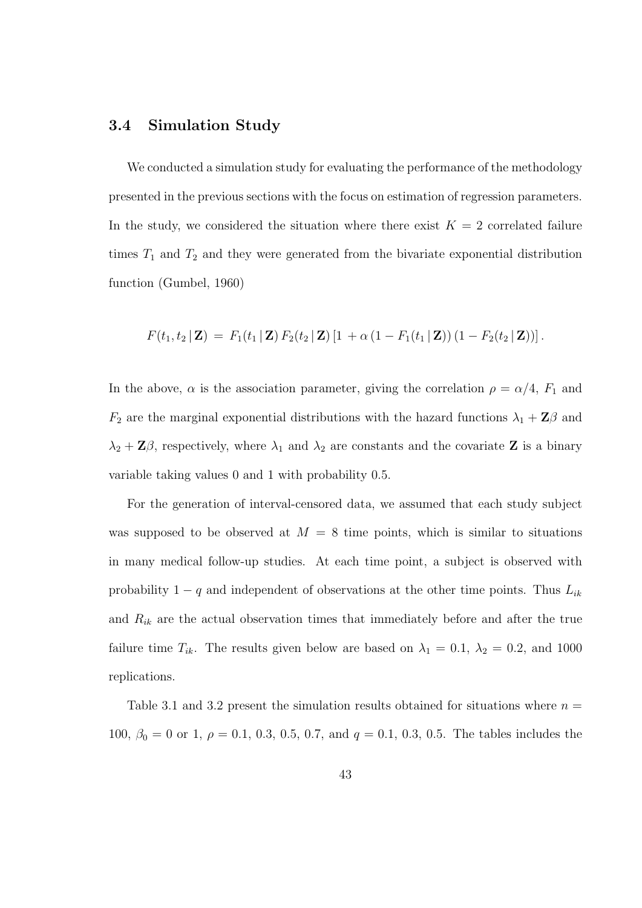## 3.4 Simulation Study

We conducted a simulation study for evaluating the performance of the methodology presented in the previous sections with the focus on estimation of regression parameters. In the study, we considered the situation where there exist $K = 2$ correlated failure times $T_1$ and $T_2$ and they were generated from the bivariate exponential distribution function (Gumbel, 1960)

$$F(t_1, t_2 \,|\, \mathbf{Z}) \,=\, F_1(t_1 \,|\, \mathbf{Z})\, F_2(t_2 \,|\, \mathbf{Z})\,[1 \,+ \alpha\,(1 - F_1(t_1 \,|\, \mathbf{Z}))\,(1 - F_2(t_2 \,|\, \mathbf{Z}))]\,.$$

In the above, $\alpha$ is the association parameter, giving the correlation $\rho = \alpha/4$, $F_1$ and $F_2$ are the marginal exponential distributions with the hazard functions $\lambda_1 + \mathbf{Z}\beta$ and $\lambda_2 + \mathbf{Z}\beta$, respectively, where $\lambda_1$ and $\lambda_2$ are constants and the covariate $\mathbf{Z}$ is a binary variable taking values 0 and 1 with probability 0.5.

For the generation of interval-censored data, we assumed that each study subject was supposed to be observed at $M = 8$ time points, which is similar to situations in many medical follow-up studies. At each time point, a subject is observed with probability $1 - q$ and independent of observations at the other time points. Thus $L_{ik}$ and $R_{ik}$ are the actual observation times that immediately before and after the true failure time $T_{ik}$. The results given below are based on $\lambda_1 = 0.1$, $\lambda_2 = 0.2$, and 1000 replications.

Table 3.1 and 3.2 present the simulation results obtained for situations where $n = 100$, $\beta_0 = 0$ or 1, $\rho = 0.1$, 0.3, 0.5, 0.7, and $q = 0.1$, 0.3, 0.5. The tables includes the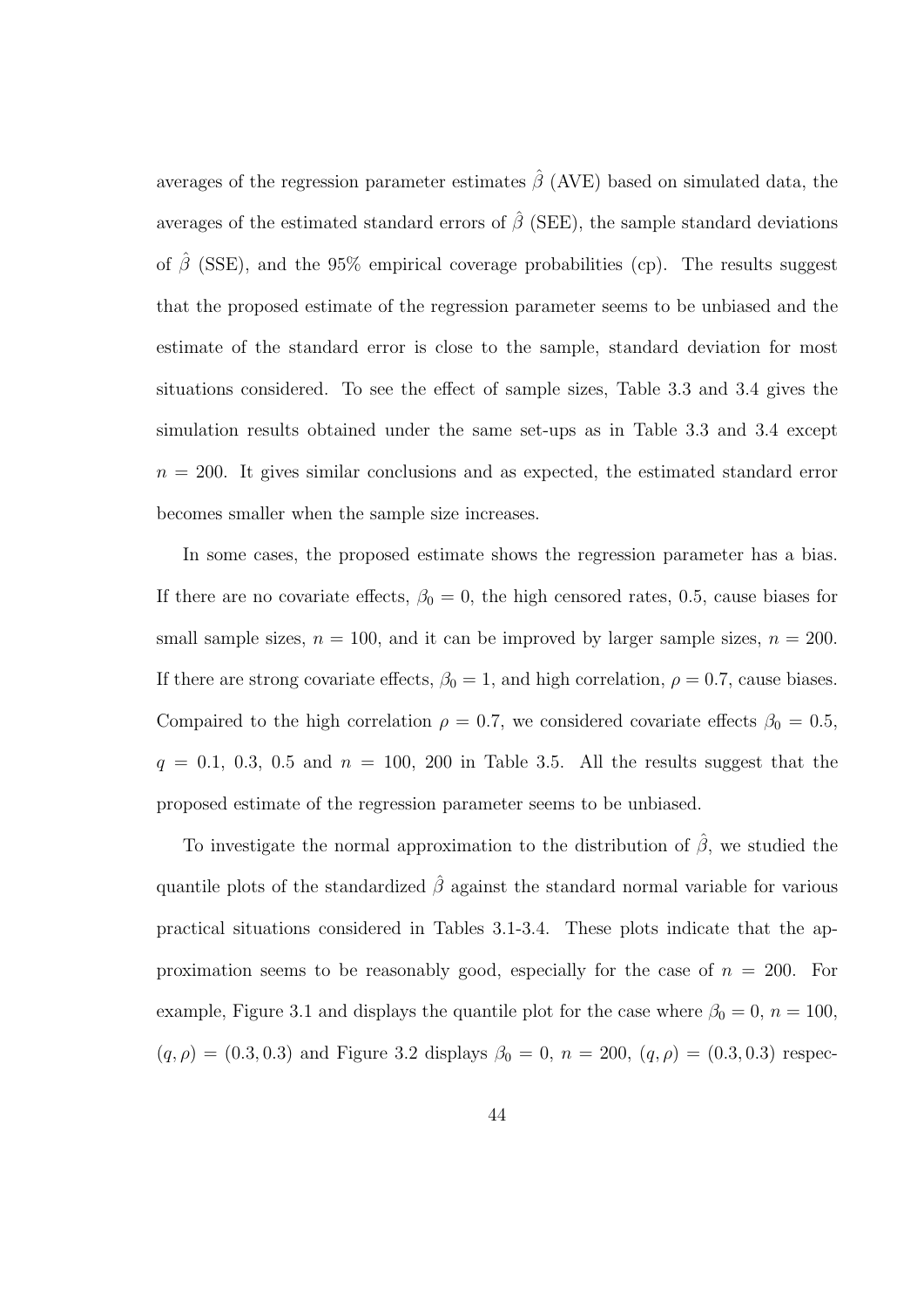averages of the regression parameter estimates $\hat{\beta}$ (AVE) based on simulated data, the averages of the estimated standard errors of $\hat{\beta}$ (SEE), the sample standard deviations of $\hat{\beta}$ (SSE), and the 95% empirical coverage probabilities (cp). The results suggest that the proposed estimate of the regression parameter seems to be unbiased and the estimate of the standard error is close to the sample, standard deviation for most situations considered. To see the effect of sample sizes, Table 3.3 and 3.4 gives the simulation results obtained under the same set-ups as in Table 3.3 and 3.4 except $n = 200$. It gives similar conclusions and as expected, the estimated standard error becomes smaller when the sample size increases.

In some cases, the proposed estimate shows the regression parameter has a bias. If there are no covariate effects, $\beta_0 = 0$, the high censored rates, 0.5, cause biases for small sample sizes, $n = 100$, and it can be improved by larger sample sizes, $n = 200$. If there are strong covariate effects, $\beta_0 = 1$, and high correlation, $\rho = 0.7$, cause biases. Compaired to the high correlation $\rho = 0.7$, we considered covariate effects $\beta_0 = 0.5$, $q = 0.1$, 0.3, 0.5 and $n = 100$, 200 in Table 3.5. All the results suggest that the proposed estimate of the regression parameter seems to be unbiased.

To investigate the normal approximation to the distribution of $\hat{\beta}$, we studied the quantile plots of the standardized $\hat{\beta}$ against the standard normal variable for various practical situations considered in Tables 3.1-3.4. These plots indicate that the approximation seems to be reasonably good, especially for the case of $n = 200$. For example, Figure 3.1 and displays the quantile plot for the case where $\beta_0 = 0$, $n = 100$, $(q, \rho) = (0.3, 0.3)$ and Figure 3.2 displays $\beta_0 = 0$, $n = 200$, $(q, \rho) = (0.3, 0.3)$ respec-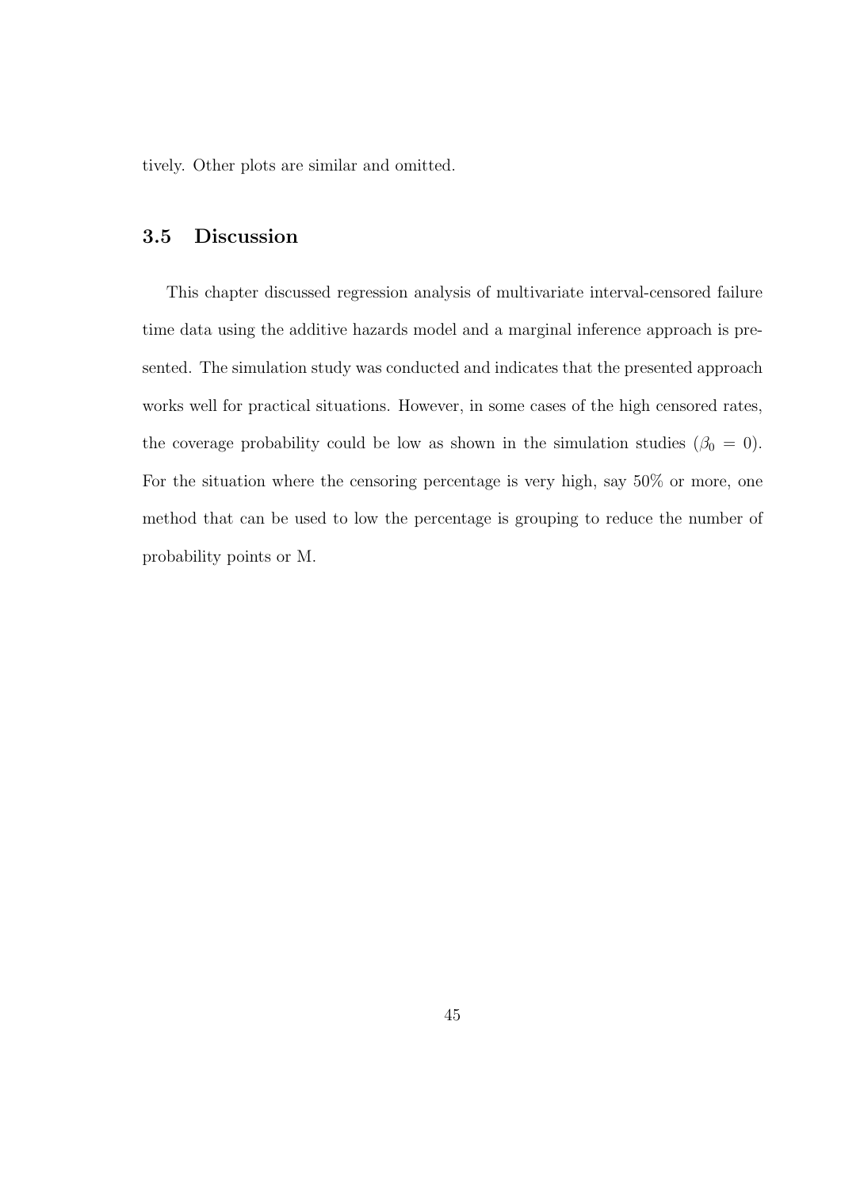tively. Other plots are similar and omitted.

## 3.5 Discussion

This chapter discussed regression analysis of multivariate interval-censored failure time data using the additive hazards model and a marginal inference approach is presented. The simulation study was conducted and indicates that the presented approach works well for practical situations. However, in some cases of the high censored rates, the coverage probability could be low as shown in the simulation studies ($\beta_0 = 0$). For the situation where the censoring percentage is very high, say 50% or more, one method that can be used to low the percentage is grouping to reduce the number of probability points or M.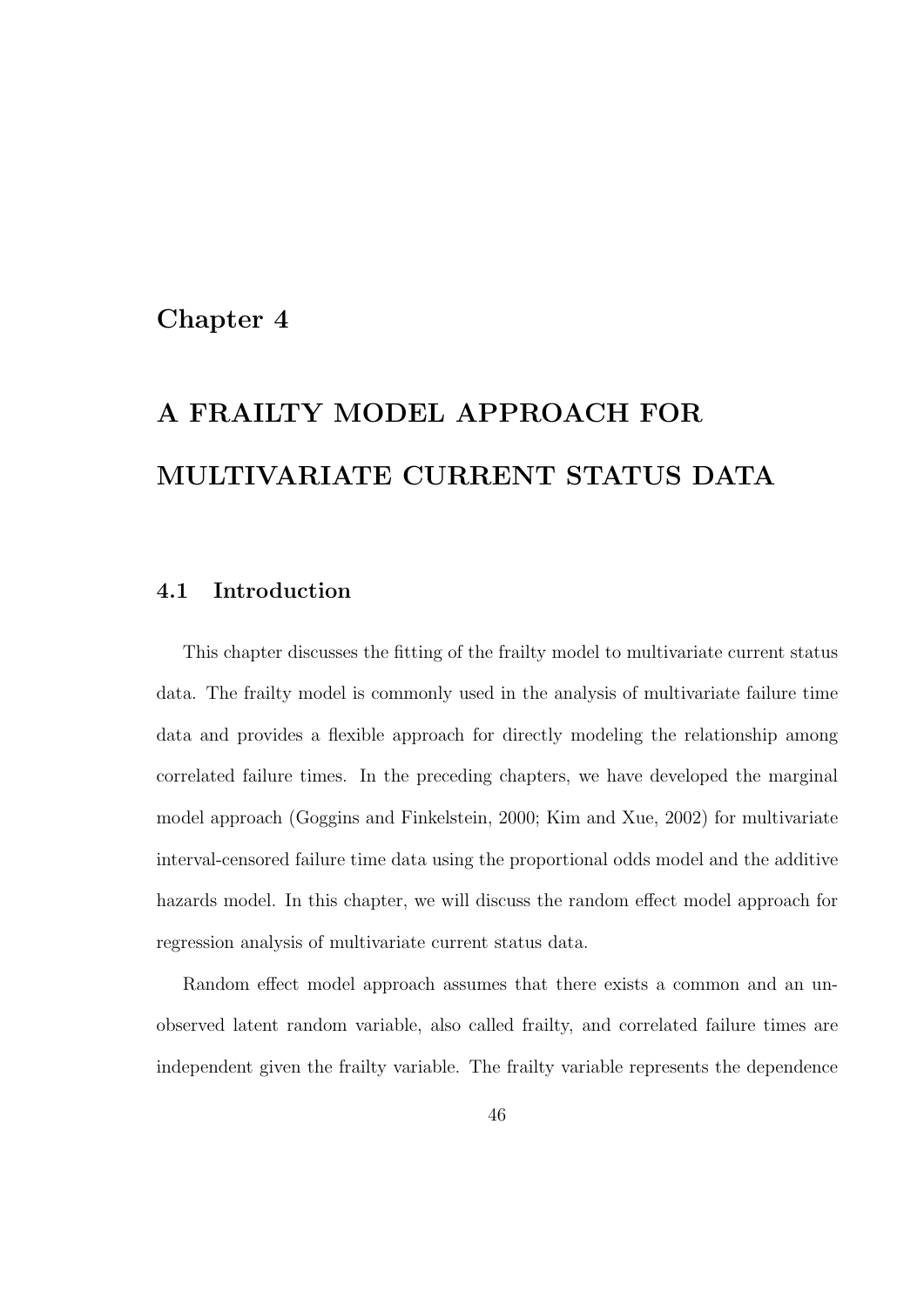# Chapter 4

# A FRAILTY MODEL APPROACH FOR MULTIVARIATE CURRENT STATUS DATA

## 4.1 Introduction

This chapter discusses the fitting of the frailty model to multivariate current status data. The frailty model is commonly used in the analysis of multivariate failure time data and provides a flexible approach for directly modeling the relationship among correlated failure times. In the preceding chapters, we have developed the marginal model approach (Goggins and Finkelstein, 2000; Kim and Xue, 2002) for multivariate interval-censored failure time data using the proportional odds model and the additive hazards model. In this chapter, we will discuss the random effect model approach for regression analysis of multivariate current status data.

Random effect model approach assumes that there exists a common and an unobserved latent random variable, also called frailty, and correlated failure times are independent given the frailty variable. The frailty variable represents the dependence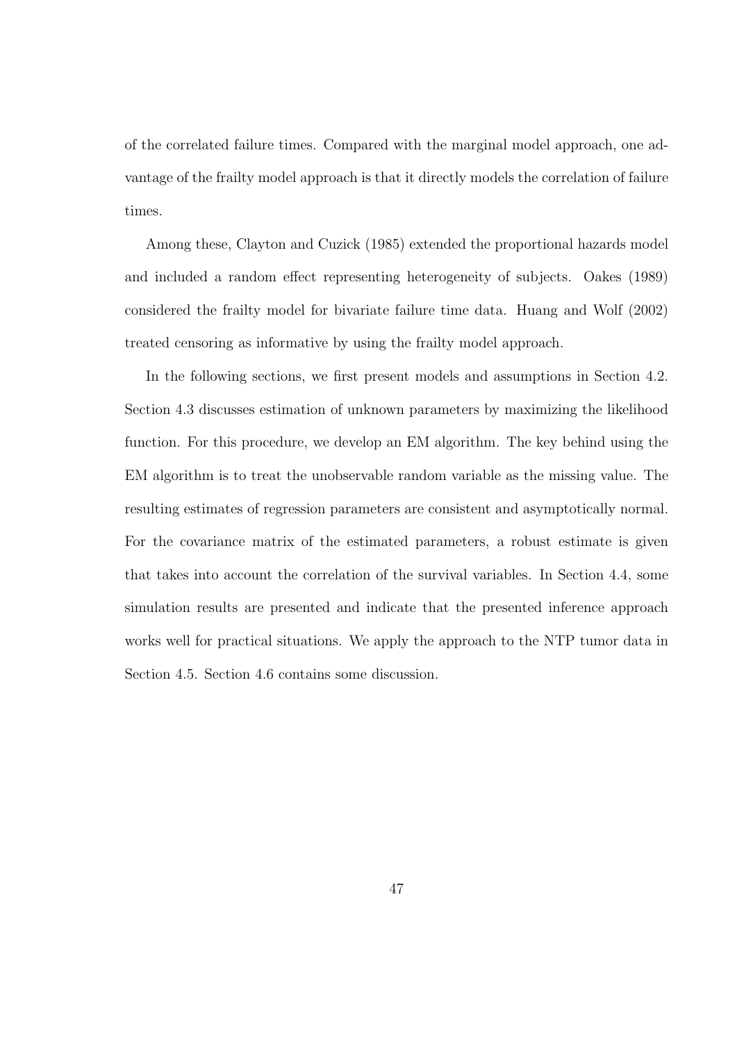of the correlated failure times. Compared with the marginal model approach, one advantage of the frailty model approach is that it directly models the correlation of failure times.

Among these, Clayton and Cuzick (1985) extended the proportional hazards model and included a random effect representing heterogeneity of subjects. Oakes (1989) considered the frailty model for bivariate failure time data. Huang and Wolf (2002) treated censoring as informative by using the frailty model approach.

In the following sections, we first present models and assumptions in Section 4.2. Section 4.3 discusses estimation of unknown parameters by maximizing the likelihood function. For this procedure, we develop an EM algorithm. The key behind using the EM algorithm is to treat the unobservable random variable as the missing value. The resulting estimates of regression parameters are consistent and asymptotically normal. For the covariance matrix of the estimated parameters, a robust estimate is given that takes into account the correlation of the survival variables. In Section 4.4, some simulation results are presented and indicate that the presented inference approach works well for practical situations. We apply the approach to the NTP tumor data in Section 4.5. Section 4.6 contains some discussion.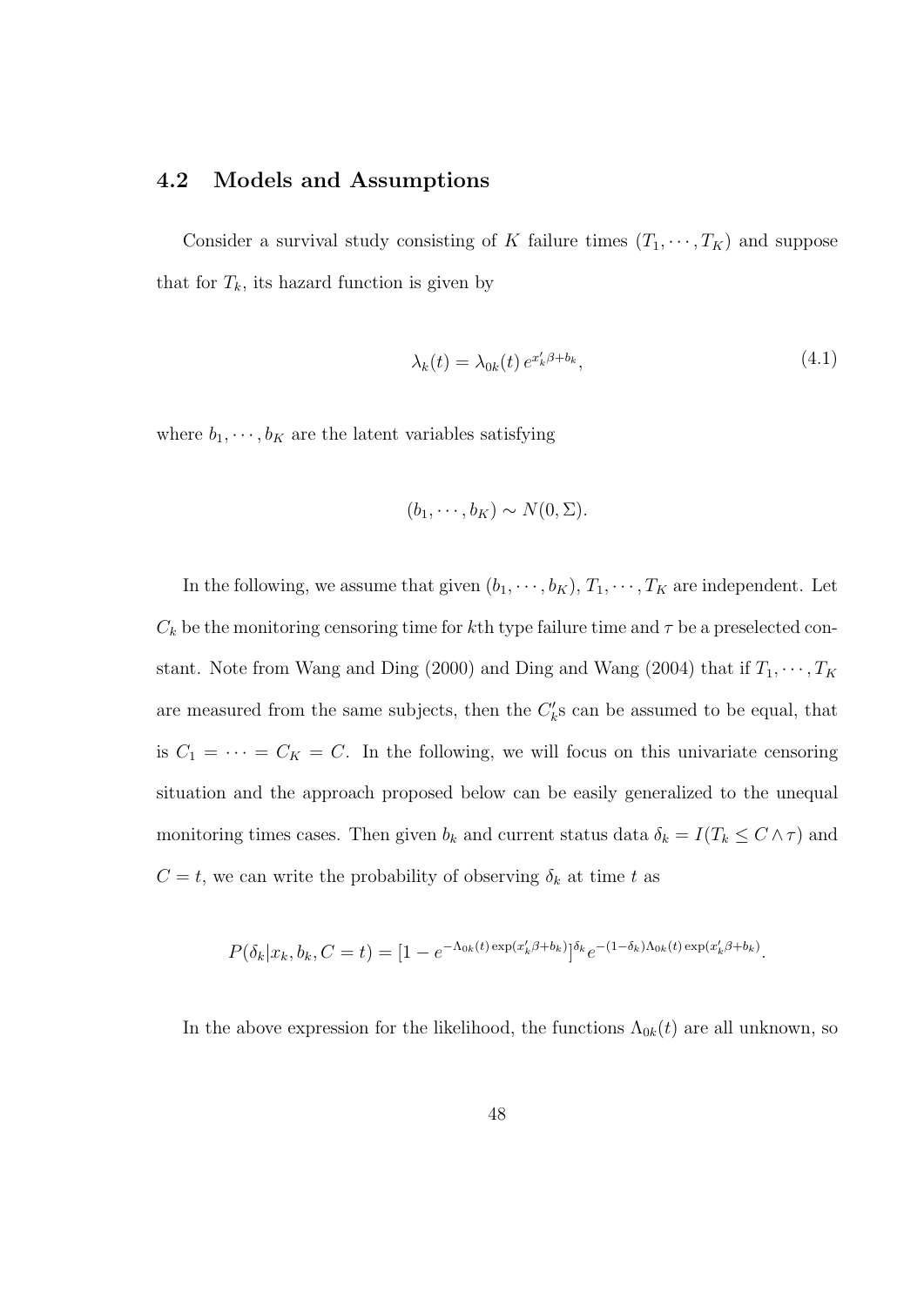## 4.2 Models and Assumptions

Consider a survival study consisting of $K$ failure times $(T_1, \cdots, T_K)$ and suppose that for $T_k$, its hazard function is given by

$$\lambda_k(t) = \lambda_{0k}(t)\, e^{x_k'\beta + b_k}, \tag{4.1}$$

where $b_1, \cdots, b_K$ are the latent variables satisfying

$$(b_1, \cdots, b_K) \sim N(0, \Sigma).$$

In the following, we assume that given $(b_1, \cdots, b_K)$, $T_1, \cdots, T_K$ are independent. Let $C_k$ be the monitoring censoring time for $k$th type failure time and $\tau$ be a preselected constant. Note from Wang and Ding (2000) and Ding and Wang (2004) that if $T_1, \cdots, T_K$ are measured from the same subjects, then the $C_k'$s can be assumed to be equal, that is $C_1 = \cdots = C_K = C$. In the following, we will focus on this univariate censoring situation and the approach proposed below can be easily generalized to the unequal monitoring times cases. Then given $b_k$ and current status data $\delta_k = I(T_k \leq C \wedge \tau)$ and $C = t$, we can write the probability of observing $\delta_k$ at time $t$ as

$$P(\delta_k | x_k, b_k, C = t) = [1 - e^{-\Lambda_{0k}(t)\exp(x_k'\beta + b_k)}]^{\delta_k} e^{-(1-\delta_k)\Lambda_{0k}(t)\exp(x_k'\beta + b_k)}.$$

In the above expression for the likelihood, the functions $\Lambda_{0k}(t)$ are all unknown, so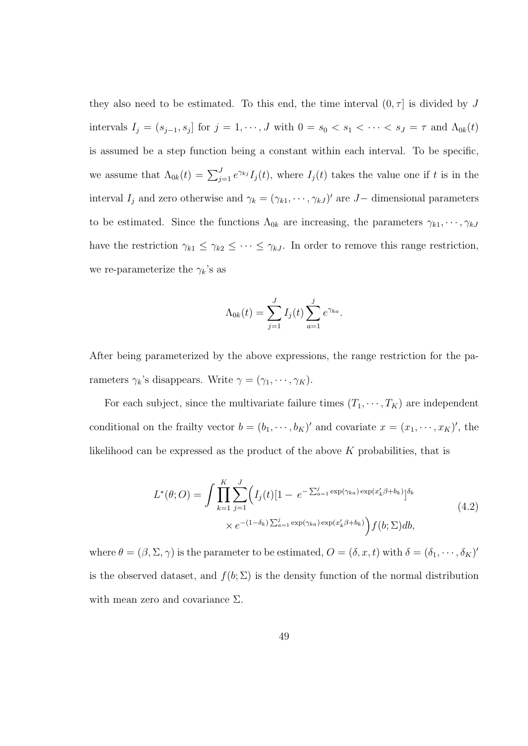they also need to be estimated. To this end, the time interval $(0, \tau]$ is divided by $J$ intervals $I_j = (s_{j-1}, s_j]$ for $j = 1, \cdots, J$ with $0 = s_0 < s_1 < \cdots < s_J = \tau$ and $\Lambda_{0k}(t)$ is assumed be a step function being a constant within each interval. To be specific, we assume that $\Lambda_{0k}(t) = \sum_{j=1}^{J} e^{\gamma_{kj}} I_j(t)$, where $I_j(t)$ takes the value one if $t$ is in the interval $I_j$ and zero otherwise and $\gamma_k = (\gamma_{k1}, \cdots, \gamma_{kJ})'$ are $J-$ dimensional parameters to be estimated. Since the functions $\Lambda_{0k}$ are increasing, the parameters $\gamma_{k1}, \cdots, \gamma_{kJ}$ have the restriction $\gamma_{k1} \leq \gamma_{k2} \leq \cdots \leq \gamma_{kJ}$. In order to remove this range restriction, we re-parameterize the $\gamma_k$'s as

$$\Lambda_{0k}(t) = \sum_{j=1}^{J} I_j(t) \sum_{a=1}^{j} e^{\gamma_{ka}}.$$

After being parameterized by the above expressions, the range restriction for the parameters $\gamma_k$'s disappears. Write $\gamma = (\gamma_1, \cdots, \gamma_K)$.

For each subject, since the multivariate failure times $(T_1, \cdots, T_K)$ are independent conditional on the frailty vector $b = (b_1, \cdots, b_K)'$ and covariate $x = (x_1, \cdots, x_K)'$, the likelihood can be expressed as the product of the above $K$ probabilities, that is

$$L^*(\theta; O) = \int \prod_{k=1}^{K} \sum_{j=1}^{J} \Big( I_j(t) [1 - e^{-\sum_{a=1}^{j} \exp(\gamma_{ka}) \exp(x_k'\beta + b_k)}]^{\delta_k} \times e^{-(1-\delta_k) \sum_{a=1}^{j} \exp(\gamma_{ka}) \exp(x_k'\beta + b_k)} \Big) f(b; \Sigma) db, \tag{4.2}$$

where $\theta = (\beta, \Sigma, \gamma)$ is the parameter to be estimated, $O = (\delta, x, t)$ with $\delta = (\delta_1, \cdots, \delta_K)'$ is the observed dataset, and $f(b; \Sigma)$ is the density function of the normal distribution with mean zero and covariance $\Sigma$.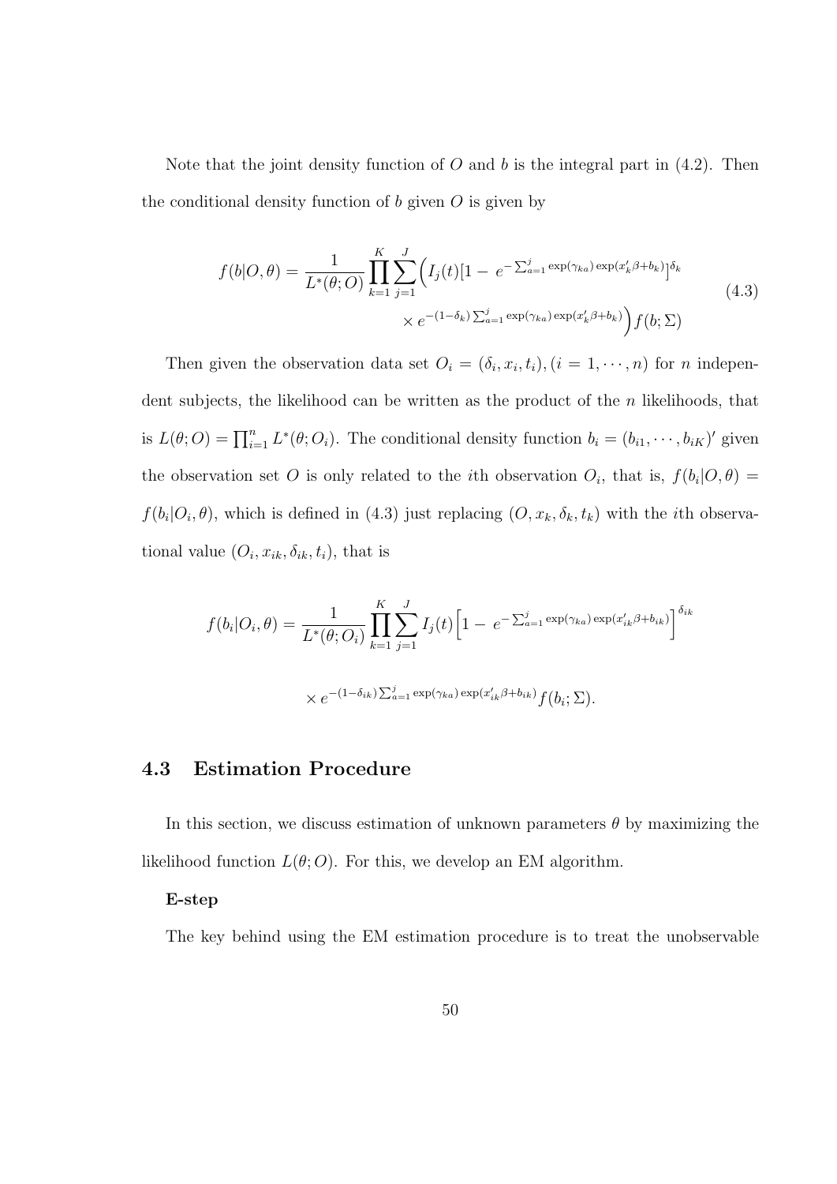Note that the joint density function of $O$ and $b$ is the integral part in (4.2). Then the conditional density function of $b$ given $O$ is given by

$$f(b|O,\theta) = \frac{1}{L^*(\theta;O)} \prod_{k=1}^{K} \sum_{j=1}^{J} \Big( I_j(t)[1 - e^{-\sum_{a=1}^{j} \exp(\gamma_{ka}) \exp(x_k'\beta + b_k)}]^{\delta_k} \times e^{-(1-\delta_k)\sum_{a=1}^{j} \exp(\gamma_{ka}) \exp(x_k'\beta + b_k)} \Big) f(b;\Sigma) \tag{4.3}$$

Then given the observation data set $O_i = (\delta_i, x_i, t_i), (i = 1, \cdots, n)$ for $n$ independent subjects, the likelihood can be written as the product of the $n$ likelihoods, that is $L(\theta;O) = \prod_{i=1}^{n} L^*(\theta;O_i)$. The conditional density function $b_i = (b_{i1}, \cdots, b_{iK})'$ given the observation set $O$ is only related to the $i$th observation $O_i$, that is, $f(b_i|O,\theta) = f(b_i|O_i,\theta)$, which is defined in (4.3) just replacing $(O, x_k, \delta_k, t_k)$ with the $i$th observational value $(O_i, x_{ik}, \delta_{ik}, t_i)$, that is

$$f(b_i|O_i,\theta) = \frac{1}{L^*(\theta;O_i)} \prod_{k=1}^{K} \sum_{j=1}^{J} I_j(t) \Big[1 - e^{-\sum_{a=1}^{j} \exp(\gamma_{ka}) \exp(x_{ik}'\beta + b_{ik})}\Big]^{\delta_{ik}}$$

$$\times e^{-(1-\delta_{ik})\sum_{a=1}^{j} \exp(\gamma_{ka}) \exp(x_{ik}'\beta + b_{ik})} f(b_i;\Sigma).$$

## 4.3 Estimation Procedure

In this section, we discuss estimation of unknown parameters $\theta$ by maximizing the likelihood function $L(\theta;O)$. For this, we develop an EM algorithm.

**E-step**

The key behind using the EM estimation procedure is to treat the unobservable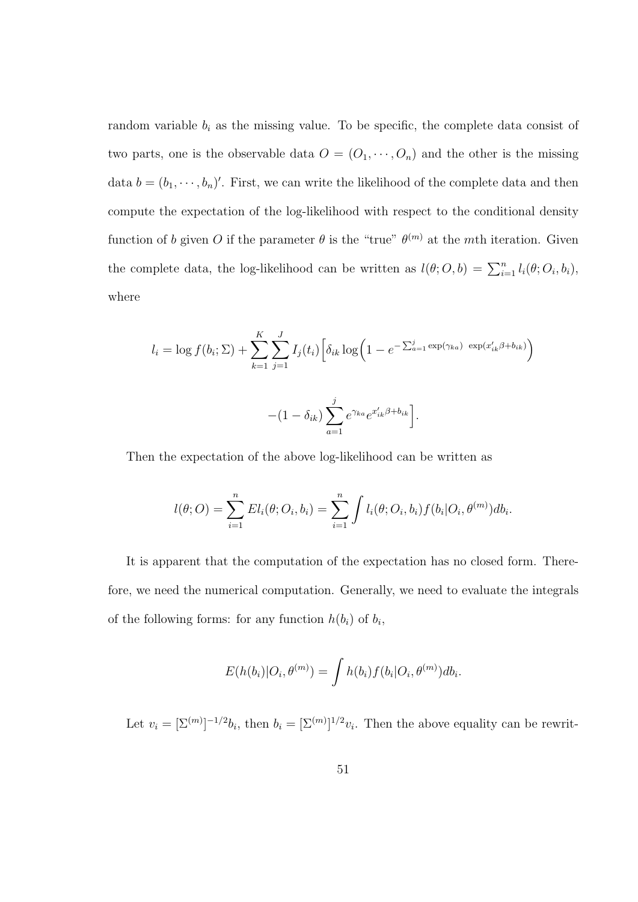random variable $b_i$ as the missing value. To be specific, the complete data consist of two parts, one is the observable data $O = (O_1, \cdots, O_n)$ and the other is the missing data $b = (b_1, \cdots, b_n)'$. First, we can write the likelihood of the complete data and then compute the expectation of the log-likelihood with respect to the conditional density function of $b$ given $O$ if the parameter $\theta$ is the "true" $\theta^{(m)}$ at the $m$th iteration. Given the complete data, the log-likelihood can be written as $l(\theta; O, b) = \sum_{i=1}^{n} l_i(\theta; O_i, b_i)$, where

$$l_i = \log f(b_i; \Sigma) + \sum_{k=1}^{K} \sum_{j=1}^{J} I_j(t_i) \Big[ \delta_{ik} \log\Big(1 - e^{-\sum_{a=1}^{j} \exp(\gamma_{ka})\ \exp(x_{ik}'\beta + b_{ik})}\Big)$$

$$-(1 - \delta_{ik}) \sum_{a=1}^{j} e^{\gamma_{ka}} e^{x_{ik}'\beta + b_{ik}} \Big].$$

Then the expectation of the above log-likelihood can be written as

$$l(\theta; O) = \sum_{i=1}^{n} E l_i(\theta; O_i, b_i) = \sum_{i=1}^{n} \int l_i(\theta; O_i, b_i) f(b_i | O_i, \theta^{(m)}) db_i.$$

It is apparent that the computation of the expectation has no closed form. Therefore, we need the numerical computation. Generally, we need to evaluate the integrals of the following forms: for any function $h(b_i)$ of $b_i$,

$$E(h(b_i) | O_i, \theta^{(m)}) = \int h(b_i) f(b_i | O_i, \theta^{(m)}) db_i.$$

Let $v_i = [\Sigma^{(m)}]^{-1/2} b_i$, then $b_i = [\Sigma^{(m)}]^{1/2} v_i$. Then the above equality can be rewrit-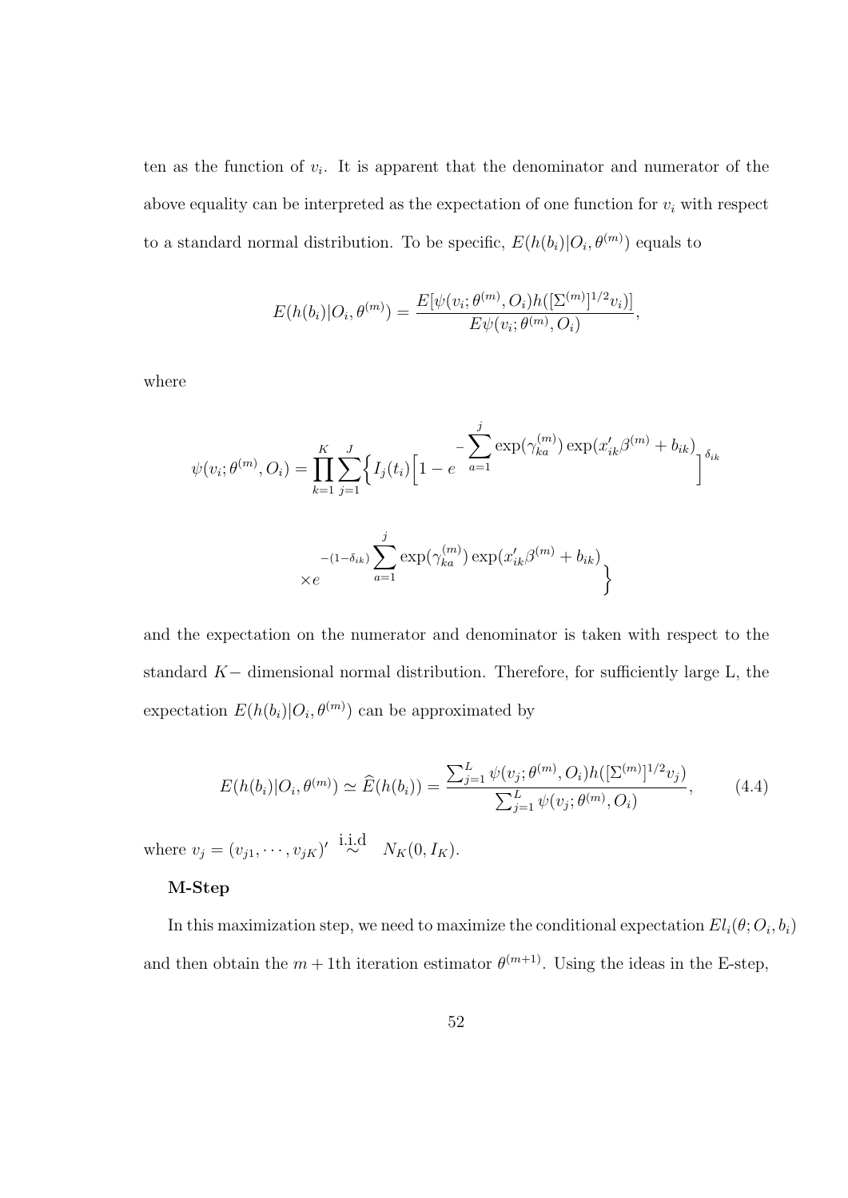ten as the function of $v_i$. It is apparent that the denominator and numerator of the above equality can be interpreted as the expectation of one function for $v_i$ with respect to a standard normal distribution. To be specific, $E(h(b_i)|O_i, \theta^{(m)})$ equals to

$$E(h(b_i)|O_i, \theta^{(m)}) = \frac{E[\psi(v_i; \theta^{(m)}, O_i)h([\Sigma^{(m)}]^{1/2}v_i)]}{E\psi(v_i; \theta^{(m)}, O_i)},$$

where

$$\psi(v_i; \theta^{(m)}, O_i) = \prod_{k=1}^{K} \sum_{j=1}^{J} \Big\{ I_j(t_i) \Big[ 1 - e^{-\sum_{a=1}^{j} \exp(\gamma_{ka}^{(m)}) \exp(x_{ik}'\beta^{(m)} + b_{ik})} \Big]^{\delta_{ik}}$$

$$\times e^{-(1-\delta_{ik}) \sum_{a=1}^{j} \exp(\gamma_{ka}^{(m)}) \exp(x_{ik}'\beta^{(m)} + b_{ik})} \Big\}$$

and the expectation on the numerator and denominator is taken with respect to the standard $K-$ dimensional normal distribution. Therefore, for sufficiently large L, the expectation $E(h(b_i)|O_i, \theta^{(m)})$ can be approximated by

$$E(h(b_i)|O_i, \theta^{(m)}) \simeq \widehat{E}(h(b_i)) = \frac{\sum_{j=1}^{L} \psi(v_j; \theta^{(m)}, O_i)h([\Sigma^{(m)}]^{1/2}v_j)}{\sum_{j=1}^{L} \psi(v_j; \theta^{(m)}, O_i)}, \tag{4.4}$$

where $v_j = (v_{j1}, \cdots, v_{jK})' \overset{\text{i.i.d}}{\sim} N_K(0, I_K)$.

**M-Step**

In this maximization step, we need to maximize the conditional expectation $El_i(\theta; O_i, b_i)$ and then obtain the $m+1$th iteration estimator $\theta^{(m+1)}$. Using the ideas in the E-step,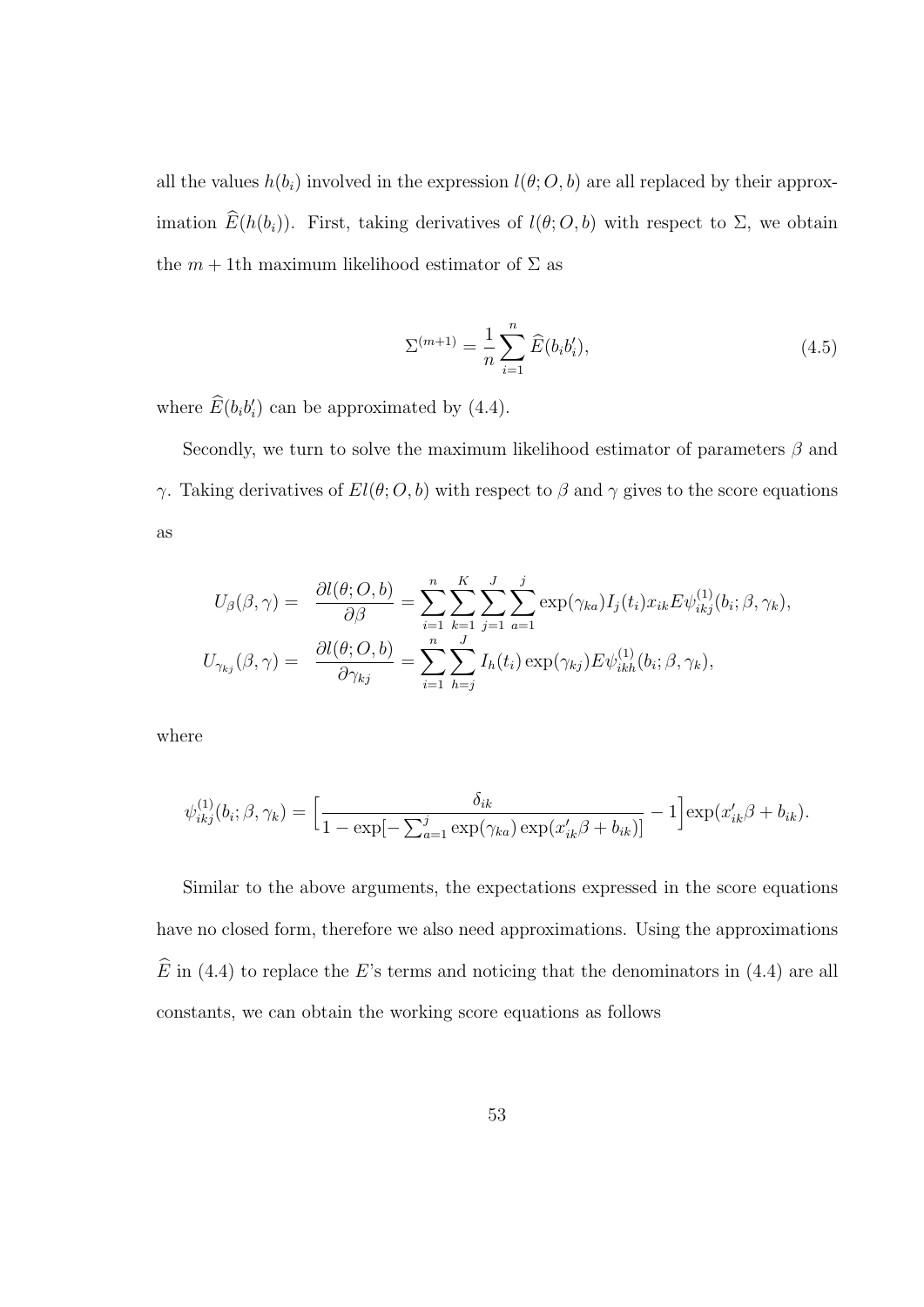all the values $h(b_i)$ involved in the expression $l(\theta; O, b)$ are all replaced by their approximation $\widehat{E}(h(b_i))$. First, taking derivatives of $l(\theta; O, b)$ with respect to $\Sigma$, we obtain the $m+1$th maximum likelihood estimator of $\Sigma$ as

$$\Sigma^{(m+1)} = \frac{1}{n} \sum_{i=1}^{n} \widehat{E}(b_i b_i'), \tag{4.5}$$

where $\widehat{E}(b_i b_i')$ can be approximated by (4.4).

Secondly, we turn to solve the maximum likelihood estimator of parameters $\beta$ and $\gamma$. Taking derivatives of $El(\theta; O, b)$ with respect to $\beta$ and $\gamma$ gives to the score equations as

$$\begin{aligned} U_\beta(\beta, \gamma) = & \quad \frac{\partial l(\theta; O, b)}{\partial \beta} = \sum_{i=1}^{n} \sum_{k=1}^{K} \sum_{j=1}^{J} \sum_{a=1}^{j} \exp(\gamma_{ka}) I_j(t_i) x_{ik} E \psi_{ikj}^{(1)}(b_i; \beta, \gamma_k), \\ U_{\gamma_{kj}}(\beta, \gamma) = & \quad \frac{\partial l(\theta; O, b)}{\partial \gamma_{kj}} = \sum_{i=1}^{n} \sum_{h=j}^{J} I_h(t_i) \exp(\gamma_{kj}) E \psi_{ikh}^{(1)}(b_i; \beta, \gamma_k), \end{aligned}$$

where

$$\psi_{ikj}^{(1)}(b_i; \beta, \gamma_k) = \Big[ \frac{\delta_{ik}}{1 - \exp[-\sum_{a=1}^{j} \exp(\gamma_{ka}) \exp(x_{ik}'\beta + b_{ik})]} - 1 \Big] \exp(x_{ik}'\beta + b_{ik}).$$

Similar to the above arguments, the expectations expressed in the score equations have no closed form, therefore we also need approximations. Using the approximations $\widehat{E}$ in (4.4) to replace the $E$'s terms and noticing that the denominators in (4.4) are all constants, we can obtain the working score equations as follows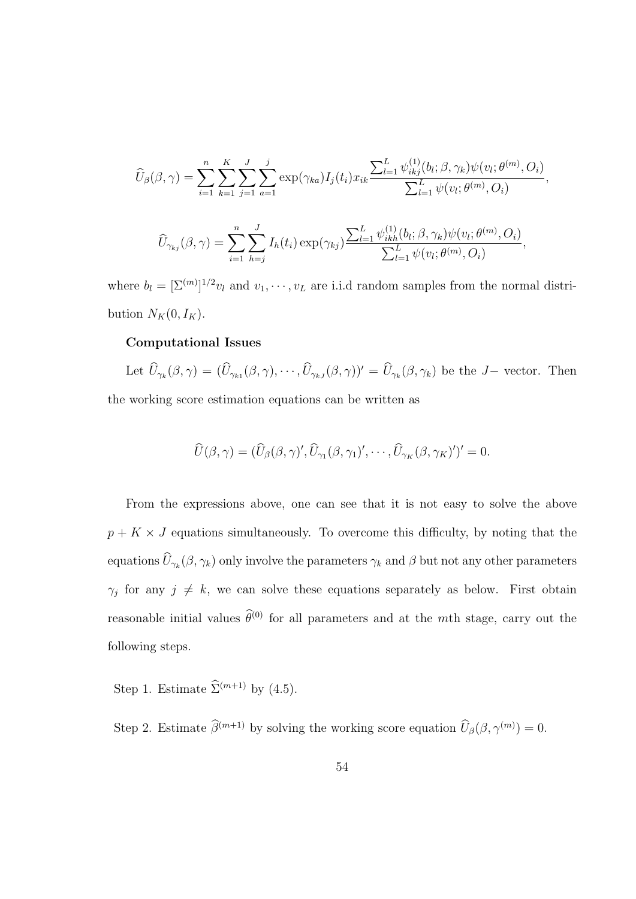$$\widehat{U}_{\beta}(\beta, \gamma) = \sum_{i=1}^{n} \sum_{k=1}^{K} \sum_{j=1}^{J} \sum_{a=1}^{j} \exp(\gamma_{ka}) I_j(t_i) x_{ik} \frac{\sum_{l=1}^{L} \psi_{ikj}^{(1)}(b_l; \beta, \gamma_k) \psi(v_l; \theta^{(m)}, O_i)}{\sum_{l=1}^{L} \psi(v_l; \theta^{(m)}, O_i)},$$

$$\widehat{U}_{\gamma_{kj}}(\beta, \gamma) = \sum_{i=1}^{n} \sum_{h=j}^{J} I_h(t_i) \exp(\gamma_{kj}) \frac{\sum_{l=1}^{L} \psi_{ikh}^{(1)}(b_l; \beta, \gamma_k) \psi(v_l; \theta^{(m)}, O_i)}{\sum_{l=1}^{L} \psi(v_l; \theta^{(m)}, O_i)},$$

where $b_l = [\Sigma^{(m)}]^{1/2} v_l$ and $v_1, \cdots, v_L$ are i.i.d random samples from the normal distribution $N_K(0, I_K)$.

**Computational Issues**

Let $\widehat{U}_{\gamma_k}(\beta, \gamma) = (\widehat{U}_{\gamma_{k1}}(\beta, \gamma), \cdots, \widehat{U}_{\gamma_{kJ}}(\beta, \gamma))' = \widehat{U}_{\gamma_k}(\beta, \gamma_k)$ be the $J-$ vector. Then the working score estimation equations can be written as

$$\widehat{U}(\beta, \gamma) = (\widehat{U}_{\beta}(\beta, \gamma)', \widehat{U}_{\gamma_1}(\beta, \gamma_1)', \cdots, \widehat{U}_{\gamma_K}(\beta, \gamma_K)')' = 0.$$

From the expressions above, one can see that it is not easy to solve the above $p + K \times J$ equations simultaneously. To overcome this difficulty, by noting that the equations $\widehat{U}_{\gamma_k}(\beta, \gamma_k)$ only involve the parameters $\gamma_k$ and $\beta$ but not any other parameters $\gamma_j$ for any $j \neq k$, we can solve these equations separately as below. First obtain reasonable initial values $\widehat{\theta}^{(0)}$ for all parameters and at the $m$th stage, carry out the following steps.

Step 1. Estimate $\widehat{\Sigma}^{(m+1)}$ by (4.5).

Step 2. Estimate $\widehat{\beta}^{(m+1)}$ by solving the working score equation $\widehat{U}_{\beta}(\beta, \gamma^{(m)}) = 0$.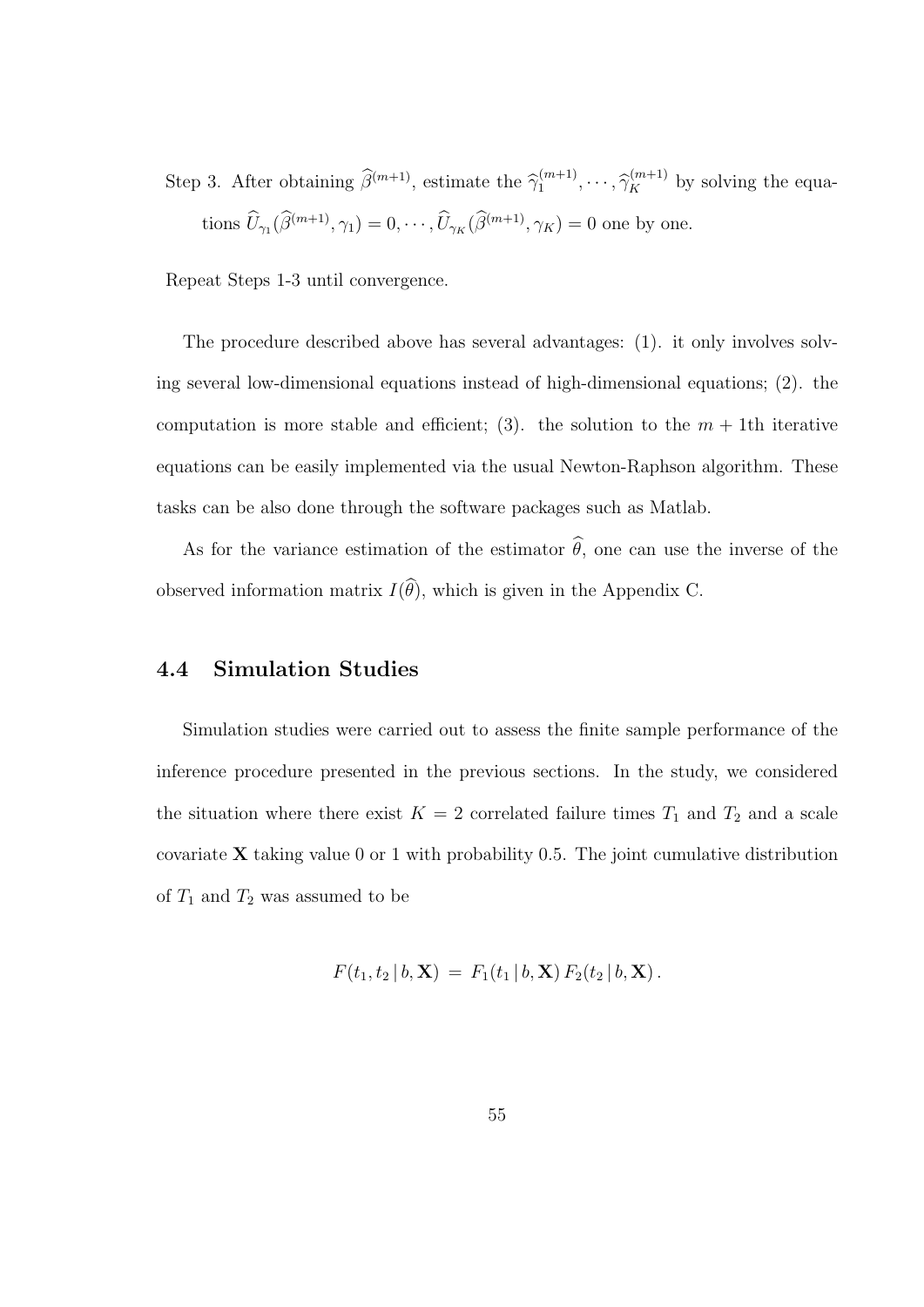Step 3. After obtaining $\widehat{\beta}^{(m+1)}$, estimate the $\widehat{\gamma}_1^{(m+1)}, \cdots, \widehat{\gamma}_K^{(m+1)}$ by solving the equations $\widehat{U}_{\gamma_1}(\widehat{\beta}^{(m+1)}, \gamma_1) = 0, \cdots, \widehat{U}_{\gamma_K}(\widehat{\beta}^{(m+1)}, \gamma_K) = 0$ one by one.

Repeat Steps 1-3 until convergence.

The procedure described above has several advantages: (1). it only involves solving several low-dimensional equations instead of high-dimensional equations; (2). the computation is more stable and efficient; (3). the solution to the $m+1$th iterative equations can be easily implemented via the usual Newton-Raphson algorithm. These tasks can be also done through the software packages such as Matlab.

As for the variance estimation of the estimator $\widehat{\theta}$, one can use the inverse of the observed information matrix $I(\widehat{\theta})$, which is given in the Appendix C.

## 4.4 Simulation Studies

Simulation studies were carried out to assess the finite sample performance of the inference procedure presented in the previous sections. In the study, we considered the situation where there exist $K = 2$ correlated failure times $T_1$ and $T_2$ and a scale covariate $\mathbf{X}$ taking value 0 or 1 with probability 0.5. The joint cumulative distribution of $T_1$ and $T_2$ was assumed to be

$$F(t_1, t_2 \,|\, b, \mathbf{X}) \,=\, F_1(t_1 \,|\, b, \mathbf{X})\, F_2(t_2 \,|\, b, \mathbf{X})\,.$$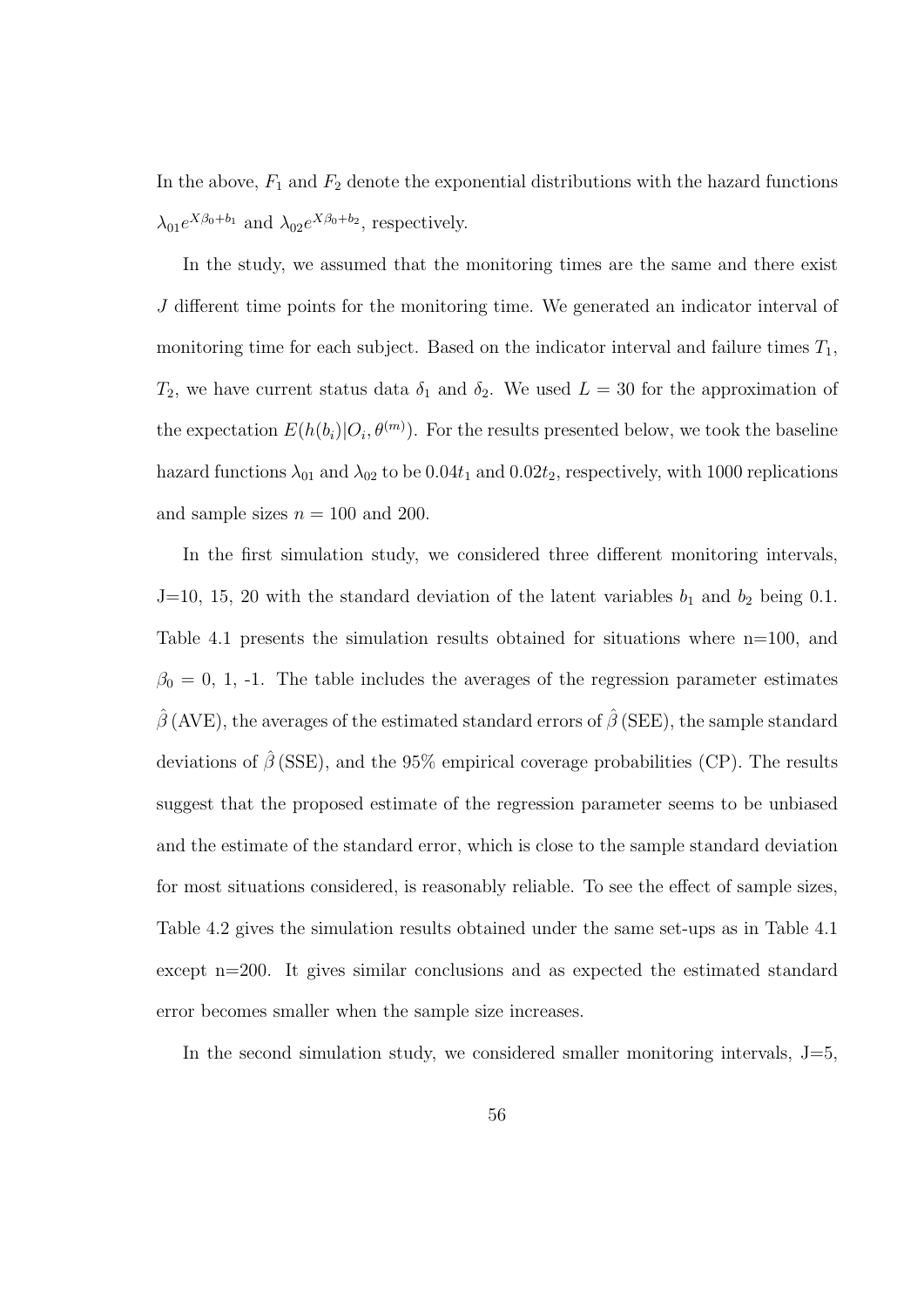In the above, $F_1$ and $F_2$ denote the exponential distributions with the hazard functions $\lambda_{01}e^{X\beta_0+b_1}$ and $\lambda_{02}e^{X\beta_0+b_2}$, respectively.

In the study, we assumed that the monitoring times are the same and there exist $J$ different time points for the monitoring time. We generated an indicator interval of monitoring time for each subject. Based on the indicator interval and failure times $T_1$, $T_2$, we have current status data $\delta_1$ and $\delta_2$. We used $L = 30$ for the approximation of the expectation $E(h(b_i)|O_i, \theta^{(m)})$. For the results presented below, we took the baseline hazard functions $\lambda_{01}$ and $\lambda_{02}$ to be $0.04t_1$ and $0.02t_2$, respectively, with 1000 replications and sample sizes $n = 100$ and 200.

In the first simulation study, we considered three different monitoring intervals, J=10, 15, 20 with the standard deviation of the latent variables $b_1$ and $b_2$ being 0.1. Table 4.1 presents the simulation results obtained for situations where n=100, and $\beta_0 = 0$, 1, -1. The table includes the averages of the regression parameter estimates $\hat{\beta}$ (AVE), the averages of the estimated standard errors of $\hat{\beta}$ (SEE), the sample standard deviations of $\hat{\beta}$ (SSE), and the 95% empirical coverage probabilities (CP). The results suggest that the proposed estimate of the regression parameter seems to be unbiased and the estimate of the standard error, which is close to the sample standard deviation for most situations considered, is reasonably reliable. To see the effect of sample sizes, Table 4.2 gives the simulation results obtained under the same set-ups as in Table 4.1 except n=200. It gives similar conclusions and as expected the estimated standard error becomes smaller when the sample size increases.

In the second simulation study, we considered smaller monitoring intervals, J=5,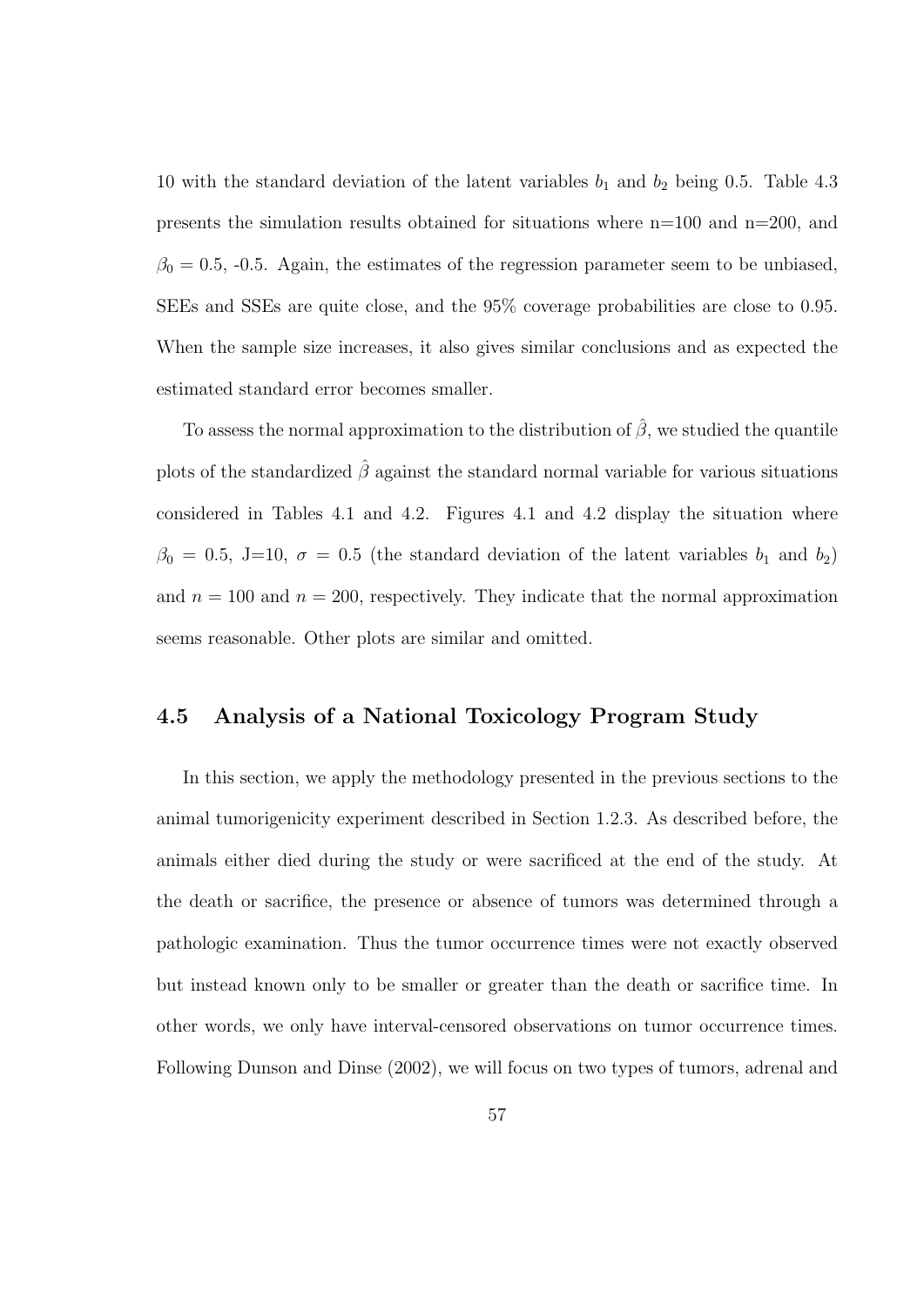10 with the standard deviation of the latent variables $b_1$ and $b_2$ being 0.5. Table 4.3 presents the simulation results obtained for situations where n=100 and n=200, and $\beta_0 = 0.5$, -0.5. Again, the estimates of the regression parameter seem to be unbiased, SEEs and SSEs are quite close, and the 95% coverage probabilities are close to 0.95. When the sample size increases, it also gives similar conclusions and as expected the estimated standard error becomes smaller.

To assess the normal approximation to the distribution of $\hat{\beta}$, we studied the quantile plots of the standardized $\hat{\beta}$ against the standard normal variable for various situations considered in Tables 4.1 and 4.2. Figures 4.1 and 4.2 display the situation where $\beta_0 = 0.5$, J=10, $\sigma = 0.5$ (the standard deviation of the latent variables $b_1$ and $b_2$) and $n = 100$ and $n = 200$, respectively. They indicate that the normal approximation seems reasonable. Other plots are similar and omitted.

## 4.5 Analysis of a National Toxicology Program Study

In this section, we apply the methodology presented in the previous sections to the animal tumorigenicity experiment described in Section 1.2.3. As described before, the animals either died during the study or were sacrificed at the end of the study. At the death or sacrifice, the presence or absence of tumors was determined through a pathologic examination. Thus the tumor occurrence times were not exactly observed but instead known only to be smaller or greater than the death or sacrifice time. In other words, we only have interval-censored observations on tumor occurrence times. Following Dunson and Dinse (2002), we will focus on two types of tumors, adrenal and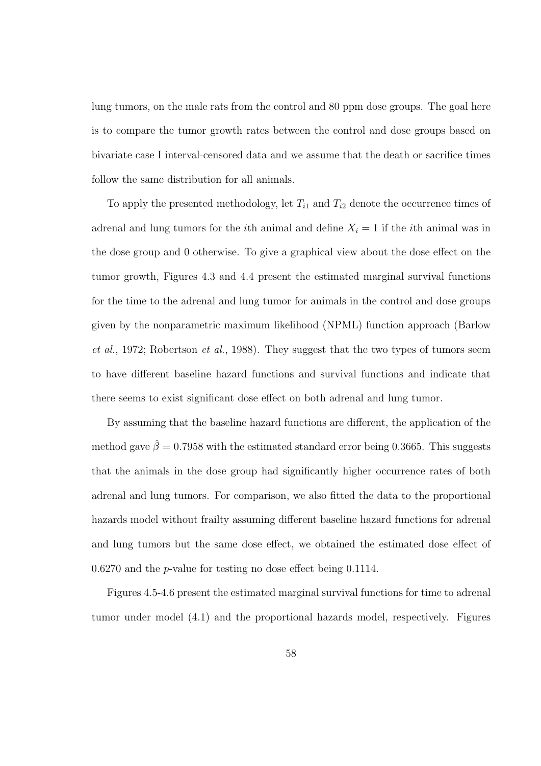lung tumors, on the male rats from the control and 80 ppm dose groups. The goal here is to compare the tumor growth rates between the control and dose groups based on bivariate case I interval-censored data and we assume that the death or sacrifice times follow the same distribution for all animals.

To apply the presented methodology, let $T_{i1}$ and $T_{i2}$ denote the occurrence times of adrenal and lung tumors for the $i$th animal and define $X_i = 1$ if the $i$th animal was in the dose group and 0 otherwise. To give a graphical view about the dose effect on the tumor growth, Figures 4.3 and 4.4 present the estimated marginal survival functions for the time to the adrenal and lung tumor for animals in the control and dose groups given by the nonparametric maximum likelihood (NPML) function approach (Barlow *et al.*, 1972; Robertson *et al.*, 1988). They suggest that the two types of tumors seem to have different baseline hazard functions and survival functions and indicate that there seems to exist significant dose effect on both adrenal and lung tumor.

By assuming that the baseline hazard functions are different, the application of the method gave $\hat{\beta} = 0.7958$ with the estimated standard error being 0.3665. This suggests that the animals in the dose group had significantly higher occurrence rates of both adrenal and lung tumors. For comparison, we also fitted the data to the proportional hazards model without frailty assuming different baseline hazard functions for adrenal and lung tumors but the same dose effect, we obtained the estimated dose effect of 0.6270 and the $p$-value for testing no dose effect being 0.1114.

Figures 4.5-4.6 present the estimated marginal survival functions for time to adrenal tumor under model (4.1) and the proportional hazards model, respectively. Figures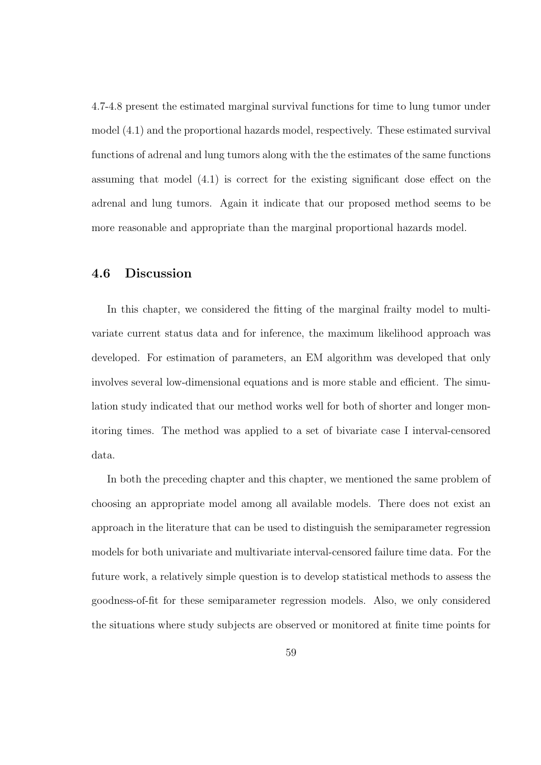4.7-4.8 present the estimated marginal survival functions for time to lung tumor under model (4.1) and the proportional hazards model, respectively. These estimated survival functions of adrenal and lung tumors along with the the estimates of the same functions assuming that model (4.1) is correct for the existing significant dose effect on the adrenal and lung tumors. Again it indicate that our proposed method seems to be more reasonable and appropriate than the marginal proportional hazards model.

## 4.6 Discussion

In this chapter, we considered the fitting of the marginal frailty model to multivariate current status data and for inference, the maximum likelihood approach was developed. For estimation of parameters, an EM algorithm was developed that only involves several low-dimensional equations and is more stable and efficient. The simulation study indicated that our method works well for both of shorter and longer monitoring times. The method was applied to a set of bivariate case I interval-censored data.

In both the preceding chapter and this chapter, we mentioned the same problem of choosing an appropriate model among all available models. There does not exist an approach in the literature that can be used to distinguish the semiparameter regression models for both univariate and multivariate interval-censored failure time data. For the future work, a relatively simple question is to develop statistical methods to assess the goodness-of-fit for these semiparameter regression models. Also, we only considered the situations where study subjects are observed or monitored at finite time points for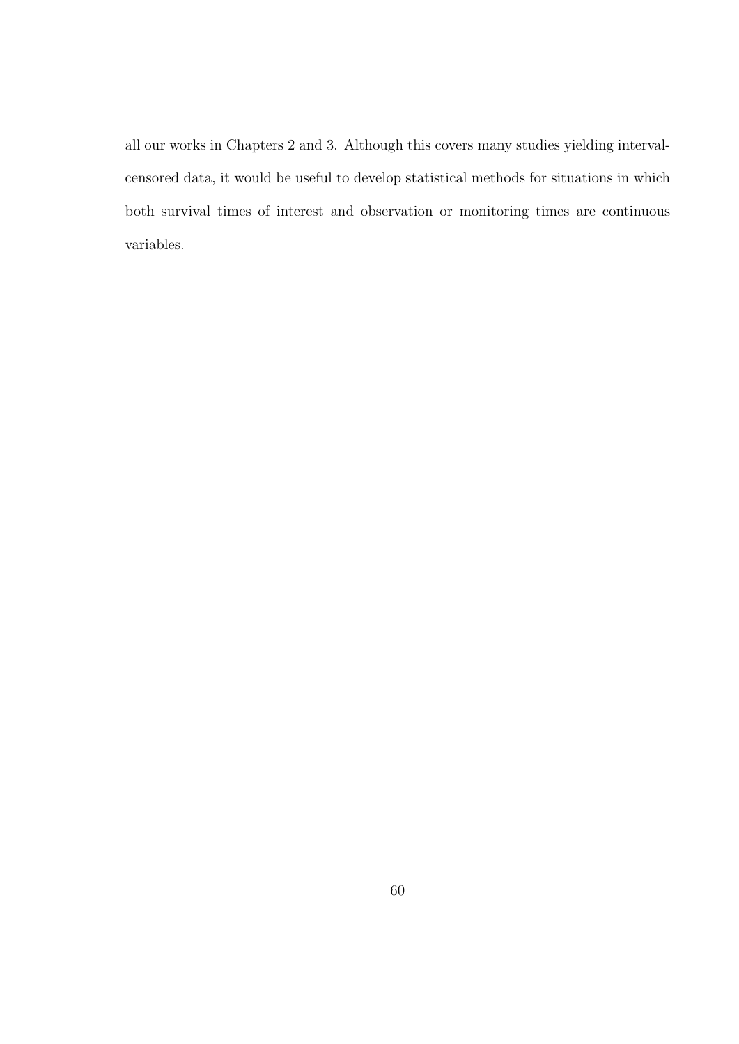all our works in Chapters 2 and 3. Although this covers many studies yielding interval-censored data, it would be useful to develop statistical methods for situations in which both survival times of interest and observation or monitoring times are continuous variables.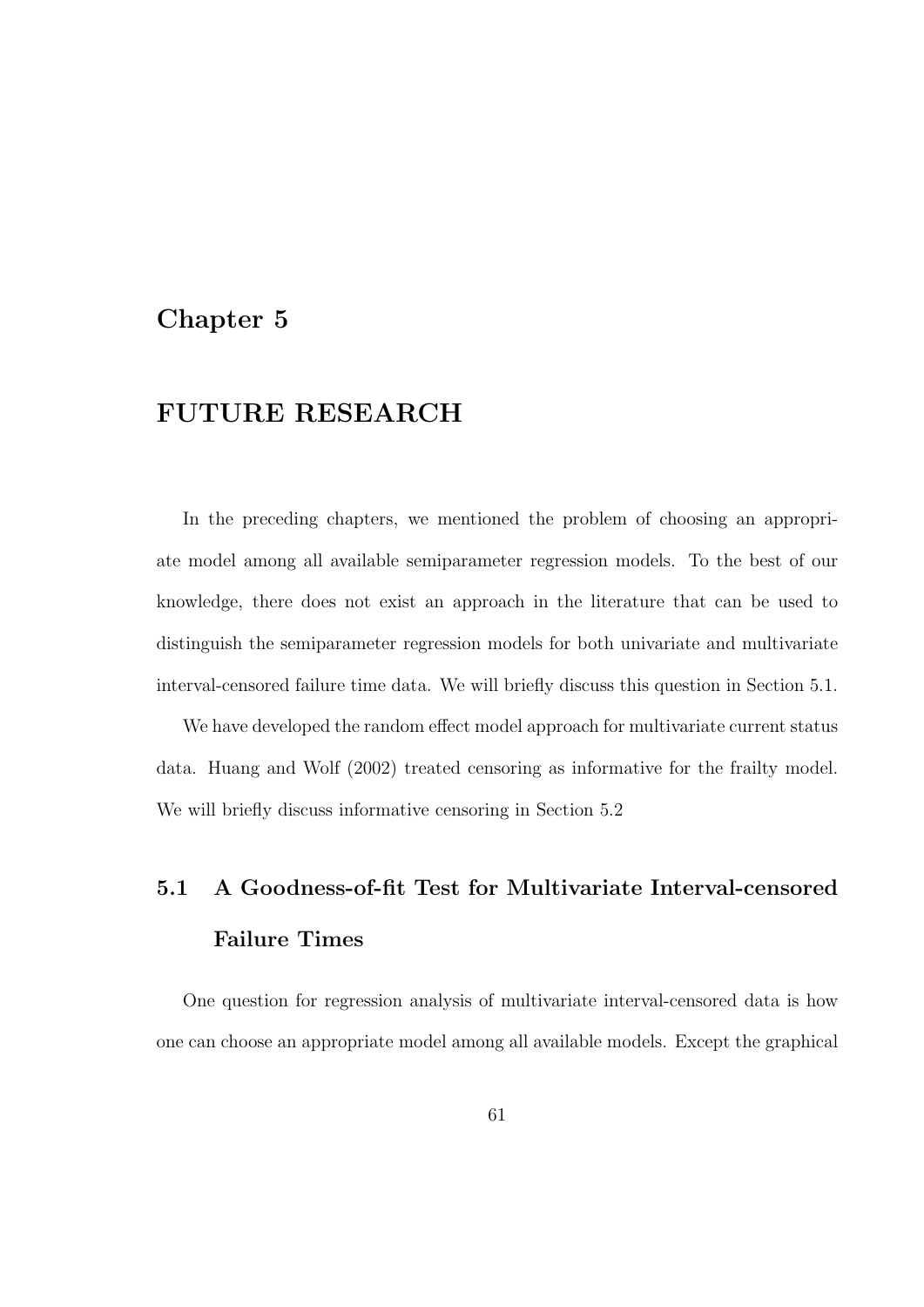# Chapter 5

# FUTURE RESEARCH

In the preceding chapters, we mentioned the problem of choosing an appropriate model among all available semiparameter regression models. To the best of our knowledge, there does not exist an approach in the literature that can be used to distinguish the semiparameter regression models for both univariate and multivariate interval-censored failure time data. We will briefly discuss this question in Section 5.1.

We have developed the random effect model approach for multivariate current status data. Huang and Wolf (2002) treated censoring as informative for the frailty model. We will briefly discuss informative censoring in Section 5.2

## 5.1 A Goodness-of-fit Test for Multivariate Interval-censored Failure Times

One question for regression analysis of multivariate interval-censored data is how one can choose an appropriate model among all available models. Except the graphical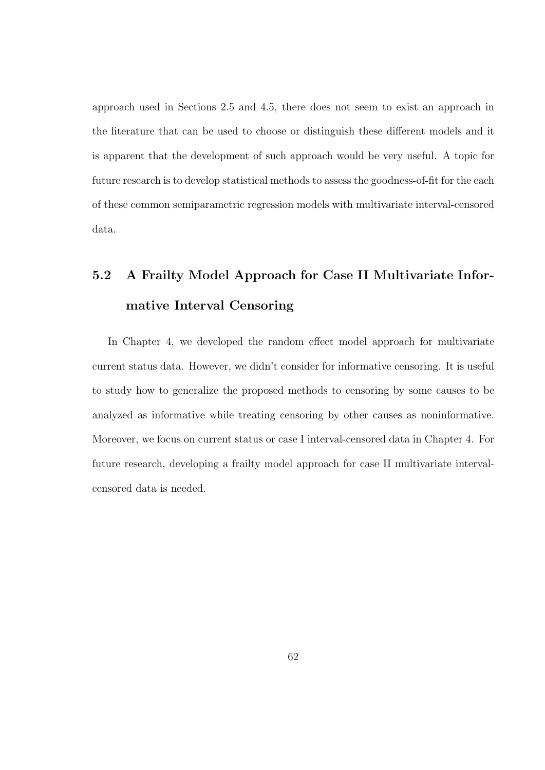approach used in Sections 2.5 and 4.5, there does not seem to exist an approach in the literature that can be used to choose or distinguish these different models and it is apparent that the development of such approach would be very useful. A topic for future research is to develop statistical methods to assess the goodness-of-fit for the each of these common semiparametric regression models with multivariate interval-censored data.

## 5.2 A Frailty Model Approach for Case II Multivariate Informative Interval Censoring

In Chapter 4, we developed the random effect model approach for multivariate current status data. However, we didn't consider for informative censoring. It is useful to study how to generalize the proposed methods to censoring by some causes to be analyzed as informative while treating censoring by other causes as noninformative. Moreover, we focus on current status or case I interval-censored data in Chapter 4. For future research, developing a frailty model approach for case II multivariate interval-censored data is needed.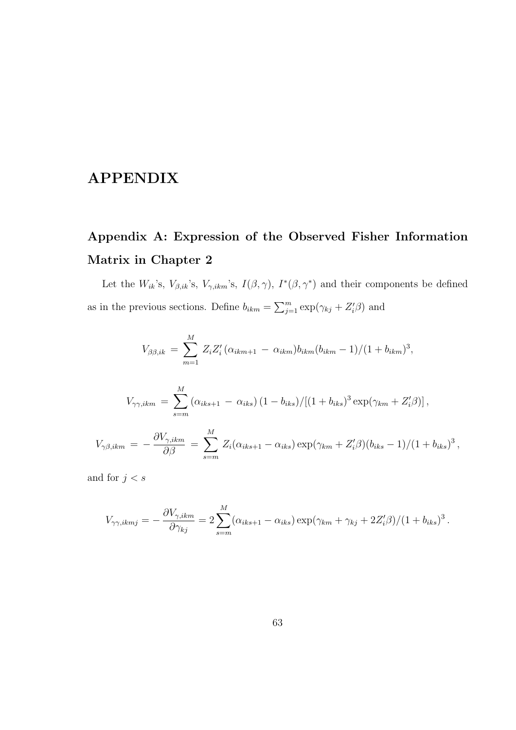# APPENDIX

## Appendix A: Expression of the Observed Fisher Information Matrix in Chapter 2

Let the $W_{ik}$'s, $V_{\beta,ik}$'s, $V_{\gamma,ikm}$'s, $I(\beta,\gamma)$, $I^*(\beta,\gamma^*)$ and their components be defined as in the previous sections. Define $b_{ikm} = \sum_{j=1}^{m} \exp(\gamma_{kj} + Z_i'\beta)$ and

$$V_{\beta\beta,ik} = \sum_{m=1}^{M} Z_i Z_i' \, (\alpha_{ikm+1} - \alpha_{ikm}) b_{ikm}(b_{ikm} - 1)/(1 + b_{ikm})^3,$$

$$V_{\gamma\gamma,ikm} = \sum_{s=m}^{M} (\alpha_{iks+1} - \alpha_{iks}) \, (1 - b_{iks})/[(1 + b_{iks})^3 \exp(\gamma_{km} + Z_i'\beta)] \, ,$$

$$V_{\gamma\beta,ikm} = -\frac{\partial V_{\gamma,ikm}}{\partial \beta} = \sum_{s=m}^{M} Z_i(\alpha_{iks+1} - \alpha_{iks}) \exp(\gamma_{km} + Z_i'\beta)(b_{iks} - 1)/(1 + b_{iks})^3 \, ,$$

and for $j < s$

$$V_{\gamma\gamma,ikmj} = -\frac{\partial V_{\gamma,ikm}}{\partial \gamma_{kj}} = 2\sum_{s=m}^{M} (\alpha_{iks+1} - \alpha_{iks}) \exp(\gamma_{km} + \gamma_{kj} + 2Z_i'\beta)/(1 + b_{iks})^3 \, .$$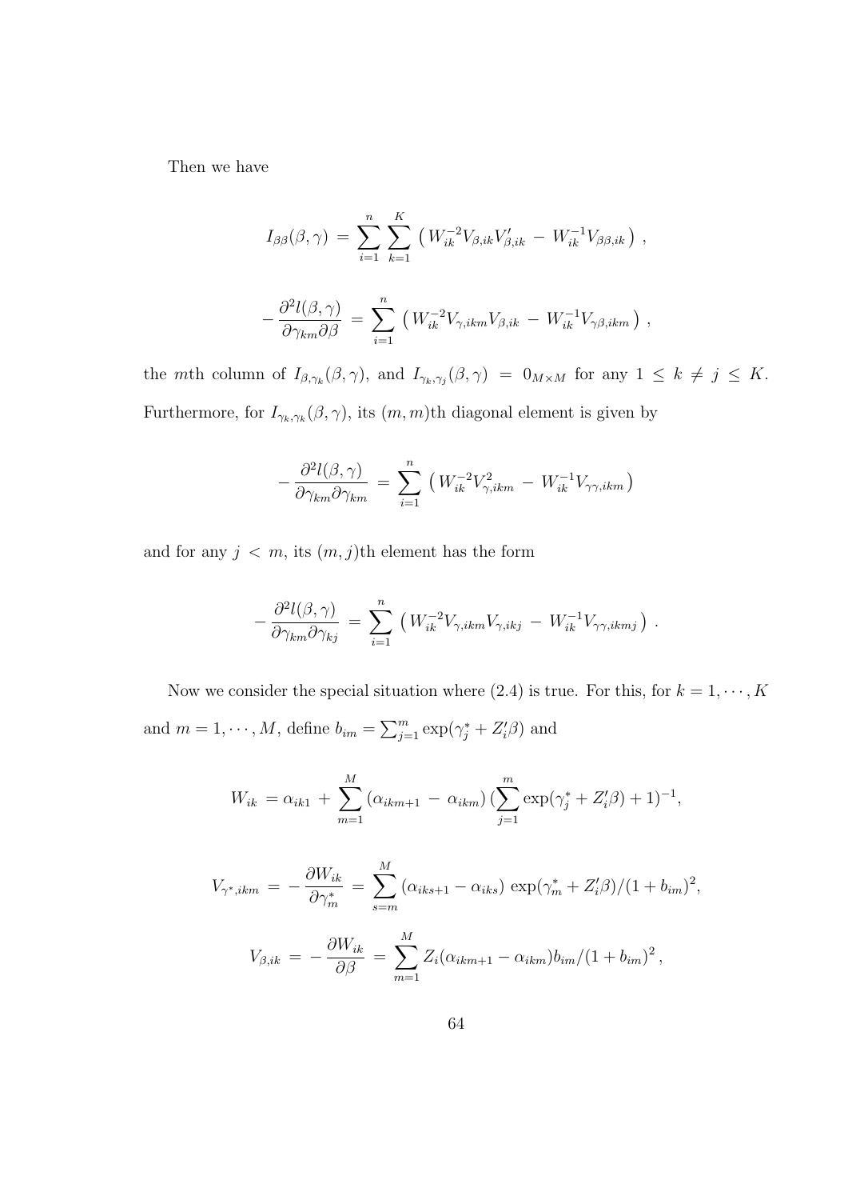Then we have

$$I_{\beta\beta}(\beta, \gamma) \,=\, \sum_{i=1}^{n} \sum_{k=1}^{K} \left( W_{ik}^{-2} V_{\beta,ik} V_{\beta,ik}' \,-\, W_{ik}^{-1} V_{\beta\beta,ik} \right) \,,$$

$$-\frac{\partial^2 l(\beta, \gamma)}{\partial \gamma_{km} \partial \beta} \,=\, \sum_{i=1}^{n} \left( W_{ik}^{-2} V_{\gamma,ikm} V_{\beta,ik} \,-\, W_{ik}^{-1} V_{\gamma\beta,ikm} \right) \,,$$

the $m$th column of $I_{\beta,\gamma_k}(\beta, \gamma)$, and $I_{\gamma_k,\gamma_j}(\beta, \gamma) \,=\, 0_{M \times M}$ for any $1 \,\leq\, k \,\neq\, j \,\leq\, K$. Furthermore, for $I_{\gamma_k,\gamma_k}(\beta, \gamma)$, its $(m, m)$th diagonal element is given by

$$-\frac{\partial^2 l(\beta, \gamma)}{\partial \gamma_{km} \partial \gamma_{km}} \,=\, \sum_{i=1}^{n} \left( W_{ik}^{-2} V_{\gamma,ikm}^2 \,-\, W_{ik}^{-1} V_{\gamma\gamma,ikm} \right)$$

and for any $j \,<\, m$, its $(m, j)$th element has the form

$$-\frac{\partial^2 l(\beta, \gamma)}{\partial \gamma_{km} \partial \gamma_{kj}} \,=\, \sum_{i=1}^{n} \left( W_{ik}^{-2} V_{\gamma,ikm} V_{\gamma,ikj} \,-\, W_{ik}^{-1} V_{\gamma\gamma,ikmj} \right) \,.$$

Now we consider the special situation where (2.4) is true. For this, for $k = 1, \cdots, K$ and $m = 1, \cdots, M$, define $b_{im} = \sum_{j=1}^{m} \exp(\gamma_j^* + Z_i'\beta)$ and

$$W_{ik} \,=\, \alpha_{ik1} \,+\, \sum_{m=1}^{M} \left( \alpha_{ikm+1} \,-\, \alpha_{ikm} \right) \left( \sum_{j=1}^{m} \exp(\gamma_j^* + Z_i'\beta) + 1 \right)^{-1},$$

$$V_{\gamma^*,ikm} \,=\, -\frac{\partial W_{ik}}{\partial \gamma_m^*} \,=\, \sum_{s=m}^{M} \left( \alpha_{iks+1} - \alpha_{iks} \right) \exp(\gamma_m^* + Z_i'\beta)/(1 + b_{im})^2,$$

$$V_{\beta,ik} \,=\, -\frac{\partial W_{ik}}{\partial \beta} \,=\, \sum_{m=1}^{M} Z_i (\alpha_{ikm+1} - \alpha_{ikm}) b_{im}/(1 + b_{im})^2 \,,$$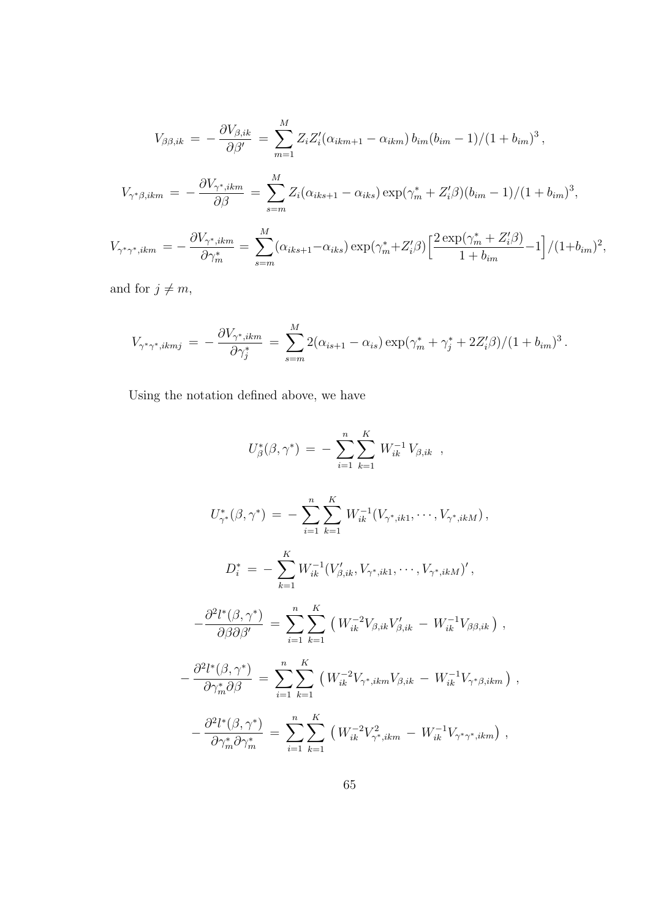$$V_{\beta\beta,ik} \,=\, -\,\frac{\partial V_{\beta,ik}}{\partial \beta'} \,=\, \sum_{m=1}^{M} Z_i Z_i' (\alpha_{ikm+1} - \alpha_{ikm})\, b_{im}(b_{im}-1)/(1+b_{im})^3\,,$$

$$V_{\gamma^*\beta,ikm} \,=\, -\,\frac{\partial V_{\gamma^*,ikm}}{\partial \beta} \,=\, \sum_{s=m}^{M} Z_i (\alpha_{iks+1} - \alpha_{iks}) \exp(\gamma_m^* + Z_i'\beta)(b_{im}-1)/(1+b_{im})^3,$$

$$V_{\gamma^*\gamma^*,ikm} \,=-\,\frac{\partial V_{\gamma^*,ikm}}{\partial \gamma_m^*} \,=\, \sum_{s=m}^{M} (\alpha_{iks+1}-\alpha_{iks}) \exp(\gamma_m^*+Z_i'\beta)\Big[\frac{2\exp(\gamma_m^*+Z_i'\beta)}{1+b_{im}}-1\Big]/(1+b_{im})^2,$$

and for $j \neq m$,

$$V_{\gamma^*\gamma^*,ikmj} \,=\, -\,\frac{\partial V_{\gamma^*,ikm}}{\partial \gamma_j^*} \,=\, \sum_{s=m}^{M} 2(\alpha_{is+1} - \alpha_{is}) \exp(\gamma_m^* + \gamma_j^* + 2Z_i'\beta)/(1+b_{im})^3\,.$$

Using the notation defined above, we have

$$U_\beta^*(\beta,\gamma^*) \,=\, -\sum_{i=1}^{n}\sum_{k=1}^{K} W_{ik}^{-1}\, V_{\beta,ik}\ \ ,$$

$$U_{\gamma^*}^*(\beta,\gamma^*) \,=\, -\sum_{i=1}^{n}\sum_{k=1}^{K} W_{ik}^{-1}(V_{\gamma^*,ik1},\cdots,V_{\gamma^*,ikM})\,,$$

$$D_i^* \,=\, -\sum_{k=1}^{K} W_{ik}^{-1}(V_{\beta,ik}', V_{\gamma^*,ik1},\cdots,V_{\gamma^*,ikM})'\,,$$

$$-\frac{\partial^2 l^*(\beta,\gamma^*)}{\partial\beta\partial\beta'} \,=\, \sum_{i=1}^{n}\sum_{k=1}^{K} \big(\, W_{ik}^{-2} V_{\beta,ik}V_{\beta,ik}' \,-\, W_{ik}^{-1} V_{\beta\beta,ik}\,\big)\ ,$$

$$-\,\frac{\partial^2 l^*(\beta,\gamma^*)}{\partial\gamma_m^*\partial\beta} \,=\, \sum_{i=1}^{n}\sum_{k=1}^{K} \big(\, W_{ik}^{-2} V_{\gamma^*,ikm}V_{\beta,ik} \,-\, W_{ik}^{-1} V_{\gamma^*\beta,ikm}\,\big)\ ,$$

$$-\,\frac{\partial^2 l^*(\beta,\gamma^*)}{\partial\gamma_m^*\partial\gamma_m^*} \,=\, \sum_{i=1}^{n}\sum_{k=1}^{K} \big(\, W_{ik}^{-2} V_{\gamma^*,ikm}^2 \,-\, W_{ik}^{-1} V_{\gamma^*\gamma^*,ikm}\big)\ ,$$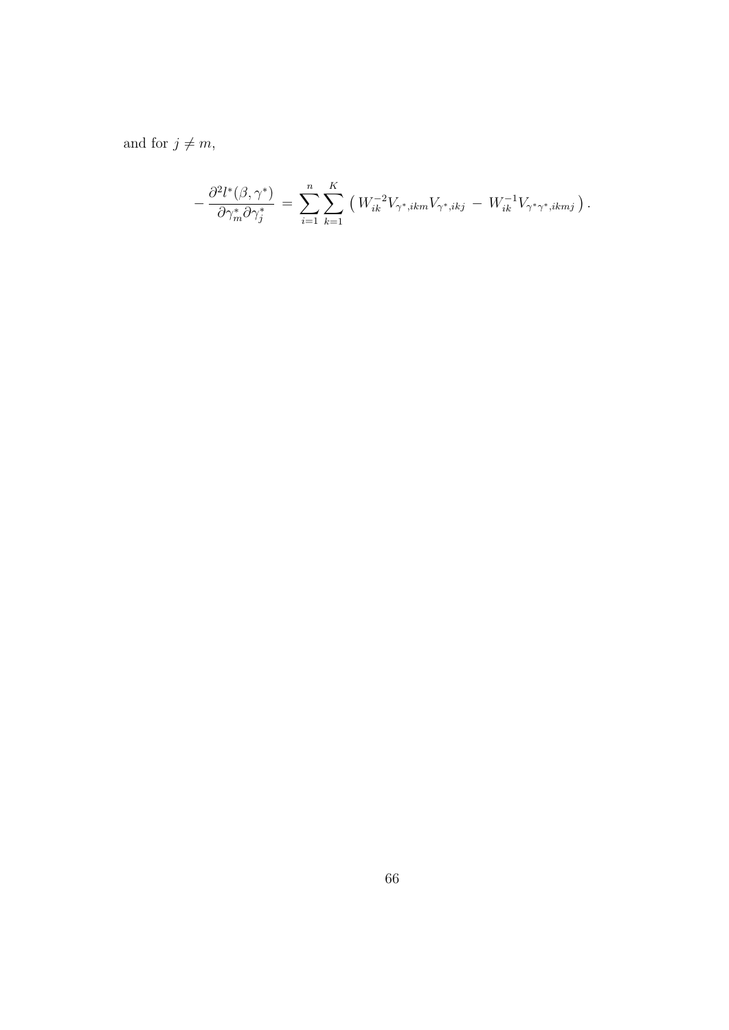and for $j \neq m$,

$$-\frac{\partial^2 l^*(\beta, \gamma^*)}{\partial \gamma_m^* \partial \gamma_j^*} = \sum_{i=1}^{n} \sum_{k=1}^{K} \left( W_{ik}^{-2} V_{\gamma^*, ikm} V_{\gamma^*, ikj} - W_{ik}^{-1} V_{\gamma^* \gamma^*, ikmj} \right).$$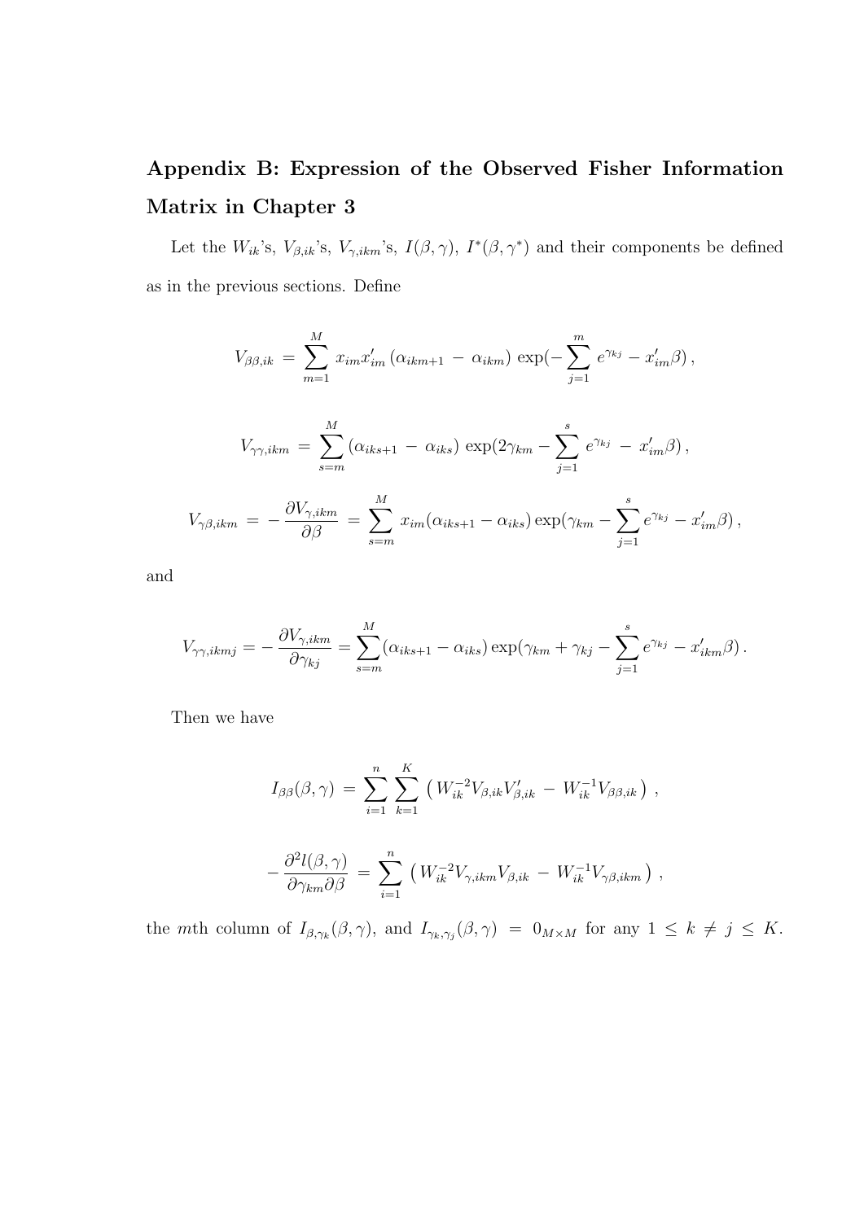# Appendix B: Expression of the Observed Fisher Information Matrix in Chapter 3

Let the $W_{ik}$'s, $V_{\beta,ik}$'s, $V_{\gamma,ikm}$'s, $I(\beta,\gamma)$, $I^*(\beta,\gamma^*)$ and their components be defined as in the previous sections. Define

$$V_{\beta\beta,ik} \,=\, \sum_{m=1}^{M} x_{im}x'_{im}\,(\alpha_{ikm+1}\,-\,\alpha_{ikm})\,\exp(-\sum_{j=1}^{m} e^{\gamma_{kj}} - x'_{im}\beta)\,,$$

$$V_{\gamma\gamma,ikm} \,=\, \sum_{s=m}^{M} (\alpha_{iks+1}\,-\,\alpha_{iks})\,\exp(2\gamma_{km} - \sum_{j=1}^{s} e^{\gamma_{kj}}\,-\,x'_{im}\beta)\,,$$

$$V_{\gamma\beta,ikm} \,=\, -\,\frac{\partial V_{\gamma,ikm}}{\partial \beta} \,=\, \sum_{s=m}^{M} x_{im}(\alpha_{iks+1} - \alpha_{iks})\exp(\gamma_{km} - \sum_{j=1}^{s} e^{\gamma_{kj}} - x'_{im}\beta)\,,$$

and

$$V_{\gamma\gamma,ikmj} = -\frac{\partial V_{\gamma,ikm}}{\partial \gamma_{kj}} = \sum_{s=m}^{M} (\alpha_{iks+1} - \alpha_{iks})\exp(\gamma_{km} + \gamma_{kj} - \sum_{j=1}^{s} e^{\gamma_{kj}} - x'_{ikm}\beta)\,.$$

Then we have

$$I_{\beta\beta}(\beta,\gamma) \,=\, \sum_{i=1}^{n}\sum_{k=1}^{K}\left(W_{ik}^{-2}V_{\beta,ik}V'_{\beta,ik}\,-\,W_{ik}^{-1}V_{\beta\beta,ik}\right)\,,$$

$$-\,\frac{\partial^2 l(\beta,\gamma)}{\partial \gamma_{km}\partial \beta} \,=\, \sum_{i=1}^{n}\left(W_{ik}^{-2}V_{\gamma,ikm}V_{\beta,ik}\,-\,W_{ik}^{-1}V_{\gamma\beta,ikm}\right)\,,$$

the $m$th column of $I_{\beta,\gamma_k}(\beta,\gamma)$, and $I_{\gamma_k,\gamma_j}(\beta,\gamma) \,=\, 0_{M\times M}$ for any $1 \,\leq\, k \,\neq\, j \,\leq\, K$.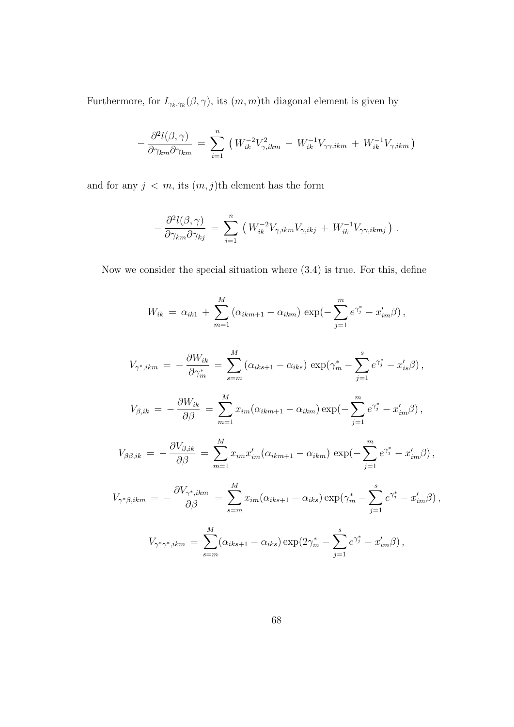Furthermore, for $I_{\gamma_k,\gamma_k}(\beta,\gamma)$, its $(m,m)$th diagonal element is given by

$$- \frac{\partial^2 l(\beta,\gamma)}{\partial\gamma_{km}\partial\gamma_{km}} = \sum_{i=1}^{n} \left( W_{ik}^{-2} V_{\gamma,ikm}^2 - W_{ik}^{-1} V_{\gamma\gamma,ikm} + W_{ik}^{-1} V_{\gamma,ikm} \right)$$

and for any $j < m$, its $(m,j)$th element has the form

$$- \frac{\partial^2 l(\beta,\gamma)}{\partial\gamma_{km}\partial\gamma_{kj}} = \sum_{i=1}^{n} \left( W_{ik}^{-2} V_{\gamma,ikm} V_{\gamma,ikj} + W_{ik}^{-1} V_{\gamma\gamma,ikmj} \right) .$$

Now we consider the special situation where (3.4) is true. For this, define

$$W_{ik} = \alpha_{ik1} + \sum_{m=1}^{M} (\alpha_{ikm+1} - \alpha_{ikm}) \exp(-\sum_{j=1}^{m} e^{\gamma_j^*} - x_{im}'\beta) ,$$

$$V_{\gamma^*,ikm} = - \frac{\partial W_{ik}}{\partial \gamma_m^*} = \sum_{s=m}^{M} (\alpha_{iks+1} - \alpha_{iks}) \exp(\gamma_m^* - \sum_{j=1}^{s} e^{\gamma_j^*} - x_{is}'\beta) ,$$

$$V_{\beta,ik} = - \frac{\partial W_{ik}}{\partial \beta} = \sum_{m=1}^{M} x_{im} (\alpha_{ikm+1} - \alpha_{ikm}) \exp(-\sum_{j=1}^{m} e^{\gamma_j^*} - x_{im}'\beta) ,$$

$$V_{\beta\beta,ik} = - \frac{\partial V_{\beta,ik}}{\partial \beta} = \sum_{m=1}^{M} x_{im} x_{im}' (\alpha_{ikm+1} - \alpha_{ikm}) \exp(-\sum_{j=1}^{m} e^{\gamma_j^*} - x_{im}'\beta) ,$$

$$V_{\gamma^*\beta,ikm} = - \frac{\partial V_{\gamma^*,ikm}}{\partial \beta} = \sum_{s=m}^{M} x_{im} (\alpha_{iks+1} - \alpha_{iks}) \exp(\gamma_m^* - \sum_{j=1}^{s} e^{\gamma_j^*} - x_{im}'\beta) ,$$

$$V_{\gamma^*\gamma^*,ikm} = \sum_{s=m}^{M} (\alpha_{iks+1} - \alpha_{iks}) \exp(2\gamma_m^* - \sum_{j=1}^{s} e^{\gamma_j^*} - x_{im}'\beta) ,$$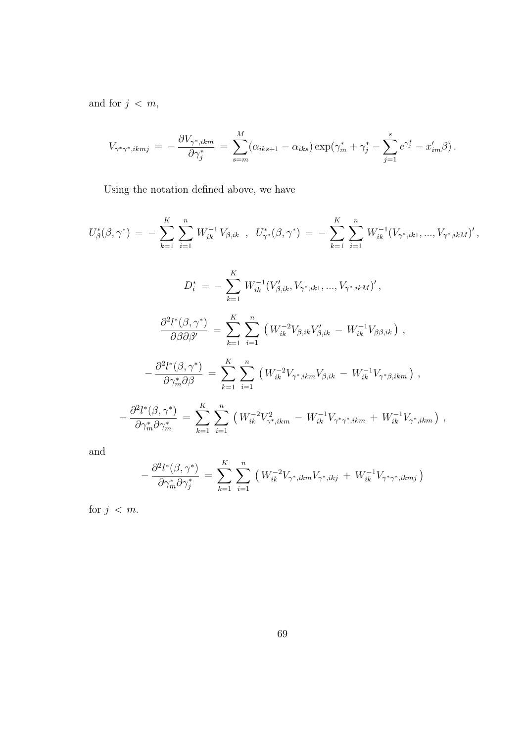and for $j < m$,

$$V_{\gamma^*\gamma^*,ikmj} = -\frac{\partial V_{\gamma^*,ikm}}{\partial \gamma_j^*} = \sum_{s=m}^{M} (\alpha_{iks+1} - \alpha_{iks}) \exp(\gamma_m^* + \gamma_j^* - \sum_{j=1}^{s} e^{\gamma_j^*} - x_{im}'\beta).$$

Using the notation defined above, we have

$$U_\beta^*(\beta, \gamma^*) = -\sum_{k=1}^{K} \sum_{i=1}^{n} W_{ik}^{-1} V_{\beta,ik} \quad , \quad U_{\gamma^*}^*(\beta, \gamma^*) = -\sum_{k=1}^{K} \sum_{i=1}^{n} W_{ik}^{-1} (V_{\gamma^*,ik1}, ..., V_{\gamma^*,ikM})',$$

$$D_i^* = -\sum_{k=1}^{K} W_{ik}^{-1} (V_{\beta,ik}', V_{\gamma^*,ik1}, ..., V_{\gamma^*,ikM})',$$

$$\frac{\partial^2 l^*(\beta, \gamma^*)}{\partial \beta \partial \beta'} = \sum_{k=1}^{K} \sum_{i=1}^{n} \left( W_{ik}^{-2} V_{\beta,ik} V_{\beta,ik}' - W_{ik}^{-1} V_{\beta\beta,ik} \right),$$

$$-\frac{\partial^2 l^*(\beta, \gamma^*)}{\partial \gamma_m^* \partial \beta} = \sum_{k=1}^{K} \sum_{i=1}^{n} \left( W_{ik}^{-2} V_{\gamma^*,ikm} V_{\beta,ik} - W_{ik}^{-1} V_{\gamma^*\beta,ikm} \right),$$

$$-\frac{\partial^2 l^*(\beta, \gamma^*)}{\partial \gamma_m^* \partial \gamma_m^*} = \sum_{k=1}^{K} \sum_{i=1}^{n} \left( W_{ik}^{-2} V_{\gamma^*,ikm}^2 - W_{ik}^{-1} V_{\gamma^*\gamma^*,ikm} + W_{ik}^{-1} V_{\gamma^*,ikm} \right),$$

and

$$-\frac{\partial^2 l^*(\beta, \gamma^*)}{\partial \gamma_m^* \partial \gamma_j^*} = \sum_{k=1}^{K} \sum_{i=1}^{n} \left( W_{ik}^{-2} V_{\gamma^*,ikm} V_{\gamma^*,ikj} + W_{ik}^{-1} V_{\gamma^*\gamma^*,ikmj} \right)$$

for $j < m$.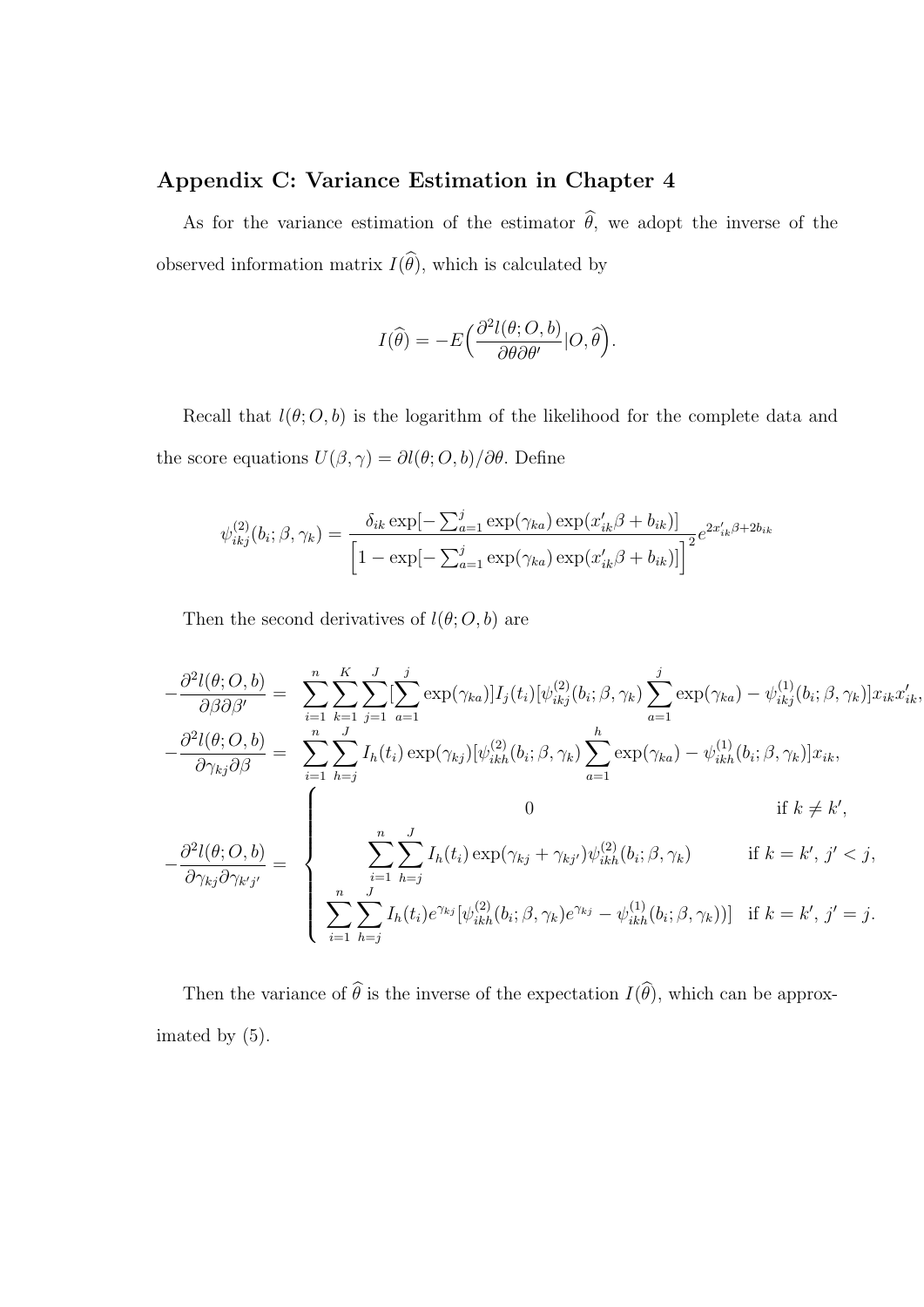## Appendix C: Variance Estimation in Chapter 4

As for the variance estimation of the estimator $\widehat{\theta}$, we adopt the inverse of the observed information matrix $I(\widehat{\theta})$, which is calculated by

$$I(\widehat{\theta}) = -E\Big(\frac{\partial^2 l(\theta; O, b)}{\partial\theta\partial\theta'}|O, \widehat{\theta}\Big).$$

Recall that $l(\theta; O, b)$ is the logarithm of the likelihood for the complete data and the score equations $U(\beta, \gamma) = \partial l(\theta; O, b)/\partial\theta$. Define

$$\psi_{ikj}^{(2)}(b_i; \beta, \gamma_k) = \frac{\delta_{ik}\exp[-\sum_{a=1}^{j}\exp(\gamma_{ka})\exp(x_{ik}'\beta + b_{ik})]}{\Big[1 - \exp[-\sum_{a=1}^{j}\exp(\gamma_{ka})\exp(x_{ik}'\beta + b_{ik})]\Big]^2} e^{2x_{ik}'\beta + 2b_{ik}}$$

Then the second derivatives of $l(\theta; O, b)$ are

$$
\begin{aligned}
-\frac{\partial^2 l(\theta; O, b)}{\partial\beta\partial\beta'} &= \sum_{i=1}^{n}\sum_{k=1}^{K}\sum_{j=1}^{J}[\sum_{a=1}^{j}\exp(\gamma_{ka})]I_j(t_i)[\psi_{ikj}^{(2)}(b_i; \beta, \gamma_k)\sum_{a=1}^{j}\exp(\gamma_{ka}) - \psi_{ikj}^{(1)}(b_i; \beta, \gamma_k)]x_{ik}x_{ik}',\\
-\frac{\partial^2 l(\theta; O, b)}{\partial\gamma_{kj}\partial\beta} &= \sum_{i=1}^{n}\sum_{h=j}^{J} I_h(t_i)\exp(\gamma_{kj})[\psi_{ikh}^{(2)}(b_i; \beta, \gamma_k)\sum_{a=1}^{h}\exp(\gamma_{ka}) - \psi_{ikh}^{(1)}(b_i; \beta, \gamma_k)]x_{ik},\\
-\frac{\partial^2 l(\theta; O, b)}{\partial\gamma_{kj}\partial\gamma_{k'j'}} &= \begin{cases} 0 & \text{if } k \neq k',\\ \displaystyle\sum_{i=1}^{n}\sum_{h=j}^{J} I_h(t_i)\exp(\gamma_{kj} + \gamma_{kj'})\psi_{ikh}^{(2)}(b_i; \beta, \gamma_k) & \text{if } k = k',\ j' < j,\\ \displaystyle\sum_{i=1}^{n}\sum_{h=j}^{J} I_h(t_i)e^{\gamma_{kj}}[\psi_{ikh}^{(2)}(b_i; \beta, \gamma_k)e^{\gamma_{kj}} - \psi_{ikh}^{(1)}(b_i; \beta, \gamma_k))] & \text{if } k = k',\ j' = j. \end{cases}
\end{aligned}
$$

Then the variance of $\widehat{\theta}$ is the inverse of the expectation $I(\widehat{\theta})$, which can be approximated by (5).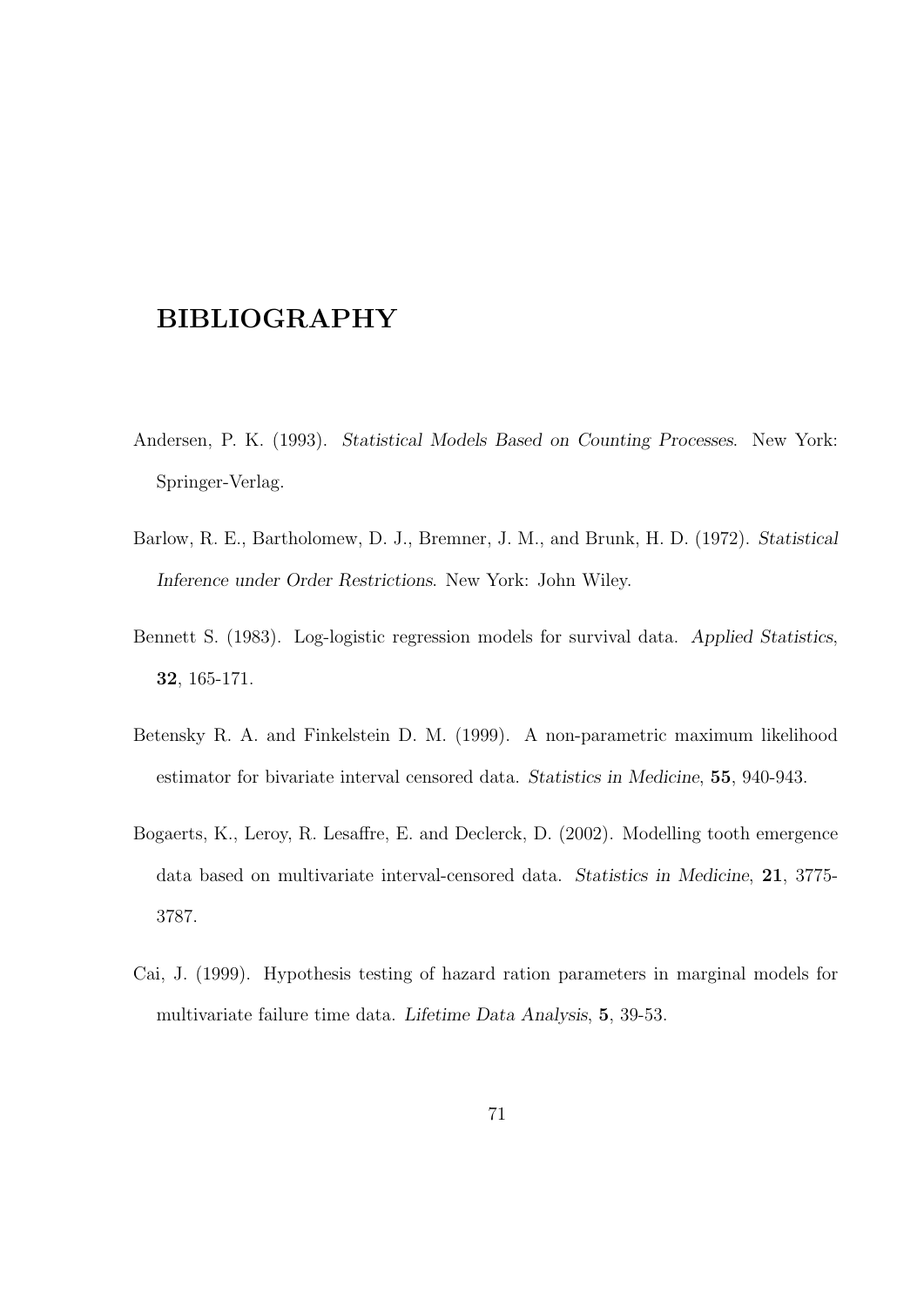# BIBLIOGRAPHY

Andersen, P. K. (1993). *Statistical Models Based on Counting Processes*. New York: Springer-Verlag.

Barlow, R. E., Bartholomew, D. J., Bremner, J. M., and Brunk, H. D. (1972). *Statistical Inference under Order Restrictions*. New York: John Wiley.

Bennett S. (1983). Log-logistic regression models for survival data. *Applied Statistics*, **32**, 165-171.

Betensky R. A. and Finkelstein D. M. (1999). A non-parametric maximum likelihood estimator for bivariate interval censored data. *Statistics in Medicine*, **55**, 940-943.

Bogaerts, K., Leroy, R. Lesaffre, E. and Declerck, D. (2002). Modelling tooth emergence data based on multivariate interval-censored data. *Statistics in Medicine*, **21**, 3775-3787.

Cai, J. (1999). Hypothesis testing of hazard ration parameters in marginal models for multivariate failure time data. *Lifetime Data Analysis*, **5**, 39-53.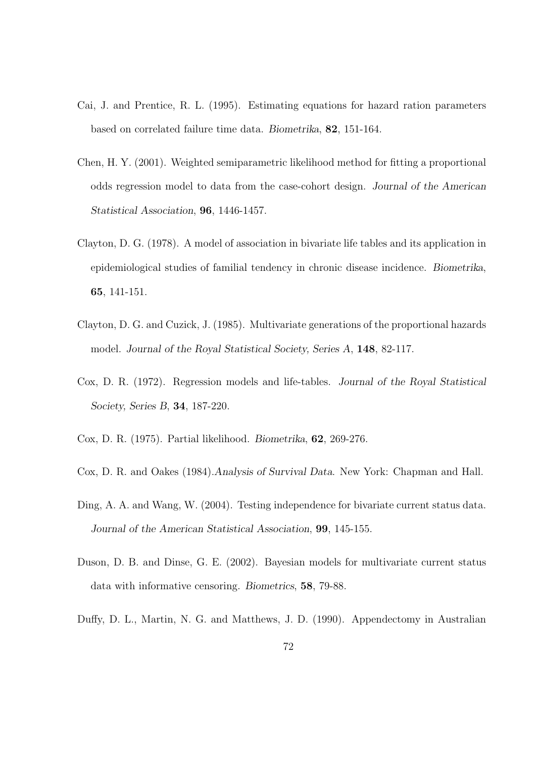Cai, J. and Prentice, R. L. (1995). Estimating equations for hazard ration parameters based on correlated failure time data. *Biometrika*, **82**, 151-164.

Chen, H. Y. (2001). Weighted semiparametric likelihood method for fitting a proportional odds regression model to data from the case-cohort design. *Journal of the American Statistical Association*, **96**, 1446-1457.

Clayton, D. G. (1978). A model of association in bivariate life tables and its application in epidemiological studies of familial tendency in chronic disease incidence. *Biometrika*, **65**, 141-151.

Clayton, D. G. and Cuzick, J. (1985). Multivariate generations of the proportional hazards model. *Journal of the Royal Statistical Society, Series A*, **148**, 82-117.

Cox, D. R. (1972). Regression models and life-tables. *Journal of the Royal Statistical Society, Series B*, **34**, 187-220.

Cox, D. R. (1975). Partial likelihood. *Biometrika*, **62**, 269-276.

Cox, D. R. and Oakes (1984).*Analysis of Survival Data*. New York: Chapman and Hall.

Ding, A. A. and Wang, W. (2004). Testing independence for bivariate current status data. *Journal of the American Statistical Association*, **99**, 145-155.

Duson, D. B. and Dinse, G. E. (2002). Bayesian models for multivariate current status data with informative censoring. *Biometrics*, **58**, 79-88.

Duffy, D. L., Martin, N. G. and Matthews, J. D. (1990). Appendectomy in Australian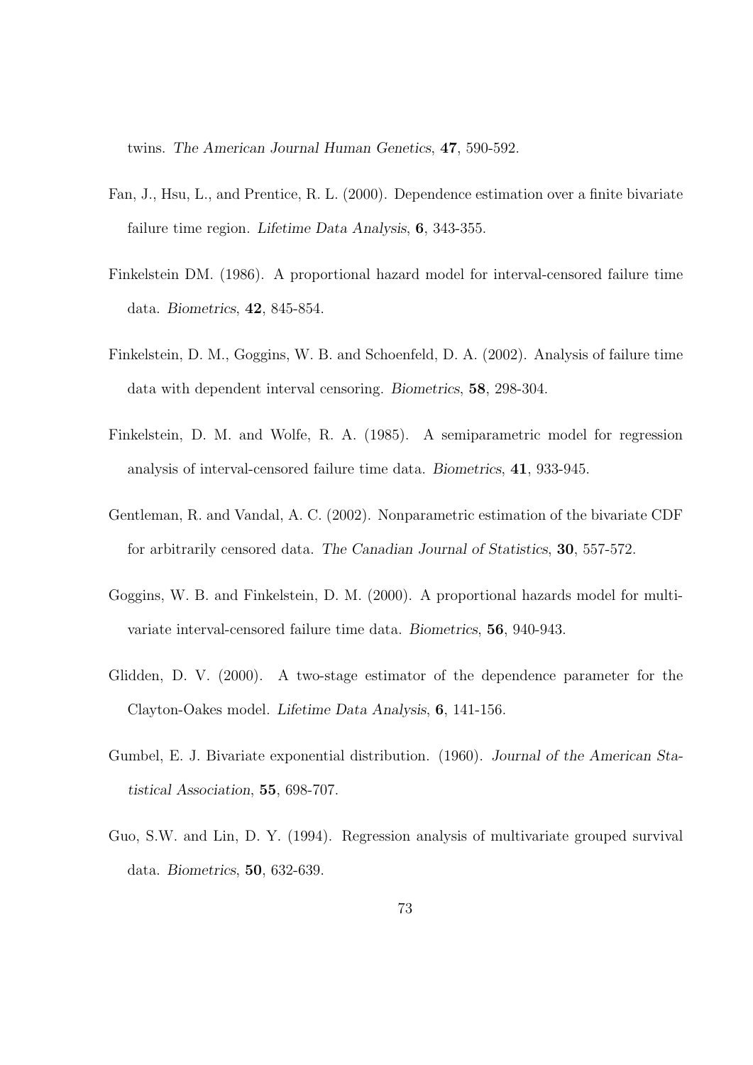twins. *The American Journal Human Genetics*, **47**, 590-592.

Fan, J., Hsu, L., and Prentice, R. L. (2000). Dependence estimation over a finite bivariate failure time region. *Lifetime Data Analysis*, **6**, 343-355.

Finkelstein DM. (1986). A proportional hazard model for interval-censored failure time data. *Biometrics*, **42**, 845-854.

Finkelstein, D. M., Goggins, W. B. and Schoenfeld, D. A. (2002). Analysis of failure time data with dependent interval censoring. *Biometrics*, **58**, 298-304.

Finkelstein, D. M. and Wolfe, R. A. (1985). A semiparametric model for regression analysis of interval-censored failure time data. *Biometrics*, **41**, 933-945.

Gentleman, R. and Vandal, A. C. (2002). Nonparametric estimation of the bivariate CDF for arbitrarily censored data. *The Canadian Journal of Statistics*, **30**, 557-572.

Goggins, W. B. and Finkelstein, D. M. (2000). A proportional hazards model for multivariate interval-censored failure time data. *Biometrics*, **56**, 940-943.

Glidden, D. V. (2000). A two-stage estimator of the dependence parameter for the Clayton-Oakes model. *Lifetime Data Analysis*, **6**, 141-156.

Gumbel, E. J. Bivariate exponential distribution. (1960). *Journal of the American Statistical Association*, **55**, 698-707.

Guo, S.W. and Lin, D. Y. (1994). Regression analysis of multivariate grouped survival data. *Biometrics*, **50**, 632-639.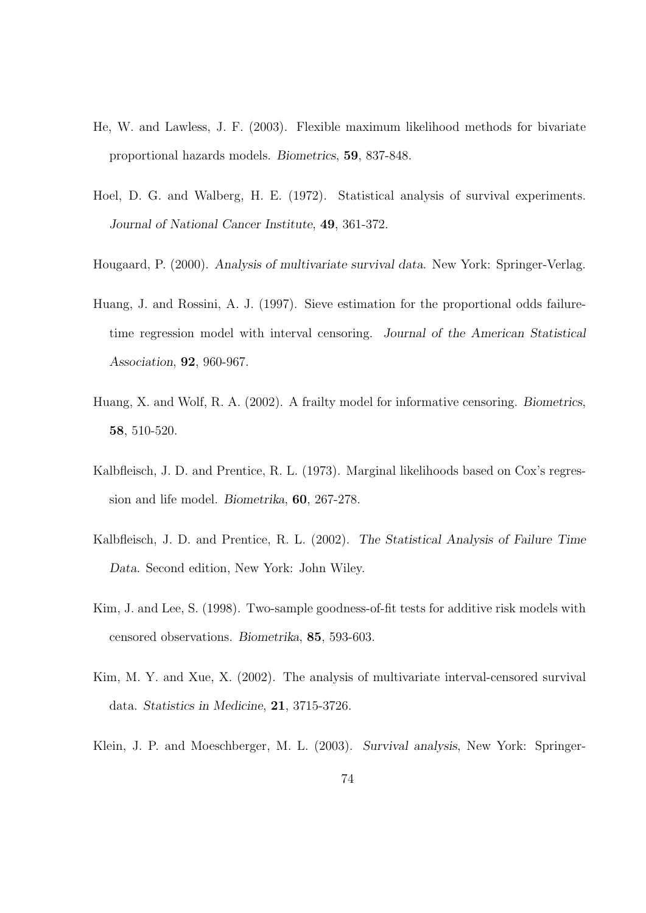He, W. and Lawless, J. F. (2003). Flexible maximum likelihood methods for bivariate proportional hazards models. *Biometrics*, **59**, 837-848.

Hoel, D. G. and Walberg, H. E. (1972). Statistical analysis of survival experiments. *Journal of National Cancer Institute*, **49**, 361-372.

Hougaard, P. (2000). *Analysis of multivariate survival data*. New York: Springer-Verlag.

Huang, J. and Rossini, A. J. (1997). Sieve estimation for the proportional odds failure-time regression model with interval censoring. *Journal of the American Statistical Association*, **92**, 960-967.

Huang, X. and Wolf, R. A. (2002). A frailty model for informative censoring. *Biometrics*, **58**, 510-520.

Kalbfleisch, J. D. and Prentice, R. L. (1973). Marginal likelihoods based on Cox's regression and life model. *Biometrika*, **60**, 267-278.

Kalbfleisch, J. D. and Prentice, R. L. (2002). *The Statistical Analysis of Failure Time Data*. Second edition, New York: John Wiley.

Kim, J. and Lee, S. (1998). Two-sample goodness-of-fit tests for additive risk models with censored observations. *Biometrika*, **85**, 593-603.

Kim, M. Y. and Xue, X. (2002). The analysis of multivariate interval-censored survival data. *Statistics in Medicine*, **21**, 3715-3726.

Klein, J. P. and Moeschberger, M. L. (2003). *Survival analysis*, New York: Springer-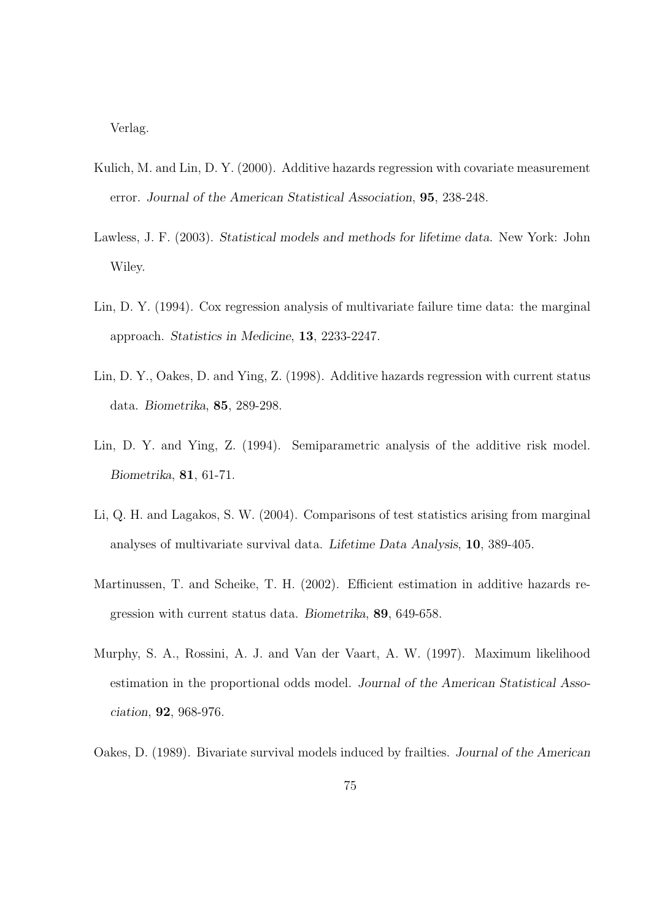Verlag.

Kulich, M. and Lin, D. Y. (2000). Additive hazards regression with covariate measurement error. *Journal of the American Statistical Association*, **95**, 238-248.

Lawless, J. F. (2003). *Statistical models and methods for lifetime data*. New York: John Wiley.

Lin, D. Y. (1994). Cox regression analysis of multivariate failure time data: the marginal approach. *Statistics in Medicine*, **13**, 2233-2247.

Lin, D. Y., Oakes, D. and Ying, Z. (1998). Additive hazards regression with current status data. *Biometrika*, **85**, 289-298.

Lin, D. Y. and Ying, Z. (1994). Semiparametric analysis of the additive risk model. *Biometrika*, **81**, 61-71.

Li, Q. H. and Lagakos, S. W. (2004). Comparisons of test statistics arising from marginal analyses of multivariate survival data. *Lifetime Data Analysis*, **10**, 389-405.

Martinussen, T. and Scheike, T. H. (2002). Efficient estimation in additive hazards regression with current status data. *Biometrika*, **89**, 649-658.

Murphy, S. A., Rossini, A. J. and Van der Vaart, A. W. (1997). Maximum likelihood estimation in the proportional odds model. *Journal of the American Statistical Association*, **92**, 968-976.

Oakes, D. (1989). Bivariate survival models induced by frailties. *Journal of the American*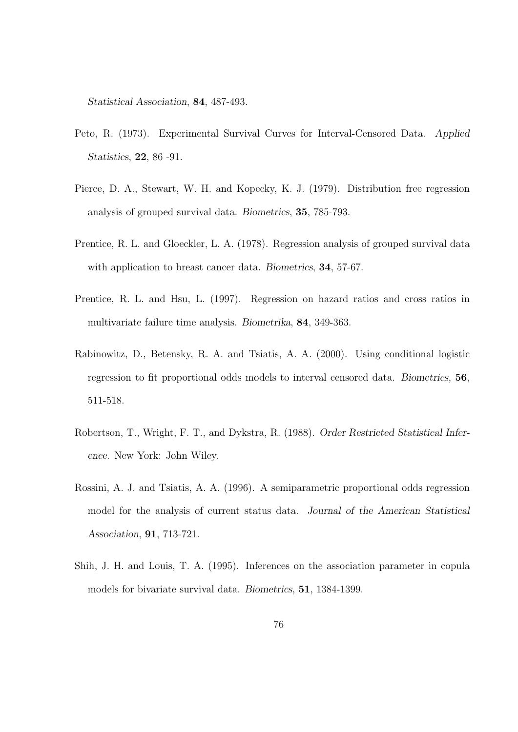*Statistical Association*, **84**, 487-493.

Peto, R. (1973). Experimental Survival Curves for Interval-Censored Data. *Applied Statistics*, **22**, 86 -91.

Pierce, D. A., Stewart, W. H. and Kopecky, K. J. (1979). Distribution free regression analysis of grouped survival data. *Biometrics*, **35**, 785-793.

Prentice, R. L. and Gloeckler, L. A. (1978). Regression analysis of grouped survival data with application to breast cancer data. *Biometrics*, **34**, 57-67.

Prentice, R. L. and Hsu, L. (1997). Regression on hazard ratios and cross ratios in multivariate failure time analysis. *Biometrika*, **84**, 349-363.

Rabinowitz, D., Betensky, R. A. and Tsiatis, A. A. (2000). Using conditional logistic regression to fit proportional odds models to interval censored data. *Biometrics*, **56**, 511-518.

Robertson, T., Wright, F. T., and Dykstra, R. (1988). *Order Restricted Statistical Inference*. New York: John Wiley.

Rossini, A. J. and Tsiatis, A. A. (1996). A semiparametric proportional odds regression model for the analysis of current status data. *Journal of the American Statistical Association*, **91**, 713-721.

Shih, J. H. and Louis, T. A. (1995). Inferences on the association parameter in copula models for bivariate survival data. *Biometrics*, **51**, 1384-1399.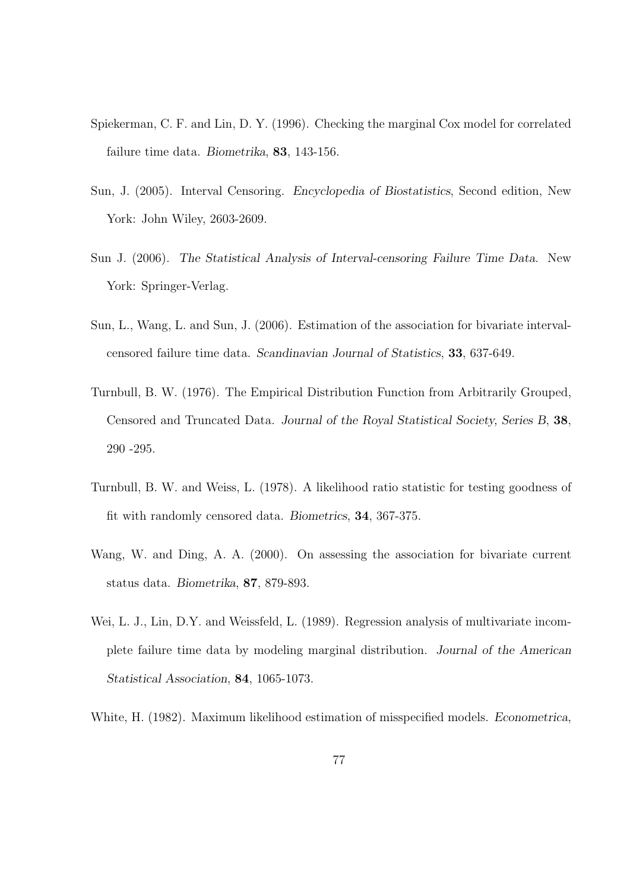Spiekerman, C. F. and Lin, D. Y. (1996). Checking the marginal Cox model for correlated failure time data. *Biometrika*, **83**, 143-156.

Sun, J. (2005). Interval Censoring. *Encyclopedia of Biostatistics*, Second edition, New York: John Wiley, 2603-2609.

Sun J. (2006). *The Statistical Analysis of Interval-censoring Failure Time Data*. New York: Springer-Verlag.

Sun, L., Wang, L. and Sun, J. (2006). Estimation of the association for bivariate interval-censored failure time data. *Scandinavian Journal of Statistics*, **33**, 637-649.

Turnbull, B. W. (1976). The Empirical Distribution Function from Arbitrarily Grouped, Censored and Truncated Data. *Journal of the Royal Statistical Society, Series B*, **38**, 290 -295.

Turnbull, B. W. and Weiss, L. (1978). A likelihood ratio statistic for testing goodness of fit with randomly censored data. *Biometrics*, **34**, 367-375.

Wang, W. and Ding, A. A. (2000). On assessing the association for bivariate current status data. *Biometrika*, **87**, 879-893.

Wei, L. J., Lin, D.Y. and Weissfeld, L. (1989). Regression analysis of multivariate incomplete failure time data by modeling marginal distribution. *Journal of the American Statistical Association*, **84**, 1065-1073.

White, H. (1982). Maximum likelihood estimation of misspecified models. *Econometrica*,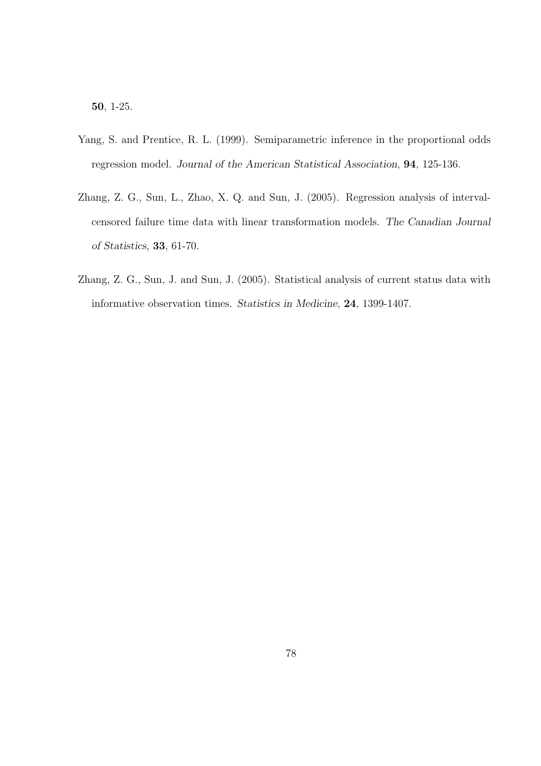**50**, 1-25.

Yang, S. and Prentice, R. L. (1999). Semiparametric inference in the proportional odds regression model. *Journal of the American Statistical Association*, **94**, 125-136.

Zhang, Z. G., Sun, L., Zhao, X. Q. and Sun, J. (2005). Regression analysis of interval-censored failure time data with linear transformation models. *The Canadian Journal of Statistics*, **33**, 61-70.

Zhang, Z. G., Sun, J. and Sun, J. (2005). Statistical analysis of current status data with informative observation times. *Statistics in Medicine*, **24**, 1399-1407.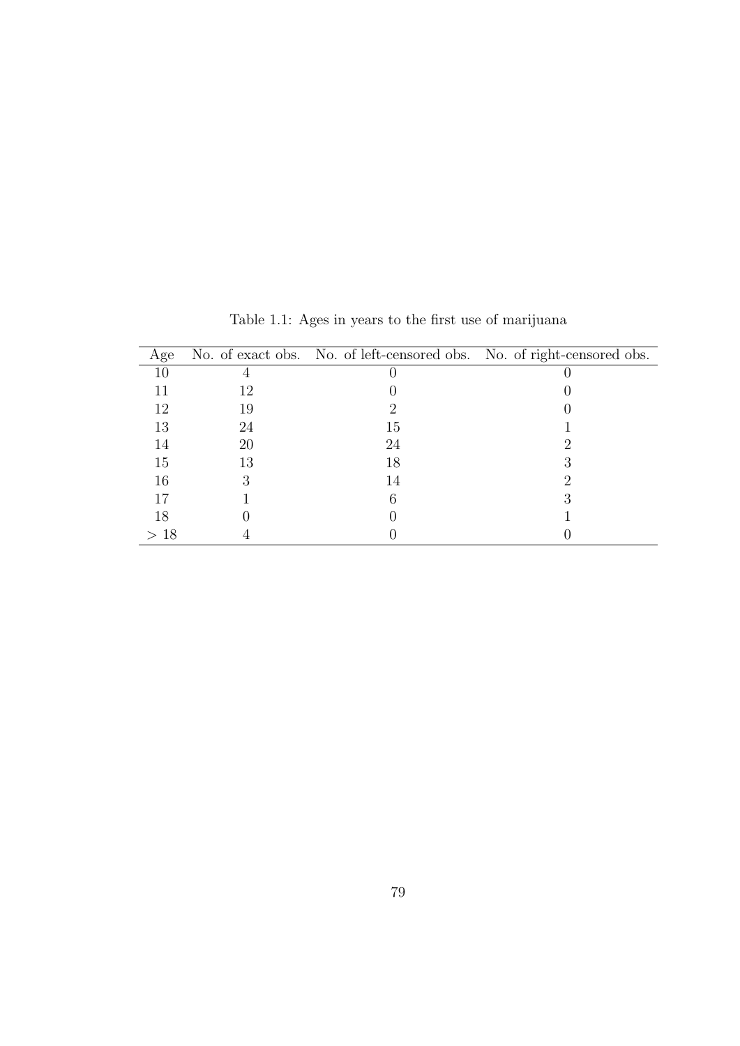Table 1.1: Ages in years to the first use of marijuana

| Age | No. of exact obs. | No. of left-censored obs. | No. of right-censored obs. |
|---|---|---|---|
| 10 | 4 | 0 | 0 |
| 11 | 12 | 0 | 0 |
| 12 | 19 | 2 | 0 |
| 13 | 24 | 15 | 1 |
| 14 | 20 | 24 | 2 |
| 15 | 13 | 18 | 3 |
| 16 | 3 | 14 | 2 |
| 17 | 1 | 6 | 3 |
| 18 | 0 | 0 | 1 |
| $> 18$ | 4 | 0 | 0 |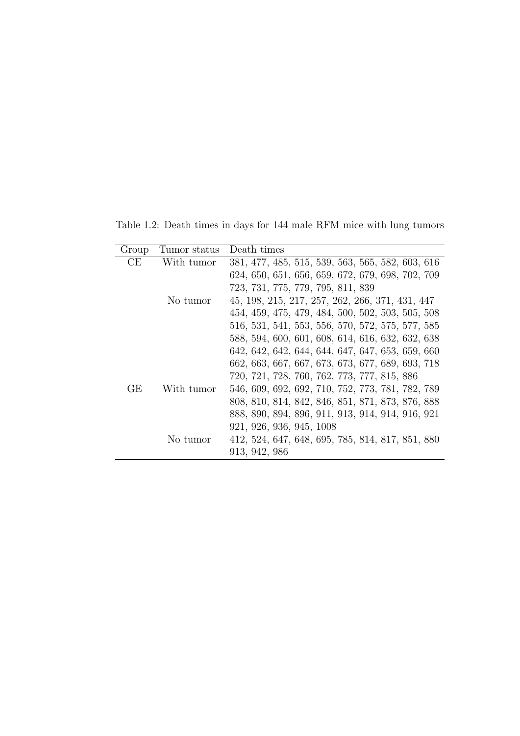Table 1.2: Death times in days for 144 male RFM mice with lung tumors

| Group | Tumor status | Death times |
|---|---|---|
| CE | With tumor | 381, 477, 485, 515, 539, 563, 565, 582, 603, 616 |
| | | 624, 650, 651, 656, 659, 672, 679, 698, 702, 709 |
| | | 723, 731, 775, 779, 795, 811, 839 |
| | No tumor | 45, 198, 215, 217, 257, 262, 266, 371, 431, 447 |
| | | 454, 459, 475, 479, 484, 500, 502, 503, 505, 508 |
| | | 516, 531, 541, 553, 556, 570, 572, 575, 577, 585 |
| | | 588, 594, 600, 601, 608, 614, 616, 632, 632, 638 |
| | | 642, 642, 642, 644, 644, 647, 647, 653, 659, 660 |
| | | 662, 663, 667, 667, 673, 673, 677, 689, 693, 718 |
| | | 720, 721, 728, 760, 762, 773, 777, 815, 886 |
| GE | With tumor | 546, 609, 692, 692, 710, 752, 773, 781, 782, 789 |
| | | 808, 810, 814, 842, 846, 851, 871, 873, 876, 888 |
| | | 888, 890, 894, 896, 911, 913, 914, 914, 916, 921 |
| | | 921, 926, 936, 945, 1008 |
| | No tumor | 412, 524, 647, 648, 695, 785, 814, 817, 851, 880 |
| | | 913, 942, 986 |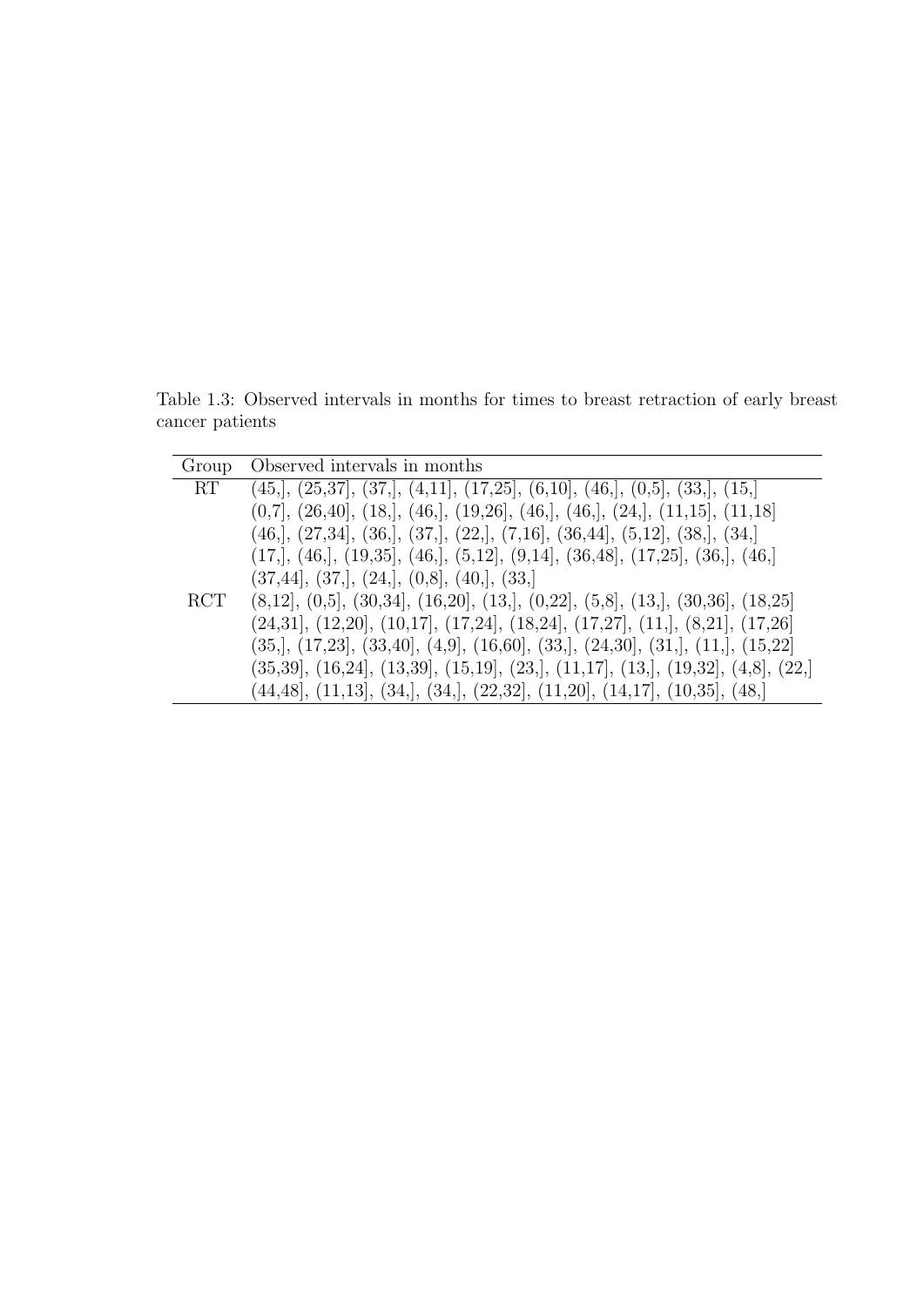Table 1.3: Observed intervals in months for times to breast retraction of early breast cancer patients

| Group | Observed intervals in months |
|---|---|
| RT | (45,], (25,37], (37,], (4,11], (17,25], (6,10], (46,], (0,5], (33,], (15,] |
| | (0,7], (26,40], (18,], (46,], (19,26], (46,], (46,], (24,], (11,15], (11,18] |
| | (46,], (27,34], (36,], (37,], (22,], (7,16], (36,44], (5,12], (38,], (34,] |
| | (17,], (46,], (19,35], (46,], (5,12], (9,14], (36,48], (17,25], (36,], (46,] |
| | (37,44], (37,], (24,], (0,8], (40,], (33,] |
| RCT | (8,12], (0,5], (30,34], (16,20], (13,], (0,22], (5,8], (13,], (30,36], (18,25] |
| | (24,31], (12,20], (10,17], (17,24], (18,24], (17,27], (11,], (8,21], (17,26] |
| | (35,], (17,23], (33,40], (4,9], (16,60], (33,], (24,30], (31,], (11,], (15,22] |
| | (35,39], (16,24], (13,39], (15,19], (23,], (11,17], (13,], (19,32], (4,8], (22,] |
| | (44,48], (11,13], (34,], (34,], (22,32], (11,20], (14,17], (10,35], (48,] |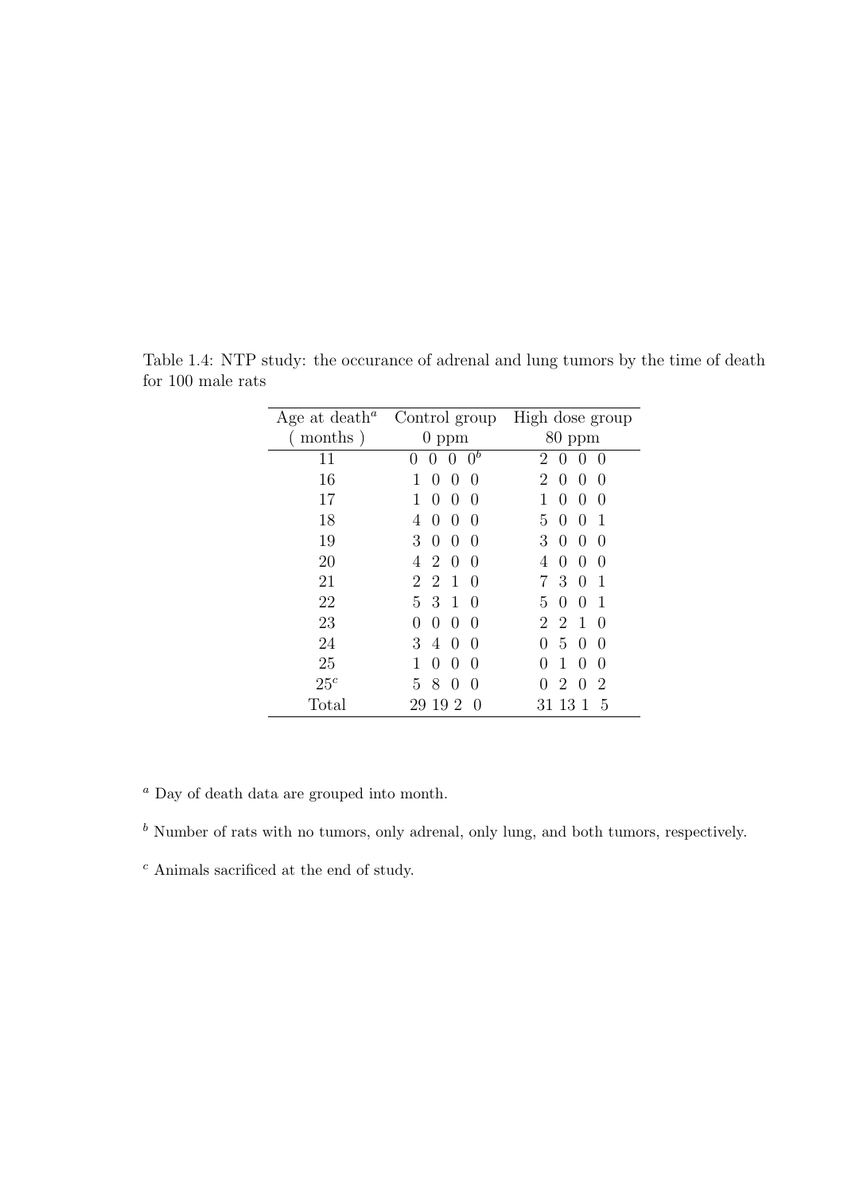Table 1.4: NTP study: the occurance of adrenal and lung tumors by the time of death for 100 male rats

| Age at death[a] ( months ) | Control group 0 ppm | High dose group 80 ppm |
|---|---|---|
| 11 | 0 0 0 0[b] | 2 0 0 0 |
| 16 | 1 0 0 0 | 2 0 0 0 |
| 17 | 1 0 0 0 | 1 0 0 0 |
| 18 | 4 0 0 0 | 5 0 0 1 |
| 19 | 3 0 0 0 | 3 0 0 0 |
| 20 | 4 2 0 0 | 4 0 0 0 |
| 21 | 2 2 1 0 | 7 3 0 1 |
| 22 | 5 3 1 0 | 5 0 0 1 |
| 23 | 0 0 0 0 | 2 2 1 0 |
| 24 | 3 4 0 0 | 0 5 0 0 |
| 25 | 1 0 0 0 | 0 1 0 0 |
| 25[c] | 5 8 0 0 | 0 2 0 2 |
| Total | 29 19 2 0 | 31 13 1 5 |

[a] Day of death data are grouped into month.

[b] Number of rats with no tumors, only adrenal, only lung, and both tumors, respectively.

[c] Animals sacrificed at the end of study.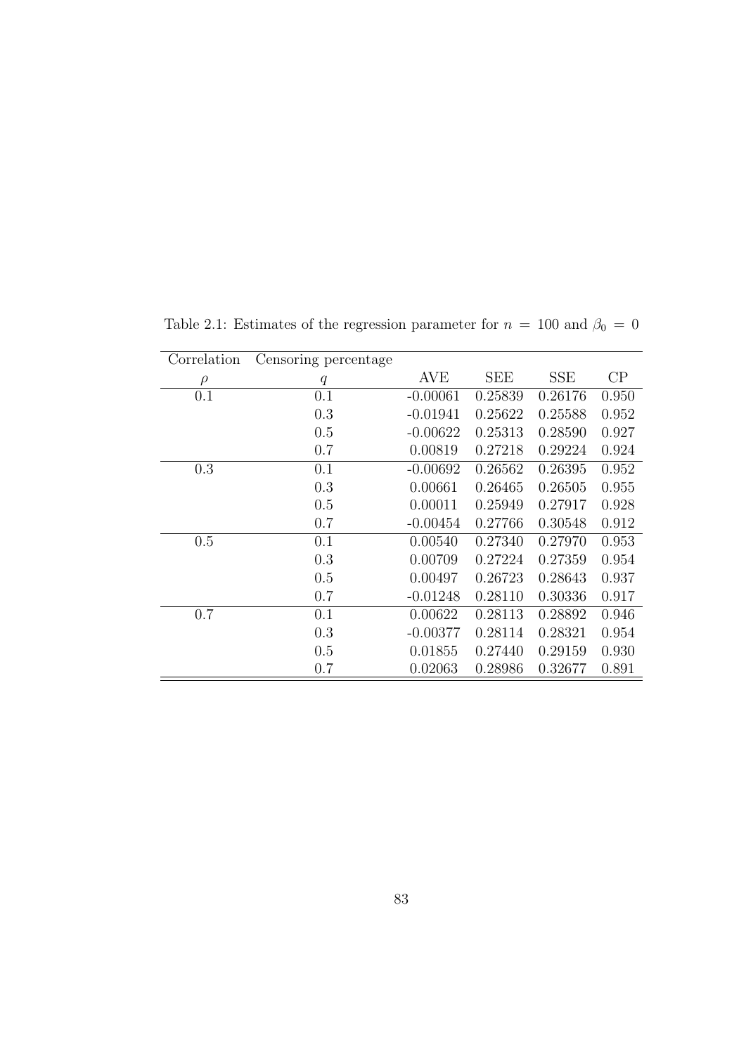Table 2.1: Estimates of the regression parameter for $n = 100$ and $\beta_0 = 0$

| Correlation | Censoring percentage | | | | |
|---|---|---|---|---|---|
| $\rho$ | $q$ | AVE | SEE | SSE | CP |
| 0.1 | 0.1 | -0.00061 | 0.25839 | 0.26176 | 0.950 |
| | 0.3 | -0.01941 | 0.25622 | 0.25588 | 0.952 |
| | 0.5 | -0.00622 | 0.25313 | 0.28590 | 0.927 |
| | 0.7 | 0.00819 | 0.27218 | 0.29224 | 0.924 |
| 0.3 | 0.1 | -0.00692 | 0.26562 | 0.26395 | 0.952 |
| | 0.3 | 0.00661 | 0.26465 | 0.26505 | 0.955 |
| | 0.5 | 0.00011 | 0.25949 | 0.27917 | 0.928 |
| | 0.7 | -0.00454 | 0.27766 | 0.30548 | 0.912 |
| 0.5 | 0.1 | 0.00540 | 0.27340 | 0.27970 | 0.953 |
| | 0.3 | 0.00709 | 0.27224 | 0.27359 | 0.954 |
| | 0.5 | 0.00497 | 0.26723 | 0.28643 | 0.937 |
| | 0.7 | -0.01248 | 0.28110 | 0.30336 | 0.917 |
| 0.7 | 0.1 | 0.00622 | 0.28113 | 0.28892 | 0.946 |
| | 0.3 | -0.00377 | 0.28114 | 0.28321 | 0.954 |
| | 0.5 | 0.01855 | 0.27440 | 0.29159 | 0.930 |
| | 0.7 | 0.02063 | 0.28986 | 0.32677 | 0.891 |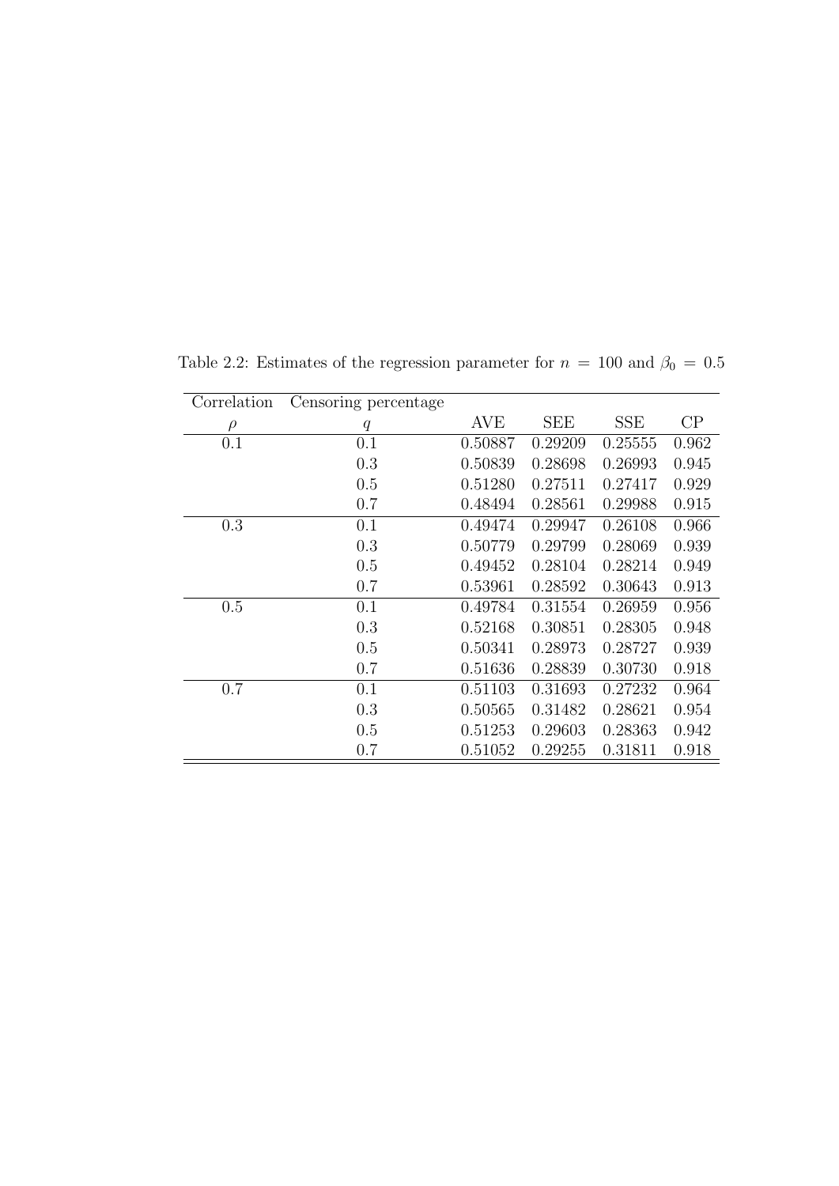Table 2.2: Estimates of the regression parameter for $n = 100$ and $\beta_0 = 0.5$

| Correlation $\rho$ | Censoring percentage $q$ | AVE | SEE | SSE | CP |
|---|---|---|---|---|---|
| 0.1 | 0.1 | 0.50887 | 0.29209 | 0.25555 | 0.962 |
| | 0.3 | 0.50839 | 0.28698 | 0.26993 | 0.945 |
| | 0.5 | 0.51280 | 0.27511 | 0.27417 | 0.929 |
| | 0.7 | 0.48494 | 0.28561 | 0.29988 | 0.915 |
| 0.3 | 0.1 | 0.49474 | 0.29947 | 0.26108 | 0.966 |
| | 0.3 | 0.50779 | 0.29799 | 0.28069 | 0.939 |
| | 0.5 | 0.49452 | 0.28104 | 0.28214 | 0.949 |
| | 0.7 | 0.53961 | 0.28592 | 0.30643 | 0.913 |
| 0.5 | 0.1 | 0.49784 | 0.31554 | 0.26959 | 0.956 |
| | 0.3 | 0.52168 | 0.30851 | 0.28305 | 0.948 |
| | 0.5 | 0.50341 | 0.28973 | 0.28727 | 0.939 |
| | 0.7 | 0.51636 | 0.28839 | 0.30730 | 0.918 |
| 0.7 | 0.1 | 0.51103 | 0.31693 | 0.27232 | 0.964 |
| | 0.3 | 0.50565 | 0.31482 | 0.28621 | 0.954 |
| | 0.5 | 0.51253 | 0.29603 | 0.28363 | 0.942 |
| | 0.7 | 0.51052 | 0.29255 | 0.31811 | 0.918 |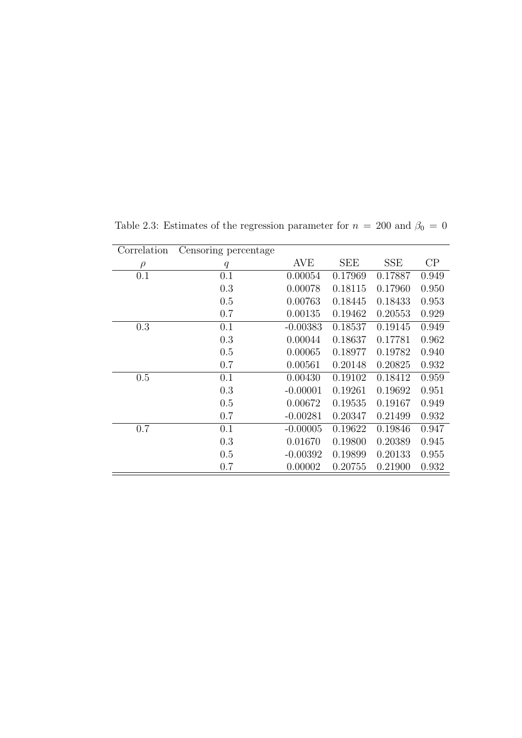Table 2.3: Estimates of the regression parameter for $n = 200$ and $\beta_0 = 0$

| Correlation | Censoring percentage | | | | |
|---|---|---|---|---|---|
| $\rho$ | $q$ | AVE | SEE | SSE | CP |
| 0.1 | 0.1 | 0.00054 | 0.17969 | 0.17887 | 0.949 |
| | 0.3 | 0.00078 | 0.18115 | 0.17960 | 0.950 |
| | 0.5 | 0.00763 | 0.18445 | 0.18433 | 0.953 |
| | 0.7 | 0.00135 | 0.19462 | 0.20553 | 0.929 |
| 0.3 | 0.1 | -0.00383 | 0.18537 | 0.19145 | 0.949 |
| | 0.3 | 0.00044 | 0.18637 | 0.17781 | 0.962 |
| | 0.5 | 0.00065 | 0.18977 | 0.19782 | 0.940 |
| | 0.7 | 0.00561 | 0.20148 | 0.20825 | 0.932 |
| 0.5 | 0.1 | 0.00430 | 0.19102 | 0.18412 | 0.959 |
| | 0.3 | -0.00001 | 0.19261 | 0.19692 | 0.951 |
| | 0.5 | 0.00672 | 0.19535 | 0.19167 | 0.949 |
| | 0.7 | -0.00281 | 0.20347 | 0.21499 | 0.932 |
| 0.7 | 0.1 | -0.00005 | 0.19622 | 0.19846 | 0.947 |
| | 0.3 | 0.01670 | 0.19800 | 0.20389 | 0.945 |
| | 0.5 | -0.00392 | 0.19899 | 0.20133 | 0.955 |
| | 0.7 | 0.00002 | 0.20755 | 0.21900 | 0.932 |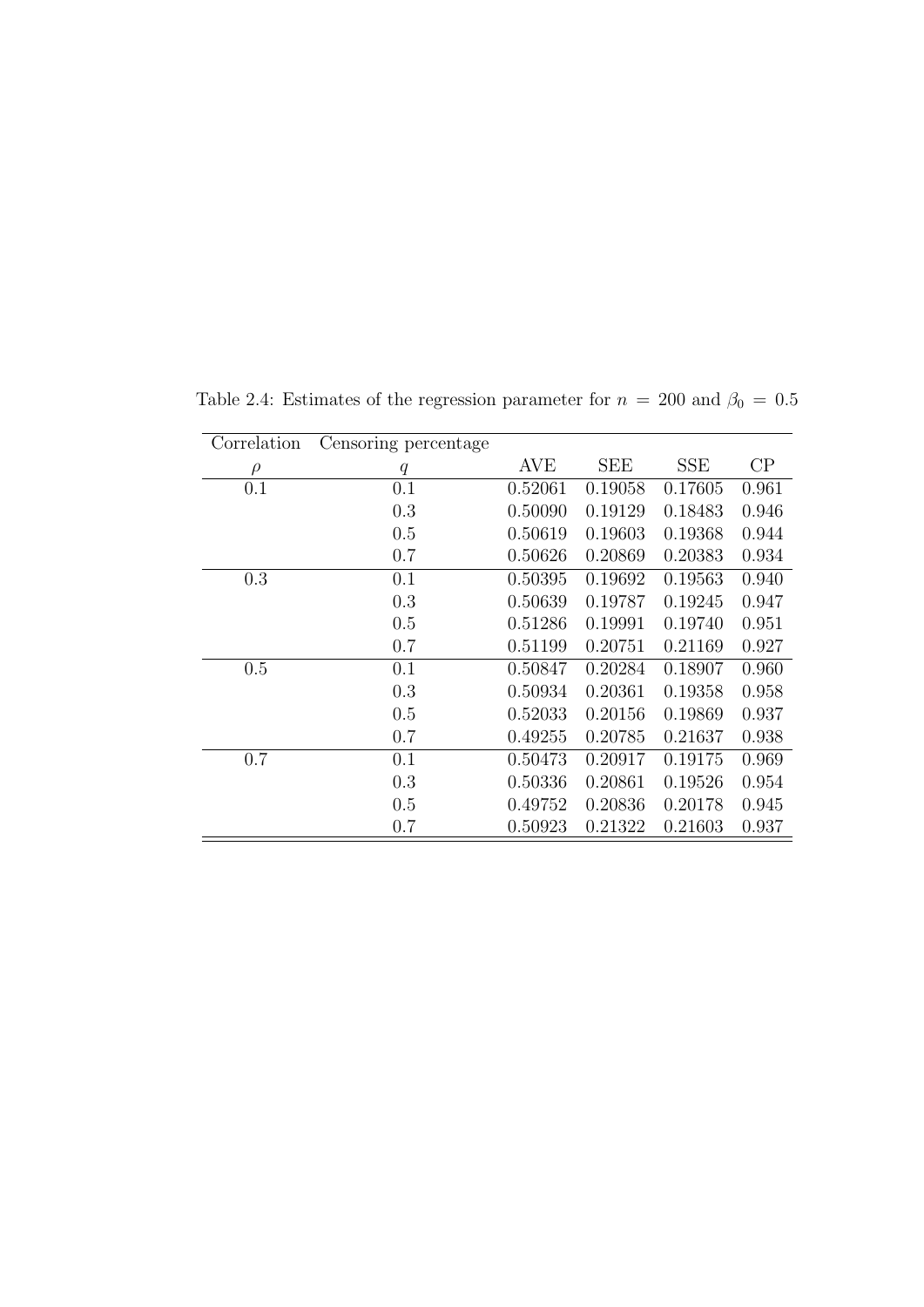Table 2.4: Estimates of the regression parameter for $n = 200$ and $\beta_0 = 0.5$

| Correlation | Censoring percentage | | | | |
|---|---|---|---|---|---|
| $\rho$ | $q$ | AVE | SEE | SSE | CP |
| 0.1 | 0.1 | 0.52061 | 0.19058 | 0.17605 | 0.961 |
| | 0.3 | 0.50090 | 0.19129 | 0.18483 | 0.946 |
| | 0.5 | 0.50619 | 0.19603 | 0.19368 | 0.944 |
| | 0.7 | 0.50626 | 0.20869 | 0.20383 | 0.934 |
| 0.3 | 0.1 | 0.50395 | 0.19692 | 0.19563 | 0.940 |
| | 0.3 | 0.50639 | 0.19787 | 0.19245 | 0.947 |
| | 0.5 | 0.51286 | 0.19991 | 0.19740 | 0.951 |
| | 0.7 | 0.51199 | 0.20751 | 0.21169 | 0.927 |
| 0.5 | 0.1 | 0.50847 | 0.20284 | 0.18907 | 0.960 |
| | 0.3 | 0.50934 | 0.20361 | 0.19358 | 0.958 |
| | 0.5 | 0.52033 | 0.20156 | 0.19869 | 0.937 |
| | 0.7 | 0.49255 | 0.20785 | 0.21637 | 0.938 |
| 0.7 | 0.1 | 0.50473 | 0.20917 | 0.19175 | 0.969 |
| | 0.3 | 0.50336 | 0.20861 | 0.19526 | 0.954 |
| | 0.5 | 0.49752 | 0.20836 | 0.20178 | 0.945 |
| | 0.7 | 0.50923 | 0.21322 | 0.21603 | 0.937 |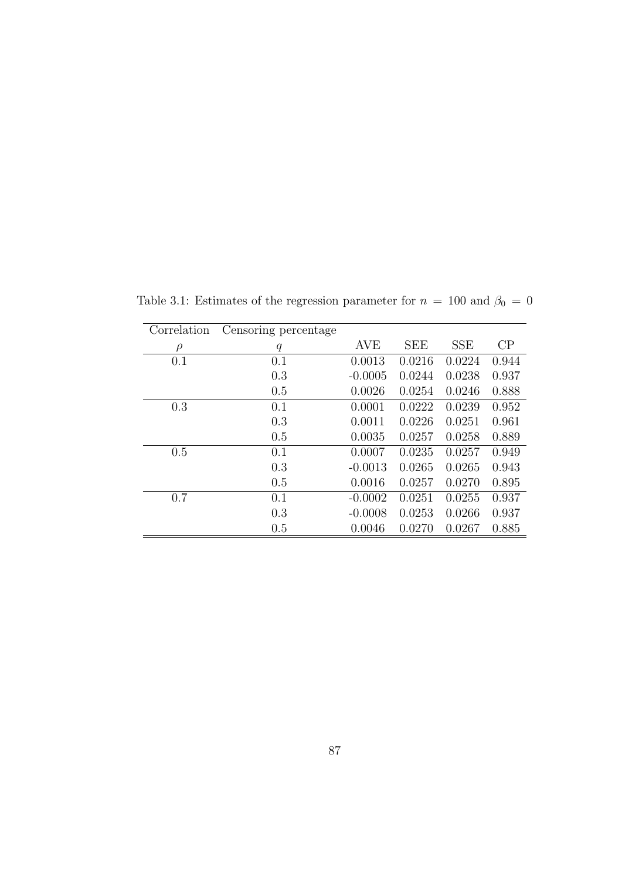Table 3.1: Estimates of the regression parameter for $n = 100$ and $\beta_0 = 0$

| Correlation | Censoring percentage | | | | |
|---|---|---|---|---|---|
| $\rho$ | $q$ | AVE | SEE | SSE | CP |
| 0.1 | 0.1 | 0.0013 | 0.0216 | 0.0224 | 0.944 |
| | 0.3 | -0.0005 | 0.0244 | 0.0238 | 0.937 |
| | 0.5 | 0.0026 | 0.0254 | 0.0246 | 0.888 |
| 0.3 | 0.1 | 0.0001 | 0.0222 | 0.0239 | 0.952 |
| | 0.3 | 0.0011 | 0.0226 | 0.0251 | 0.961 |
| | 0.5 | 0.0035 | 0.0257 | 0.0258 | 0.889 |
| 0.5 | 0.1 | 0.0007 | 0.0235 | 0.0257 | 0.949 |
| | 0.3 | -0.0013 | 0.0265 | 0.0265 | 0.943 |
| | 0.5 | 0.0016 | 0.0257 | 0.0270 | 0.895 |
| 0.7 | 0.1 | -0.0002 | 0.0251 | 0.0255 | 0.937 |
| | 0.3 | -0.0008 | 0.0253 | 0.0266 | 0.937 |
| | 0.5 | 0.0046 | 0.0270 | 0.0267 | 0.885 |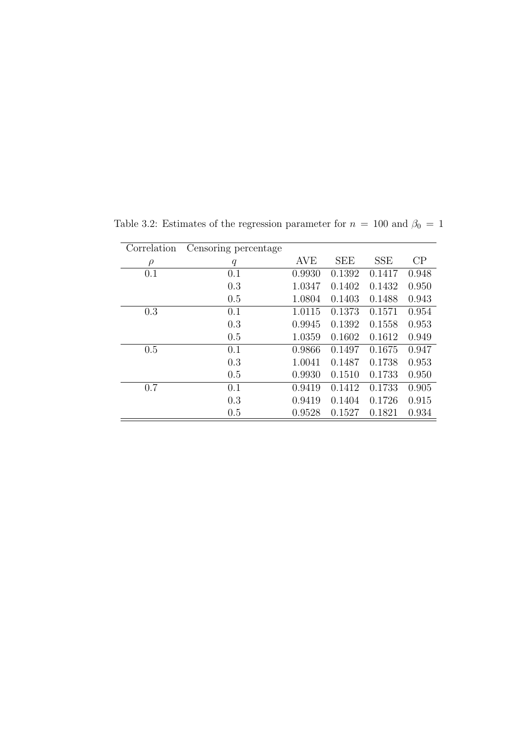Table 3.2: Estimates of the regression parameter for $n = 100$ and $\beta_0 = 1$

| Correlation $\rho$ | Censoring percentage $q$ | AVE | SEE | SSE | CP |
|---|---|---|---|---|---|
| 0.1 | 0.1 | 0.9930 | 0.1392 | 0.1417 | 0.948 |
| | 0.3 | 1.0347 | 0.1402 | 0.1432 | 0.950 |
| | 0.5 | 1.0804 | 0.1403 | 0.1488 | 0.943 |
| 0.3 | 0.1 | 1.0115 | 0.1373 | 0.1571 | 0.954 |
| | 0.3 | 0.9945 | 0.1392 | 0.1558 | 0.953 |
| | 0.5 | 1.0359 | 0.1602 | 0.1612 | 0.949 |
| 0.5 | 0.1 | 0.9866 | 0.1497 | 0.1675 | 0.947 |
| | 0.3 | 1.0041 | 0.1487 | 0.1738 | 0.953 |
| | 0.5 | 0.9930 | 0.1510 | 0.1733 | 0.950 |
| 0.7 | 0.1 | 0.9419 | 0.1412 | 0.1733 | 0.905 |
| | 0.3 | 0.9419 | 0.1404 | 0.1726 | 0.915 |
| | 0.5 | 0.9528 | 0.1527 | 0.1821 | 0.934 |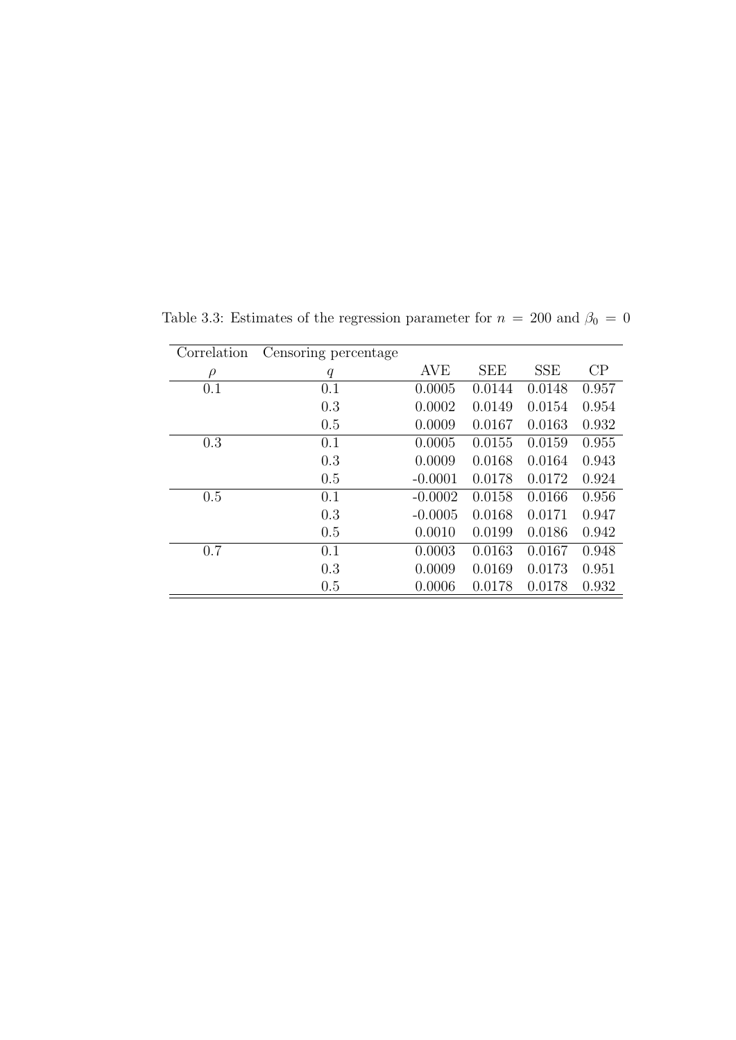Table 3.3: Estimates of the regression parameter for $n = 200$ and $\beta_0 = 0$

| Correlation $\rho$ | Censoring percentage $q$ | AVE | SEE | SSE | CP |
|---|---|---|---|---|---|
| 0.1 | 0.1 | 0.0005 | 0.0144 | 0.0148 | 0.957 |
| | 0.3 | 0.0002 | 0.0149 | 0.0154 | 0.954 |
| | 0.5 | 0.0009 | 0.0167 | 0.0163 | 0.932 |
| 0.3 | 0.1 | 0.0005 | 0.0155 | 0.0159 | 0.955 |
| | 0.3 | 0.0009 | 0.0168 | 0.0164 | 0.943 |
| | 0.5 | -0.0001 | 0.0178 | 0.0172 | 0.924 |
| 0.5 | 0.1 | -0.0002 | 0.0158 | 0.0166 | 0.956 |
| | 0.3 | -0.0005 | 0.0168 | 0.0171 | 0.947 |
| | 0.5 | 0.0010 | 0.0199 | 0.0186 | 0.942 |
| 0.7 | 0.1 | 0.0003 | 0.0163 | 0.0167 | 0.948 |
| | 0.3 | 0.0009 | 0.0169 | 0.0173 | 0.951 |
| | 0.5 | 0.0006 | 0.0178 | 0.0178 | 0.932 |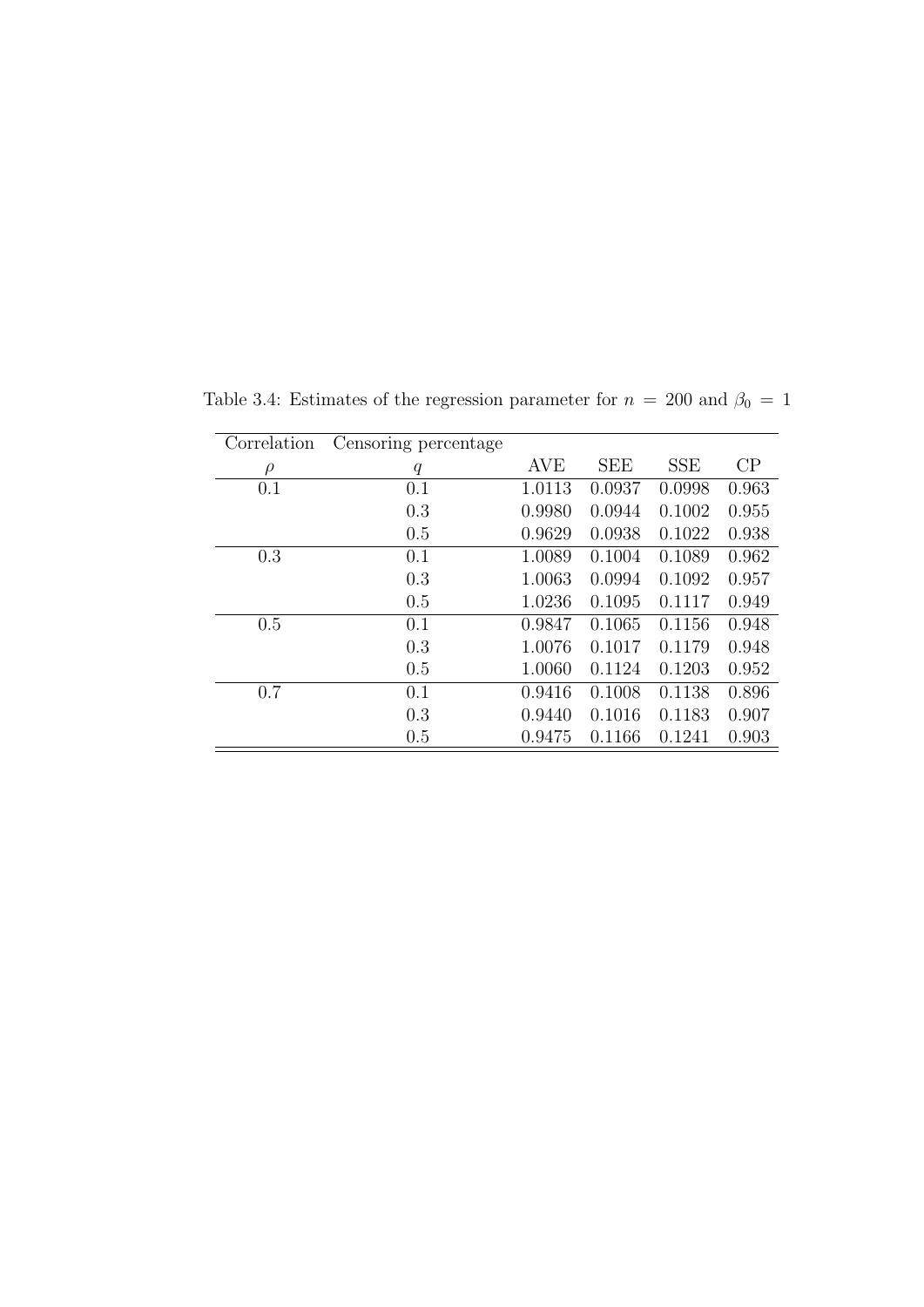Table 3.4: Estimates of the regression parameter for $n = 200$ and $\beta_0 = 1$

| Correlation $\rho$ | Censoring percentage $q$ | AVE | SEE | SSE | CP |
|---|---|---|---|---|---|
| 0.1 | 0.1 | 1.0113 | 0.0937 | 0.0998 | 0.963 |
| | 0.3 | 0.9980 | 0.0944 | 0.1002 | 0.955 |
| | 0.5 | 0.9629 | 0.0938 | 0.1022 | 0.938 |
| 0.3 | 0.1 | 1.0089 | 0.1004 | 0.1089 | 0.962 |
| | 0.3 | 1.0063 | 0.0994 | 0.1092 | 0.957 |
| | 0.5 | 1.0236 | 0.1095 | 0.1117 | 0.949 |
| 0.5 | 0.1 | 0.9847 | 0.1065 | 0.1156 | 0.948 |
| | 0.3 | 1.0076 | 0.1017 | 0.1179 | 0.948 |
| | 0.5 | 1.0060 | 0.1124 | 0.1203 | 0.952 |
| 0.7 | 0.1 | 0.9416 | 0.1008 | 0.1138 | 0.896 |
| | 0.3 | 0.9440 | 0.1016 | 0.1183 | 0.907 |
| | 0.5 | 0.9475 | 0.1166 | 0.1241 | 0.903 |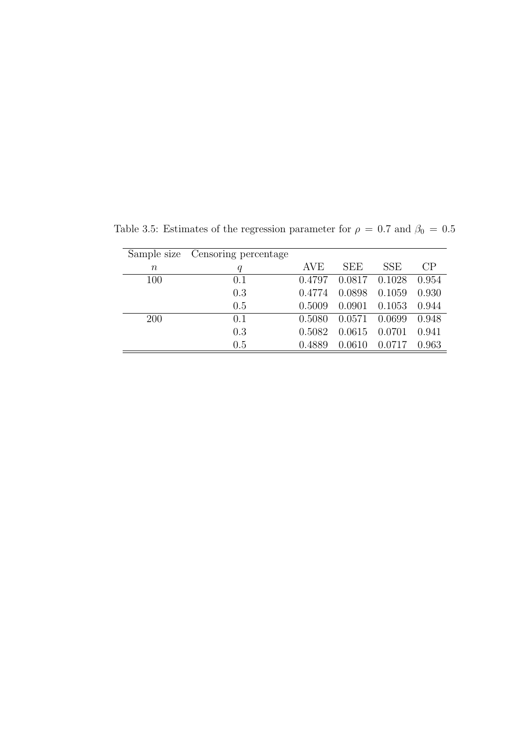Table 3.5: Estimates of the regression parameter for $\rho = 0.7$ and $\beta_0 = 0.5$

| Sample size | Censoring percentage | | | | |
|---|---|---|---|---|---|
| $n$ | $q$ | AVE | SEE | SSE | CP |
| 100 | 0.1 | 0.4797 | 0.0817 | 0.1028 | 0.954 |
| | 0.3 | 0.4774 | 0.0898 | 0.1059 | 0.930 |
| | 0.5 | 0.5009 | 0.0901 | 0.1053 | 0.944 |
| 200 | 0.1 | 0.5080 | 0.0571 | 0.0699 | 0.948 |
| | 0.3 | 0.5082 | 0.0615 | 0.0701 | 0.941 |
| | 0.5 | 0.4889 | 0.0610 | 0.0717 | 0.963 |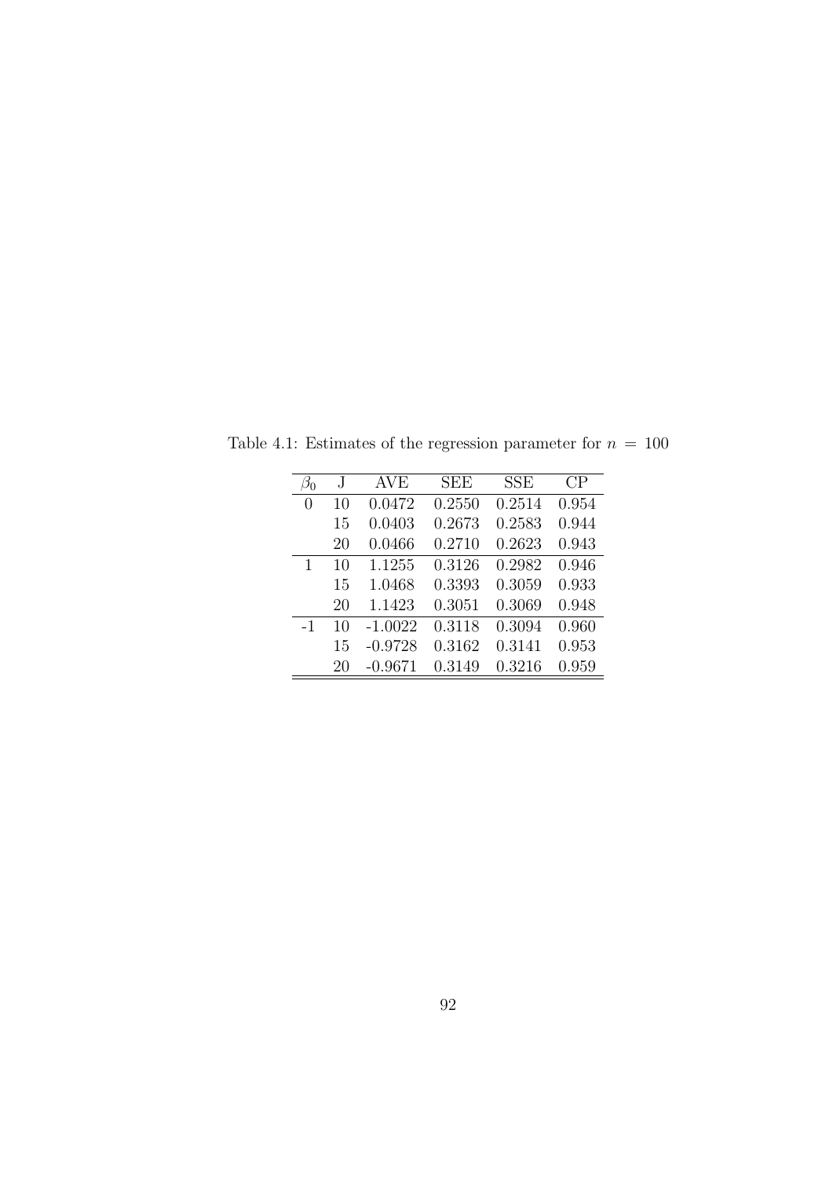Table 4.1: Estimates of the regression parameter for $n = 100$

| $\beta_0$ | J | AVE | SEE | SSE | CP |
|---|---|---|---|---|---|
| 0 | 10 | 0.0472 | 0.2550 | 0.2514 | 0.954 |
| | 15 | 0.0403 | 0.2673 | 0.2583 | 0.944 |
| | 20 | 0.0466 | 0.2710 | 0.2623 | 0.943 |
| 1 | 10 | 1.1255 | 0.3126 | 0.2982 | 0.946 |
| | 15 | 1.0468 | 0.3393 | 0.3059 | 0.933 |
| | 20 | 1.1423 | 0.3051 | 0.3069 | 0.948 |
| -1 | 10 | -1.0022 | 0.3118 | 0.3094 | 0.960 |
| | 15 | -0.9728 | 0.3162 | 0.3141 | 0.953 |
| | 20 | -0.9671 | 0.3149 | 0.3216 | 0.959 |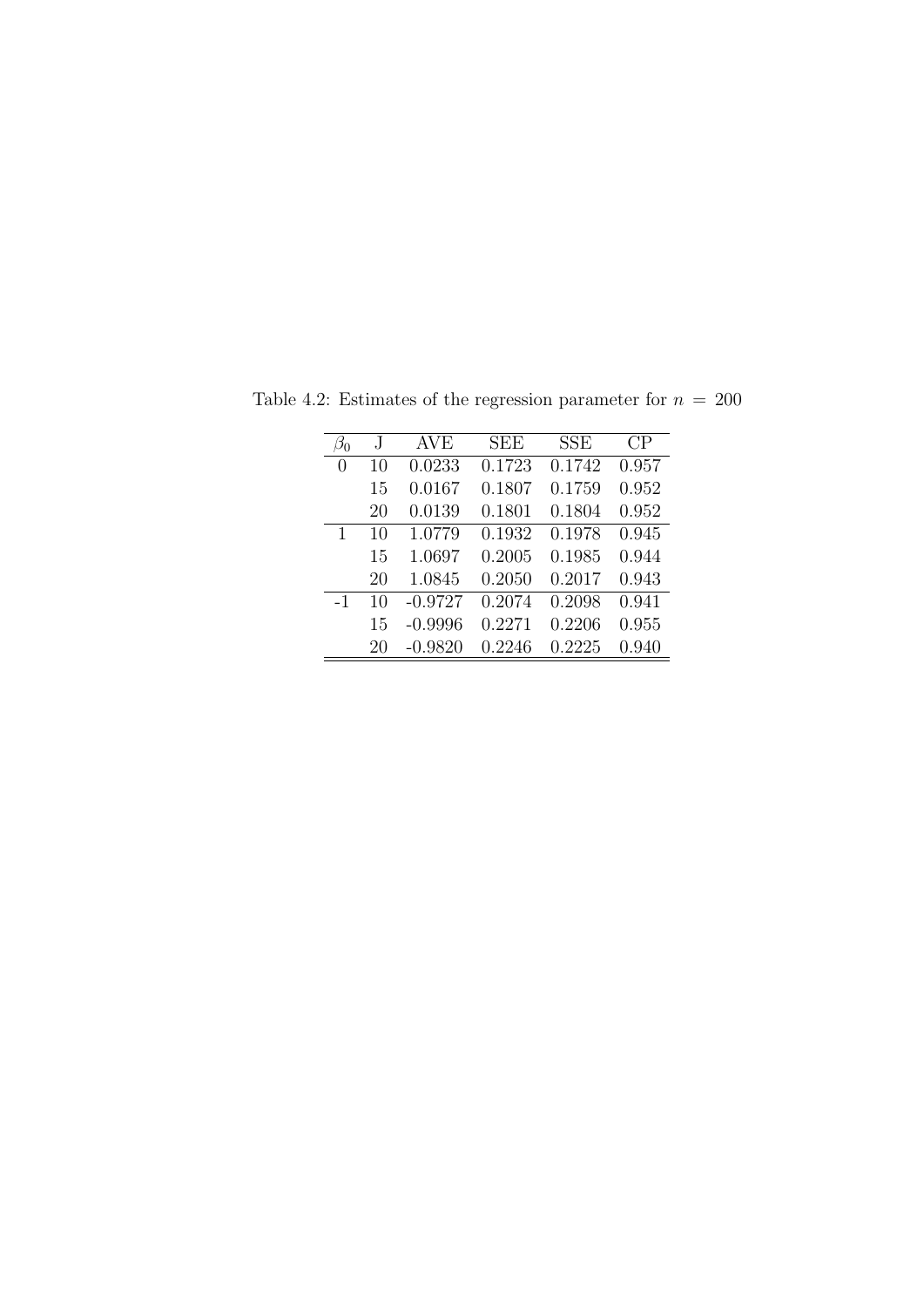Table 4.2: Estimates of the regression parameter for $n = 200$

| $\beta_0$ | J | AVE | SEE | SSE | CP |
|---|---|---|---|---|---|
| 0 | 10 | 0.0233 | 0.1723 | 0.1742 | 0.957 |
| | 15 | 0.0167 | 0.1807 | 0.1759 | 0.952 |
| | 20 | 0.0139 | 0.1801 | 0.1804 | 0.952 |
| 1 | 10 | 1.0779 | 0.1932 | 0.1978 | 0.945 |
| | 15 | 1.0697 | 0.2005 | 0.1985 | 0.944 |
| | 20 | 1.0845 | 0.2050 | 0.2017 | 0.943 |
| -1 | 10 | -0.9727 | 0.2074 | 0.2098 | 0.941 |
| | 15 | -0.9996 | 0.2271 | 0.2206 | 0.955 |
| | 20 | -0.9820 | 0.2246 | 0.2225 | 0.940 |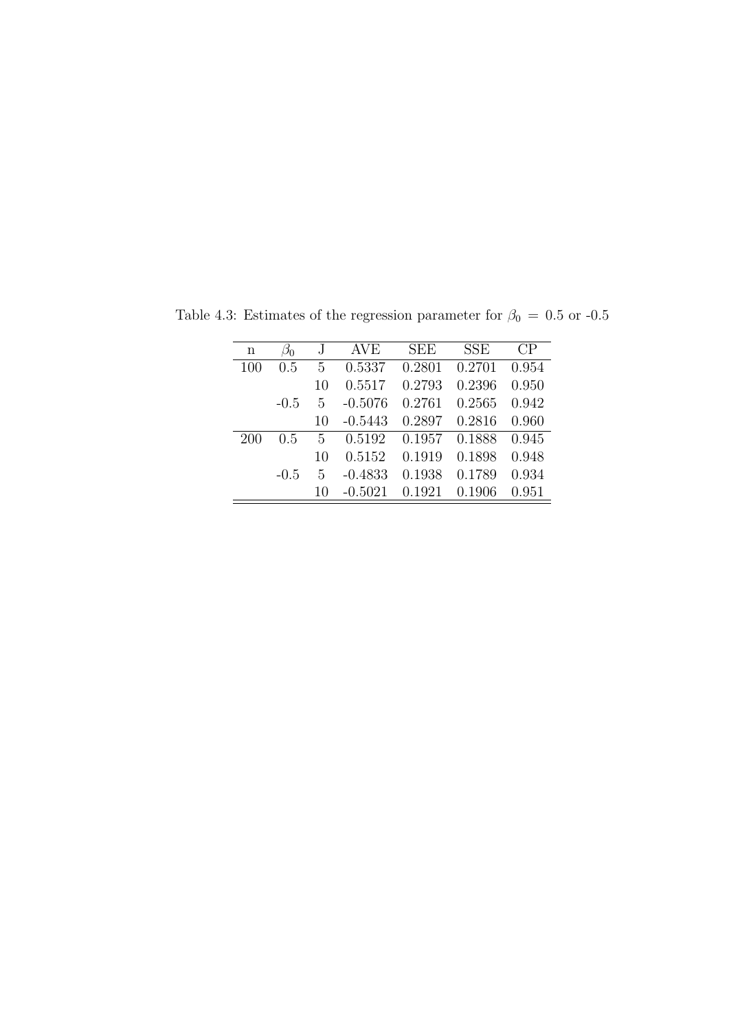Table 4.3: Estimates of the regression parameter for $\beta_0 = 0.5$ or -0.5

| n | $\beta_0$ | J | AVE | SEE | SSE | CP |
|---|---|---|---|---|---|---|
| 100 | 0.5 | 5 | 0.5337 | 0.2801 | 0.2701 | 0.954 |
| | | 10 | 0.5517 | 0.2793 | 0.2396 | 0.950 |
| | -0.5 | 5 | -0.5076 | 0.2761 | 0.2565 | 0.942 |
| | | 10 | -0.5443 | 0.2897 | 0.2816 | 0.960 |
| 200 | 0.5 | 5 | 0.5192 | 0.1957 | 0.1888 | 0.945 |
| | | 10 | 0.5152 | 0.1919 | 0.1898 | 0.948 |
| | -0.5 | 5 | -0.4833 | 0.1938 | 0.1789 | 0.934 |
| | | 10 | -0.5021 | 0.1921 | 0.1906 | 0.951 |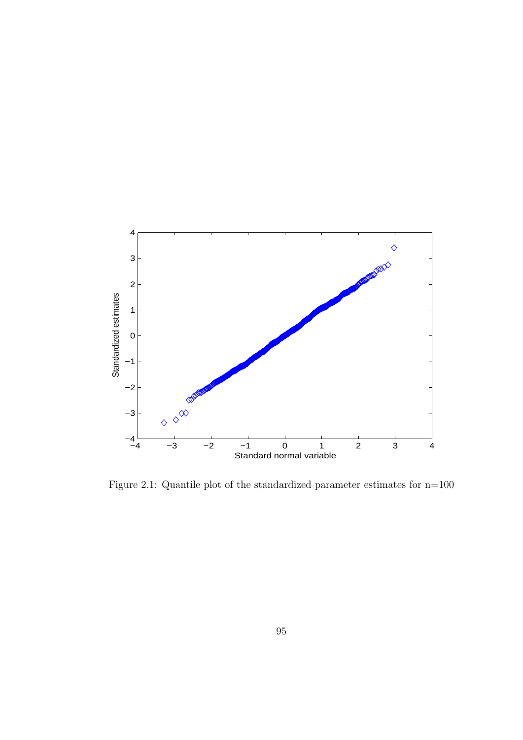Figure 2.1: Quantile plot of the standardized parameter estimates for n=100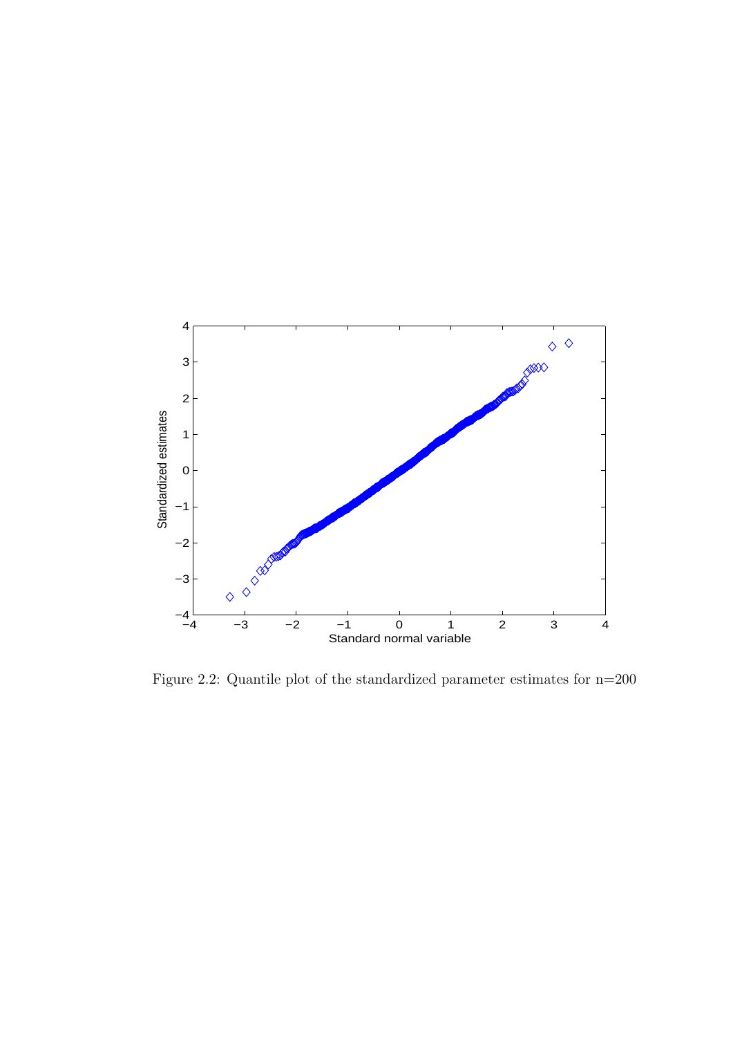Figure 2.2: Quantile plot of the standardized parameter estimates for n=200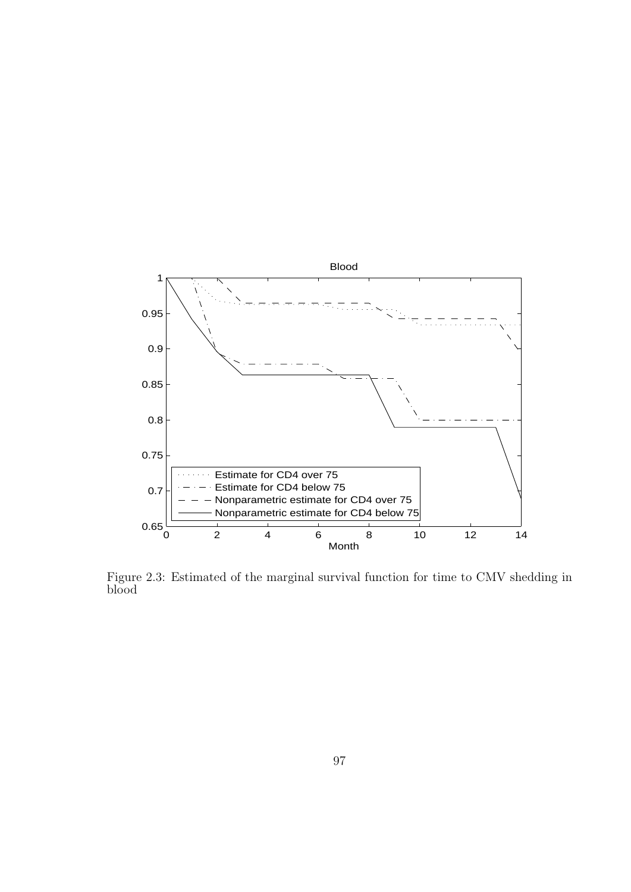Figure 2.3: Estimated of the marginal survival function for time to CMV shedding in blood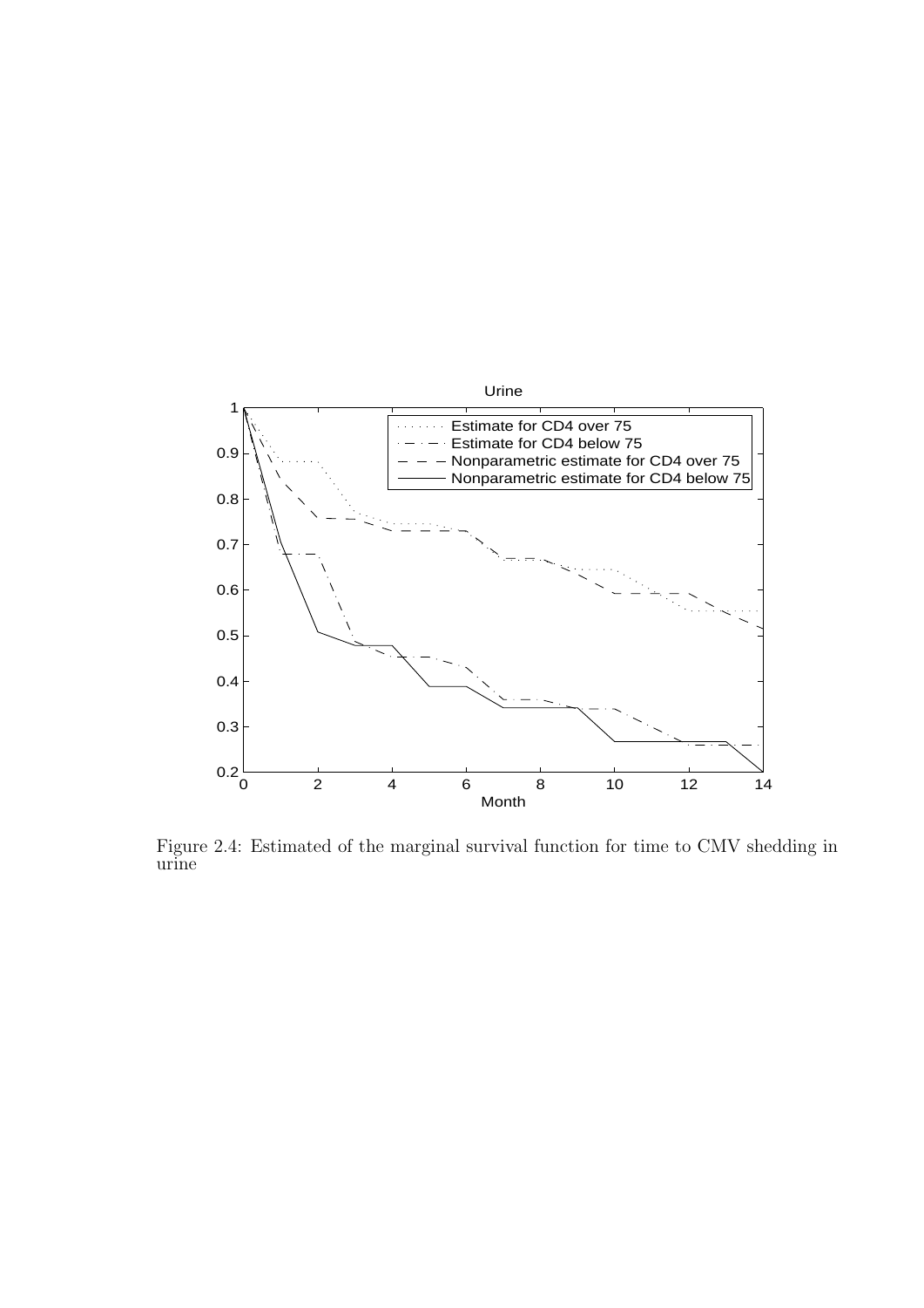Figure 2.4: Estimated of the marginal survival function for time to CMV shedding in urine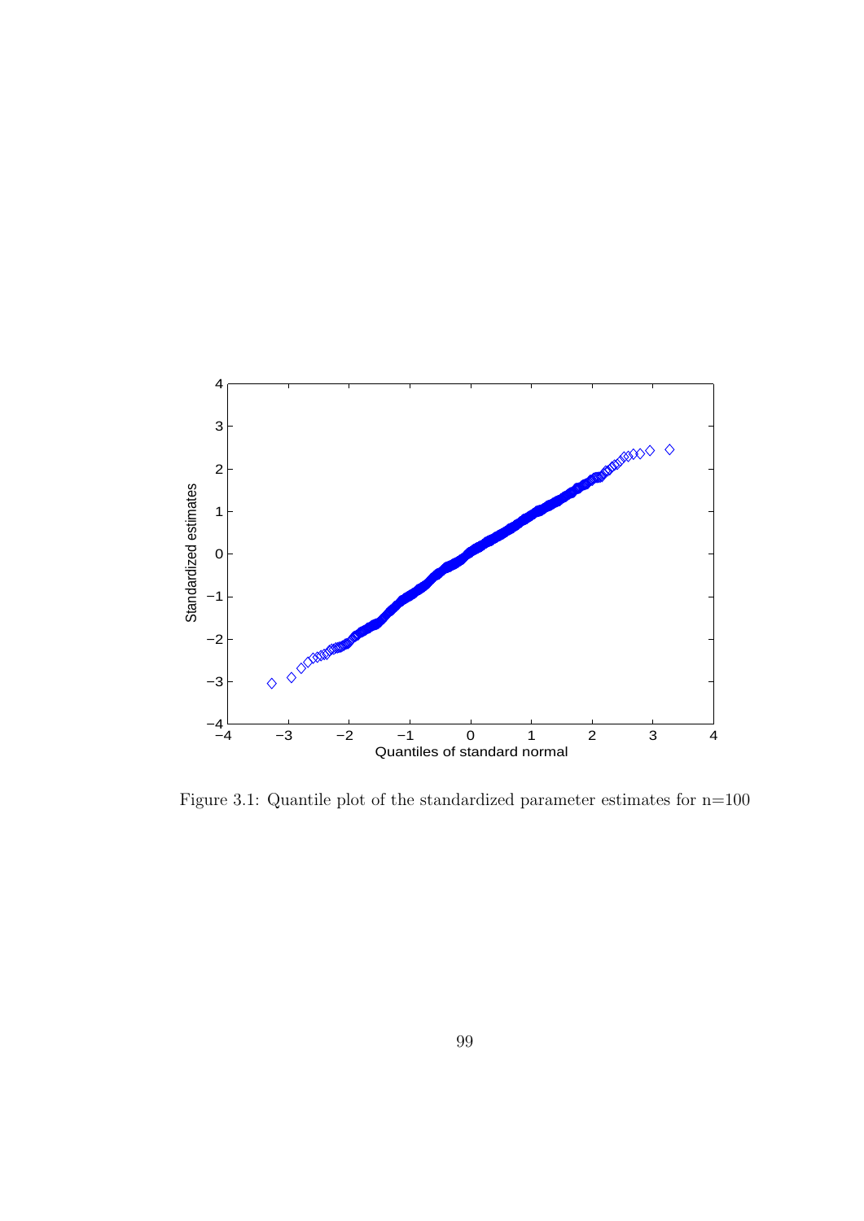Figure 3.1: Quantile plot of the standardized parameter estimates for n=100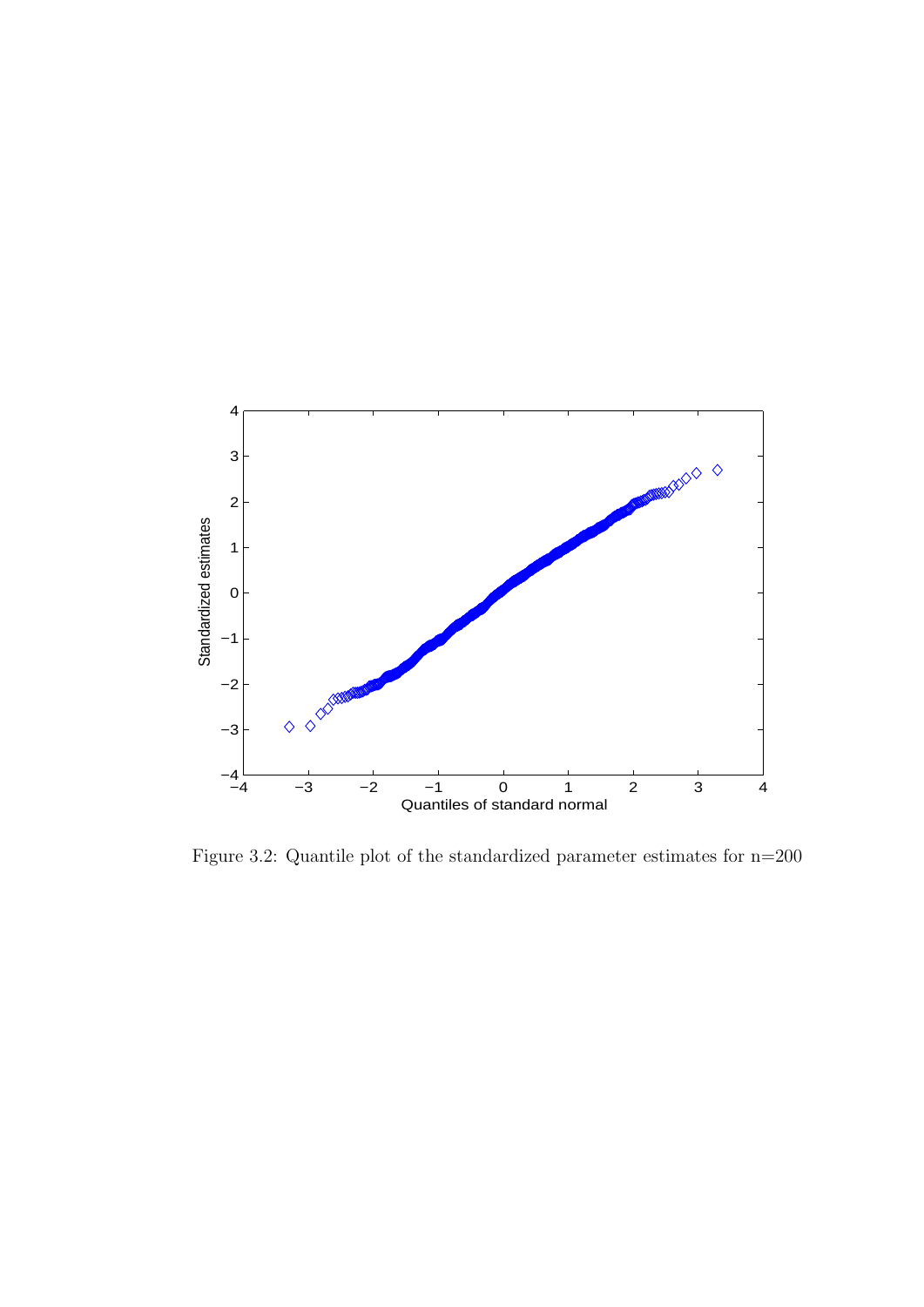Figure 3.2: Quantile plot of the standardized parameter estimates for n=200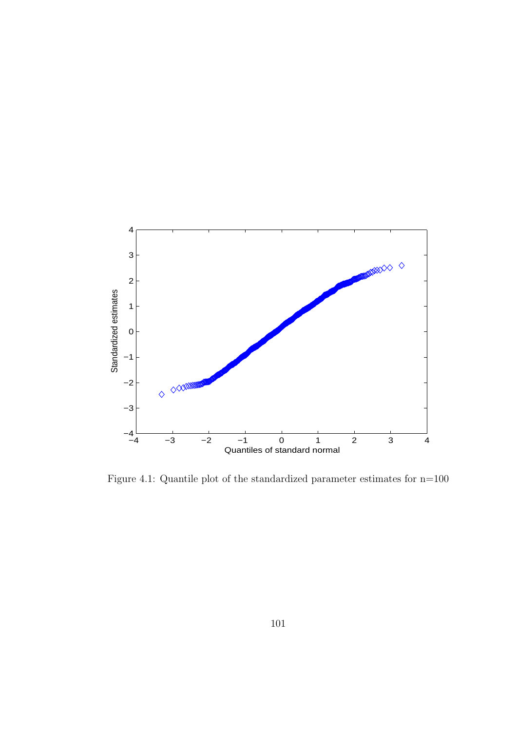Figure 4.1: Quantile plot of the standardized parameter estimates for n=100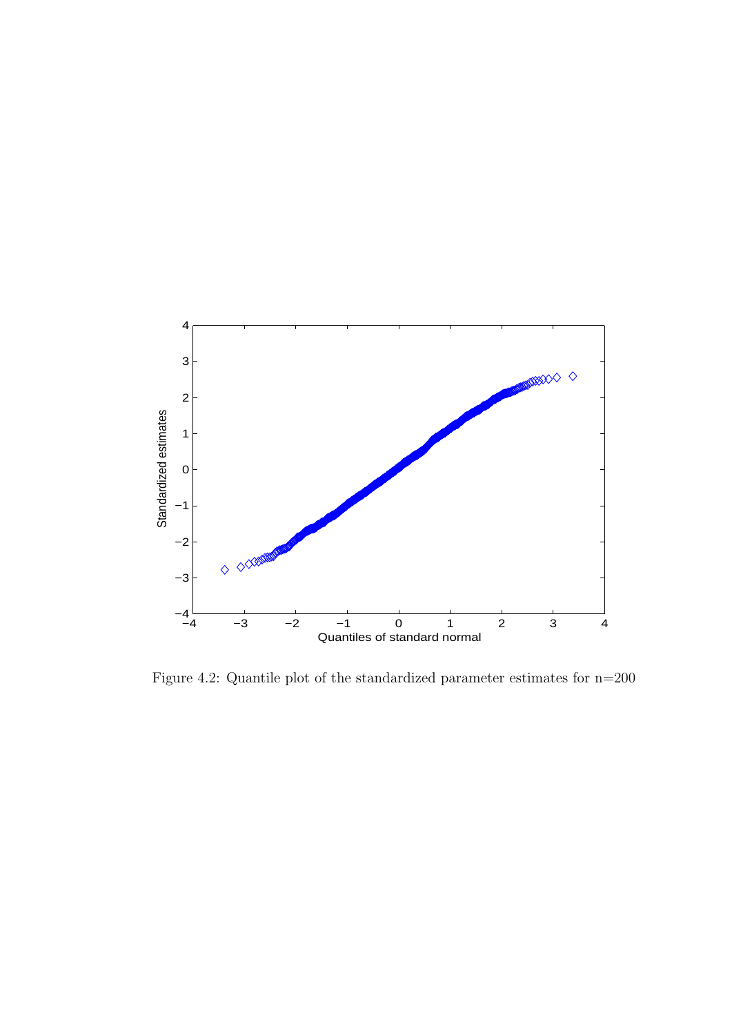Figure 4.2: Quantile plot of the standardized parameter estimates for n=200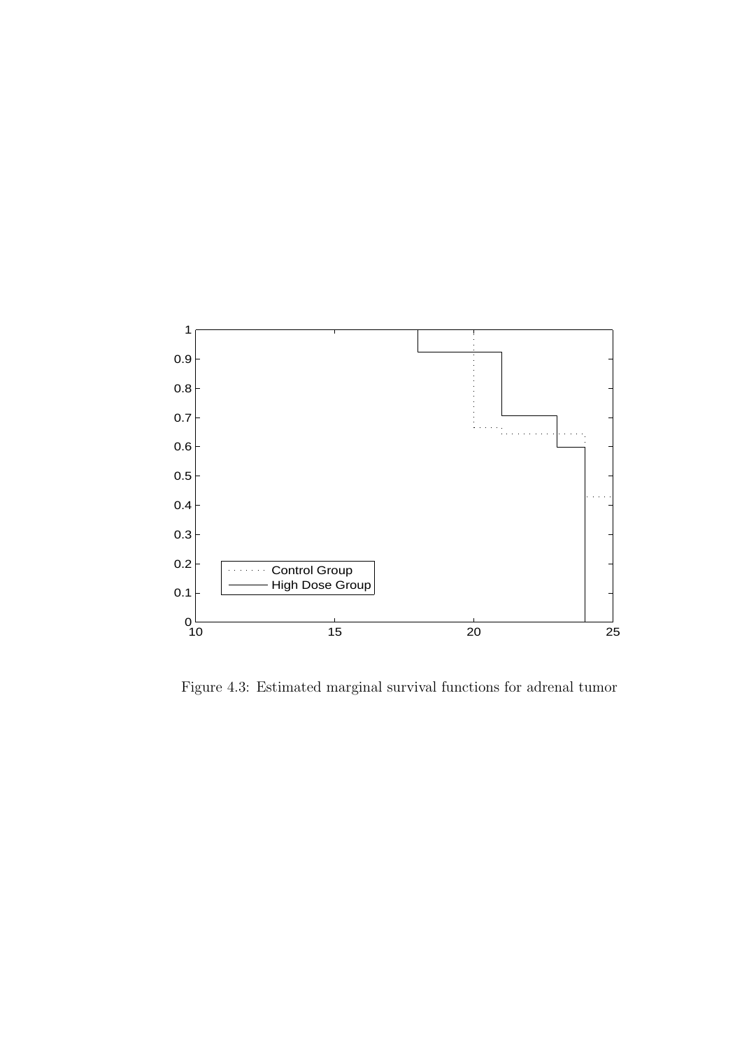Figure 4.3: Estimated marginal survival functions for adrenal tumor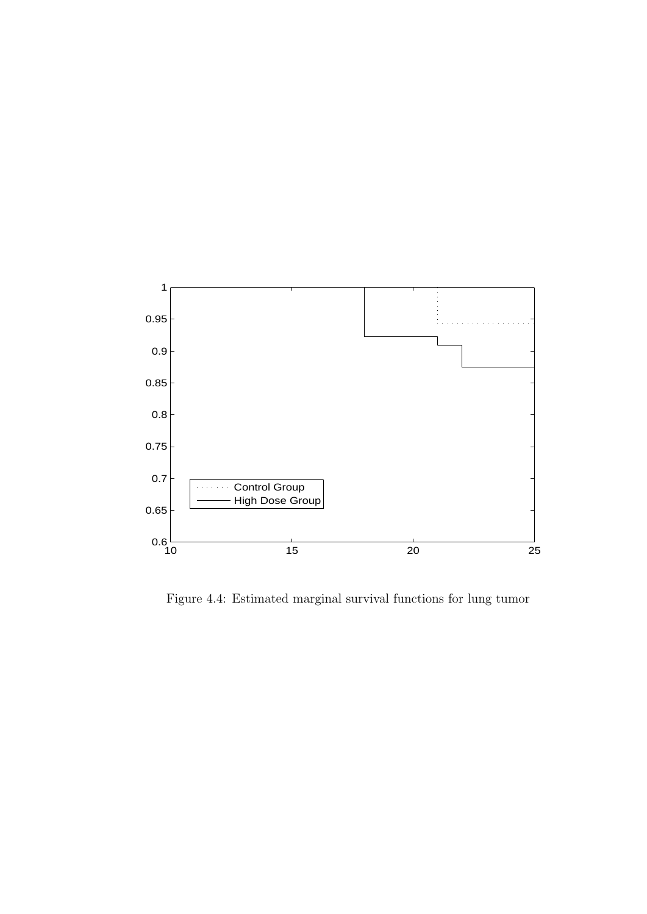Figure 4.4: Estimated marginal survival functions for lung tumor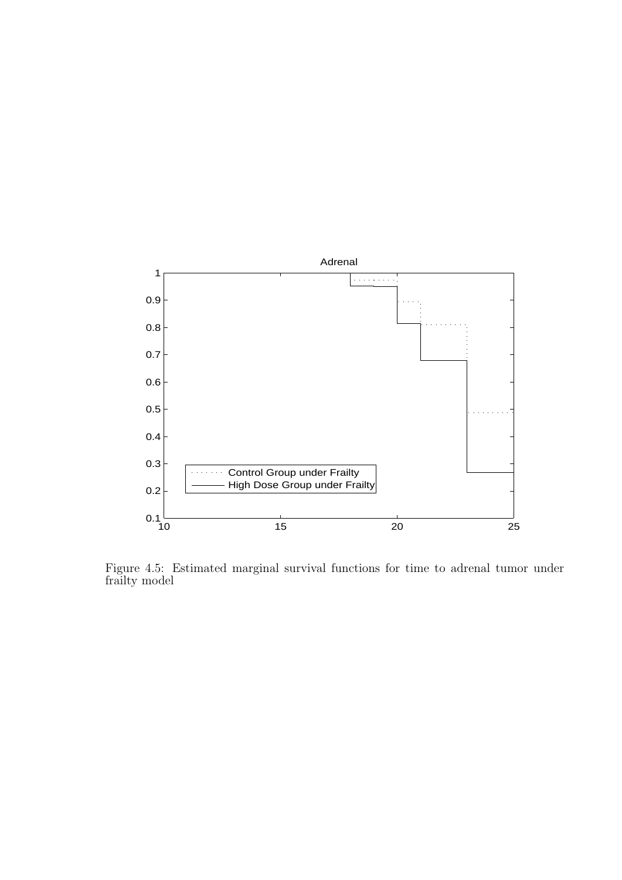Figure 4.5: Estimated marginal survival functions for time to adrenal tumor under frailty model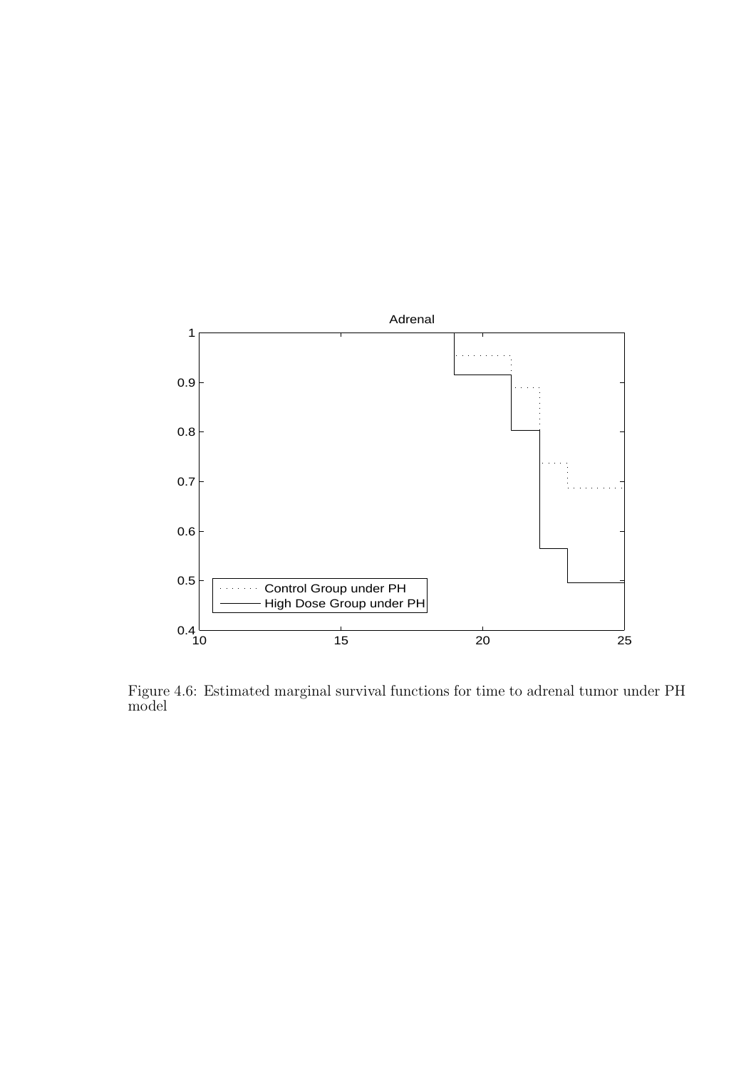Figure 4.6: Estimated marginal survival functions for time to adrenal tumor under PH model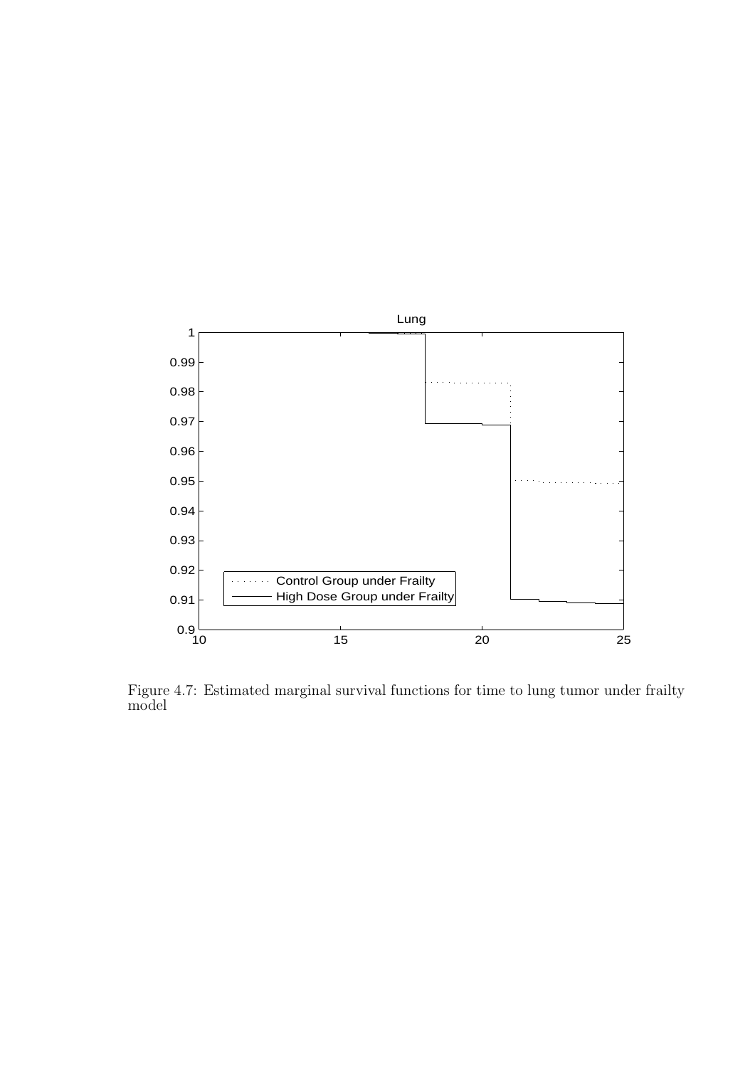Figure 4.7: Estimated marginal survival functions for time to lung tumor under frailty model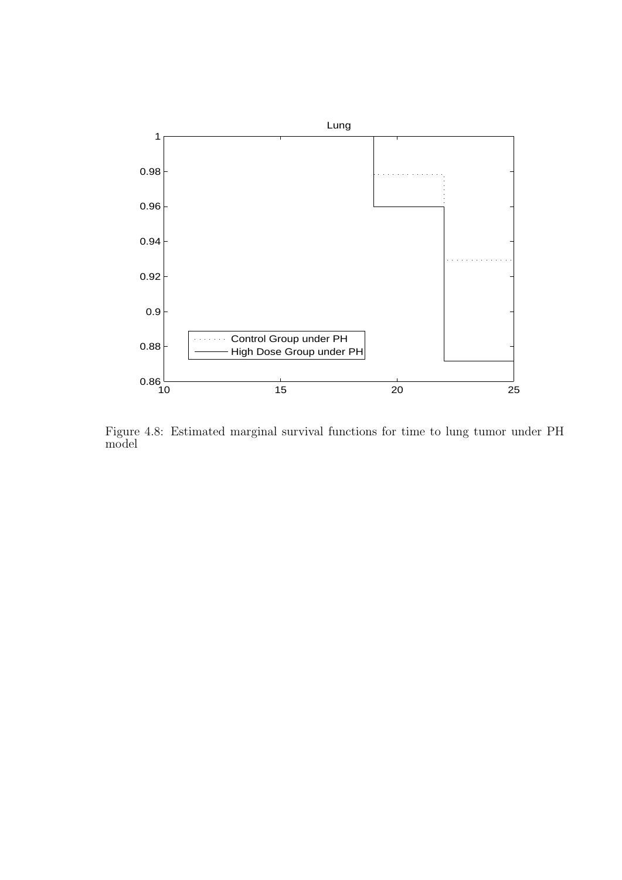Figure 4.8: Estimated marginal survival functions for time to lung tumor under PH model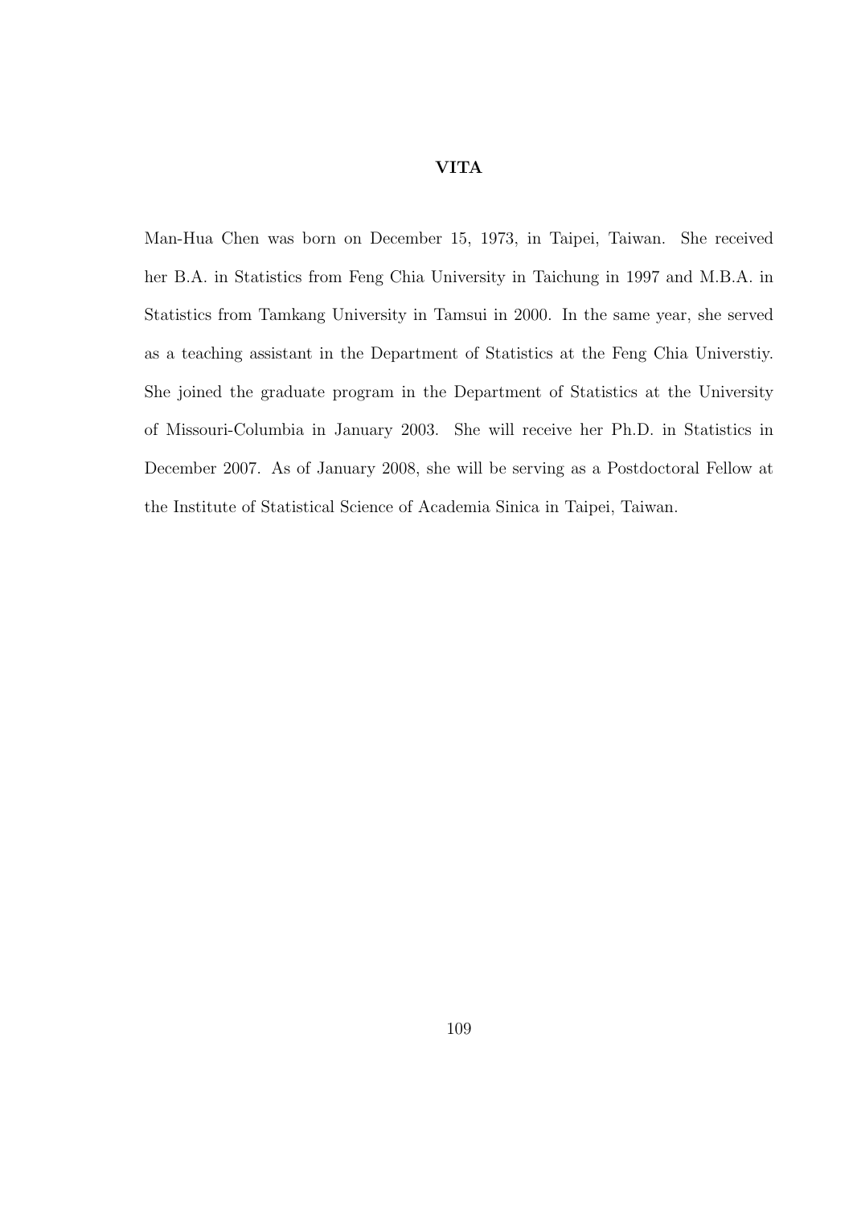# VITA

Man-Hua Chen was born on December 15, 1973, in Taipei, Taiwan. She received her B.A. in Statistics from Feng Chia University in Taichung in 1997 and M.B.A. in Statistics from Tamkang University in Tamsui in 2000. In the same year, she served as a teaching assistant in the Department of Statistics at the Feng Chia Universtiy. She joined the graduate program in the Department of Statistics at the University of Missouri-Columbia in January 2003. She will receive her Ph.D. in Statistics in December 2007. As of January 2008, she will be serving as a Postdoctoral Fellow at the Institute of Statistical Science of Academia Sinica in Taipei, Taiwan.